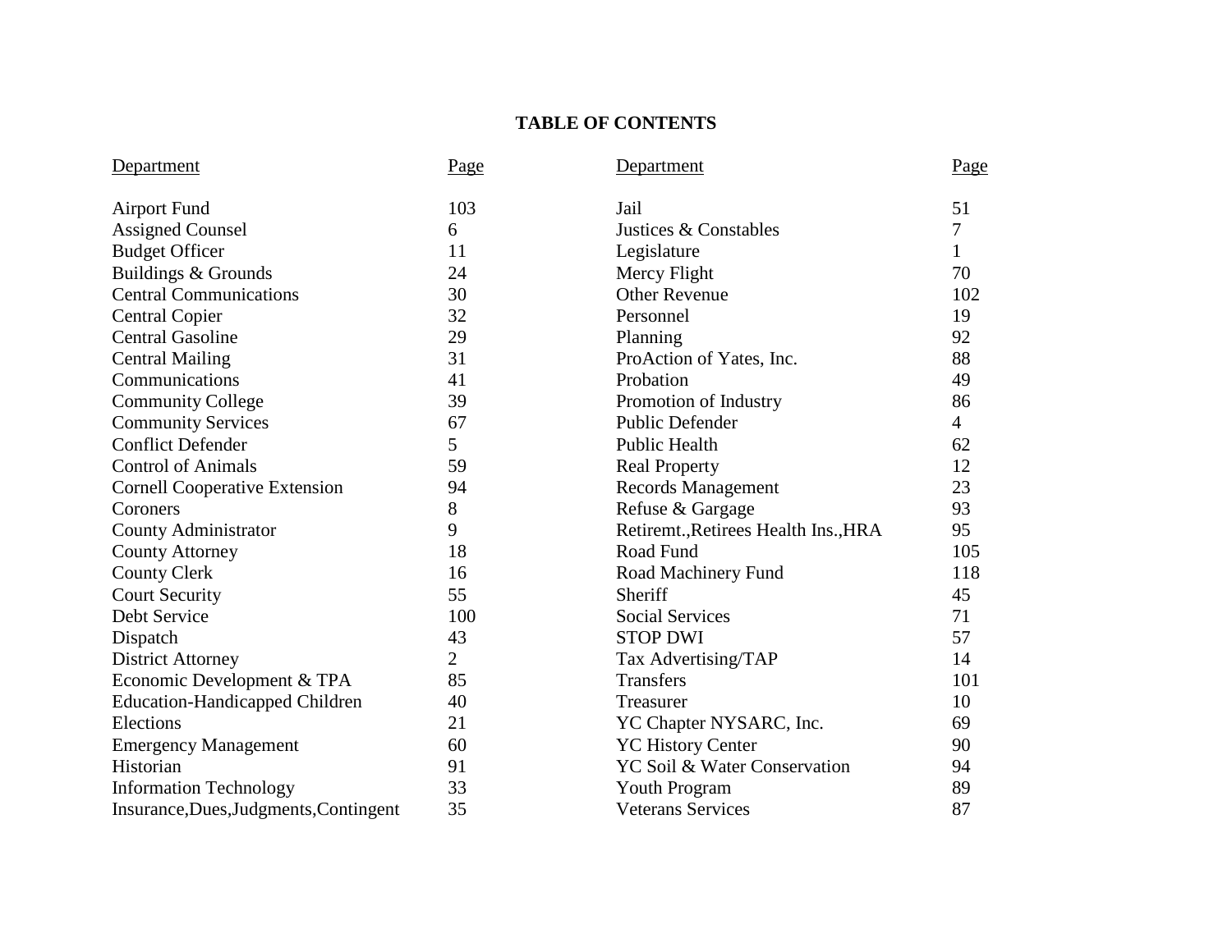# TABLE OF CONTENTS

| Department | Page | Department | Page |
|---|---|---|---|
| Airport Fund | 103 | Jail | 51 |
| Assigned Counsel | 6 | Justices & Constables | 7 |
| Budget Officer | 11 | Legislature | 1 |
| Buildings & Grounds | 24 | Mercy Flight | 70 |
| Central Communications | 30 | Other Revenue | 102 |
| Central Copier | 32 | Personnel | 19 |
| Central Gasoline | 29 | Planning | 92 |
| Central Mailing | 31 | ProAction of Yates, Inc. | 88 |
| Communications | 41 | Probation | 49 |
| Community College | 39 | Promotion of Industry | 86 |
| Community Services | 67 | Public Defender | 4 |
| Conflict Defender | 5 | Public Health | 62 |
| Control of Animals | 59 | Real Property | 12 |
| Cornell Cooperative Extension | 94 | Records Management | 23 |
| Coroners | 8 | Refuse & Gargage | 93 |
| County Administrator | 9 | Retiremt.,Retirees Health Ins.,HRA | 95 |
| County Attorney | 18 | Road Fund | 105 |
| County Clerk | 16 | Road Machinery Fund | 118 |
| Court Security | 55 | Sheriff | 45 |
| Debt Service | 100 | Social Services | 71 |
| Dispatch | 43 | STOP DWI | 57 |
| District Attorney | 2 | Tax Advertising/TAP | 14 |
| Economic Development & TPA | 85 | Transfers | 101 |
| Education-Handicapped Children | 40 | Treasurer | 10 |
| Elections | 21 | YC Chapter NYSARC, Inc. | 69 |
| Emergency Management | 60 | YC History Center | 90 |
| Historian | 91 | YC Soil & Water Conservation | 94 |
| Information Technology | 33 | Youth Program | 89 |
| Insurance,Dues,Judgments,Contingent | 35 | Veterans Services | 87 |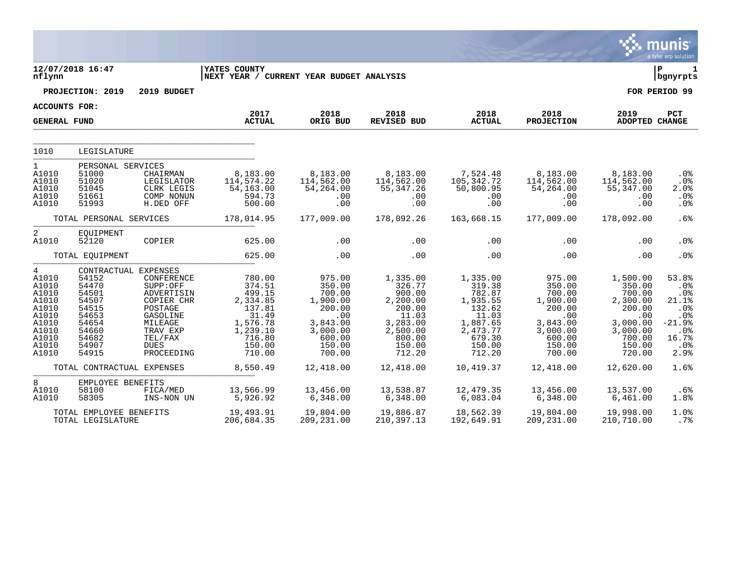**12/07/2018 16:47** | **YATES COUNTY** | **P 1**
**nflynn** | **NEXT YEAR / CURRENT YEAR BUDGET ANALYSIS** | **bgnyrpts**

**PROJECTION: 2019 2019 BUDGET** — **FOR PERIOD 99**

**ACCOUNTS FOR:**

| GENERAL FUND | | | 2017 ACTUAL | 2018 ORIG BUD | 2018 REVISED BUD | 2018 ACTUAL | 2018 PROJECTION | 2019 ADOPTED | PCT CHANGE |
|---|---|---|---|---|---|---|---|---|---|
| 1010 | LEGISLATURE | | | | | | | | |
| 1 | PERSONAL SERVICES | | | | | | | | |
| A1010 | 51000 | CHAIRMAN | 8,183.00 | 8,183.00 | 8,183.00 | 7,524.48 | 8,183.00 | 8,183.00 | .0% |
| A1010 | 51020 | LEGISLATOR | 114,574.22 | 114,562.00 | 114,562.00 | 105,342.72 | 114,562.00 | 114,562.00 | .0% |
| A1010 | 51045 | CLRK LEGIS | 54,163.00 | 54,264.00 | 55,347.26 | 50,800.95 | 54,264.00 | 55,347.00 | 2.0% |
| A1010 | 51661 | COMP NONUN | 594.73 | .00 | .00 | .00 | .00 | .00 | .0% |
| A1010 | 51993 | H.DED OFF | 500.00 | .00 | .00 | .00 | .00 | .00 | .0% |
| | TOTAL PERSONAL SERVICES | | 178,014.95 | 177,009.00 | 178,092.26 | 163,668.15 | 177,009.00 | 178,092.00 | .6% |
| 2 | EQUIPMENT | | | | | | | | |
| A1010 | 52120 | COPIER | 625.00 | .00 | .00 | .00 | .00 | .00 | .0% |
| | TOTAL EQUIPMENT | | 625.00 | .00 | .00 | .00 | .00 | .00 | .0% |
| 4 | CONTRACTUAL EXPENSES | | | | | | | | |
| A1010 | 54152 | CONFERENCE | 780.00 | 975.00 | 1,335.00 | 1,335.00 | 975.00 | 1,500.00 | 53.8% |
| A1010 | 54470 | SUPP:OFF | 374.51 | 350.00 | 326.77 | 319.38 | 350.00 | 350.00 | .0% |
| A1010 | 54501 | ADVERTISIN | 499.15 | 700.00 | 900.00 | 782.87 | 700.00 | 700.00 | .0% |
| A1010 | 54507 | COPIER CHR | 2,334.85 | 1,900.00 | 2,200.00 | 1,935.55 | 1,900.00 | 2,300.00 | 21.1% |
| A1010 | 54515 | POSTAGE | 137.81 | 200.00 | 200.00 | 132.62 | 200.00 | 200.00 | .0% |
| A1010 | 54653 | GASOLINE | 31.49 | .00 | 11.03 | 11.03 | .00 | .00 | .0% |
| A1010 | 54654 | MILEAGE | 1,576.78 | 3,843.00 | 3,283.00 | 1,887.65 | 3,843.00 | 3,000.00 | -21.9% |
| A1010 | 54660 | TRAV EXP | 1,239.10 | 3,000.00 | 2,500.00 | 2,473.77 | 3,000.00 | 3,000.00 | .0% |
| A1010 | 54682 | TEL/FAX | 716.80 | 600.00 | 800.00 | 679.30 | 600.00 | 700.00 | 16.7% |
| A1010 | 54907 | DUES | 150.00 | 150.00 | 150.00 | 150.00 | 150.00 | 150.00 | .0% |
| A1010 | 54915 | PROCEEDING | 710.00 | 700.00 | 712.20 | 712.20 | 700.00 | 720.00 | 2.9% |
| | TOTAL CONTRACTUAL EXPENSES | | 8,550.49 | 12,418.00 | 12,418.00 | 10,419.37 | 12,418.00 | 12,620.00 | 1.6% |
| 8 | EMPLOYEE BENEFITS | | | | | | | | |
| A1010 | 58100 | FICA/MED | 13,566.99 | 13,456.00 | 13,538.87 | 12,479.35 | 13,456.00 | 13,537.00 | .6% |
| A1010 | 58305 | INS-NON UN | 5,926.92 | 6,348.00 | 6,348.00 | 6,083.04 | 6,348.00 | 6,461.00 | 1.8% |
| | TOTAL EMPLOYEE BENEFITS | | 19,493.91 | 19,804.00 | 19,886.87 | 18,562.39 | 19,804.00 | 19,998.00 | 1.0% |
| | TOTAL LEGISLATURE | | 206,684.35 | 209,231.00 | 210,397.13 | 192,649.91 | 209,231.00 | 210,710.00 | .7% |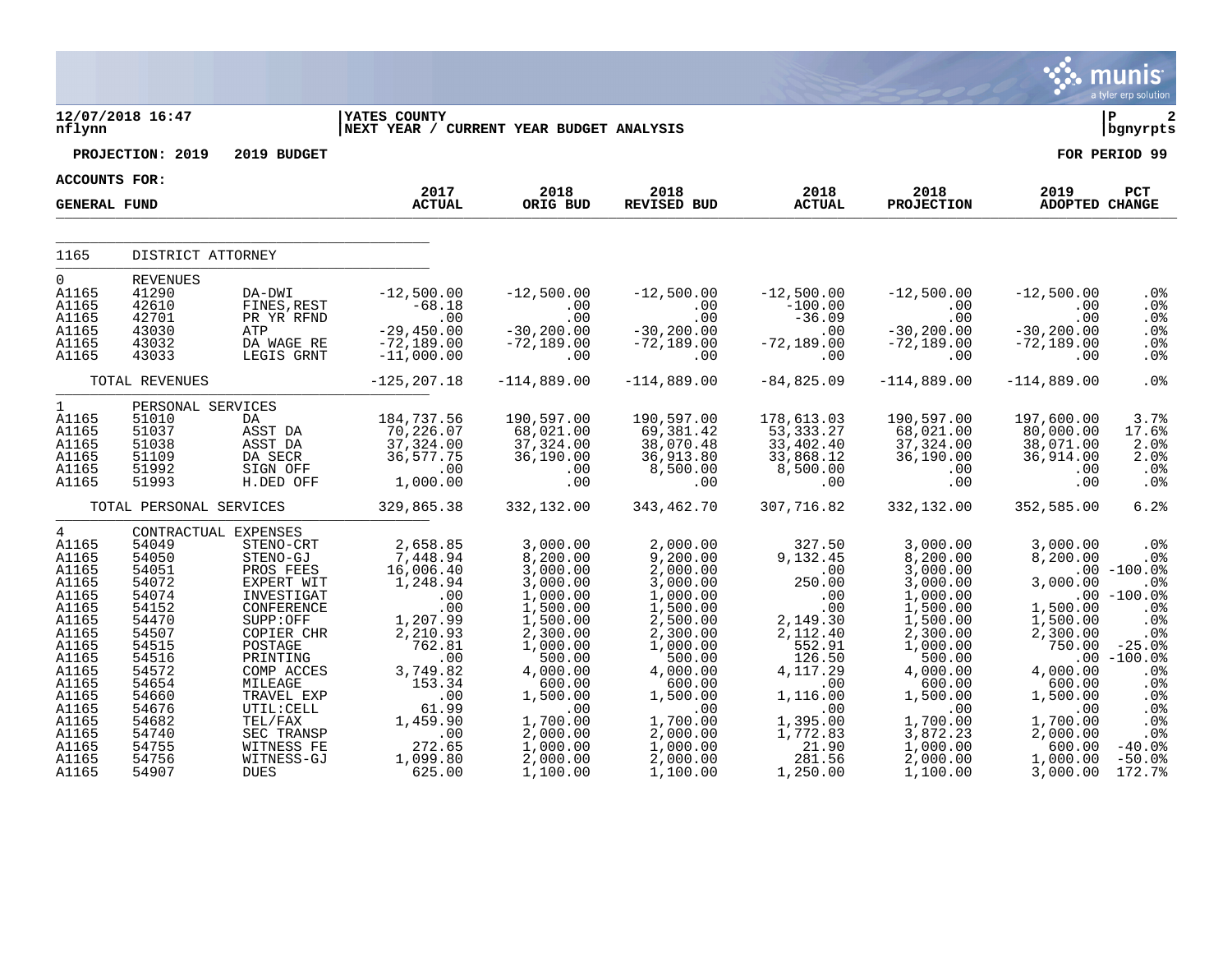**12/07/2018 16:47**
**nflynn**

**YATES COUNTY**
**NEXT YEAR / CURRENT YEAR BUDGET ANALYSIS**

**PROJECTION: 2019 2019 BUDGET** **FOR PERIOD 99**

**ACCOUNTS FOR:**

| GENERAL FUND | | | 2017 ACTUAL | 2018 ORIG BUD | 2018 REVISED BUD | 2018 ACTUAL | 2018 PROJECTION | 2019 ADOPTED | PCT CHANGE |
|---|---|---|---|---|---|---|---|---|---|
| 1165 | DISTRICT ATTORNEY | | | | | | | | |
| 0 | REVENUES | | | | | | | | |
| A1165 | 41290 | DA-DWI | -12,500.00 | -12,500.00 | -12,500.00 | -12,500.00 | -12,500.00 | -12,500.00 | .0% |
| A1165 | 42610 | FINES,REST | -68.18 | .00 | .00 | -100.00 | .00 | .00 | .0% |
| A1165 | 42701 | PR YR RFND | .00 | .00 | .00 | -36.09 | .00 | .00 | .0% |
| A1165 | 43030 | ATP | -29,450.00 | -30,200.00 | -30,200.00 | .00 | -30,200.00 | -30,200.00 | .0% |
| A1165 | 43032 | DA WAGE RE | -72,189.00 | -72,189.00 | -72,189.00 | -72,189.00 | -72,189.00 | -72,189.00 | .0% |
| A1165 | 43033 | LEGIS GRNT | -11,000.00 | .00 | .00 | .00 | .00 | .00 | .0% |
| | TOTAL REVENUES | | -125,207.18 | -114,889.00 | -114,889.00 | -84,825.09 | -114,889.00 | -114,889.00 | .0% |
| 1 | PERSONAL SERVICES | | | | | | | | |
| A1165 | 51010 | DA | 184,737.56 | 190,597.00 | 190,597.00 | 178,613.03 | 190,597.00 | 197,600.00 | 3.7% |
| A1165 | 51037 | ASST DA | 70,226.07 | 68,021.00 | 69,381.42 | 53,333.27 | 68,021.00 | 80,000.00 | 17.6% |
| A1165 | 51038 | ASST DA | 37,324.00 | 37,324.00 | 38,070.48 | 33,402.40 | 37,324.00 | 38,071.00 | 2.0% |
| A1165 | 51109 | DA SECR | 36,577.75 | 36,190.00 | 36,913.80 | 33,868.12 | 36,190.00 | 36,914.00 | 2.0% |
| A1165 | 51992 | SIGN OFF | .00 | .00 | 8,500.00 | 8,500.00 | .00 | .00 | .0% |
| A1165 | 51993 | H.DED OFF | 1,000.00 | .00 | .00 | .00 | .00 | .00 | .0% |
| | TOTAL PERSONAL SERVICES | | 329,865.38 | 332,132.00 | 343,462.70 | 307,716.82 | 332,132.00 | 352,585.00 | 6.2% |
| 4 | CONTRACTUAL EXPENSES | | | | | | | | |
| A1165 | 54049 | STENO-CRT | 2,658.85 | 3,000.00 | 2,000.00 | 327.50 | 3,000.00 | 3,000.00 | .0% |
| A1165 | 54050 | STENO-GJ | 7,448.94 | 8,200.00 | 9,200.00 | 9,132.45 | 8,200.00 | 8,200.00 | .0% |
| A1165 | 54051 | PROS FEES | 16,006.40 | 3,000.00 | 2,000.00 | .00 | 3,000.00 | .00 | -100.0% |
| A1165 | 54072 | EXPERT WIT | 1,248.94 | 3,000.00 | 3,000.00 | 250.00 | 3,000.00 | 3,000.00 | .0% |
| A1165 | 54074 | INVESTIGAT | .00 | 1,000.00 | 1,000.00 | .00 | 1,000.00 | .00 | -100.0% |
| A1165 | 54152 | CONFERENCE | .00 | 1,500.00 | 1,500.00 | .00 | 1,500.00 | 1,500.00 | .0% |
| A1165 | 54470 | SUPP:OFF | 1,207.99 | 1,500.00 | 2,500.00 | 2,149.30 | 1,500.00 | 1,500.00 | .0% |
| A1165 | 54507 | COPIER CHR | 2,210.93 | 2,300.00 | 2,300.00 | 2,112.40 | 2,300.00 | 2,300.00 | .0% |
| A1165 | 54515 | POSTAGE | 762.81 | 1,000.00 | 1,000.00 | 552.91 | 1,000.00 | 750.00 | -25.0% |
| A1165 | 54516 | PRINTING | .00 | 500.00 | 500.00 | 126.50 | 500.00 | .00 | -100.0% |
| A1165 | 54572 | COMP ACCES | 3,749.82 | 4,000.00 | 4,000.00 | 4,117.29 | 4,000.00 | 4,000.00 | .0% |
| A1165 | 54654 | MILEAGE | 153.34 | 600.00 | 600.00 | .00 | 600.00 | 600.00 | .0% |
| A1165 | 54660 | TRAVEL EXP | .00 | 1,500.00 | 1,500.00 | 1,116.00 | 1,500.00 | 1,500.00 | .0% |
| A1165 | 54676 | UTIL:CELL | 61.99 | .00 | .00 | .00 | .00 | .00 | .0% |
| A1165 | 54682 | TEL/FAX | 1,459.90 | 1,700.00 | 1,700.00 | 1,395.00 | 1,700.00 | 1,700.00 | .0% |
| A1165 | 54740 | SEC TRANSP | .00 | 2,000.00 | 2,000.00 | 1,772.83 | 3,872.23 | 2,000.00 | .0% |
| A1165 | 54755 | WITNESS FE | 272.65 | 1,000.00 | 1,000.00 | 21.90 | 1,000.00 | 600.00 | -40.0% |
| A1165 | 54756 | WITNESS-GJ | 1,099.80 | 2,000.00 | 2,000.00 | 281.56 | 2,000.00 | 1,000.00 | -50.0% |
| A1165 | 54907 | DUES | 625.00 | 1,100.00 | 1,100.00 | 1,250.00 | 1,100.00 | 3,000.00 | 172.7% |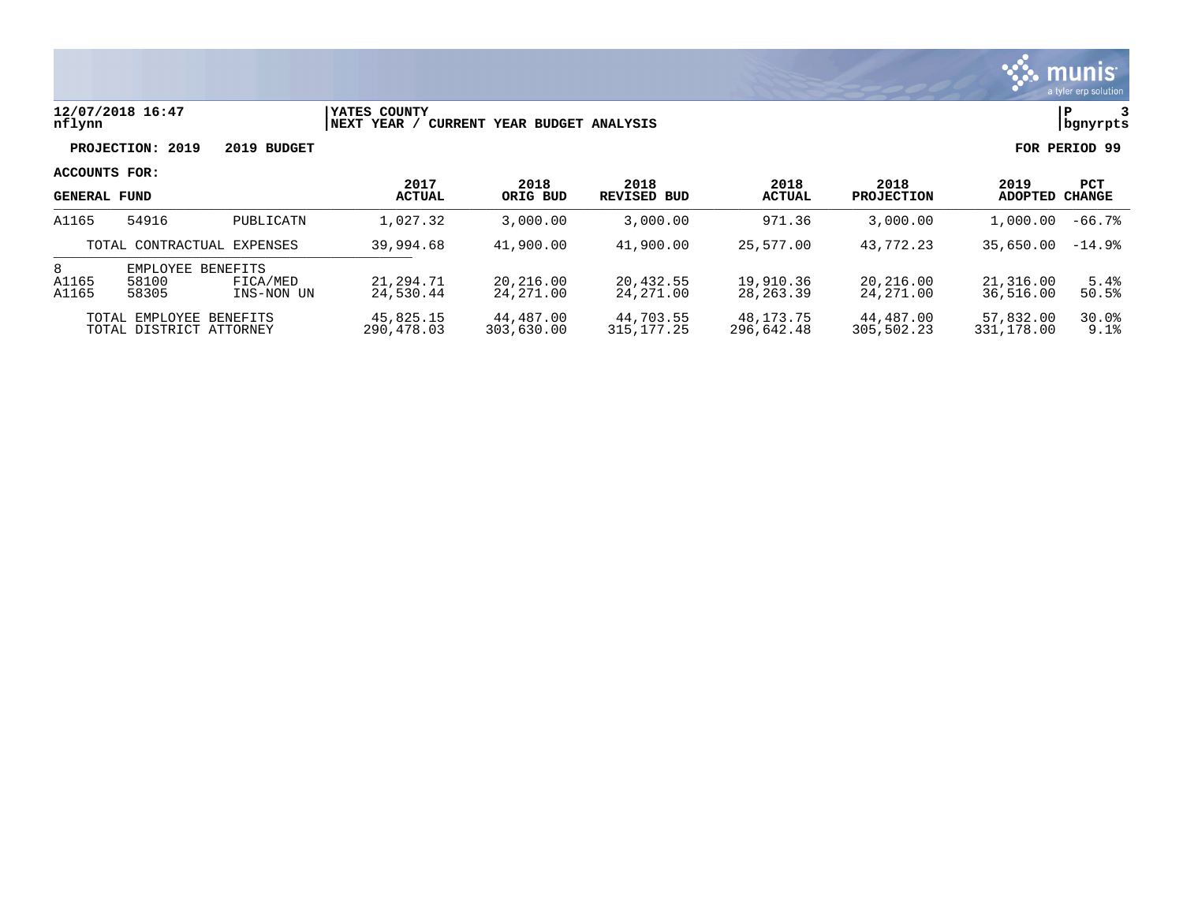12/07/2018 16:47 | YATES COUNTY
nflynn | NEXT YEAR / CURRENT YEAR BUDGET ANALYSIS

**PROJECTION: 2019 2019 BUDGET** | **FOR PERIOD 99**

**ACCOUNTS FOR:**

| GENERAL FUND | | | 2017 ACTUAL | 2018 ORIG BUD | 2018 REVISED BUD | 2018 ACTUAL | 2018 PROJECTION | 2019 ADOPTED | PCT CHANGE |
|---|---|---|---|---|---|---|---|---|---|
| A1165 | 54916 | PUBLICATN | 1,027.32 | 3,000.00 | 3,000.00 | 971.36 | 3,000.00 | 1,000.00 | -66.7% |
| TOTAL CONTRACTUAL EXPENSES | | | 39,994.68 | 41,900.00 | 41,900.00 | 25,577.00 | 43,772.23 | 35,650.00 | -14.9% |
| 8 | EMPLOYEE BENEFITS | | | | | | | | |
| A1165 | 58100 | FICA/MED | 21,294.71 | 20,216.00 | 20,432.55 | 19,910.36 | 20,216.00 | 21,316.00 | 5.4% |
| A1165 | 58305 | INS-NON UN | 24,530.44 | 24,271.00 | 24,271.00 | 28,263.39 | 24,271.00 | 36,516.00 | 50.5% |
| TOTAL EMPLOYEE BENEFITS | | | 45,825.15 | 44,487.00 | 44,703.55 | 48,173.75 | 44,487.00 | 57,832.00 | 30.0% |
| TOTAL DISTRICT ATTORNEY | | | 290,478.03 | 303,630.00 | 315,177.25 | 296,642.48 | 305,502.23 | 331,178.00 | 9.1% |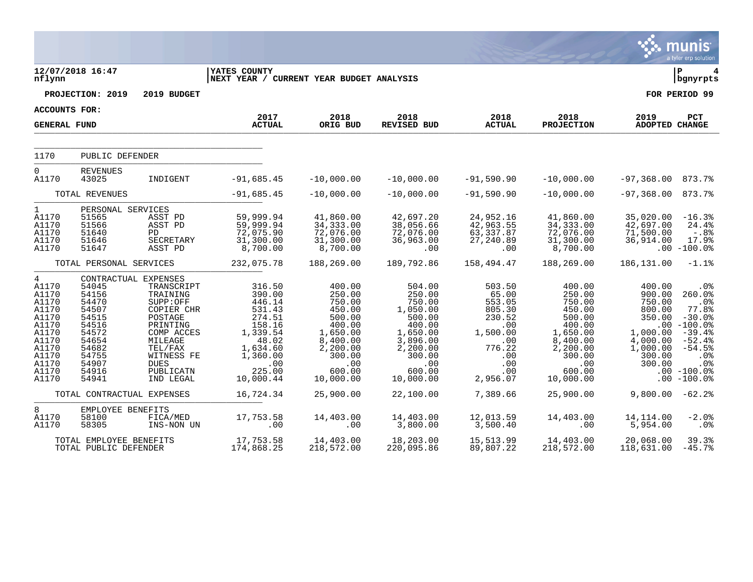**YATES COUNTY**
**NEXT YEAR / CURRENT YEAR BUDGET ANALYSIS**

12/07/2018 16:47
nflynn

P 4
bgnyrpts

**PROJECTION: 2019 2019 BUDGET**

**FOR PERIOD 99**

**ACCOUNTS FOR: GENERAL FUND**

| | | | 2017 ACTUAL | 2018 ORIG BUD | 2018 REVISED BUD | 2018 ACTUAL | 2018 PROJECTION | 2019 ADOPTED | PCT CHANGE |
|---|---|---|---|---|---|---|---|---|---|
| 1170 | PUBLIC DEFENDER | | | | | | | | |
| 0 | REVENUES | | | | | | | | |
| A1170 | 43025 | INDIGENT | -91,685.45 | -10,000.00 | -10,000.00 | -91,590.90 | -10,000.00 | -97,368.00 | 873.7% |
| | TOTAL REVENUES | | -91,685.45 | -10,000.00 | -10,000.00 | -91,590.90 | -10,000.00 | -97,368.00 | 873.7% |
| 1 | PERSONAL SERVICES | | | | | | | | |
| A1170 | 51565 | ASST PD | 59,999.94 | 41,860.00 | 42,697.20 | 24,952.16 | 41,860.00 | 35,020.00 | -16.3% |
| A1170 | 51566 | ASST PD | 59,999.94 | 34,333.00 | 38,056.66 | 42,963.55 | 34,333.00 | 42,697.00 | 24.4% |
| A1170 | 51640 | PD | 72,075.90 | 72,076.00 | 72,076.00 | 63,337.87 | 72,076.00 | 71,500.00 | -.8% |
| A1170 | 51646 | SECRETARY | 31,300.00 | 31,300.00 | 36,963.00 | 27,240.89 | 31,300.00 | 36,914.00 | 17.9% |
| A1170 | 51647 | ASST PD | 8,700.00 | 8,700.00 | .00 | .00 | 8,700.00 | .00 | -100.0% |
| | TOTAL PERSONAL SERVICES | | 232,075.78 | 188,269.00 | 189,792.86 | 158,494.47 | 188,269.00 | 186,131.00 | -1.1% |
| 4 | CONTRACTUAL EXPENSES | | | | | | | | |
| A1170 | 54045 | TRANSCRIPT | 316.50 | 400.00 | 504.00 | 503.50 | 400.00 | 400.00 | .0% |
| A1170 | 54156 | TRAINING | 390.00 | 250.00 | 250.00 | 65.00 | 250.00 | 900.00 | 260.0% |
| A1170 | 54470 | SUPP:OFF | 446.14 | 750.00 | 750.00 | 553.05 | 750.00 | 750.00 | .0% |
| A1170 | 54507 | COPIER CHR | 531.43 | 450.00 | 1,050.00 | 805.30 | 450.00 | 800.00 | 77.8% |
| A1170 | 54515 | POSTAGE | 274.51 | 500.00 | 500.00 | 230.52 | 500.00 | 350.00 | -30.0% |
| A1170 | 54516 | PRINTING | 158.16 | 400.00 | 400.00 | .00 | 400.00 | .00 | -100.0% |
| A1170 | 54572 | COMP ACCES | 1,339.54 | 1,650.00 | 1,650.00 | 1,500.00 | 1,650.00 | 1,000.00 | -39.4% |
| A1170 | 54654 | MILEAGE | 48.02 | 8,400.00 | 3,896.00 | .00 | 8,400.00 | 4,000.00 | -52.4% |
| A1170 | 54682 | TEL/FAX | 1,634.60 | 2,200.00 | 2,200.00 | 776.22 | 2,200.00 | 1,000.00 | -54.5% |
| A1170 | 54755 | WITNESS FE | 1,360.00 | 300.00 | 300.00 | .00 | 300.00 | 300.00 | .0% |
| A1170 | 54907 | DUES | .00 | .00 | .00 | .00 | .00 | 300.00 | .0% |
| A1170 | 54916 | PUBLICATN | 225.00 | 600.00 | 600.00 | .00 | 600.00 | .00 | -100.0% |
| A1170 | 54941 | IND LEGAL | 10,000.44 | 10,000.00 | 10,000.00 | 2,956.07 | 10,000.00 | .00 | -100.0% |
| | TOTAL CONTRACTUAL EXPENSES | | 16,724.34 | 25,900.00 | 22,100.00 | 7,389.66 | 25,900.00 | 9,800.00 | -62.2% |
| 8 | EMPLOYEE BENEFITS | | | | | | | | |
| A1170 | 58100 | FICA/MED | 17,753.58 | 14,403.00 | 14,403.00 | 12,013.59 | 14,403.00 | 14,114.00 | -2.0% |
| A1170 | 58305 | INS-NON UN | .00 | .00 | 3,800.00 | 3,500.40 | .00 | 5,954.00 | .0% |
| | TOTAL EMPLOYEE BENEFITS | | 17,753.58 | 14,403.00 | 18,203.00 | 15,513.99 | 14,403.00 | 20,068.00 | 39.3% |
| | TOTAL PUBLIC DEFENDER | | 174,868.25 | 218,572.00 | 220,095.86 | 89,807.22 | 218,572.00 | 118,631.00 | -45.7% |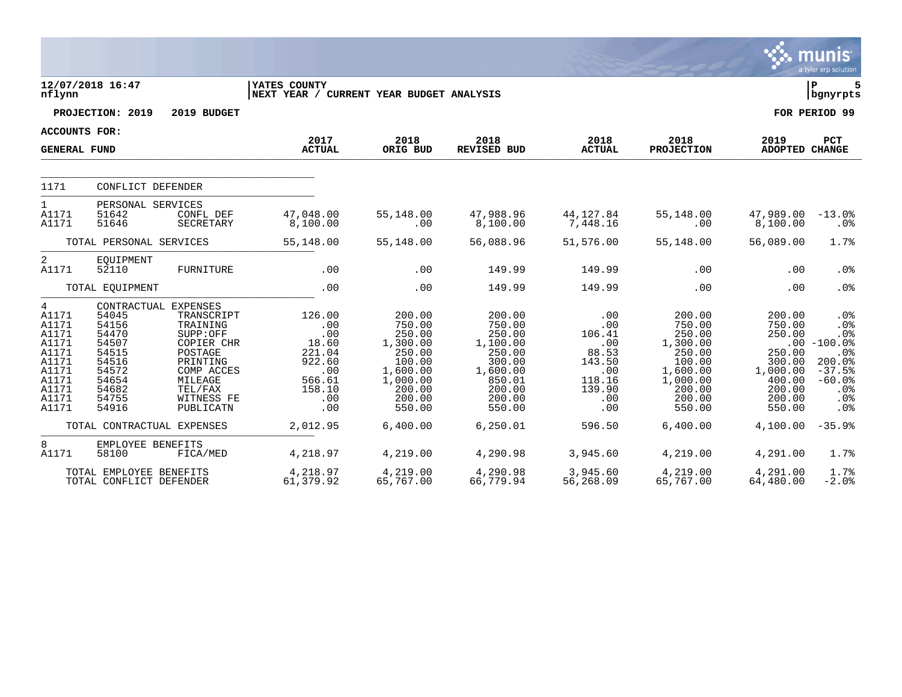**YATES COUNTY**
**NEXT YEAR / CURRENT YEAR BUDGET ANALYSIS**

12/07/2018 16:47
nflynn

**PROJECTION: 2019 2019 BUDGET** **FOR PERIOD 99**

**ACCOUNTS FOR:**
**GENERAL FUND**

| | | | 2017 ACTUAL | 2018 ORIG BUD | 2018 REVISED BUD | 2018 ACTUAL | 2018 PROJECTION | 2019 ADOPTED | PCT CHANGE |
|---|---|---|---|---|---|---|---|---|---|
| 1171 | CONFLICT DEFENDER | | | | | | | | |
| 1 | PERSONAL SERVICES | | | | | | | | |
| A1171 | 51642 | CONFL DEF | 47,048.00 | 55,148.00 | 47,988.96 | 44,127.84 | 55,148.00 | 47,989.00 | -13.0% |
| A1171 | 51646 | SECRETARY | 8,100.00 | .00 | 8,100.00 | 7,448.16 | .00 | 8,100.00 | .0% |
| | TOTAL PERSONAL SERVICES | | 55,148.00 | 55,148.00 | 56,088.96 | 51,576.00 | 55,148.00 | 56,089.00 | 1.7% |
| 2 | EQUIPMENT | | | | | | | | |
| A1171 | 52110 | FURNITURE | .00 | .00 | 149.99 | 149.99 | .00 | .00 | .0% |
| | TOTAL EQUIPMENT | | .00 | .00 | 149.99 | 149.99 | .00 | .00 | .0% |
| 4 | CONTRACTUAL EXPENSES | | | | | | | | |
| A1171 | 54045 | TRANSCRIPT | 126.00 | 200.00 | 200.00 | .00 | 200.00 | 200.00 | .0% |
| A1171 | 54156 | TRAINING | .00 | 750.00 | 750.00 | .00 | 750.00 | 750.00 | .0% |
| A1171 | 54470 | SUPP:OFF | .00 | 250.00 | 250.00 | 106.41 | 250.00 | 250.00 | .0% |
| A1171 | 54507 | COPIER CHR | 18.60 | 1,300.00 | 1,100.00 | .00 | 1,300.00 | .00 | -100.0% |
| A1171 | 54515 | POSTAGE | 221.04 | 250.00 | 250.00 | 88.53 | 250.00 | 250.00 | .0% |
| A1171 | 54516 | PRINTING | 922.60 | 100.00 | 300.00 | 143.50 | 100.00 | 300.00 | 200.0% |
| A1171 | 54572 | COMP ACCES | .00 | 1,600.00 | 1,600.00 | .00 | 1,600.00 | 1,000.00 | -37.5% |
| A1171 | 54654 | MILEAGE | 566.61 | 1,000.00 | 850.01 | 118.16 | 1,000.00 | 400.00 | -60.0% |
| A1171 | 54682 | TEL/FAX | 158.10 | 200.00 | 200.00 | 139.90 | 200.00 | 200.00 | .0% |
| A1171 | 54755 | WITNESS FE | .00 | 200.00 | 200.00 | .00 | 200.00 | 200.00 | .0% |
| A1171 | 54916 | PUBLICATN | .00 | 550.00 | 550.00 | .00 | 550.00 | 550.00 | .0% |
| | TOTAL CONTRACTUAL EXPENSES | | 2,012.95 | 6,400.00 | 6,250.01 | 596.50 | 6,400.00 | 4,100.00 | -35.9% |
| 8 | EMPLOYEE BENEFITS | | | | | | | | |
| A1171 | 58100 | FICA/MED | 4,218.97 | 4,219.00 | 4,290.98 | 3,945.60 | 4,219.00 | 4,291.00 | 1.7% |
| | TOTAL EMPLOYEE BENEFITS | | 4,218.97 | 4,219.00 | 4,290.98 | 3,945.60 | 4,219.00 | 4,291.00 | 1.7% |
| | TOTAL CONFLICT DEFENDER | | 61,379.92 | 65,767.00 | 66,779.94 | 56,268.09 | 65,767.00 | 64,480.00 | -2.0% |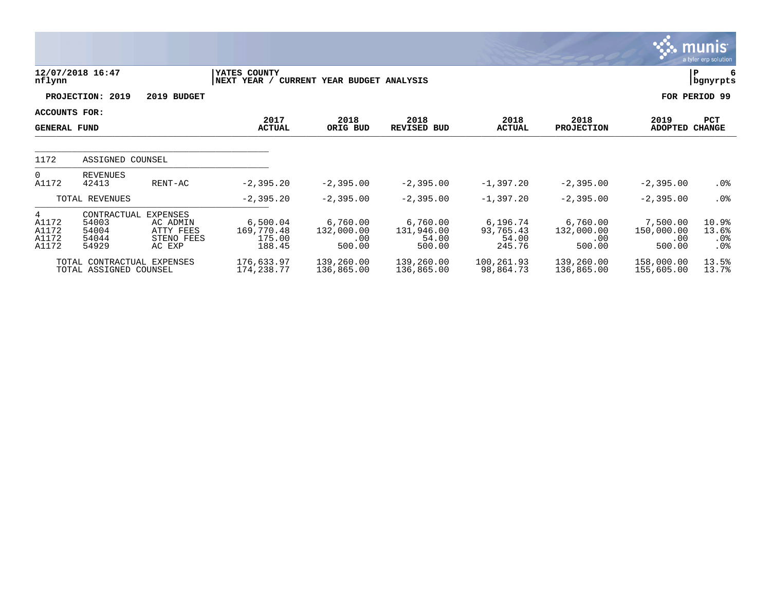**12/07/2018 16:47** | **YATES COUNTY** | **NEXT YEAR / CURRENT YEAR BUDGET ANALYSIS**

nflynn | bgnyrpts

**PROJECTION: 2019 2019 BUDGET** | **FOR PERIOD 99**

**ACCOUNTS FOR: GENERAL FUND**

| | | | 2017 ACTUAL | 2018 ORIG BUD | 2018 REVISED BUD | 2018 ACTUAL | 2018 PROJECTION | 2019 ADOPTED | PCT CHANGE |
|---|---|---|---|---|---|---|---|---|---|
| 1172 | ASSIGNED COUNSEL | | | | | | | | |
| 0 | REVENUES | | | | | | | | |
| A1172 | 42413 | RENT-AC | -2,395.20 | -2,395.00 | -2,395.00 | -1,397.20 | -2,395.00 | -2,395.00 | .0% |
| | TOTAL REVENUES | | -2,395.20 | -2,395.00 | -2,395.00 | -1,397.20 | -2,395.00 | -2,395.00 | .0% |
| 4 | CONTRACTUAL EXPENSES | | | | | | | | |
| A1172 | 54003 | AC ADMIN | 6,500.04 | 6,760.00 | 6,760.00 | 6,196.74 | 6,760.00 | 7,500.00 | 10.9% |
| A1172 | 54004 | ATTY FEES | 169,770.48 | 132,000.00 | 131,946.00 | 93,765.43 | 132,000.00 | 150,000.00 | 13.6% |
| A1172 | 54044 | STENO FEES | 175.00 | .00 | 54.00 | 54.00 | .00 | .00 | .0% |
| A1172 | 54929 | AC EXP | 188.45 | 500.00 | 500.00 | 245.76 | 500.00 | 500.00 | .0% |
| | TOTAL CONTRACTUAL EXPENSES | | 176,633.97 | 139,260.00 | 139,260.00 | 100,261.93 | 139,260.00 | 158,000.00 | 13.5% |
| | TOTAL ASSIGNED COUNSEL | | 174,238.77 | 136,865.00 | 136,865.00 | 98,864.73 | 136,865.00 | 155,605.00 | 13.7% |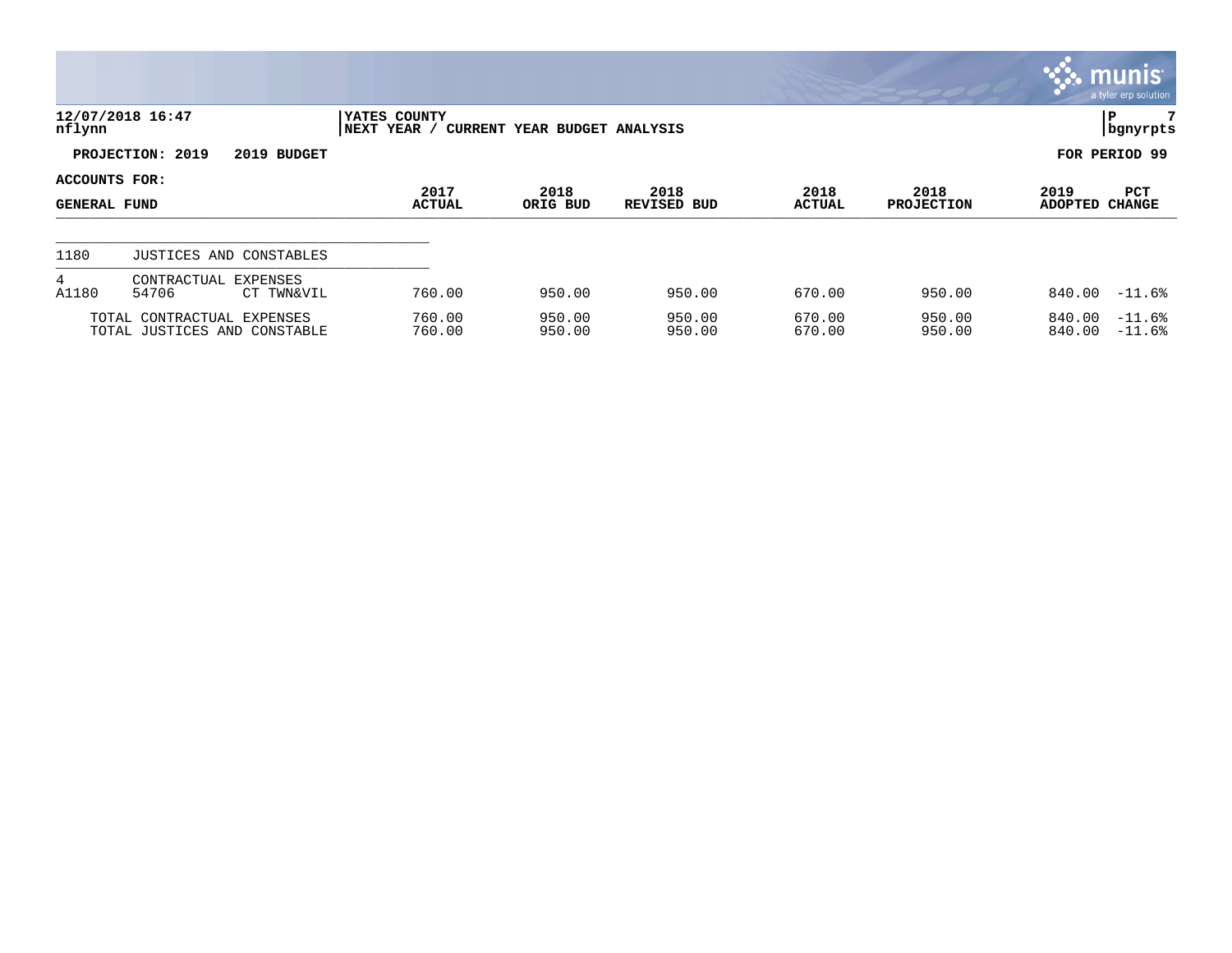**12/07/2018 16:47** | **YATES COUNTY** | **P 7**
nflynn | NEXT YEAR / CURRENT YEAR BUDGET ANALYSIS | bgnyrpts

**PROJECTION: 2019 2019 BUDGET** | **FOR PERIOD 99**

**ACCOUNTS FOR:**

| GENERAL FUND | | | 2017 ACTUAL | 2018 ORIG BUD | 2018 REVISED BUD | 2018 ACTUAL | 2018 PROJECTION | 2019 ADOPTED | PCT CHANGE |
|---|---|---|---|---|---|---|---|---|---|
| 1180 | JUSTICES AND CONSTABLES | | | | | | | | |
| 4 | CONTRACTUAL EXPENSES | | | | | | | | |
| A1180 | 54706 | CT TWN&VIL | 760.00 | 950.00 | 950.00 | 670.00 | 950.00 | 840.00 | -11.6% |
| | TOTAL CONTRACTUAL EXPENSES | | 760.00 | 950.00 | 950.00 | 670.00 | 950.00 | 840.00 | -11.6% |
| | TOTAL JUSTICES AND CONSTABLE | | 760.00 | 950.00 | 950.00 | 670.00 | 950.00 | 840.00 | -11.6% |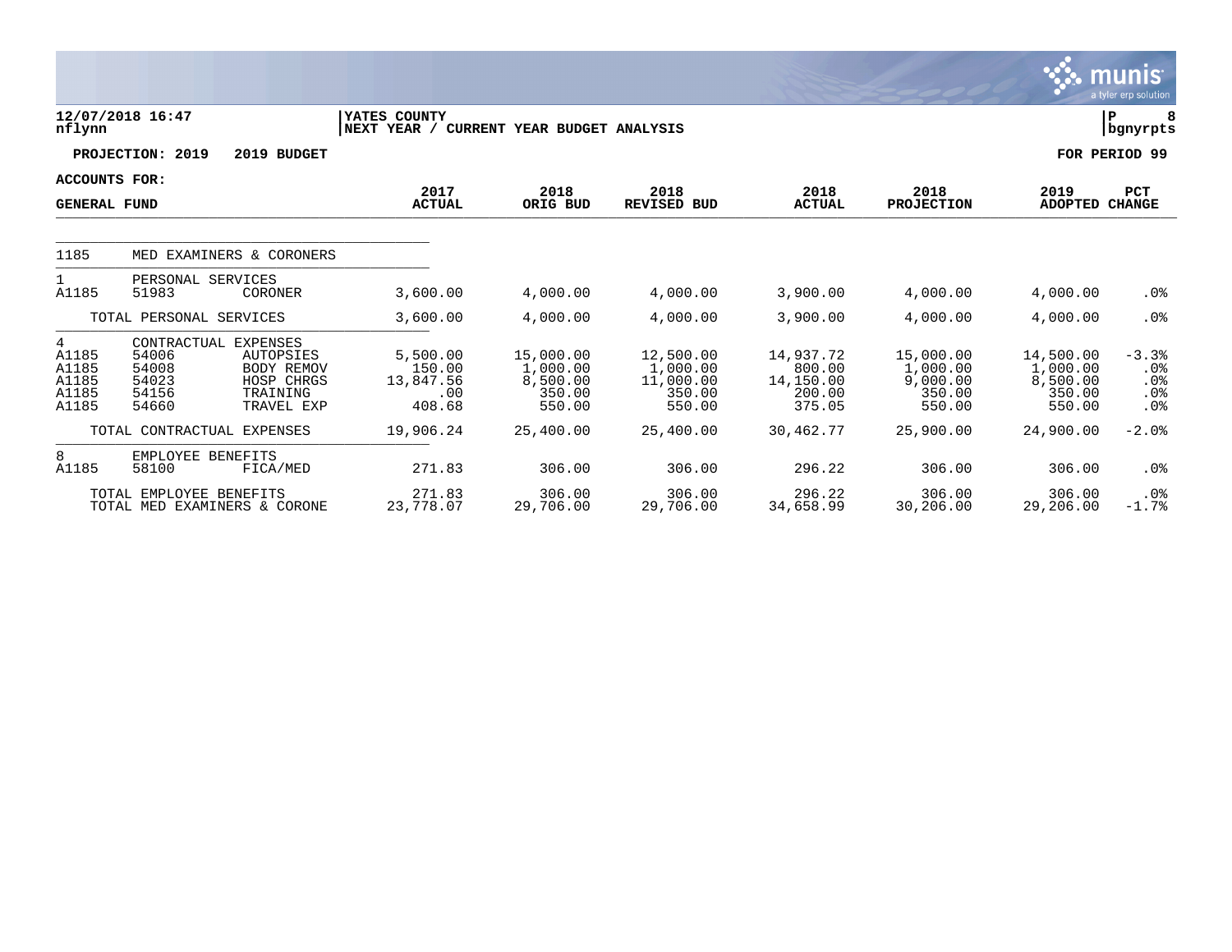12/07/2018 16:47 | YATES COUNTY | P 8
nflynn | NEXT YEAR / CURRENT YEAR BUDGET ANALYSIS | bgnyrpts

PROJECTION: 2019 2019 BUDGET | FOR PERIOD 99

| ACCOUNTS FOR: GENERAL FUND | | | 2017 ACTUAL | 2018 ORIG BUD | 2018 REVISED BUD | 2018 ACTUAL | 2018 PROJECTION | 2019 ADOPTED | PCT CHANGE |
|---|---|---|---|---|---|---|---|---|---|
| 1185 | MED EXAMINERS & CORONERS | | | | | | | | |
| 1 | PERSONAL SERVICES | | | | | | | | |
| A1185 | 51983 | CORONER | 3,600.00 | 4,000.00 | 4,000.00 | 3,900.00 | 4,000.00 | 4,000.00 | .0% |
| | TOTAL PERSONAL SERVICES | | 3,600.00 | 4,000.00 | 4,000.00 | 3,900.00 | 4,000.00 | 4,000.00 | .0% |
| 4 | CONTRACTUAL EXPENSES | | | | | | | | |
| A1185 | 54006 | AUTOPSIES | 5,500.00 | 15,000.00 | 12,500.00 | 14,937.72 | 15,000.00 | 14,500.00 | -3.3% |
| A1185 | 54008 | BODY REMOV | 150.00 | 1,000.00 | 1,000.00 | 800.00 | 1,000.00 | 1,000.00 | .0% |
| A1185 | 54023 | HOSP CHRGS | 13,847.56 | 8,500.00 | 11,000.00 | 14,150.00 | 9,000.00 | 8,500.00 | .0% |
| A1185 | 54156 | TRAINING | .00 | 350.00 | 350.00 | 200.00 | 350.00 | 350.00 | .0% |
| A1185 | 54660 | TRAVEL EXP | 408.68 | 550.00 | 550.00 | 375.05 | 550.00 | 550.00 | .0% |
| | TOTAL CONTRACTUAL EXPENSES | | 19,906.24 | 25,400.00 | 25,400.00 | 30,462.77 | 25,900.00 | 24,900.00 | -2.0% |
| 8 | EMPLOYEE BENEFITS | | | | | | | | |
| A1185 | 58100 | FICA/MED | 271.83 | 306.00 | 306.00 | 296.22 | 306.00 | 306.00 | .0% |
| | TOTAL EMPLOYEE BENEFITS | | 271.83 | 306.00 | 306.00 | 296.22 | 306.00 | 306.00 | .0% |
| | TOTAL MED EXAMINERS & CORONE | | 23,778.07 | 29,706.00 | 29,706.00 | 34,658.99 | 30,206.00 | 29,206.00 | -1.7% |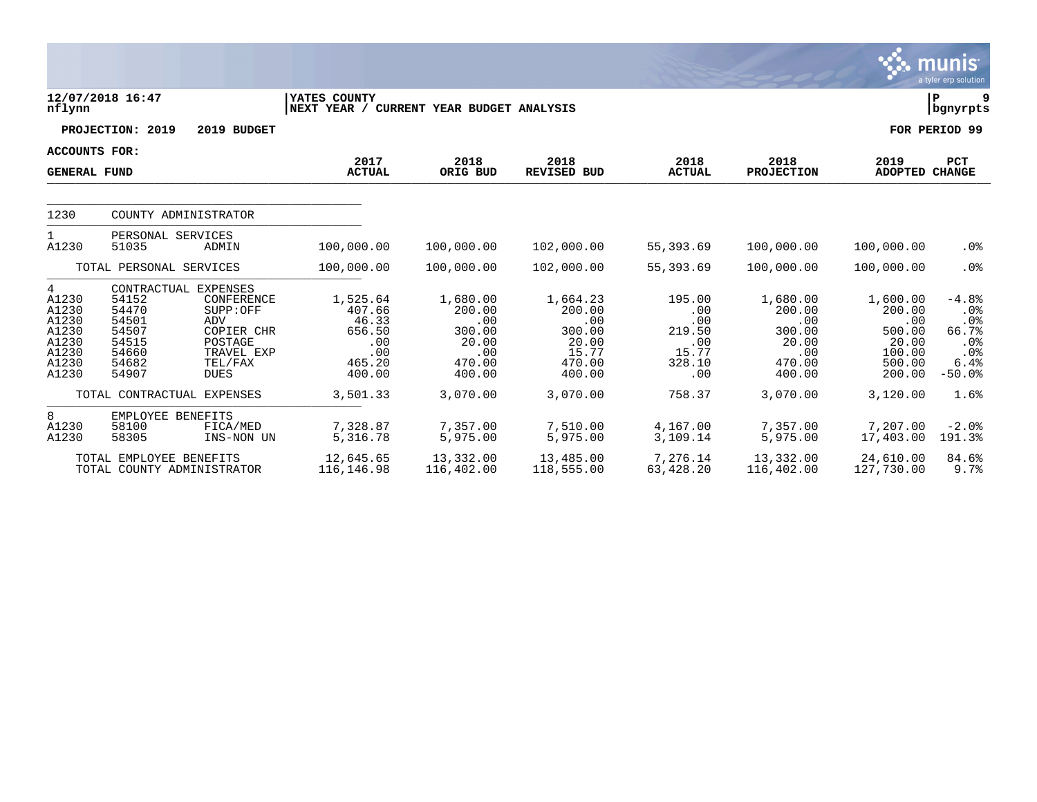12/07/2018 16:47 | YATES COUNTY | P 9
nflynn | NEXT YEAR / CURRENT YEAR BUDGET ANALYSIS | bgnyrpts

PROJECTION: 2019 2019 BUDGET FOR PERIOD 99

ACCOUNTS FOR:

| GENERAL FUND | | | 2017 ACTUAL | 2018 ORIG BUD | 2018 REVISED BUD | 2018 ACTUAL | 2018 PROJECTION | 2019 ADOPTED | PCT CHANGE |
|---|---|---|---|---|---|---|---|---|---|
| 1230 | COUNTY ADMINISTRATOR | | | | | | | | |
| 1 | PERSONAL SERVICES | | | | | | | | |
| A1230 | 51035 | ADMIN | 100,000.00 | 100,000.00 | 102,000.00 | 55,393.69 | 100,000.00 | 100,000.00 | .0% |
| | TOTAL PERSONAL SERVICES | | 100,000.00 | 100,000.00 | 102,000.00 | 55,393.69 | 100,000.00 | 100,000.00 | .0% |
| 4 | CONTRACTUAL EXPENSES | | | | | | | | |
| A1230 | 54152 | CONFERENCE | 1,525.64 | 1,680.00 | 1,664.23 | 195.00 | 1,680.00 | 1,600.00 | -4.8% |
| A1230 | 54470 | SUPP:OFF | 407.66 | 200.00 | 200.00 | .00 | 200.00 | 200.00 | .0% |
| A1230 | 54501 | ADV | 46.33 | .00 | .00 | .00 | .00 | .00 | .0% |
| A1230 | 54507 | COPIER CHR | 656.50 | 300.00 | 300.00 | 219.50 | 300.00 | 500.00 | 66.7% |
| A1230 | 54515 | POSTAGE | .00 | 20.00 | 20.00 | .00 | 20.00 | 20.00 | .0% |
| A1230 | 54660 | TRAVEL EXP | .00 | .00 | 15.77 | 15.77 | .00 | 100.00 | .0% |
| A1230 | 54682 | TEL/FAX | 465.20 | 470.00 | 470.00 | 328.10 | 470.00 | 500.00 | 6.4% |
| A1230 | 54907 | DUES | 400.00 | 400.00 | 400.00 | .00 | 400.00 | 200.00 | -50.0% |
| | TOTAL CONTRACTUAL EXPENSES | | 3,501.33 | 3,070.00 | 3,070.00 | 758.37 | 3,070.00 | 3,120.00 | 1.6% |
| 8 | EMPLOYEE BENEFITS | | | | | | | | |
| A1230 | 58100 | FICA/MED | 7,328.87 | 7,357.00 | 7,510.00 | 4,167.00 | 7,357.00 | 7,207.00 | -2.0% |
| A1230 | 58305 | INS-NON UN | 5,316.78 | 5,975.00 | 5,975.00 | 3,109.14 | 5,975.00 | 17,403.00 | 191.3% |
| | TOTAL EMPLOYEE BENEFITS | | 12,645.65 | 13,332.00 | 13,485.00 | 7,276.14 | 13,332.00 | 24,610.00 | 84.6% |
| | TOTAL COUNTY ADMINISTRATOR | | 116,146.98 | 116,402.00 | 118,555.00 | 63,428.20 | 116,402.00 | 127,730.00 | 9.7% |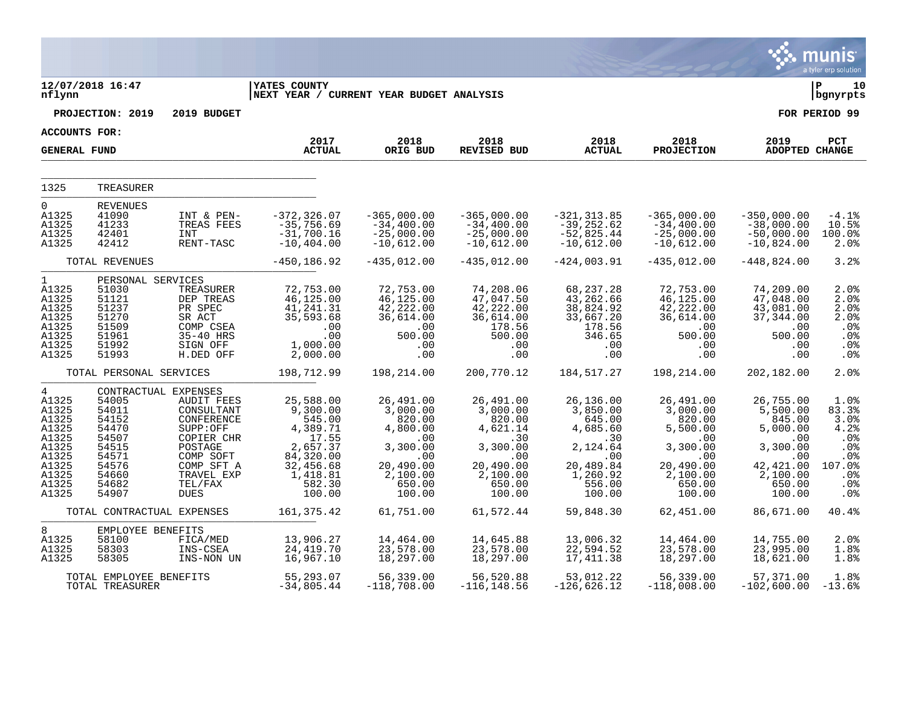**12/07/2018 16:47** | **YATES COUNTY** | **P 10**
**nflynn** | **NEXT YEAR / CURRENT YEAR BUDGET ANALYSIS** | **bgnyrpts**

**PROJECTION: 2019 2019 BUDGET** — **FOR PERIOD 99**

**ACCOUNTS FOR:**

| GENERAL FUND | | | 2017 ACTUAL | 2018 ORIG BUD | 2018 REVISED BUD | 2018 ACTUAL | 2018 PROJECTION | 2019 ADOPTED | PCT CHANGE |
|---|---|---|---|---|---|---|---|---|---|
| 1325 | TREASURER | | | | | | | | |
| 0 | REVENUES | | | | | | | | |
| A1325 | 41090 | INT & PEN- | -372,326.07 | -365,000.00 | -365,000.00 | -321,313.85 | -365,000.00 | -350,000.00 | -4.1% |
| A1325 | 41233 | TREAS FEES | -35,756.69 | -34,400.00 | -34,400.00 | -39,252.62 | -34,400.00 | -38,000.00 | 10.5% |
| A1325 | 42401 | INT | -31,700.16 | -25,000.00 | -25,000.00 | -52,825.44 | -25,000.00 | -50,000.00 | 100.0% |
| A1325 | 42412 | RENT-TASC | -10,404.00 | -10,612.00 | -10,612.00 | -10,612.00 | -10,612.00 | -10,824.00 | 2.0% |
| | TOTAL REVENUES | | -450,186.92 | -435,012.00 | -435,012.00 | -424,003.91 | -435,012.00 | -448,824.00 | 3.2% |
| 1 | PERSONAL SERVICES | | | | | | | | |
| A1325 | 51030 | TREASURER | 72,753.00 | 72,753.00 | 74,208.06 | 68,237.28 | 72,753.00 | 74,209.00 | 2.0% |
| A1325 | 51121 | DEP TREAS | 46,125.00 | 46,125.00 | 47,047.50 | 43,262.66 | 46,125.00 | 47,048.00 | 2.0% |
| A1325 | 51237 | PR SPEC | 41,241.31 | 42,222.00 | 42,222.00 | 38,824.92 | 42,222.00 | 43,081.00 | 2.0% |
| A1325 | 51270 | SR ACT | 35,593.68 | 36,614.00 | 36,614.00 | 33,667.20 | 36,614.00 | 37,344.00 | 2.0% |
| A1325 | 51509 | COMP CSEA | .00 | .00 | 178.56 | 178.56 | .00 | .00 | .0% |
| A1325 | 51961 | 35-40 HRS | .00 | 500.00 | 500.00 | 346.65 | 500.00 | 500.00 | .0% |
| A1325 | 51992 | SIGN OFF | 1,000.00 | .00 | .00 | .00 | .00 | .00 | .0% |
| A1325 | 51993 | H.DED OFF | 2,000.00 | .00 | .00 | .00 | .00 | .00 | .0% |
| | TOTAL PERSONAL SERVICES | | 198,712.99 | 198,214.00 | 200,770.12 | 184,517.27 | 198,214.00 | 202,182.00 | 2.0% |
| 4 | CONTRACTUAL EXPENSES | | | | | | | | |
| A1325 | 54005 | AUDIT FEES | 25,588.00 | 26,491.00 | 26,491.00 | 26,136.00 | 26,491.00 | 26,755.00 | 1.0% |
| A1325 | 54011 | CONSULTANT | 9,300.00 | 3,000.00 | 3,000.00 | 3,850.00 | 3,000.00 | 5,500.00 | 83.3% |
| A1325 | 54152 | CONFERENCE | 545.00 | 820.00 | 820.00 | 645.00 | 820.00 | 845.00 | 3.0% |
| A1325 | 54470 | SUPP:OFF | 4,389.71 | 4,800.00 | 4,621.14 | 4,685.60 | 5,500.00 | 5,000.00 | 4.2% |
| A1325 | 54507 | COPIER CHR | 17.55 | .00 | .30 | .30 | .00 | .00 | .0% |
| A1325 | 54515 | POSTAGE | 2,657.37 | 3,300.00 | 3,300.00 | 2,124.64 | 3,300.00 | 3,300.00 | .0% |
| A1325 | 54571 | COMP SOFT | 84,320.00 | .00 | .00 | .00 | .00 | .00 | .0% |
| A1325 | 54576 | COMP SFT A | 32,456.68 | 20,490.00 | 20,490.00 | 20,489.84 | 20,490.00 | 42,421.00 | 107.0% |
| A1325 | 54660 | TRAVEL EXP | 1,418.81 | 2,100.00 | 2,100.00 | 1,260.92 | 2,100.00 | 2,100.00 | .0% |
| A1325 | 54682 | TEL/FAX | 582.30 | 650.00 | 650.00 | 556.00 | 650.00 | 650.00 | .0% |
| A1325 | 54907 | DUES | 100.00 | 100.00 | 100.00 | 100.00 | 100.00 | 100.00 | .0% |
| | TOTAL CONTRACTUAL EXPENSES | | 161,375.42 | 61,751.00 | 61,572.44 | 59,848.30 | 62,451.00 | 86,671.00 | 40.4% |
| 8 | EMPLOYEE BENEFITS | | | | | | | | |
| A1325 | 58100 | FICA/MED | 13,906.27 | 14,464.00 | 14,645.88 | 13,006.32 | 14,464.00 | 14,755.00 | 2.0% |
| A1325 | 58303 | INS-CSEA | 24,419.70 | 23,578.00 | 23,578.00 | 22,594.52 | 23,578.00 | 23,995.00 | 1.8% |
| A1325 | 58305 | INS-NON UN | 16,967.10 | 18,297.00 | 18,297.00 | 17,411.38 | 18,297.00 | 18,621.00 | 1.8% |
| | TOTAL EMPLOYEE BENEFITS | | 55,293.07 | 56,339.00 | 56,520.88 | 53,012.22 | 56,339.00 | 57,371.00 | 1.8% |
| | TOTAL TREASURER | | -34,805.44 | -118,708.00 | -116,148.56 | -126,626.12 | -118,008.00 | -102,600.00 | -13.6% |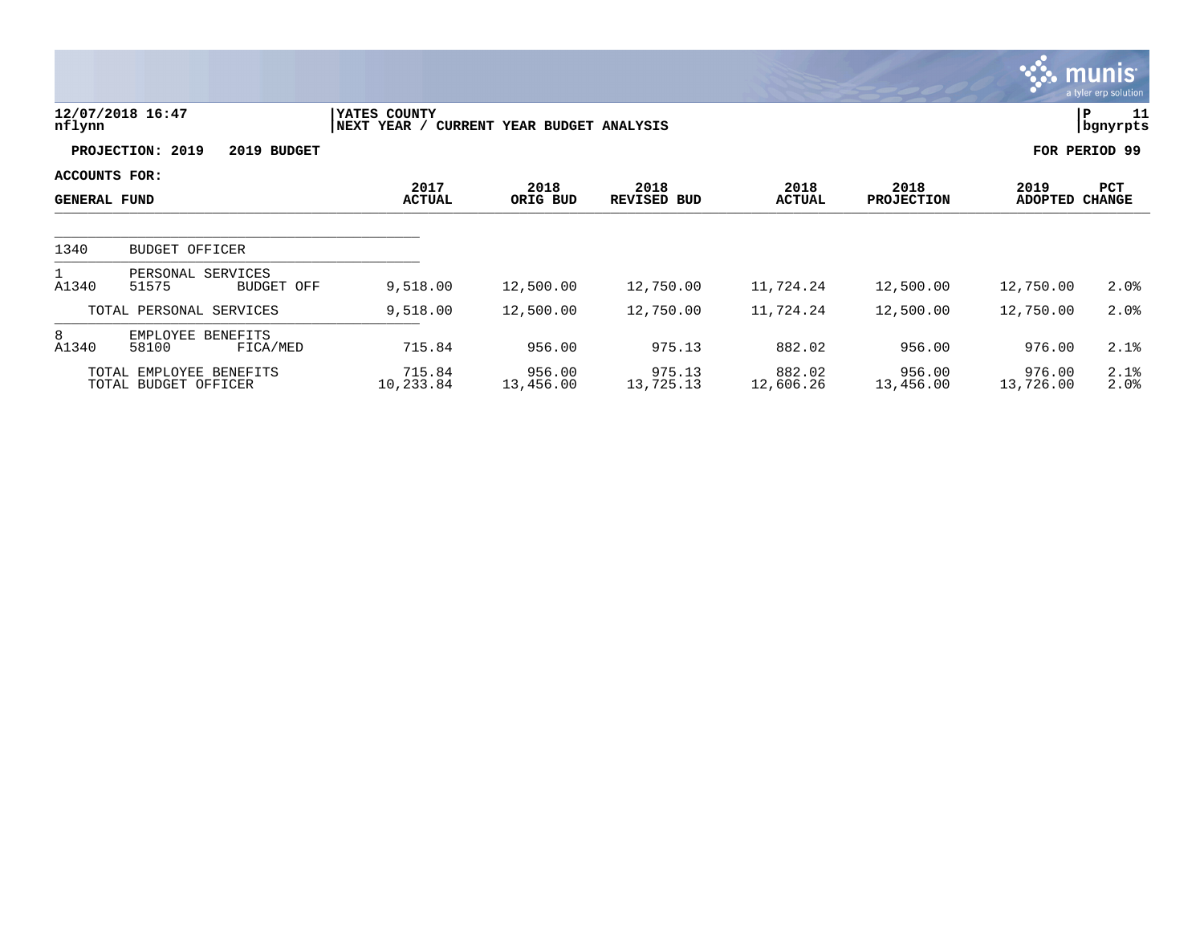12/07/2018 16:47 nflynn | YATES COUNTY NEXT YEAR / CURRENT YEAR BUDGET ANALYSIS | P 11 bgnyrpts

**PROJECTION: 2019 2019 BUDGET** | **FOR PERIOD 99**

**ACCOUNTS FOR: GENERAL FUND**

| ACCOUNTS FOR: GENERAL FUND | | | 2017 ACTUAL | 2018 ORIG BUD | 2018 REVISED BUD | 2018 ACTUAL | 2018 PROJECTION | 2019 ADOPTED | PCT CHANGE |
|---|---|---|---|---|---|---|---|---|---|
| 1340 | BUDGET OFFICER | | | | | | | | |
| 1 | PERSONAL SERVICES | | | | | | | | |
| A1340 | 51575 | BUDGET OFF | 9,518.00 | 12,500.00 | 12,750.00 | 11,724.24 | 12,500.00 | 12,750.00 | 2.0% |
| TOTAL PERSONAL SERVICES | | | 9,518.00 | 12,500.00 | 12,750.00 | 11,724.24 | 12,500.00 | 12,750.00 | 2.0% |
| 8 | EMPLOYEE BENEFITS | | | | | | | | |
| A1340 | 58100 | FICA/MED | 715.84 | 956.00 | 975.13 | 882.02 | 956.00 | 976.00 | 2.1% |
| TOTAL EMPLOYEE BENEFITS | | | 715.84 | 956.00 | 975.13 | 882.02 | 956.00 | 976.00 | 2.1% |
| TOTAL BUDGET OFFICER | | | 10,233.84 | 13,456.00 | 13,725.13 | 12,606.26 | 13,456.00 | 13,726.00 | 2.0% |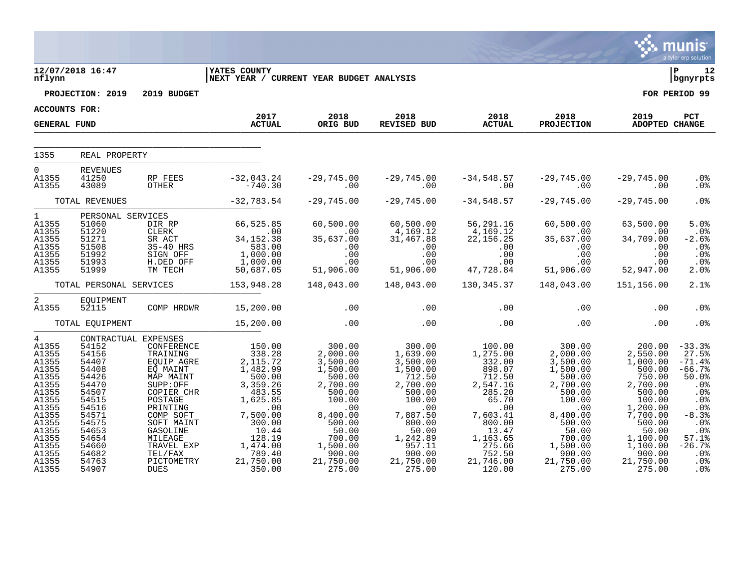12/07/2018 16:47 | YATES COUNTY | P 12
nflynn | NEXT YEAR / CURRENT YEAR BUDGET ANALYSIS | bgnyrpts

**PROJECTION: 2019 2019 BUDGET** — **FOR PERIOD 99**

**ACCOUNTS FOR:**
**GENERAL FUND**

| | | | 2017 ACTUAL | 2018 ORIG BUD | 2018 REVISED BUD | 2018 ACTUAL | 2018 PROJECTION | 2019 ADOPTED | PCT CHANGE |
|---|---|---|---|---|---|---|---|---|---|
| 1355 | REAL PROPERTY | | | | | | | | |
| 0 | REVENUES | | | | | | | | |
| A1355 | 41250 | RP FEES | -32,043.24 | -29,745.00 | -29,745.00 | -34,548.57 | -29,745.00 | -29,745.00 | .0% |
| A1355 | 43089 | OTHER | -740.30 | .00 | .00 | .00 | .00 | .00 | .0% |
| | TOTAL REVENUES | | -32,783.54 | -29,745.00 | -29,745.00 | -34,548.57 | -29,745.00 | -29,745.00 | .0% |
| 1 | PERSONAL SERVICES | | | | | | | | |
| A1355 | 51060 | DIR RP | 66,525.85 | 60,500.00 | 60,500.00 | 56,291.16 | 60,500.00 | 63,500.00 | 5.0% |
| A1355 | 51220 | CLERK | .00 | .00 | 4,169.12 | 4,169.12 | .00 | .00 | .0% |
| A1355 | 51271 | SR ACT | 34,152.38 | 35,637.00 | 31,467.88 | 22,156.25 | 35,637.00 | 34,709.00 | -2.6% |
| A1355 | 51508 | 35-40 HRS | 583.00 | .00 | .00 | .00 | .00 | .00 | .0% |
| A1355 | 51992 | SIGN OFF | 1,000.00 | .00 | .00 | .00 | .00 | .00 | .0% |
| A1355 | 51993 | H.DED OFF | 1,000.00 | .00 | .00 | .00 | .00 | .00 | .0% |
| A1355 | 51999 | TM TECH | 50,687.05 | 51,906.00 | 51,906.00 | 47,728.84 | 51,906.00 | 52,947.00 | 2.0% |
| | TOTAL PERSONAL SERVICES | | 153,948.28 | 148,043.00 | 148,043.00 | 130,345.37 | 148,043.00 | 151,156.00 | 2.1% |
| 2 | EQUIPMENT | | | | | | | | |
| A1355 | 52115 | COMP HRDWR | 15,200.00 | .00 | .00 | .00 | .00 | .00 | .0% |
| | TOTAL EQUIPMENT | | 15,200.00 | .00 | .00 | .00 | .00 | .00 | .0% |
| 4 | CONTRACTUAL EXPENSES | | | | | | | | |
| A1355 | 54152 | CONFERENCE | 150.00 | 300.00 | 300.00 | 100.00 | 300.00 | 200.00 | -33.3% |
| A1355 | 54156 | TRAINING | 338.28 | 2,000.00 | 1,639.00 | 1,275.00 | 2,000.00 | 2,550.00 | 27.5% |
| A1355 | 54407 | EQUIP AGRE | 2,115.72 | 3,500.00 | 3,500.00 | 332.00 | 3,500.00 | 1,000.00 | -71.4% |
| A1355 | 54408 | EQ MAINT | 1,482.99 | 1,500.00 | 1,500.00 | 898.07 | 1,500.00 | 500.00 | -66.7% |
| A1355 | 54426 | MAP MAINT | 500.00 | 500.00 | 712.50 | 712.50 | 500.00 | 750.00 | 50.0% |
| A1355 | 54470 | SUPP:OFF | 3,359.26 | 2,700.00 | 2,700.00 | 2,547.16 | 2,700.00 | 2,700.00 | .0% |
| A1355 | 54507 | COPIER CHR | 483.55 | 500.00 | 500.00 | 285.20 | 500.00 | 500.00 | .0% |
| A1355 | 54515 | POSTAGE | 1,625.85 | 100.00 | 100.00 | 65.70 | 100.00 | 100.00 | .0% |
| A1355 | 54516 | PRINTING | .00 | .00 | .00 | .00 | .00 | 1,200.00 | .0% |
| A1355 | 54571 | COMP SOFT | 7,500.00 | 8,400.00 | 7,887.50 | 7,603.41 | 8,400.00 | 7,700.00 | -8.3% |
| A1355 | 54575 | SOFT MAINT | 300.00 | 500.00 | 800.00 | 800.00 | 500.00 | 500.00 | .0% |
| A1355 | 54653 | GASOLINE | 10.44 | 50.00 | 50.00 | 13.47 | 50.00 | 50.00 | .0% |
| A1355 | 54654 | MILEAGE | 128.19 | 700.00 | 1,242.89 | 1,163.65 | 700.00 | 1,100.00 | 57.1% |
| A1355 | 54660 | TRAVEL EXP | 1,474.00 | 1,500.00 | 957.11 | 275.66 | 1,500.00 | 1,100.00 | -26.7% |
| A1355 | 54682 | TEL/FAX | 789.40 | 900.00 | 900.00 | 752.50 | 900.00 | 900.00 | .0% |
| A1355 | 54763 | PICTOMETRY | 21,750.00 | 21,750.00 | 21,750.00 | 21,746.00 | 21,750.00 | 21,750.00 | .0% |
| A1355 | 54907 | DUES | 350.00 | 275.00 | 275.00 | 120.00 | 275.00 | 275.00 | .0% |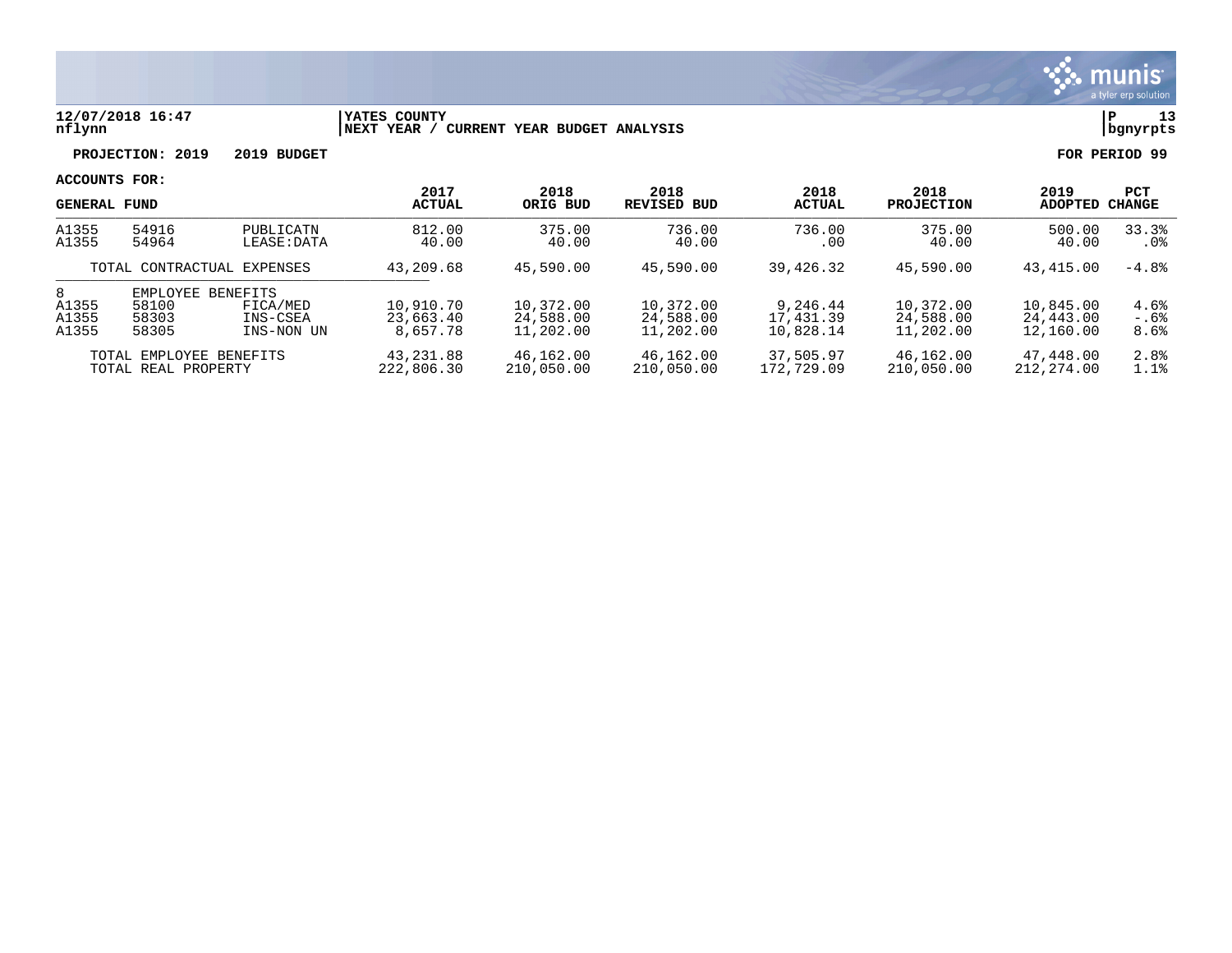**12/07/2018 16:47** | **YATES COUNTY** | **P 13**
**nflynn** | **NEXT YEAR / CURRENT YEAR BUDGET ANALYSIS** | **bgnyrpts**

**PROJECTION: 2019 2019 BUDGET** — **FOR PERIOD 99**

**ACCOUNTS FOR:**

| GENERAL FUND | | | 2017 ACTUAL | 2018 ORIG BUD | 2018 REVISED BUD | 2018 ACTUAL | 2018 PROJECTION | 2019 ADOPTED | PCT CHANGE |
|---|---|---|---|---|---|---|---|---|---|
| A1355 | 54916 | PUBLICATN | 812.00 | 375.00 | 736.00 | 736.00 | 375.00 | 500.00 | 33.3% |
| A1355 | 54964 | LEASE:DATA | 40.00 | 40.00 | 40.00 | .00 | 40.00 | 40.00 | .0% |
| TOTAL CONTRACTUAL EXPENSES | | | 43,209.68 | 45,590.00 | 45,590.00 | 39,426.32 | 45,590.00 | 43,415.00 | -4.8% |
| 8 | EMPLOYEE BENEFITS | | | | | | | | |
| A1355 | 58100 | FICA/MED | 10,910.70 | 10,372.00 | 10,372.00 | 9,246.44 | 10,372.00 | 10,845.00 | 4.6% |
| A1355 | 58303 | INS-CSEA | 23,663.40 | 24,588.00 | 24,588.00 | 17,431.39 | 24,588.00 | 24,443.00 | -.6% |
| A1355 | 58305 | INS-NON UN | 8,657.78 | 11,202.00 | 11,202.00 | 10,828.14 | 11,202.00 | 12,160.00 | 8.6% |
| TOTAL EMPLOYEE BENEFITS | | | 43,231.88 | 46,162.00 | 46,162.00 | 37,505.97 | 46,162.00 | 47,448.00 | 2.8% |
| TOTAL REAL PROPERTY | | | 222,806.30 | 210,050.00 | 210,050.00 | 172,729.09 | 210,050.00 | 212,274.00 | 1.1% |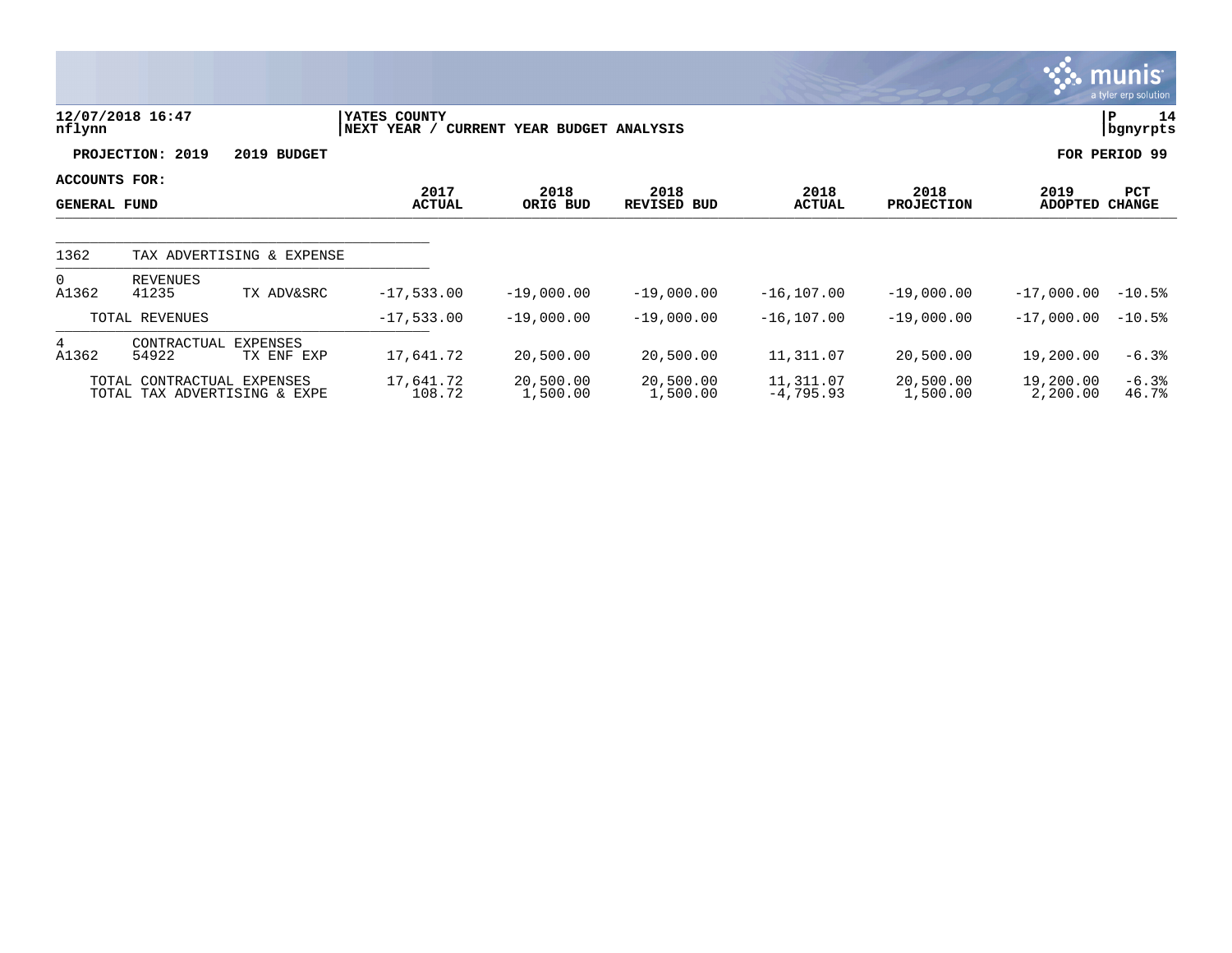12/07/2018 16:47 nflynn | YATES COUNTY NEXT YEAR / CURRENT YEAR BUDGET ANALYSIS | P 14 bgnyrpts

**PROJECTION: 2019 2019 BUDGET** | **FOR PERIOD 99**

**ACCOUNTS FOR: GENERAL FUND**

| | | | 2017 ACTUAL | 2018 ORIG BUD | 2018 REVISED BUD | 2018 ACTUAL | 2018 PROJECTION | 2019 ADOPTED | PCT CHANGE |
|---|---|---|---|---|---|---|---|---|---|
| 1362 | TAX ADVERTISING & EXPENSE | | | | | | | | |
| 0 | REVENUES | | | | | | | | |
| A1362 | 41235 | TX ADV&SRC | -17,533.00 | -19,000.00 | -19,000.00 | -16,107.00 | -19,000.00 | -17,000.00 | -10.5% |
| | TOTAL REVENUES | | -17,533.00 | -19,000.00 | -19,000.00 | -16,107.00 | -19,000.00 | -17,000.00 | -10.5% |
| 4 | CONTRACTUAL EXPENSES | | | | | | | | |
| A1362 | 54922 | TX ENF EXP | 17,641.72 | 20,500.00 | 20,500.00 | 11,311.07 | 20,500.00 | 19,200.00 | -6.3% |
| | TOTAL CONTRACTUAL EXPENSES | | 17,641.72 | 20,500.00 | 20,500.00 | 11,311.07 | 20,500.00 | 19,200.00 | -6.3% |
| | TOTAL TAX ADVERTISING & EXPE | | 108.72 | 1,500.00 | 1,500.00 | -4,795.93 | 1,500.00 | 2,200.00 | 46.7% |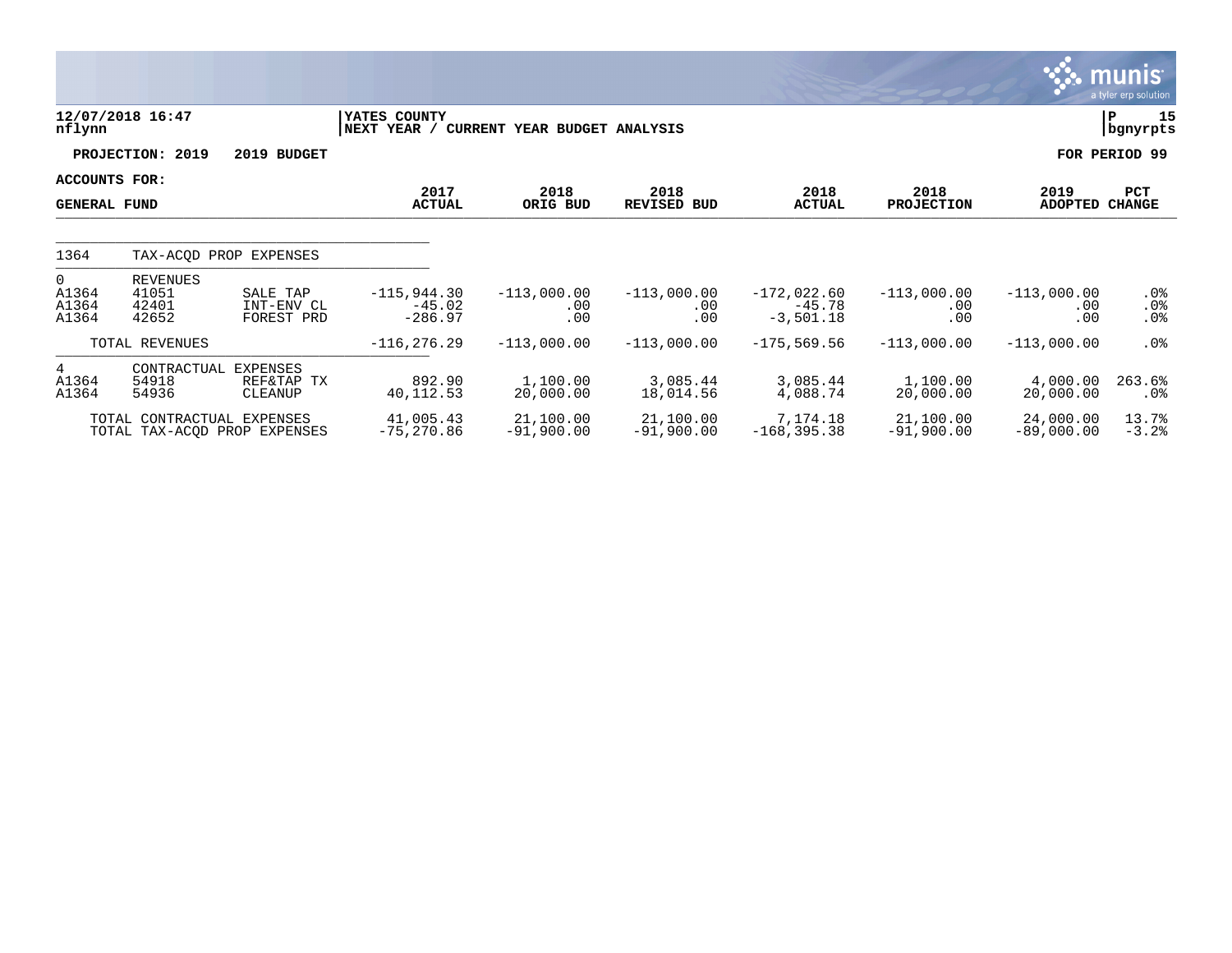12/07/2018 16:47
nflynn

YATES COUNTY
NEXT YEAR / CURRENT YEAR BUDGET ANALYSIS

P 15
bgnyrpts

**PROJECTION: 2019 2019 BUDGET** **FOR PERIOD 99**

**ACCOUNTS FOR:**
**GENERAL FUND**

| | | | 2017 ACTUAL | 2018 ORIG BUD | 2018 REVISED BUD | 2018 ACTUAL | 2018 PROJECTION | 2019 ADOPTED | PCT CHANGE |
|---|---|---|---|---|---|---|---|---|---|
| 1364 | TAX-ACQD PROP EXPENSES | | | | | | | | |
| 0 | REVENUES | | | | | | | | |
| A1364 | 41051 | SALE TAP | -115,944.30 | -113,000.00 | -113,000.00 | -172,022.60 | -113,000.00 | -113,000.00 | .0% |
| A1364 | 42401 | INT-ENV CL | -45.02 | .00 | .00 | -45.78 | .00 | .00 | .0% |
| A1364 | 42652 | FOREST PRD | -286.97 | .00 | .00 | -3,501.18 | .00 | .00 | .0% |
| | TOTAL REVENUES | | -116,276.29 | -113,000.00 | -113,000.00 | -175,569.56 | -113,000.00 | -113,000.00 | .0% |
| 4 | CONTRACTUAL EXPENSES | | | | | | | | |
| A1364 | 54918 | REF&TAP TX | 892.90 | 1,100.00 | 3,085.44 | 3,085.44 | 1,100.00 | 4,000.00 | 263.6% |
| A1364 | 54936 | CLEANUP | 40,112.53 | 20,000.00 | 18,014.56 | 4,088.74 | 20,000.00 | 20,000.00 | .0% |
| | TOTAL CONTRACTUAL EXPENSES | | 41,005.43 | 21,100.00 | 21,100.00 | 7,174.18 | 21,100.00 | 24,000.00 | 13.7% |
| | TOTAL TAX-ACQD PROP EXPENSES | | -75,270.86 | -91,900.00 | -91,900.00 | -168,395.38 | -91,900.00 | -89,000.00 | -3.2% |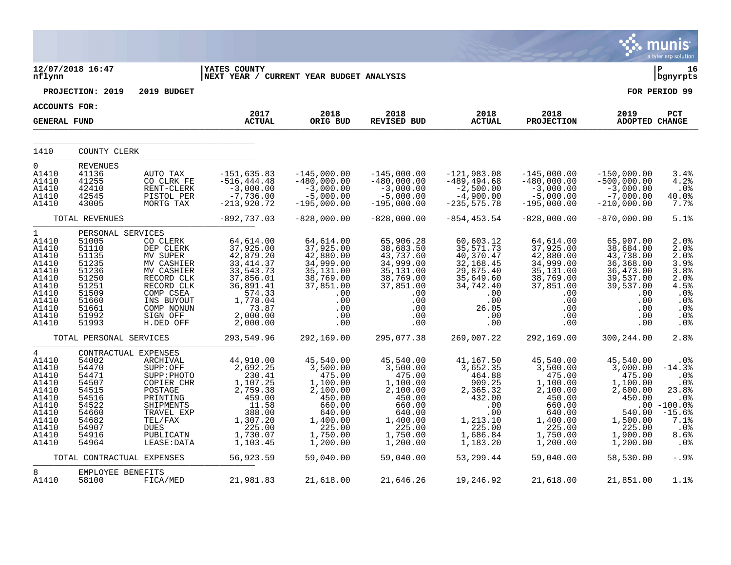12/07/2018 16:47 | YATES COUNTY | P 16
nflynn | NEXT YEAR / CURRENT YEAR BUDGET ANALYSIS | bgnyrpts

**PROJECTION: 2019 &nbsp;&nbsp; 2019 BUDGET** &nbsp;&nbsp;&nbsp;&nbsp; **FOR PERIOD 99**

**ACCOUNTS FOR:**
**GENERAL FUND**

| | | | 2017 ACTUAL | 2018 ORIG BUD | 2018 REVISED BUD | 2018 ACTUAL | 2018 PROJECTION | 2019 ADOPTED | PCT CHANGE |
|---|---|---|---|---|---|---|---|---|---|
| 1410 | COUNTY CLERK | | | | | | | | |
| 0 | REVENUES | | | | | | | | |
| A1410 | 41136 | AUTO TAX | -151,635.83 | -145,000.00 | -145,000.00 | -121,983.08 | -145,000.00 | -150,000.00 | 3.4% |
| A1410 | 41255 | CO CLRK FE | -516,444.48 | -480,000.00 | -480,000.00 | -489,494.68 | -480,000.00 | -500,000.00 | 4.2% |
| A1410 | 42410 | RENT-CLERK | -3,000.00 | -3,000.00 | -3,000.00 | -2,500.00 | -3,000.00 | -3,000.00 | .0% |
| A1410 | 42545 | PISTOL PER | -7,736.00 | -5,000.00 | -5,000.00 | -4,900.00 | -5,000.00 | -7,000.00 | 40.0% |
| A1410 | 43005 | MORTG TAX | -213,920.72 | -195,000.00 | -195,000.00 | -235,575.78 | -195,000.00 | -210,000.00 | 7.7% |
| | TOTAL REVENUES | | -892,737.03 | -828,000.00 | -828,000.00 | -854,453.54 | -828,000.00 | -870,000.00 | 5.1% |
| 1 | PERSONAL SERVICES | | | | | | | | |
| A1410 | 51005 | CO CLERK | 64,614.00 | 64,614.00 | 65,906.28 | 60,603.12 | 64,614.00 | 65,907.00 | 2.0% |
| A1410 | 51110 | DEP CLERK | 37,925.00 | 37,925.00 | 38,683.50 | 35,571.73 | 37,925.00 | 38,684.00 | 2.0% |
| A1410 | 51135 | MV SUPER | 42,879.20 | 42,880.00 | 43,737.60 | 40,370.47 | 42,880.00 | 43,738.00 | 2.0% |
| A1410 | 51235 | MV CASHIER | 33,414.37 | 34,999.00 | 34,999.00 | 32,168.45 | 34,999.00 | 36,368.00 | 3.9% |
| A1410 | 51236 | MV CASHIER | 33,543.73 | 35,131.00 | 35,131.00 | 29,875.40 | 35,131.00 | 36,473.00 | 3.8% |
| A1410 | 51250 | RECORD CLK | 37,856.01 | 38,769.00 | 38,769.00 | 35,649.60 | 38,769.00 | 39,537.00 | 2.0% |
| A1410 | 51251 | RECORD CLK | 36,891.41 | 37,851.00 | 37,851.00 | 34,742.40 | 37,851.00 | 39,537.00 | 4.5% |
| A1410 | 51509 | COMP CSEA | 574.33 | .00 | .00 | .00 | .00 | .00 | .0% |
| A1410 | 51660 | INS BUYOUT | 1,778.04 | .00 | .00 | .00 | .00 | .00 | .0% |
| A1410 | 51661 | COMP NONUN | 73.87 | .00 | .00 | 26.05 | .00 | .00 | .0% |
| A1410 | 51992 | SIGN OFF | 2,000.00 | .00 | .00 | .00 | .00 | .00 | .0% |
| A1410 | 51993 | H.DED OFF | 2,000.00 | .00 | .00 | .00 | .00 | .00 | .0% |
| | TOTAL PERSONAL SERVICES | | 293,549.96 | 292,169.00 | 295,077.38 | 269,007.22 | 292,169.00 | 300,244.00 | 2.8% |
| 4 | CONTRACTUAL EXPENSES | | | | | | | | |
| A1410 | 54002 | ARCHIVAL | 44,910.00 | 45,540.00 | 45,540.00 | 41,167.50 | 45,540.00 | 45,540.00 | .0% |
| A1410 | 54470 | SUPP:OFF | 2,692.25 | 3,500.00 | 3,500.00 | 3,652.35 | 3,500.00 | 3,000.00 | -14.3% |
| A1410 | 54471 | SUPP:PHOTO | 230.41 | 475.00 | 475.00 | 464.88 | 475.00 | 475.00 | .0% |
| A1410 | 54507 | COPIER CHR | 1,107.25 | 1,100.00 | 1,100.00 | 909.25 | 1,100.00 | 1,100.00 | .0% |
| A1410 | 54515 | POSTAGE | 2,759.38 | 2,100.00 | 2,100.00 | 2,365.32 | 2,100.00 | 2,600.00 | 23.8% |
| A1410 | 54516 | PRINTING | 459.00 | 450.00 | 450.00 | 432.00 | 450.00 | 450.00 | .0% |
| A1410 | 54522 | SHIPMENTS | 11.58 | 660.00 | 660.00 | .00 | 660.00 | .00 | -100.0% |
| A1410 | 54660 | TRAVEL EXP | 388.00 | 640.00 | 640.00 | .00 | 640.00 | 540.00 | -15.6% |
| A1410 | 54682 | TEL/FAX | 1,307.20 | 1,400.00 | 1,400.00 | 1,213.10 | 1,400.00 | 1,500.00 | 7.1% |
| A1410 | 54907 | DUES | 225.00 | 225.00 | 225.00 | 225.00 | 225.00 | 225.00 | .0% |
| A1410 | 54916 | PUBLICATN | 1,730.07 | 1,750.00 | 1,750.00 | 1,686.84 | 1,750.00 | 1,900.00 | 8.6% |
| A1410 | 54964 | LEASE:DATA | 1,103.45 | 1,200.00 | 1,200.00 | 1,183.20 | 1,200.00 | 1,200.00 | .0% |
| | TOTAL CONTRACTUAL EXPENSES | | 56,923.59 | 59,040.00 | 59,040.00 | 53,299.44 | 59,040.00 | 58,530.00 | -.9% |
| 8 | EMPLOYEE BENEFITS | | | | | | | | |
| A1410 | 58100 | FICA/MED | 21,981.83 | 21,618.00 | 21,646.26 | 19,246.92 | 21,618.00 | 21,851.00 | 1.1% |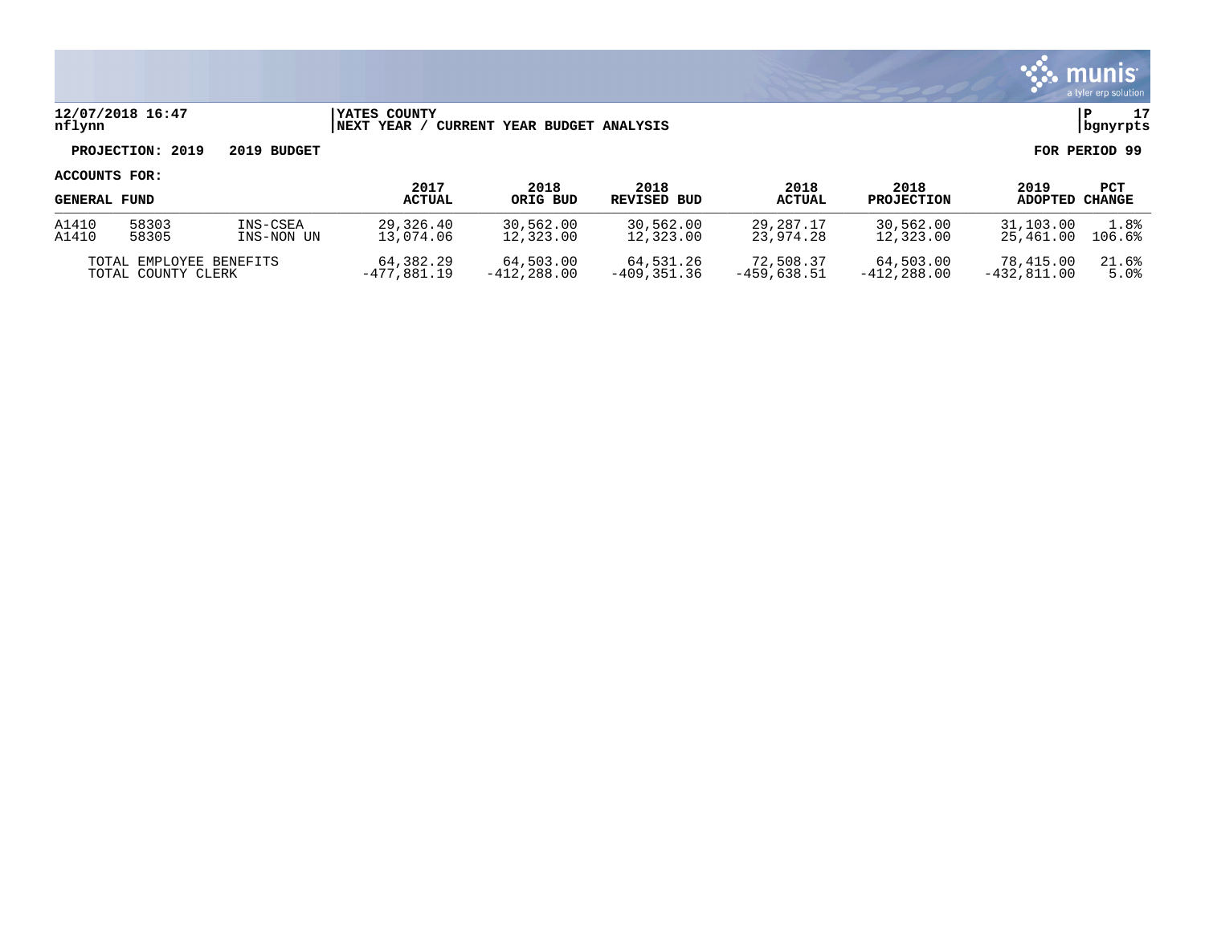**12/07/2018 16:47** | **YATES COUNTY** | **P 17**
**nflynn** | **NEXT YEAR / CURRENT YEAR BUDGET ANALYSIS** | **bgnyrpts**

**PROJECTION: 2019 2019 BUDGET** **FOR PERIOD 99**

**ACCOUNTS FOR:**

| GENERAL FUND | | | 2017 ACTUAL | 2018 ORIG BUD | 2018 REVISED BUD | 2018 ACTUAL | 2018 PROJECTION | 2019 ADOPTED | PCT CHANGE |
|---|---|---|---|---|---|---|---|---|---|
| A1410 | 58303 | INS-CSEA | 29,326.40 | 30,562.00 | 30,562.00 | 29,287.17 | 30,562.00 | 31,103.00 | 1.8% |
| A1410 | 58305 | INS-NON UN | 13,074.06 | 12,323.00 | 12,323.00 | 23,974.28 | 12,323.00 | 25,461.00 | 106.6% |
| TOTAL EMPLOYEE BENEFITS | | | 64,382.29 | 64,503.00 | 64,531.26 | 72,508.37 | 64,503.00 | 78,415.00 | 21.6% |
| TOTAL COUNTY CLERK | | | -477,881.19 | -412,288.00 | -409,351.36 | -459,638.51 | -412,288.00 | -432,811.00 | 5.0% |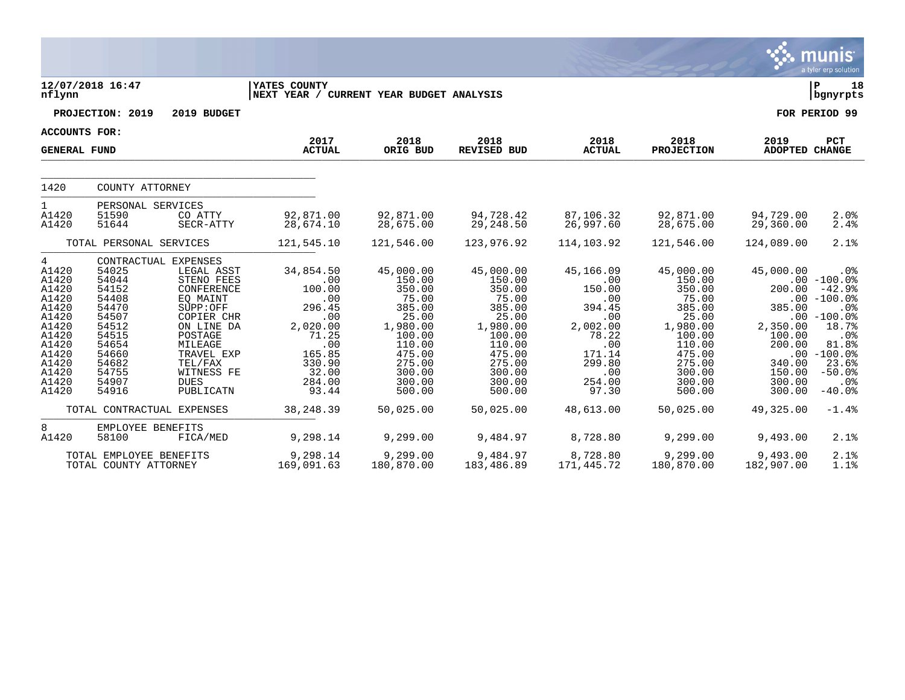**YATES COUNTY**
**NEXT YEAR / CURRENT YEAR BUDGET ANALYSIS**

12/07/2018 16:47
nflynn

P 18
bgnyrpts

**PROJECTION: 2019 2019 BUDGET** | **FOR PERIOD 99**

**ACCOUNTS FOR:**

| GENERAL FUND | | | 2017 ACTUAL | 2018 ORIG BUD | 2018 REVISED BUD | 2018 ACTUAL | 2018 PROJECTION | 2019 ADOPTED | PCT CHANGE |
|---|---|---|---|---|---|---|---|---|---|
| 1420 | COUNTY ATTORNEY | | | | | | | | |
| 1 | PERSONAL SERVICES | | | | | | | | |
| A1420 | 51590 | CO ATTY | 92,871.00 | 92,871.00 | 94,728.42 | 87,106.32 | 92,871.00 | 94,729.00 | 2.0% |
| A1420 | 51644 | SECR-ATTY | 28,674.10 | 28,675.00 | 29,248.50 | 26,997.60 | 28,675.00 | 29,360.00 | 2.4% |
| | TOTAL PERSONAL SERVICES | | 121,545.10 | 121,546.00 | 123,976.92 | 114,103.92 | 121,546.00 | 124,089.00 | 2.1% |
| 4 | CONTRACTUAL EXPENSES | | | | | | | | |
| A1420 | 54025 | LEGAL ASST | 34,854.50 | 45,000.00 | 45,000.00 | 45,166.09 | 45,000.00 | 45,000.00 | .0% |
| A1420 | 54044 | STENO FEES | .00 | 150.00 | 150.00 | .00 | 150.00 | .00 | -100.0% |
| A1420 | 54152 | CONFERENCE | 100.00 | 350.00 | 350.00 | 150.00 | 350.00 | 200.00 | -42.9% |
| A1420 | 54408 | EQ MAINT | .00 | 75.00 | 75.00 | .00 | 75.00 | .00 | -100.0% |
| A1420 | 54470 | SUPP:OFF | 296.45 | 385.00 | 385.00 | 394.45 | 385.00 | 385.00 | .0% |
| A1420 | 54507 | COPIER CHR | .00 | 25.00 | 25.00 | .00 | 25.00 | .00 | -100.0% |
| A1420 | 54512 | ON LINE DA | 2,020.00 | 1,980.00 | 1,980.00 | 2,002.00 | 1,980.00 | 2,350.00 | 18.7% |
| A1420 | 54515 | POSTAGE | 71.25 | 100.00 | 100.00 | 78.22 | 100.00 | 100.00 | .0% |
| A1420 | 54654 | MILEAGE | .00 | 110.00 | 110.00 | .00 | 110.00 | 200.00 | 81.8% |
| A1420 | 54660 | TRAVEL EXP | 165.85 | 475.00 | 475.00 | 171.14 | 475.00 | .00 | -100.0% |
| A1420 | 54682 | TEL/FAX | 330.90 | 275.00 | 275.00 | 299.80 | 275.00 | 340.00 | 23.6% |
| A1420 | 54755 | WITNESS FE | 32.00 | 300.00 | 300.00 | .00 | 300.00 | 150.00 | -50.0% |
| A1420 | 54907 | DUES | 284.00 | 300.00 | 300.00 | 254.00 | 300.00 | 300.00 | .0% |
| A1420 | 54916 | PUBLICATN | 93.44 | 500.00 | 500.00 | 97.30 | 500.00 | 300.00 | -40.0% |
| | TOTAL CONTRACTUAL EXPENSES | | 38,248.39 | 50,025.00 | 50,025.00 | 48,613.00 | 50,025.00 | 49,325.00 | -1.4% |
| 8 | EMPLOYEE BENEFITS | | | | | | | | |
| A1420 | 58100 | FICA/MED | 9,298.14 | 9,299.00 | 9,484.97 | 8,728.80 | 9,299.00 | 9,493.00 | 2.1% |
| | TOTAL EMPLOYEE BENEFITS | | 9,298.14 | 9,299.00 | 9,484.97 | 8,728.80 | 9,299.00 | 9,493.00 | 2.1% |
| | TOTAL COUNTY ATTORNEY | | 169,091.63 | 180,870.00 | 183,486.89 | 171,445.72 | 180,870.00 | 182,907.00 | 1.1% |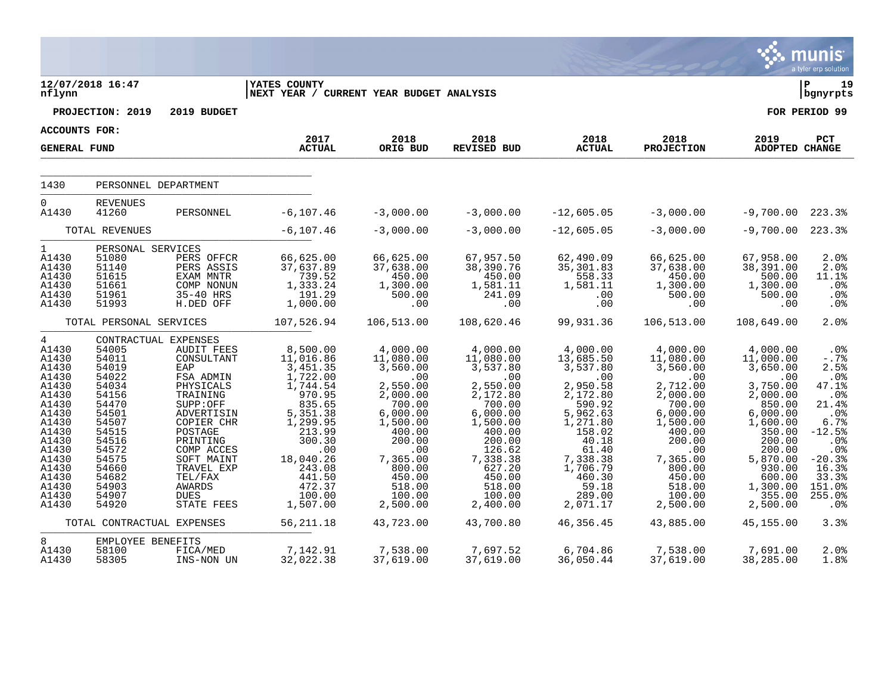**12/07/2018 16:47** | **YATES COUNTY** | **P 19**
**nflynn** | **NEXT YEAR / CURRENT YEAR BUDGET ANALYSIS** | **bgnyrpts**

**PROJECTION: 2019 2019 BUDGET** — **FOR PERIOD 99**

**ACCOUNTS FOR:**
**GENERAL FUND**

| | | | 2017 ACTUAL | 2018 ORIG BUD | 2018 REVISED BUD | 2018 ACTUAL | 2018 PROJECTION | 2019 ADOPTED | PCT CHANGE |
|---|---|---|---|---|---|---|---|---|---|
| 1430 | PERSONNEL DEPARTMENT | | | | | | | | |
| 0 | REVENUES | | | | | | | | |
| A1430 | 41260 | PERSONNEL | -6,107.46 | -3,000.00 | -3,000.00 | -12,605.05 | -3,000.00 | -9,700.00 | 223.3% |
| | TOTAL REVENUES | | -6,107.46 | -3,000.00 | -3,000.00 | -12,605.05 | -3,000.00 | -9,700.00 | 223.3% |
| 1 | PERSONAL SERVICES | | | | | | | | |
| A1430 | 51080 | PERS OFFCR | 66,625.00 | 66,625.00 | 67,957.50 | 62,490.09 | 66,625.00 | 67,958.00 | 2.0% |
| A1430 | 51140 | PERS ASSIS | 37,637.89 | 37,638.00 | 38,390.76 | 35,301.83 | 37,638.00 | 38,391.00 | 2.0% |
| A1430 | 51615 | EXAM MNTR | 739.52 | 450.00 | 450.00 | 558.33 | 450.00 | 500.00 | 11.1% |
| A1430 | 51661 | COMP NONUN | 1,333.24 | 1,300.00 | 1,581.11 | 1,581.11 | 1,300.00 | 1,300.00 | .0% |
| A1430 | 51961 | 35-40 HRS | 191.29 | 500.00 | 241.09 | .00 | 500.00 | 500.00 | .0% |
| A1430 | 51993 | H.DED OFF | 1,000.00 | .00 | .00 | .00 | .00 | .00 | .0% |
| | TOTAL PERSONAL SERVICES | | 107,526.94 | 106,513.00 | 108,620.46 | 99,931.36 | 106,513.00 | 108,649.00 | 2.0% |
| 4 | CONTRACTUAL EXPENSES | | | | | | | | |
| A1430 | 54005 | AUDIT FEES | 8,500.00 | 4,000.00 | 4,000.00 | 4,000.00 | 4,000.00 | 4,000.00 | .0% |
| A1430 | 54011 | CONSULTANT | 11,016.86 | 11,080.00 | 11,080.00 | 13,685.50 | 11,080.00 | 11,000.00 | -.7% |
| A1430 | 54019 | EAP | 3,451.35 | 3,560.00 | 3,537.80 | 3,537.80 | 3,560.00 | 3,650.00 | 2.5% |
| A1430 | 54022 | FSA ADMIN | 1,722.00 | .00 | .00 | .00 | .00 | .00 | .0% |
| A1430 | 54034 | PHYSICALS | 1,744.54 | 2,550.00 | 2,550.00 | 2,950.58 | 2,712.00 | 3,750.00 | 47.1% |
| A1430 | 54156 | TRAINING | 970.95 | 2,000.00 | 2,172.80 | 2,172.80 | 2,000.00 | 2,000.00 | .0% |
| A1430 | 54470 | SUPP:OFF | 835.65 | 700.00 | 700.00 | 590.92 | 700.00 | 850.00 | 21.4% |
| A1430 | 54501 | ADVERTISIN | 5,351.38 | 6,000.00 | 6,000.00 | 5,962.63 | 6,000.00 | 6,000.00 | .0% |
| A1430 | 54507 | COPIER CHR | 1,299.95 | 1,500.00 | 1,500.00 | 1,271.80 | 1,500.00 | 1,600.00 | 6.7% |
| A1430 | 54515 | POSTAGE | 213.99 | 400.00 | 400.00 | 158.02 | 400.00 | 350.00 | -12.5% |
| A1430 | 54516 | PRINTING | 300.30 | 200.00 | 200.00 | 40.18 | 200.00 | 200.00 | .0% |
| A1430 | 54572 | COMP ACCES | .00 | .00 | 126.62 | 61.40 | .00 | 200.00 | .0% |
| A1430 | 54575 | SOFT MAINT | 18,040.26 | 7,365.00 | 7,338.38 | 7,338.38 | 7,365.00 | 5,870.00 | -20.3% |
| A1430 | 54660 | TRAVEL EXP | 243.08 | 800.00 | 627.20 | 1,706.79 | 800.00 | 930.00 | 16.3% |
| A1430 | 54682 | TEL/FAX | 441.50 | 450.00 | 450.00 | 460.30 | 450.00 | 600.00 | 33.3% |
| A1430 | 54903 | AWARDS | 472.37 | 518.00 | 518.00 | 59.18 | 518.00 | 1,300.00 | 151.0% |
| A1430 | 54907 | DUES | 100.00 | 100.00 | 100.00 | 289.00 | 100.00 | 355.00 | 255.0% |
| A1430 | 54920 | STATE FEES | 1,507.00 | 2,500.00 | 2,400.00 | 2,071.17 | 2,500.00 | 2,500.00 | .0% |
| | TOTAL CONTRACTUAL EXPENSES | | 56,211.18 | 43,723.00 | 43,700.80 | 46,356.45 | 43,885.00 | 45,155.00 | 3.3% |
| 8 | EMPLOYEE BENEFITS | | | | | | | | |
| A1430 | 58100 | FICA/MED | 7,142.91 | 7,538.00 | 7,697.52 | 6,704.86 | 7,538.00 | 7,691.00 | 2.0% |
| A1430 | 58305 | INS-NON UN | 32,022.38 | 37,619.00 | 37,619.00 | 36,050.44 | 37,619.00 | 38,285.00 | 1.8% |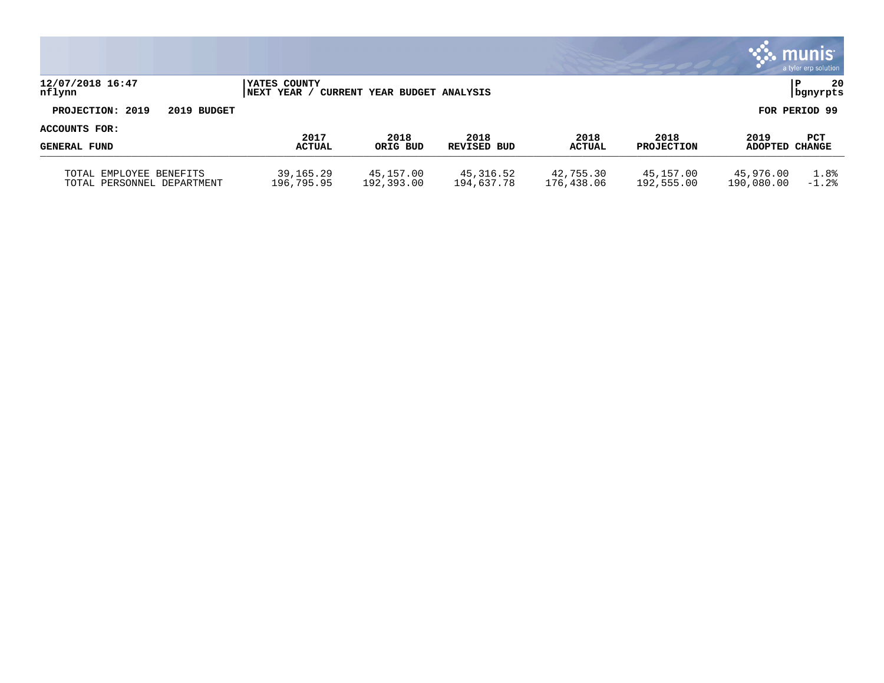YATES COUNTY
NEXT YEAR / CURRENT YEAR BUDGET ANALYSIS

12/07/2018 16:47
nflynn

P 20
bgnyrpts

**PROJECTION: 2019 2019 BUDGET** **FOR PERIOD 99**

**ACCOUNTS FOR:**

| GENERAL FUND | 2017 ACTUAL | 2018 ORIG BUD | 2018 REVISED BUD | 2018 ACTUAL | 2018 PROJECTION | 2019 ADOPTED | PCT CHANGE |
|---|---|---|---|---|---|---|---|
| TOTAL EMPLOYEE BENEFITS | 39,165.29 | 45,157.00 | 45,316.52 | 42,755.30 | 45,157.00 | 45,976.00 | 1.8% |
| TOTAL PERSONNEL DEPARTMENT | 196,795.95 | 192,393.00 | 194,637.78 | 176,438.06 | 192,555.00 | 190,080.00 | -1.2% |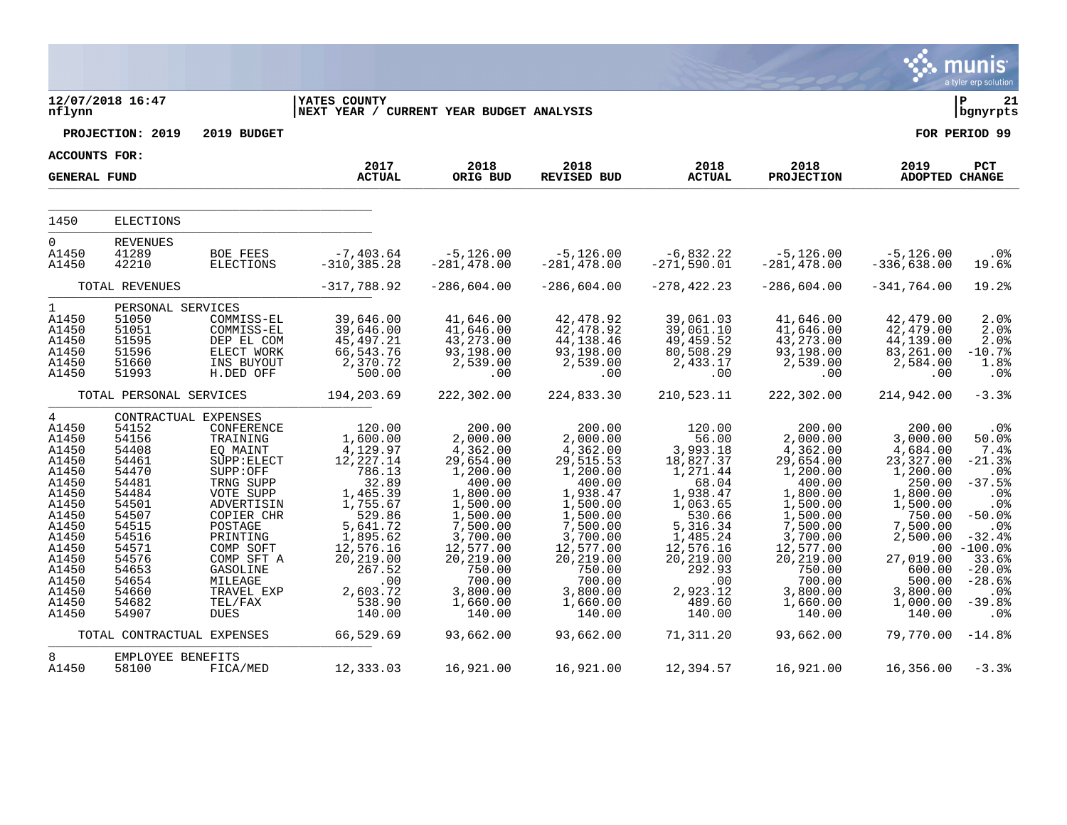12/07/2018 16:47
nflynn

YATES COUNTY
NEXT YEAR / CURRENT YEAR BUDGET ANALYSIS

P 21
bgnyrpts

**PROJECTION: 2019 2019 BUDGET** — **FOR PERIOD 99**

**ACCOUNTS FOR:**

| GENERAL FUND | | | 2017 ACTUAL | 2018 ORIG BUD | 2018 REVISED BUD | 2018 ACTUAL | 2018 PROJECTION | 2019 ADOPTED | PCT CHANGE |
|---|---|---|---|---|---|---|---|---|---|
| 1450 | ELECTIONS | | | | | | | | |
| 0 | REVENUES | | | | | | | | |
| A1450 | 41289 | BOE FEES | -7,403.64 | -5,126.00 | -5,126.00 | -6,832.22 | -5,126.00 | -5,126.00 | .0% |
| A1450 | 42210 | ELECTIONS | -310,385.28 | -281,478.00 | -281,478.00 | -271,590.01 | -281,478.00 | -336,638.00 | 19.6% |
| | TOTAL REVENUES | | -317,788.92 | -286,604.00 | -286,604.00 | -278,422.23 | -286,604.00 | -341,764.00 | 19.2% |
| 1 | PERSONAL SERVICES | | | | | | | | |
| A1450 | 51050 | COMMISS-EL | 39,646.00 | 41,646.00 | 42,478.92 | 39,061.03 | 41,646.00 | 42,479.00 | 2.0% |
| A1450 | 51051 | COMMISS-EL | 39,646.00 | 41,646.00 | 42,478.92 | 39,061.10 | 41,646.00 | 42,479.00 | 2.0% |
| A1450 | 51595 | DEP EL COM | 45,497.21 | 43,273.00 | 44,138.46 | 49,459.52 | 43,273.00 | 44,139.00 | 2.0% |
| A1450 | 51596 | ELECT WORK | 66,543.76 | 93,198.00 | 93,198.00 | 80,508.29 | 93,198.00 | 83,261.00 | -10.7% |
| A1450 | 51660 | INS BUYOUT | 2,370.72 | 2,539.00 | 2,539.00 | 2,433.17 | 2,539.00 | 2,584.00 | 1.8% |
| A1450 | 51993 | H.DED OFF | 500.00 | .00 | .00 | .00 | .00 | .00 | .0% |
| | TOTAL PERSONAL SERVICES | | 194,203.69 | 222,302.00 | 224,833.30 | 210,523.11 | 222,302.00 | 214,942.00 | -3.3% |
| 4 | CONTRACTUAL EXPENSES | | | | | | | | |
| A1450 | 54152 | CONFERENCE | 120.00 | 200.00 | 200.00 | 120.00 | 200.00 | 200.00 | .0% |
| A1450 | 54156 | TRAINING | 1,600.00 | 2,000.00 | 2,000.00 | 56.00 | 2,000.00 | 3,000.00 | 50.0% |
| A1450 | 54408 | EQ MAINT | 4,129.97 | 4,362.00 | 4,362.00 | 3,993.18 | 4,362.00 | 4,684.00 | 7.4% |
| A1450 | 54461 | SUPP:ELECT | 12,227.14 | 29,654.00 | 29,515.53 | 18,827.37 | 29,654.00 | 23,327.00 | -21.3% |
| A1450 | 54470 | SUPP:OFF | 786.13 | 1,200.00 | 1,200.00 | 1,271.44 | 1,200.00 | 1,200.00 | .0% |
| A1450 | 54481 | TRNG SUPP | 32.89 | 400.00 | 400.00 | 68.04 | 400.00 | 250.00 | -37.5% |
| A1450 | 54484 | VOTE SUPP | 1,465.39 | 1,800.00 | 1,938.47 | 1,938.47 | 1,800.00 | 1,800.00 | .0% |
| A1450 | 54501 | ADVERTISIN | 1,755.67 | 1,500.00 | 1,500.00 | 1,063.65 | 1,500.00 | 1,500.00 | .0% |
| A1450 | 54507 | COPIER CHR | 529.86 | 1,500.00 | 1,500.00 | 530.66 | 1,500.00 | 750.00 | -50.0% |
| A1450 | 54515 | POSTAGE | 5,641.72 | 7,500.00 | 7,500.00 | 5,316.34 | 7,500.00 | 7,500.00 | .0% |
| A1450 | 54516 | PRINTING | 1,895.62 | 3,700.00 | 3,700.00 | 1,485.24 | 3,700.00 | 2,500.00 | -32.4% |
| A1450 | 54571 | COMP SOFT | 12,576.16 | 12,577.00 | 12,577.00 | 12,576.16 | 12,577.00 | .00 | -100.0% |
| A1450 | 54576 | COMP SFT A | 20,219.00 | 20,219.00 | 20,219.00 | 20,219.00 | 20,219.00 | 27,019.00 | 33.6% |
| A1450 | 54653 | GASOLINE | 267.52 | 750.00 | 750.00 | 292.93 | 750.00 | 600.00 | -20.0% |
| A1450 | 54654 | MILEAGE | .00 | 700.00 | 700.00 | .00 | 700.00 | 500.00 | -28.6% |
| A1450 | 54660 | TRAVEL EXP | 2,603.72 | 3,800.00 | 3,800.00 | 2,923.12 | 3,800.00 | 3,800.00 | .0% |
| A1450 | 54682 | TEL/FAX | 538.90 | 1,660.00 | 1,660.00 | 489.60 | 1,660.00 | 1,000.00 | -39.8% |
| A1450 | 54907 | DUES | 140.00 | 140.00 | 140.00 | 140.00 | 140.00 | 140.00 | .0% |
| | TOTAL CONTRACTUAL EXPENSES | | 66,529.69 | 93,662.00 | 93,662.00 | 71,311.20 | 93,662.00 | 79,770.00 | -14.8% |
| 8 | EMPLOYEE BENEFITS | | | | | | | | |
| A1450 | 58100 | FICA/MED | 12,333.03 | 16,921.00 | 16,921.00 | 12,394.57 | 16,921.00 | 16,356.00 | -3.3% |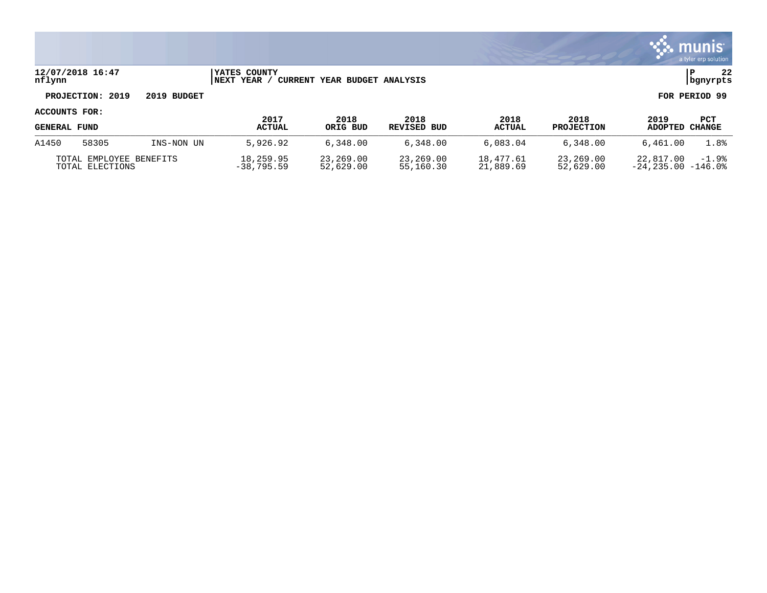**12/07/2018 16:47** | **YATES COUNTY** | **P 22**
**nflynn** | **NEXT YEAR / CURRENT YEAR BUDGET ANALYSIS** | **bgnyrpts**

**PROJECTION: 2019 2019 BUDGET** **FOR PERIOD 99**

**ACCOUNTS FOR:**

| GENERAL FUND | | | 2017 ACTUAL | 2018 ORIG BUD | 2018 REVISED BUD | 2018 ACTUAL | 2018 PROJECTION | 2019 ADOPTED | PCT CHANGE |
|---|---|---|---|---|---|---|---|---|---|
| A1450 | 58305 | INS-NON UN | 5,926.92 | 6,348.00 | 6,348.00 | 6,083.04 | 6,348.00 | 6,461.00 | 1.8% |
| TOTAL EMPLOYEE BENEFITS | | | 18,259.95 | 23,269.00 | 23,269.00 | 18,477.61 | 23,269.00 | 22,817.00 | -1.9% |
| TOTAL ELECTIONS | | | -38,795.59 | 52,629.00 | 55,160.30 | 21,889.69 | 52,629.00 | -24,235.00 | -146.0% |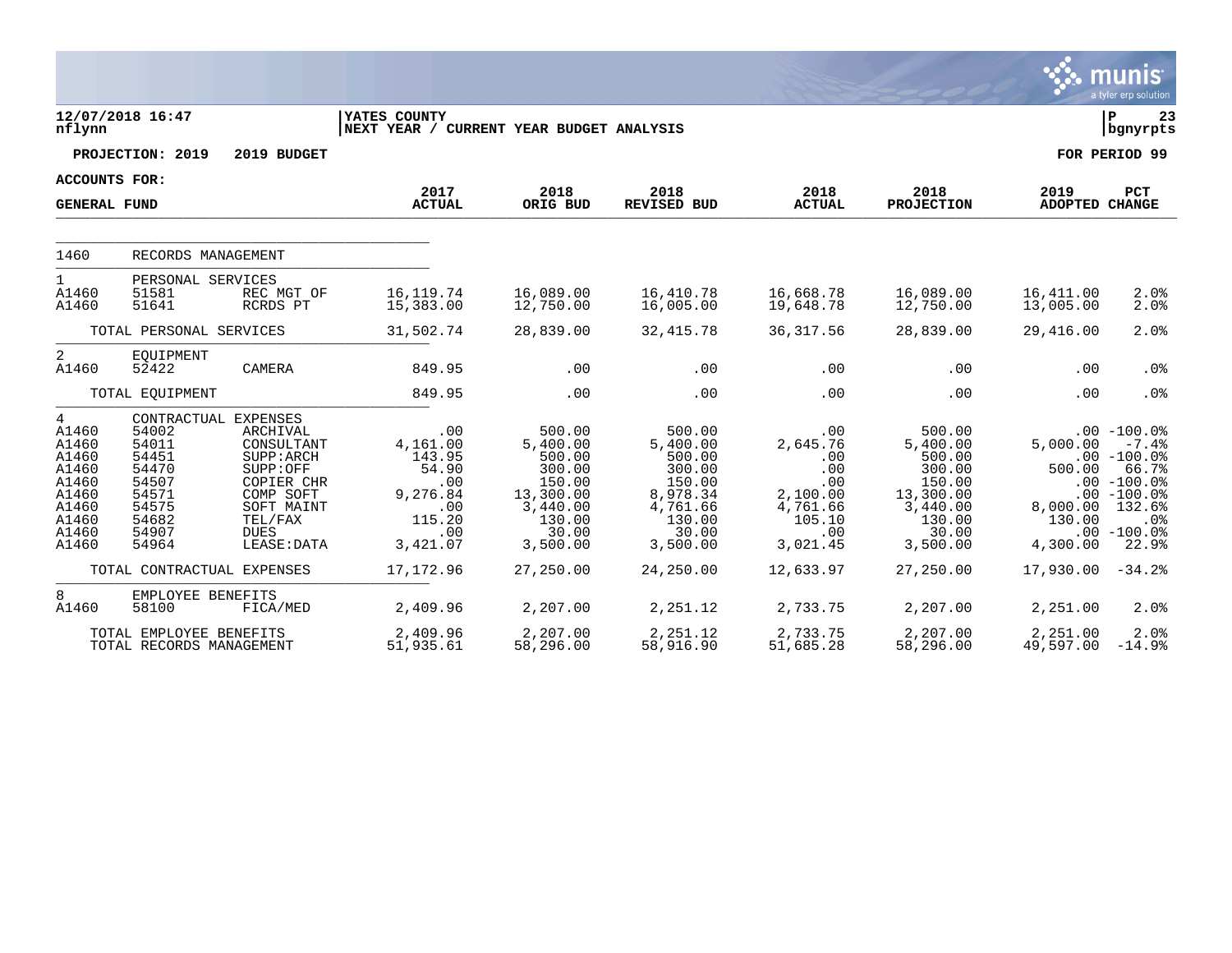12/07/2018 16:47 | YATES COUNTY | P 23
nflynn | NEXT YEAR / CURRENT YEAR BUDGET ANALYSIS | bgnyrpts

**PROJECTION: 2019 2019 BUDGET** — **FOR PERIOD 99**

**ACCOUNTS FOR:**

| GENERAL FUND | | | 2017 ACTUAL | 2018 ORIG BUD | 2018 REVISED BUD | 2018 ACTUAL | 2018 PROJECTION | 2019 ADOPTED | PCT CHANGE |
|---|---|---|---|---|---|---|---|---|---|
| 1460 | RECORDS MANAGEMENT | | | | | | | | |
| 1 | PERSONAL SERVICES | | | | | | | | |
| A1460 | 51581 | REC MGT OF | 16,119.74 | 16,089.00 | 16,410.78 | 16,668.78 | 16,089.00 | 16,411.00 | 2.0% |
| A1460 | 51641 | RCRDS PT | 15,383.00 | 12,750.00 | 16,005.00 | 19,648.78 | 12,750.00 | 13,005.00 | 2.0% |
| | TOTAL PERSONAL SERVICES | | 31,502.74 | 28,839.00 | 32,415.78 | 36,317.56 | 28,839.00 | 29,416.00 | 2.0% |
| 2 | EQUIPMENT | | | | | | | | |
| A1460 | 52422 | CAMERA | 849.95 | .00 | .00 | .00 | .00 | .00 | .0% |
| | TOTAL EQUIPMENT | | 849.95 | .00 | .00 | .00 | .00 | .00 | .0% |
| 4 | CONTRACTUAL EXPENSES | | | | | | | | |
| A1460 | 54002 | ARCHIVAL | .00 | 500.00 | 500.00 | .00 | 500.00 | .00 | -100.0% |
| A1460 | 54011 | CONSULTANT | 4,161.00 | 5,400.00 | 5,400.00 | 2,645.76 | 5,400.00 | 5,000.00 | -7.4% |
| A1460 | 54451 | SUPP:ARCH | 143.95 | 500.00 | 500.00 | .00 | 500.00 | .00 | -100.0% |
| A1460 | 54470 | SUPP:OFF | 54.90 | 300.00 | 300.00 | .00 | 300.00 | 500.00 | 66.7% |
| A1460 | 54507 | COPIER CHR | .00 | 150.00 | 150.00 | .00 | 150.00 | .00 | -100.0% |
| A1460 | 54571 | COMP SOFT | 9,276.84 | 13,300.00 | 8,978.34 | 2,100.00 | 13,300.00 | .00 | -100.0% |
| A1460 | 54575 | SOFT MAINT | .00 | 3,440.00 | 4,761.66 | 4,761.66 | 3,440.00 | 8,000.00 | 132.6% |
| A1460 | 54682 | TEL/FAX | 115.20 | 130.00 | 130.00 | 105.10 | 130.00 | 130.00 | .0% |
| A1460 | 54907 | DUES | .00 | 30.00 | 30.00 | .00 | 30.00 | .00 | -100.0% |
| A1460 | 54964 | LEASE:DATA | 3,421.07 | 3,500.00 | 3,500.00 | 3,021.45 | 3,500.00 | 4,300.00 | 22.9% |
| | TOTAL CONTRACTUAL EXPENSES | | 17,172.96 | 27,250.00 | 24,250.00 | 12,633.97 | 27,250.00 | 17,930.00 | -34.2% |
| 8 | EMPLOYEE BENEFITS | | | | | | | | |
| A1460 | 58100 | FICA/MED | 2,409.96 | 2,207.00 | 2,251.12 | 2,733.75 | 2,207.00 | 2,251.00 | 2.0% |
| | TOTAL EMPLOYEE BENEFITS | | 2,409.96 | 2,207.00 | 2,251.12 | 2,733.75 | 2,207.00 | 2,251.00 | 2.0% |
| | TOTAL RECORDS MANAGEMENT | | 51,935.61 | 58,296.00 | 58,916.90 | 51,685.28 | 58,296.00 | 49,597.00 | -14.9% |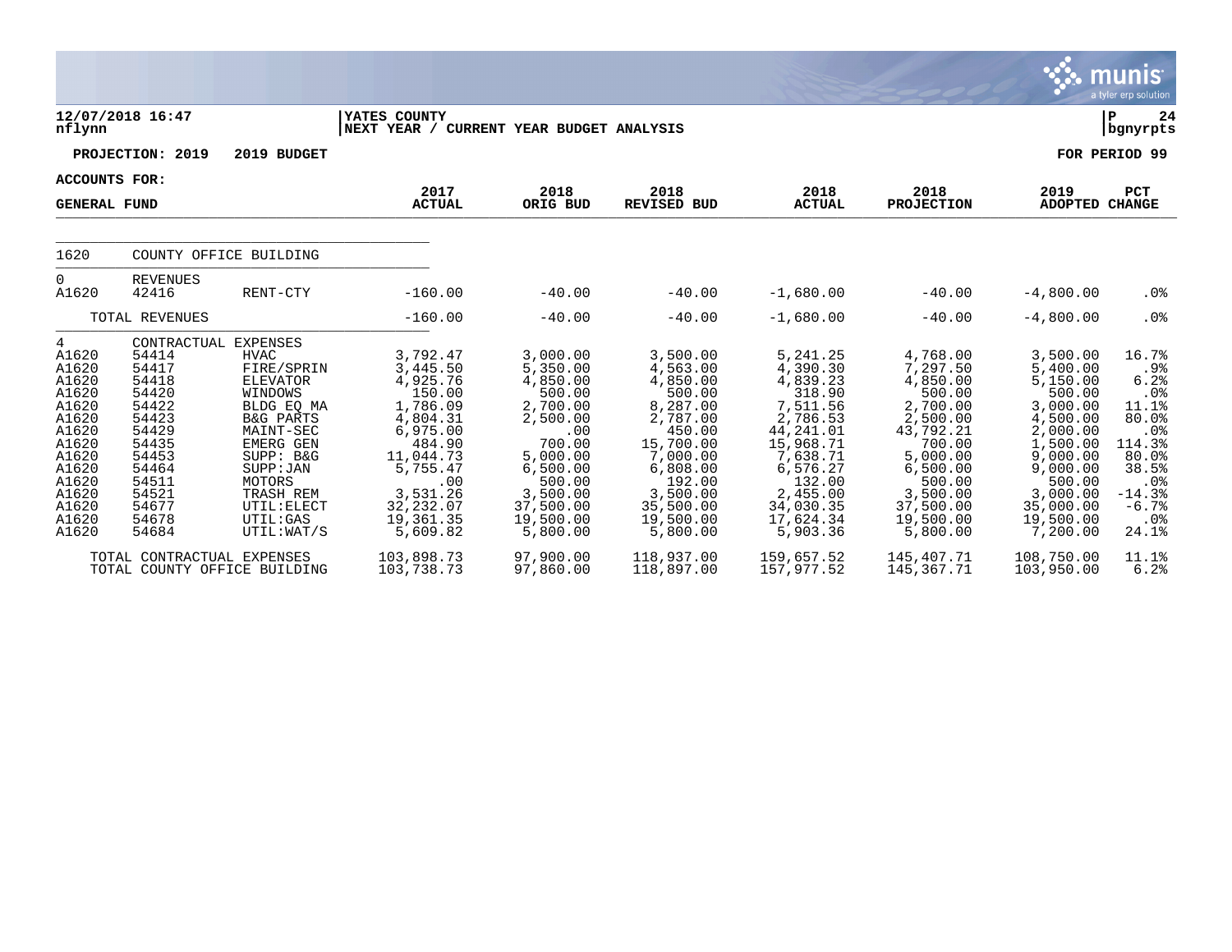12/07/2018 16:47 nflynn | YATES COUNTY | NEXT YEAR / CURRENT YEAR BUDGET ANALYSIS | P 24 bgnyrpts

PROJECTION: 2019 2019 BUDGET | FOR PERIOD 99

ACCOUNTS FOR: GENERAL FUND

| | | | 2017 ACTUAL | 2018 ORIG BUD | 2018 REVISED BUD | 2018 ACTUAL | 2018 PROJECTION | 2019 ADOPTED | PCT CHANGE |
|---|---|---|---|---|---|---|---|---|---|
| 1620 | COUNTY OFFICE BUILDING | | | | | | | | |
| 0 | REVENUES | | | | | | | | |
| A1620 | 42416 | RENT-CTY | -160.00 | -40.00 | -40.00 | -1,680.00 | -40.00 | -4,800.00 | .0% |
| | TOTAL REVENUES | | -160.00 | -40.00 | -40.00 | -1,680.00 | -40.00 | -4,800.00 | .0% |
| 4 | CONTRACTUAL EXPENSES | | | | | | | | |
| A1620 | 54414 | HVAC | 3,792.47 | 3,000.00 | 3,500.00 | 5,241.25 | 4,768.00 | 3,500.00 | 16.7% |
| A1620 | 54417 | FIRE/SPRIN | 3,445.50 | 5,350.00 | 4,563.00 | 4,390.30 | 7,297.50 | 5,400.00 | .9% |
| A1620 | 54418 | ELEVATOR | 4,925.76 | 4,850.00 | 4,850.00 | 4,839.23 | 4,850.00 | 5,150.00 | 6.2% |
| A1620 | 54420 | WINDOWS | 150.00 | 500.00 | 500.00 | 318.90 | 500.00 | 500.00 | .0% |
| A1620 | 54422 | BLDG EQ MA | 1,786.09 | 2,700.00 | 8,287.00 | 7,511.56 | 2,700.00 | 3,000.00 | 11.1% |
| A1620 | 54423 | B&G PARTS | 4,804.31 | 2,500.00 | 2,787.00 | 2,786.53 | 2,500.00 | 4,500.00 | 80.0% |
| A1620 | 54429 | MAINT-SEC | 6,975.00 | .00 | 450.00 | 44,241.01 | 43,792.21 | 2,000.00 | .0% |
| A1620 | 54435 | EMERG GEN | 484.90 | 700.00 | 15,700.00 | 15,968.71 | 700.00 | 1,500.00 | 114.3% |
| A1620 | 54453 | SUPP: B&G | 11,044.73 | 5,000.00 | 7,000.00 | 7,638.71 | 5,000.00 | 9,000.00 | 80.0% |
| A1620 | 54464 | SUPP:JAN | 5,755.47 | 6,500.00 | 6,808.00 | 6,576.27 | 6,500.00 | 9,000.00 | 38.5% |
| A1620 | 54511 | MOTORS | .00 | 500.00 | 192.00 | 132.00 | 500.00 | 500.00 | .0% |
| A1620 | 54521 | TRASH REM | 3,531.26 | 3,500.00 | 3,500.00 | 2,455.00 | 3,500.00 | 3,000.00 | -14.3% |
| A1620 | 54677 | UTIL:ELECT | 32,232.07 | 37,500.00 | 35,500.00 | 34,030.35 | 37,500.00 | 35,000.00 | -6.7% |
| A1620 | 54678 | UTIL:GAS | 19,361.35 | 19,500.00 | 19,500.00 | 17,624.34 | 19,500.00 | 19,500.00 | .0% |
| A1620 | 54684 | UTIL:WAT/S | 5,609.82 | 5,800.00 | 5,800.00 | 5,903.36 | 5,800.00 | 7,200.00 | 24.1% |
| | TOTAL CONTRACTUAL EXPENSES | | 103,898.73 | 97,900.00 | 118,937.00 | 159,657.52 | 145,407.71 | 108,750.00 | 11.1% |
| | TOTAL COUNTY OFFICE BUILDING | | 103,738.73 | 97,860.00 | 118,897.00 | 157,977.52 | 145,367.71 | 103,950.00 | 6.2% |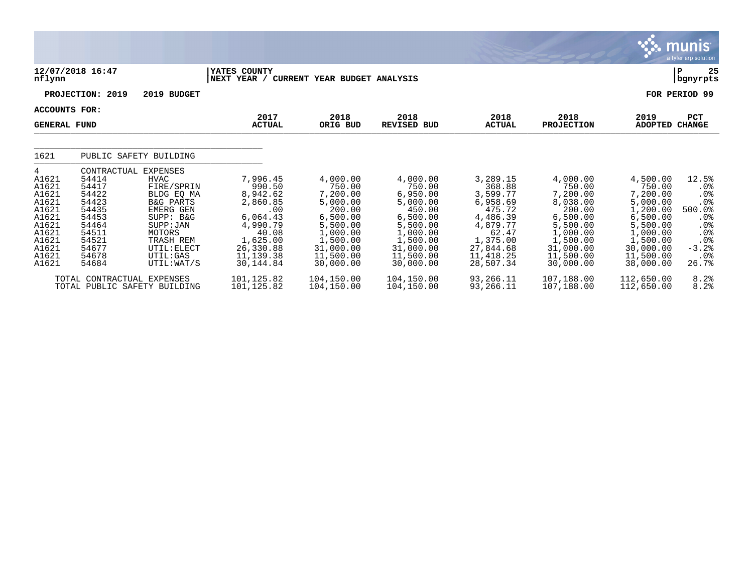YATES COUNTY
NEXT YEAR / CURRENT YEAR BUDGET ANALYSIS

12/07/2018 16:47
nflynn

P 25
bgnyrpts

PROJECTION: 2019 2019 BUDGET

FOR PERIOD 99

ACCOUNTS FOR:

| GENERAL FUND | | | 2017 ACTUAL | 2018 ORIG BUD | 2018 REVISED BUD | 2018 ACTUAL | 2018 PROJECTION | 2019 ADOPTED | PCT CHANGE |
|---|---|---|---|---|---|---|---|---|---|
| 1621 | PUBLIC SAFETY BUILDING | | | | | | | | |
| 4 | CONTRACTUAL EXPENSES | | | | | | | | |
| A1621 | 54414 | HVAC | 7,996.45 | 4,000.00 | 4,000.00 | 3,289.15 | 4,000.00 | 4,500.00 | 12.5% |
| A1621 | 54417 | FIRE/SPRIN | 990.50 | 750.00 | 750.00 | 368.88 | 750.00 | 750.00 | .0% |
| A1621 | 54422 | BLDG EQ MA | 8,942.62 | 7,200.00 | 6,950.00 | 3,599.77 | 7,200.00 | 7,200.00 | .0% |
| A1621 | 54423 | B&G PARTS | 2,860.85 | 5,000.00 | 5,000.00 | 6,958.69 | 8,038.00 | 5,000.00 | .0% |
| A1621 | 54435 | EMERG GEN | .00 | 200.00 | 450.00 | 475.72 | 200.00 | 1,200.00 | 500.0% |
| A1621 | 54453 | SUPP: B&G | 6,064.43 | 6,500.00 | 6,500.00 | 4,486.39 | 6,500.00 | 6,500.00 | .0% |
| A1621 | 54464 | SUPP:JAN | 4,990.79 | 5,500.00 | 5,500.00 | 4,879.77 | 5,500.00 | 5,500.00 | .0% |
| A1621 | 54511 | MOTORS | 40.08 | 1,000.00 | 1,000.00 | 62.47 | 1,000.00 | 1,000.00 | .0% |
| A1621 | 54521 | TRASH REM | 1,625.00 | 1,500.00 | 1,500.00 | 1,375.00 | 1,500.00 | 1,500.00 | .0% |
| A1621 | 54677 | UTIL:ELECT | 26,330.88 | 31,000.00 | 31,000.00 | 27,844.68 | 31,000.00 | 30,000.00 | -3.2% |
| A1621 | 54678 | UTIL:GAS | 11,139.38 | 11,500.00 | 11,500.00 | 11,418.25 | 11,500.00 | 11,500.00 | .0% |
| A1621 | 54684 | UTIL:WAT/S | 30,144.84 | 30,000.00 | 30,000.00 | 28,507.34 | 30,000.00 | 38,000.00 | 26.7% |
| TOTAL CONTRACTUAL EXPENSES | | | 101,125.82 | 104,150.00 | 104,150.00 | 93,266.11 | 107,188.00 | 112,650.00 | 8.2% |
| TOTAL PUBLIC SAFETY BUILDING | | | 101,125.82 | 104,150.00 | 104,150.00 | 93,266.11 | 107,188.00 | 112,650.00 | 8.2% |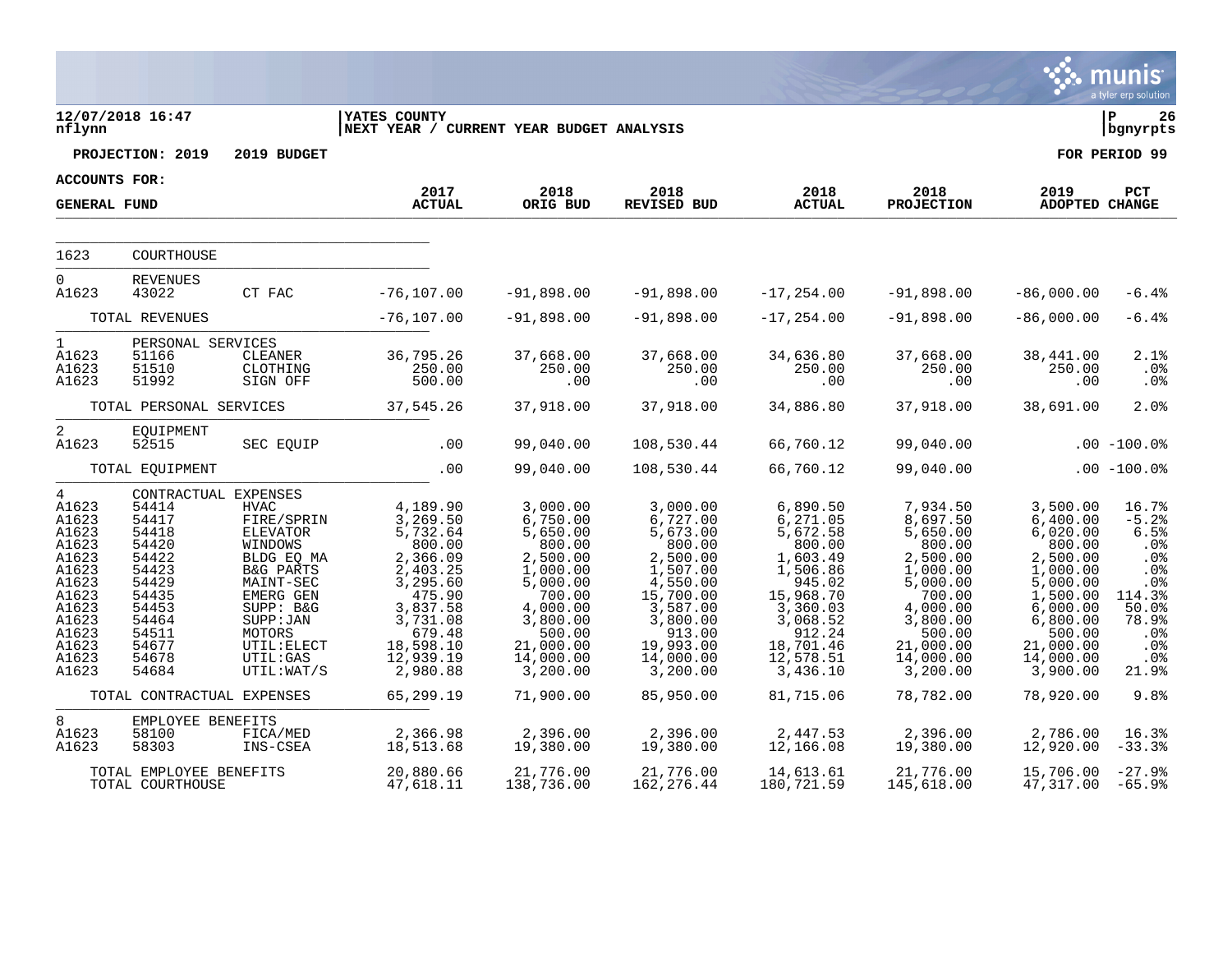**12/07/2018 16:47**
**nflynn**

**YATES COUNTY**
**NEXT YEAR / CURRENT YEAR BUDGET ANALYSIS**

**P 26**
**bgnyrpts**

**PROJECTION: 2019 2019 BUDGET** **FOR PERIOD 99**

**ACCOUNTS FOR:**
**GENERAL FUND**

| | | | 2017 ACTUAL | 2018 ORIG BUD | 2018 REVISED BUD | 2018 ACTUAL | 2018 PROJECTION | 2019 ADOPTED | PCT CHANGE |
|---|---|---|---|---|---|---|---|---|---|
| 1623 | COURTHOUSE | | | | | | | | |
| 0 | REVENUES | | | | | | | | |
| A1623 | 43022 | CT FAC | -76,107.00 | -91,898.00 | -91,898.00 | -17,254.00 | -91,898.00 | -86,000.00 | -6.4% |
| | TOTAL REVENUES | | -76,107.00 | -91,898.00 | -91,898.00 | -17,254.00 | -91,898.00 | -86,000.00 | -6.4% |
| 1 | PERSONAL SERVICES | | | | | | | | |
| A1623 | 51166 | CLEANER | 36,795.26 | 37,668.00 | 37,668.00 | 34,636.80 | 37,668.00 | 38,441.00 | 2.1% |
| A1623 | 51510 | CLOTHING | 250.00 | 250.00 | 250.00 | 250.00 | 250.00 | 250.00 | .0% |
| A1623 | 51992 | SIGN OFF | 500.00 | .00 | .00 | .00 | .00 | .00 | .0% |
| | TOTAL PERSONAL SERVICES | | 37,545.26 | 37,918.00 | 37,918.00 | 34,886.80 | 37,918.00 | 38,691.00 | 2.0% |
| 2 | EQUIPMENT | | | | | | | | |
| A1623 | 52515 | SEC EQUIP | .00 | 99,040.00 | 108,530.44 | 66,760.12 | 99,040.00 | .00 | -100.0% |
| | TOTAL EQUIPMENT | | .00 | 99,040.00 | 108,530.44 | 66,760.12 | 99,040.00 | .00 | -100.0% |
| 4 | CONTRACTUAL EXPENSES | | | | | | | | |
| A1623 | 54414 | HVAC | 4,189.90 | 3,000.00 | 3,000.00 | 6,890.50 | 7,934.50 | 3,500.00 | 16.7% |
| A1623 | 54417 | FIRE/SPRIN | 3,269.50 | 6,750.00 | 6,727.00 | 6,271.05 | 8,697.50 | 6,400.00 | -5.2% |
| A1623 | 54418 | ELEVATOR | 5,732.64 | 5,650.00 | 5,673.00 | 5,672.58 | 5,650.00 | 6,020.00 | 6.5% |
| A1623 | 54420 | WINDOWS | 800.00 | 800.00 | 800.00 | 800.00 | 800.00 | 800.00 | .0% |
| A1623 | 54422 | BLDG EQ MA | 2,366.09 | 2,500.00 | 2,500.00 | 1,603.49 | 2,500.00 | 2,500.00 | .0% |
| A1623 | 54423 | B&G PARTS | 2,403.25 | 1,000.00 | 1,507.00 | 1,506.86 | 1,000.00 | 1,000.00 | .0% |
| A1623 | 54429 | MAINT-SEC | 3,295.60 | 5,000.00 | 4,550.00 | 945.02 | 5,000.00 | 5,000.00 | .0% |
| A1623 | 54435 | EMERG GEN | 475.90 | 700.00 | 15,700.00 | 15,968.70 | 700.00 | 1,500.00 | 114.3% |
| A1623 | 54453 | SUPP: B&G | 3,837.58 | 4,000.00 | 3,587.00 | 3,360.03 | 4,000.00 | 6,000.00 | 50.0% |
| A1623 | 54464 | SUPP:JAN | 3,731.08 | 3,800.00 | 3,800.00 | 3,068.52 | 3,800.00 | 6,800.00 | 78.9% |
| A1623 | 54511 | MOTORS | 679.48 | 500.00 | 913.00 | 912.24 | 500.00 | 500.00 | .0% |
| A1623 | 54677 | UTIL:ELECT | 18,598.10 | 21,000.00 | 19,993.00 | 18,701.46 | 21,000.00 | 21,000.00 | .0% |
| A1623 | 54678 | UTIL:GAS | 12,939.19 | 14,000.00 | 14,000.00 | 12,578.51 | 14,000.00 | 14,000.00 | .0% |
| A1623 | 54684 | UTIL:WAT/S | 2,980.88 | 3,200.00 | 3,200.00 | 3,436.10 | 3,200.00 | 3,900.00 | 21.9% |
| | TOTAL CONTRACTUAL EXPENSES | | 65,299.19 | 71,900.00 | 85,950.00 | 81,715.06 | 78,782.00 | 78,920.00 | 9.8% |
| 8 | EMPLOYEE BENEFITS | | | | | | | | |
| A1623 | 58100 | FICA/MED | 2,366.98 | 2,396.00 | 2,396.00 | 2,447.53 | 2,396.00 | 2,786.00 | 16.3% |
| A1623 | 58303 | INS-CSEA | 18,513.68 | 19,380.00 | 19,380.00 | 12,166.08 | 19,380.00 | 12,920.00 | -33.3% |
| | TOTAL EMPLOYEE BENEFITS | | 20,880.66 | 21,776.00 | 21,776.00 | 14,613.61 | 21,776.00 | 15,706.00 | -27.9% |
| | TOTAL COURTHOUSE | | 47,618.11 | 138,736.00 | 162,276.44 | 180,721.59 | 145,618.00 | 47,317.00 | -65.9% |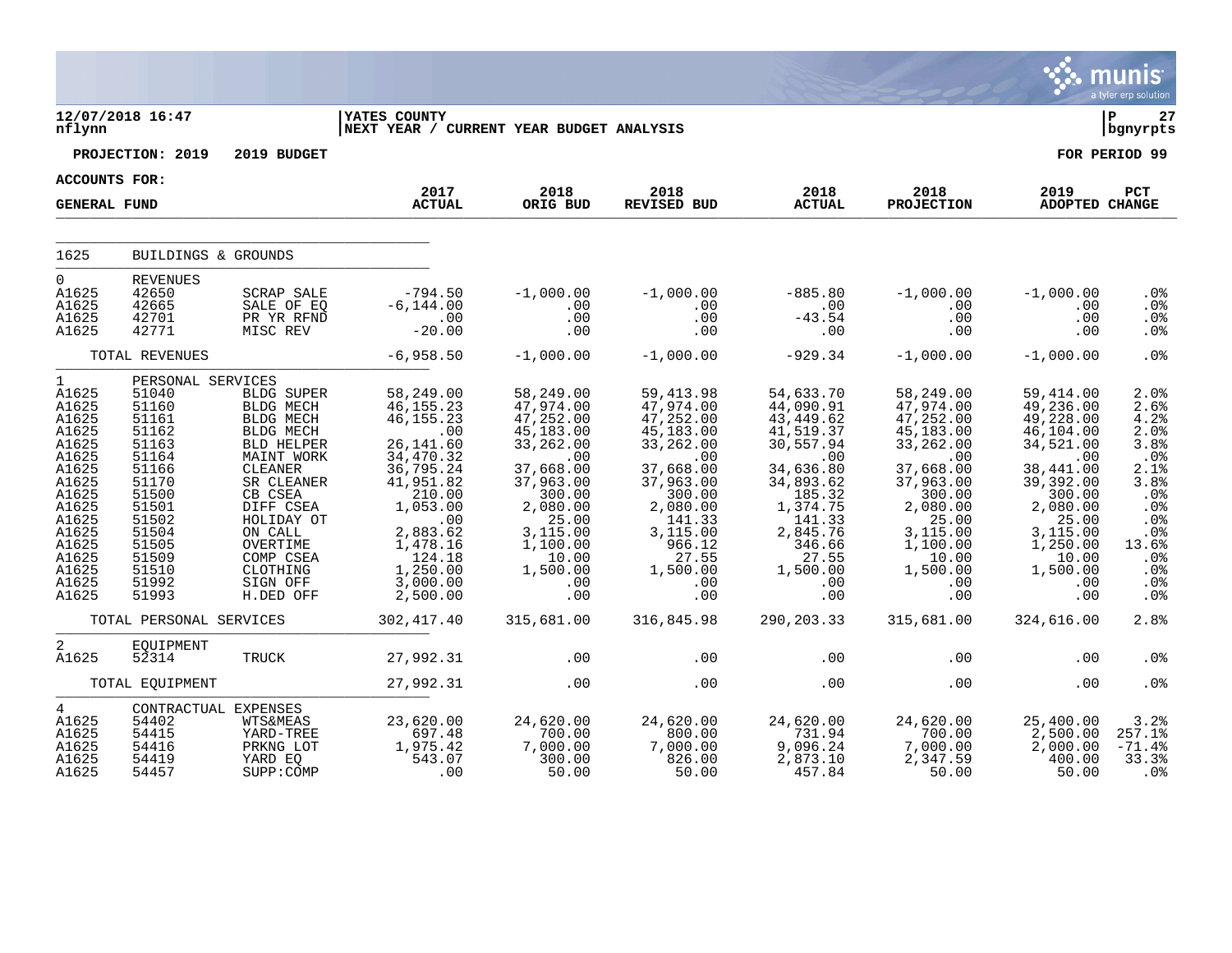12/07/2018 16:47 | YATES COUNTY | P 27
nflynn | NEXT YEAR / CURRENT YEAR BUDGET ANALYSIS | bgnyrpts

**PROJECTION: 2019 — 2019 BUDGET** — FOR PERIOD 99

**ACCOUNTS FOR:**

| GENERAL FUND | | | 2017 ACTUAL | 2018 ORIG BUD | 2018 REVISED BUD | 2018 ACTUAL | 2018 PROJECTION | 2019 ADOPTED | PCT CHANGE |
|---|---|---|---|---|---|---|---|---|---|
| 1625 | BUILDINGS & GROUNDS | | | | | | | | |
| 0 | REVENUES | | | | | | | | |
| A1625 | 42650 | SCRAP SALE | -794.50 | -1,000.00 | -1,000.00 | -885.80 | -1,000.00 | -1,000.00 | .0% |
| A1625 | 42665 | SALE OF EQ | -6,144.00 | .00 | .00 | .00 | .00 | .00 | .0% |
| A1625 | 42701 | PR YR RFND | .00 | .00 | .00 | -43.54 | .00 | .00 | .0% |
| A1625 | 42771 | MISC REV | -20.00 | .00 | .00 | .00 | .00 | .00 | .0% |
| | TOTAL REVENUES | | -6,958.50 | -1,000.00 | -1,000.00 | -929.34 | -1,000.00 | -1,000.00 | .0% |
| 1 | PERSONAL SERVICES | | | | | | | | |
| A1625 | 51040 | BLDG SUPER | 58,249.00 | 58,249.00 | 59,413.98 | 54,633.70 | 58,249.00 | 59,414.00 | 2.0% |
| A1625 | 51160 | BLDG MECH | 46,155.23 | 47,974.00 | 47,974.00 | 44,090.91 | 47,974.00 | 49,236.00 | 2.6% |
| A1625 | 51161 | BLDG MECH | 46,155.23 | 47,252.00 | 47,252.00 | 43,449.62 | 47,252.00 | 49,228.00 | 4.2% |
| A1625 | 51162 | BLDG MECH | .00 | 45,183.00 | 45,183.00 | 41,519.37 | 45,183.00 | 46,104.00 | 2.0% |
| A1625 | 51163 | BLD HELPER | 26,141.60 | 33,262.00 | 33,262.00 | 30,557.94 | 33,262.00 | 34,521.00 | 3.8% |
| A1625 | 51164 | MAINT WORK | 34,470.32 | .00 | .00 | .00 | .00 | .00 | .0% |
| A1625 | 51166 | CLEANER | 36,795.24 | 37,668.00 | 37,668.00 | 34,636.80 | 37,668.00 | 38,441.00 | 2.1% |
| A1625 | 51170 | SR CLEANER | 41,951.82 | 37,963.00 | 37,963.00 | 34,893.62 | 37,963.00 | 39,392.00 | 3.8% |
| A1625 | 51500 | CB CSEA | 210.00 | 300.00 | 300.00 | 185.32 | 300.00 | 300.00 | .0% |
| A1625 | 51501 | DIFF CSEA | 1,053.00 | 2,080.00 | 2,080.00 | 1,374.75 | 2,080.00 | 2,080.00 | .0% |
| A1625 | 51502 | HOLIDAY OT | .00 | 25.00 | 141.33 | 141.33 | 25.00 | 25.00 | .0% |
| A1625 | 51504 | ON CALL | 2,883.62 | 3,115.00 | 3,115.00 | 2,845.76 | 3,115.00 | 3,115.00 | .0% |
| A1625 | 51505 | OVERTIME | 1,478.16 | 1,100.00 | 966.12 | 346.66 | 1,100.00 | 1,250.00 | 13.6% |
| A1625 | 51509 | COMP CSEA | 124.18 | 10.00 | 27.55 | 27.55 | 10.00 | 10.00 | .0% |
| A1625 | 51510 | CLOTHING | 1,250.00 | 1,500.00 | 1,500.00 | 1,500.00 | 1,500.00 | 1,500.00 | .0% |
| A1625 | 51992 | SIGN OFF | 3,000.00 | .00 | .00 | .00 | .00 | .00 | .0% |
| A1625 | 51993 | H.DED OFF | 2,500.00 | .00 | .00 | .00 | .00 | .00 | .0% |
| | TOTAL PERSONAL SERVICES | | 302,417.40 | 315,681.00 | 316,845.98 | 290,203.33 | 315,681.00 | 324,616.00 | 2.8% |
| 2 | EQUIPMENT | | | | | | | | |
| A1625 | 52314 | TRUCK | 27,992.31 | .00 | .00 | .00 | .00 | .00 | .0% |
| | TOTAL EQUIPMENT | | 27,992.31 | .00 | .00 | .00 | .00 | .00 | .0% |
| 4 | CONTRACTUAL EXPENSES | | | | | | | | |
| A1625 | 54402 | WTS&MEAS | 23,620.00 | 24,620.00 | 24,620.00 | 24,620.00 | 24,620.00 | 25,400.00 | 3.2% |
| A1625 | 54415 | YARD-TREE | 697.48 | 700.00 | 800.00 | 731.94 | 700.00 | 2,500.00 | 257.1% |
| A1625 | 54416 | PRKNG LOT | 1,975.42 | 7,000.00 | 7,000.00 | 9,096.24 | 7,000.00 | 2,000.00 | -71.4% |
| A1625 | 54419 | YARD EQ | 543.07 | 300.00 | 826.00 | 2,873.10 | 2,347.59 | 400.00 | 33.3% |
| A1625 | 54457 | SUPP:COMP | .00 | 50.00 | 50.00 | 457.84 | 50.00 | 50.00 | .0% |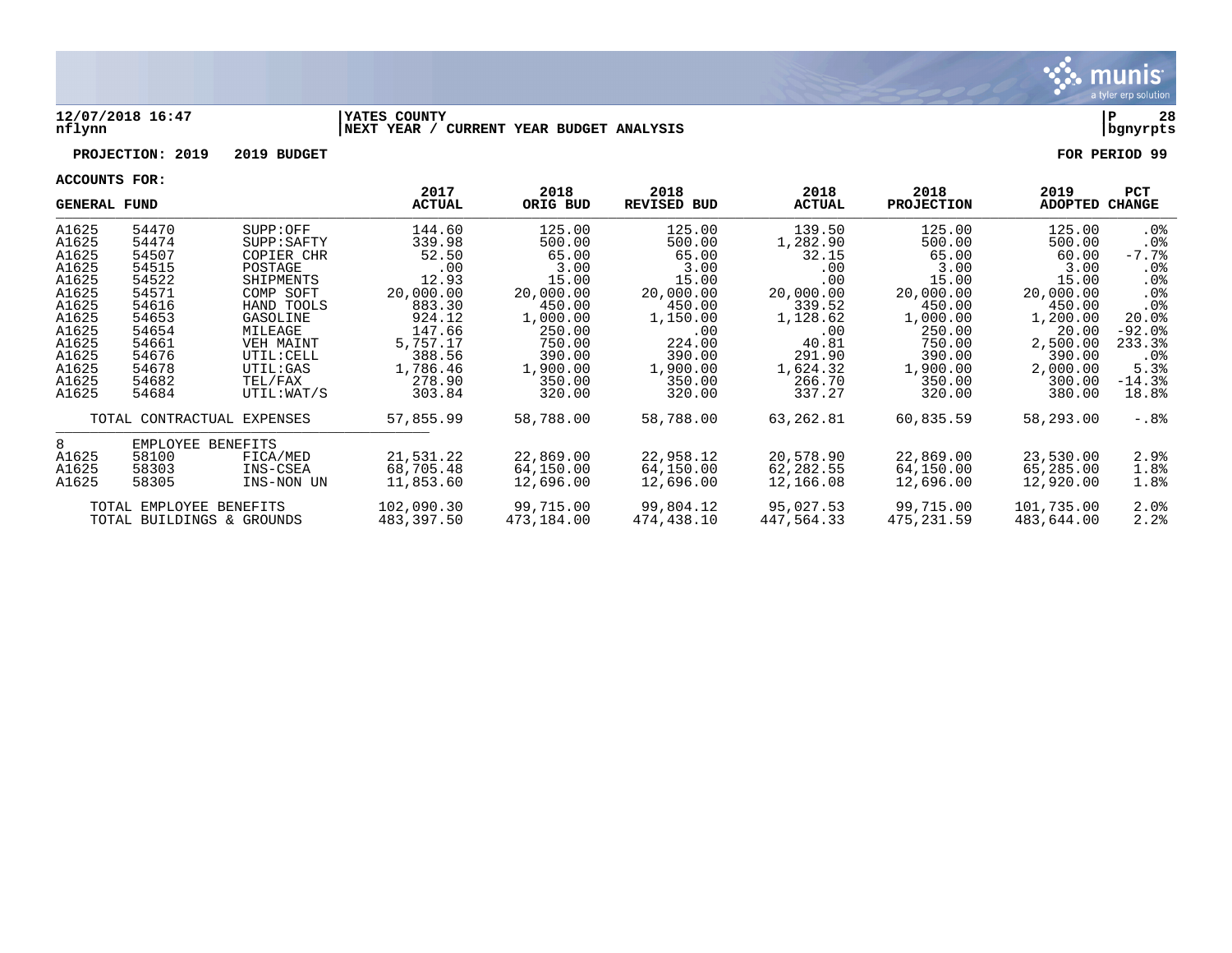**12/07/2018 16:47** | **YATES COUNTY** | **P 28**
**nflynn** | **NEXT YEAR / CURRENT YEAR BUDGET ANALYSIS** | **bgnyrpts**

**PROJECTION: 2019 2019 BUDGET** **FOR PERIOD 99**

**ACCOUNTS FOR:**

| GENERAL FUND | | | 2017 ACTUAL | 2018 ORIG BUD | 2018 REVISED BUD | 2018 ACTUAL | 2018 PROJECTION | 2019 ADOPTED | PCT CHANGE |
|---|---|---|---|---|---|---|---|---|---|
| A1625 | 54470 | SUPP:OFF | 144.60 | 125.00 | 125.00 | 139.50 | 125.00 | 125.00 | .0% |
| A1625 | 54474 | SUPP:SAFTY | 339.98 | 500.00 | 500.00 | 1,282.90 | 500.00 | 500.00 | .0% |
| A1625 | 54507 | COPIER CHR | 52.50 | 65.00 | 65.00 | 32.15 | 65.00 | 60.00 | -7.7% |
| A1625 | 54515 | POSTAGE | .00 | 3.00 | 3.00 | .00 | 3.00 | 3.00 | .0% |
| A1625 | 54522 | SHIPMENTS | 12.93 | 15.00 | 15.00 | .00 | 15.00 | 15.00 | .0% |
| A1625 | 54571 | COMP SOFT | 20,000.00 | 20,000.00 | 20,000.00 | 20,000.00 | 20,000.00 | 20,000.00 | .0% |
| A1625 | 54616 | HAND TOOLS | 883.30 | 450.00 | 450.00 | 339.52 | 450.00 | 450.00 | .0% |
| A1625 | 54653 | GASOLINE | 924.12 | 1,000.00 | 1,150.00 | 1,128.62 | 1,000.00 | 1,200.00 | 20.0% |
| A1625 | 54654 | MILEAGE | 147.66 | 250.00 | .00 | .00 | 250.00 | 20.00 | -92.0% |
| A1625 | 54661 | VEH MAINT | 5,757.17 | 750.00 | 224.00 | 40.81 | 750.00 | 2,500.00 | 233.3% |
| A1625 | 54676 | UTIL:CELL | 388.56 | 390.00 | 390.00 | 291.90 | 390.00 | 390.00 | .0% |
| A1625 | 54678 | UTIL:GAS | 1,786.46 | 1,900.00 | 1,900.00 | 1,624.32 | 1,900.00 | 2,000.00 | 5.3% |
| A1625 | 54682 | TEL/FAX | 278.90 | 350.00 | 350.00 | 266.70 | 350.00 | 300.00 | -14.3% |
| A1625 | 54684 | UTIL:WAT/S | 303.84 | 320.00 | 320.00 | 337.27 | 320.00 | 380.00 | 18.8% |
| | TOTAL CONTRACTUAL EXPENSES | | 57,855.99 | 58,788.00 | 58,788.00 | 63,262.81 | 60,835.59 | 58,293.00 | -.8% |
| 8 | EMPLOYEE BENEFITS | | | | | | | | |
| A1625 | 58100 | FICA/MED | 21,531.22 | 22,869.00 | 22,958.12 | 20,578.90 | 22,869.00 | 23,530.00 | 2.9% |
| A1625 | 58303 | INS-CSEA | 68,705.48 | 64,150.00 | 64,150.00 | 62,282.55 | 64,150.00 | 65,285.00 | 1.8% |
| A1625 | 58305 | INS-NON UN | 11,853.60 | 12,696.00 | 12,696.00 | 12,166.08 | 12,696.00 | 12,920.00 | 1.8% |
| | TOTAL EMPLOYEE BENEFITS | | 102,090.30 | 99,715.00 | 99,804.12 | 95,027.53 | 99,715.00 | 101,735.00 | 2.0% |
| | TOTAL BUILDINGS & GROUNDS | | 483,397.50 | 473,184.00 | 474,438.10 | 447,564.33 | 475,231.59 | 483,644.00 | 2.2% |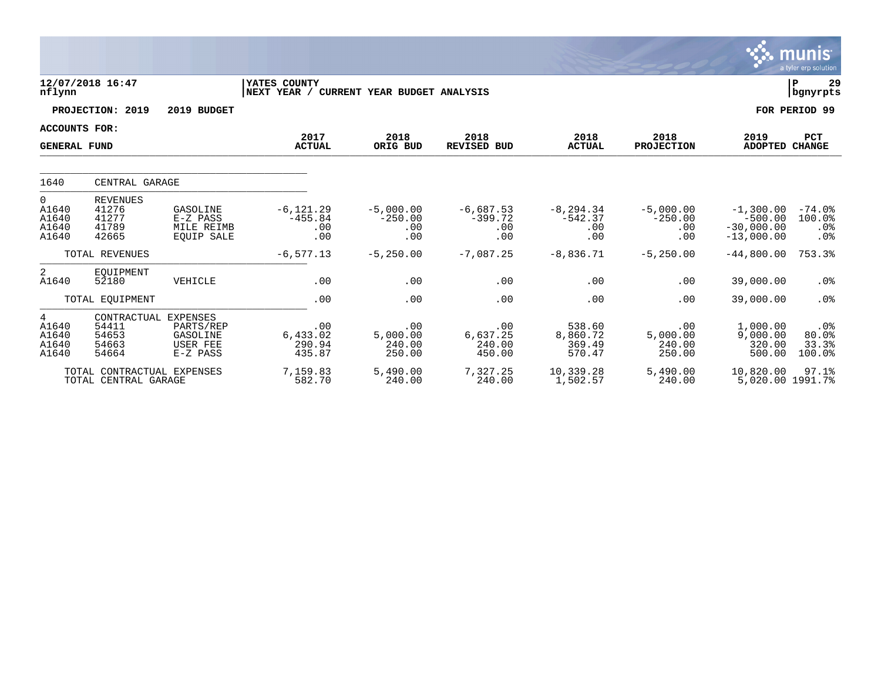12/07/2018 16:47 | YATES COUNTY | P 29
nflynn | NEXT YEAR / CURRENT YEAR BUDGET ANALYSIS | bgnyrpts

**PROJECTION: 2019 2019 BUDGET** — **FOR PERIOD 99**

**ACCOUNTS FOR:**

| GENERAL FUND | | | 2017 ACTUAL | 2018 ORIG BUD | 2018 REVISED BUD | 2018 ACTUAL | 2018 PROJECTION | 2019 ADOPTED | PCT CHANGE |
|---|---|---|---|---|---|---|---|---|---|
| 1640 | CENTRAL GARAGE | | | | | | | | |
| 0 | REVENUES | | | | | | | | |
| A1640 | 41276 | GASOLINE | -6,121.29 | -5,000.00 | -6,687.53 | -8,294.34 | -5,000.00 | -1,300.00 | -74.0% |
| A1640 | 41277 | E-Z PASS | -455.84 | -250.00 | -399.72 | -542.37 | -250.00 | -500.00 | 100.0% |
| A1640 | 41789 | MILE REIMB | .00 | .00 | .00 | .00 | .00 | -30,000.00 | .0% |
| A1640 | 42665 | EQUIP SALE | .00 | .00 | .00 | .00 | .00 | -13,000.00 | .0% |
| | TOTAL REVENUES | | -6,577.13 | -5,250.00 | -7,087.25 | -8,836.71 | -5,250.00 | -44,800.00 | 753.3% |
| 2 | EQUIPMENT | | | | | | | | |
| A1640 | 52180 | VEHICLE | .00 | .00 | .00 | .00 | .00 | 39,000.00 | .0% |
| | TOTAL EQUIPMENT | | .00 | .00 | .00 | .00 | .00 | 39,000.00 | .0% |
| 4 | CONTRACTUAL EXPENSES | | | | | | | | |
| A1640 | 54411 | PARTS/REP | .00 | .00 | .00 | 538.60 | .00 | 1,000.00 | .0% |
| A1640 | 54653 | GASOLINE | 6,433.02 | 5,000.00 | 6,637.25 | 8,860.72 | 5,000.00 | 9,000.00 | 80.0% |
| A1640 | 54663 | USER FEE | 290.94 | 240.00 | 240.00 | 369.49 | 240.00 | 320.00 | 33.3% |
| A1640 | 54664 | E-Z PASS | 435.87 | 250.00 | 450.00 | 570.47 | 250.00 | 500.00 | 100.0% |
| | TOTAL CONTRACTUAL EXPENSES | | 7,159.83 | 5,490.00 | 7,327.25 | 10,339.28 | 5,490.00 | 10,820.00 | 97.1% |
| | TOTAL CENTRAL GARAGE | | 582.70 | 240.00 | 240.00 | 1,502.57 | 240.00 | 5,020.00 | 1991.7% |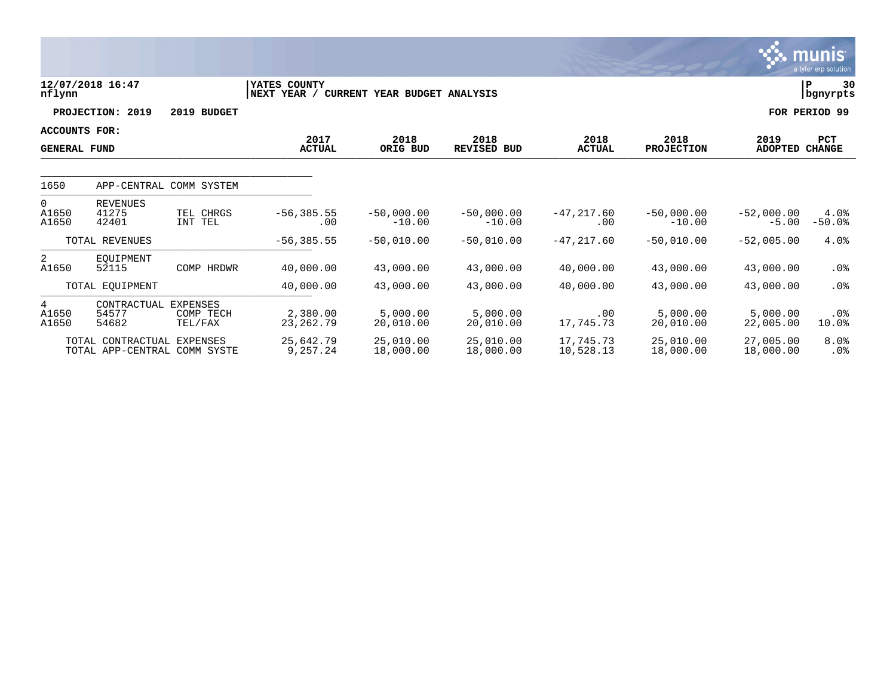YATES COUNTY
NEXT YEAR / CURRENT YEAR BUDGET ANALYSIS

12/07/2018 16:47
nflynn

P 30
bgnyrpts

**PROJECTION: 2019    2019 BUDGET**

**FOR PERIOD 99**

**ACCOUNTS FOR:**

| GENERAL FUND | | | 2017 ACTUAL | 2018 ORIG BUD | 2018 REVISED BUD | 2018 ACTUAL | 2018 PROJECTION | 2019 ADOPTED | PCT CHANGE |
|---|---|---|---|---|---|---|---|---|---|
| 1650 | APP-CENTRAL COMM SYSTEM | | | | | | | | |
| 0 | REVENUES | | | | | | | | |
| A1650 | 41275 | TEL CHRGS | -56,385.55 | -50,000.00 | -50,000.00 | -47,217.60 | -50,000.00 | -52,000.00 | 4.0% |
| A1650 | 42401 | INT TEL | .00 | -10.00 | -10.00 | .00 | -10.00 | -5.00 | -50.0% |
| | TOTAL REVENUES | | -56,385.55 | -50,010.00 | -50,010.00 | -47,217.60 | -50,010.00 | -52,005.00 | 4.0% |
| 2 | EQUIPMENT | | | | | | | | |
| A1650 | 52115 | COMP HRDWR | 40,000.00 | 43,000.00 | 43,000.00 | 40,000.00 | 43,000.00 | 43,000.00 | .0% |
| | TOTAL EQUIPMENT | | 40,000.00 | 43,000.00 | 43,000.00 | 40,000.00 | 43,000.00 | 43,000.00 | .0% |
| 4 | CONTRACTUAL EXPENSES | | | | | | | | |
| A1650 | 54577 | COMP TECH | 2,380.00 | 5,000.00 | 5,000.00 | .00 | 5,000.00 | 5,000.00 | .0% |
| A1650 | 54682 | TEL/FAX | 23,262.79 | 20,010.00 | 20,010.00 | 17,745.73 | 20,010.00 | 22,005.00 | 10.0% |
| | TOTAL CONTRACTUAL EXPENSES | | 25,642.79 | 25,010.00 | 25,010.00 | 17,745.73 | 25,010.00 | 27,005.00 | 8.0% |
| | TOTAL APP-CENTRAL COMM SYSTE | | 9,257.24 | 18,000.00 | 18,000.00 | 10,528.13 | 18,000.00 | 18,000.00 | .0% |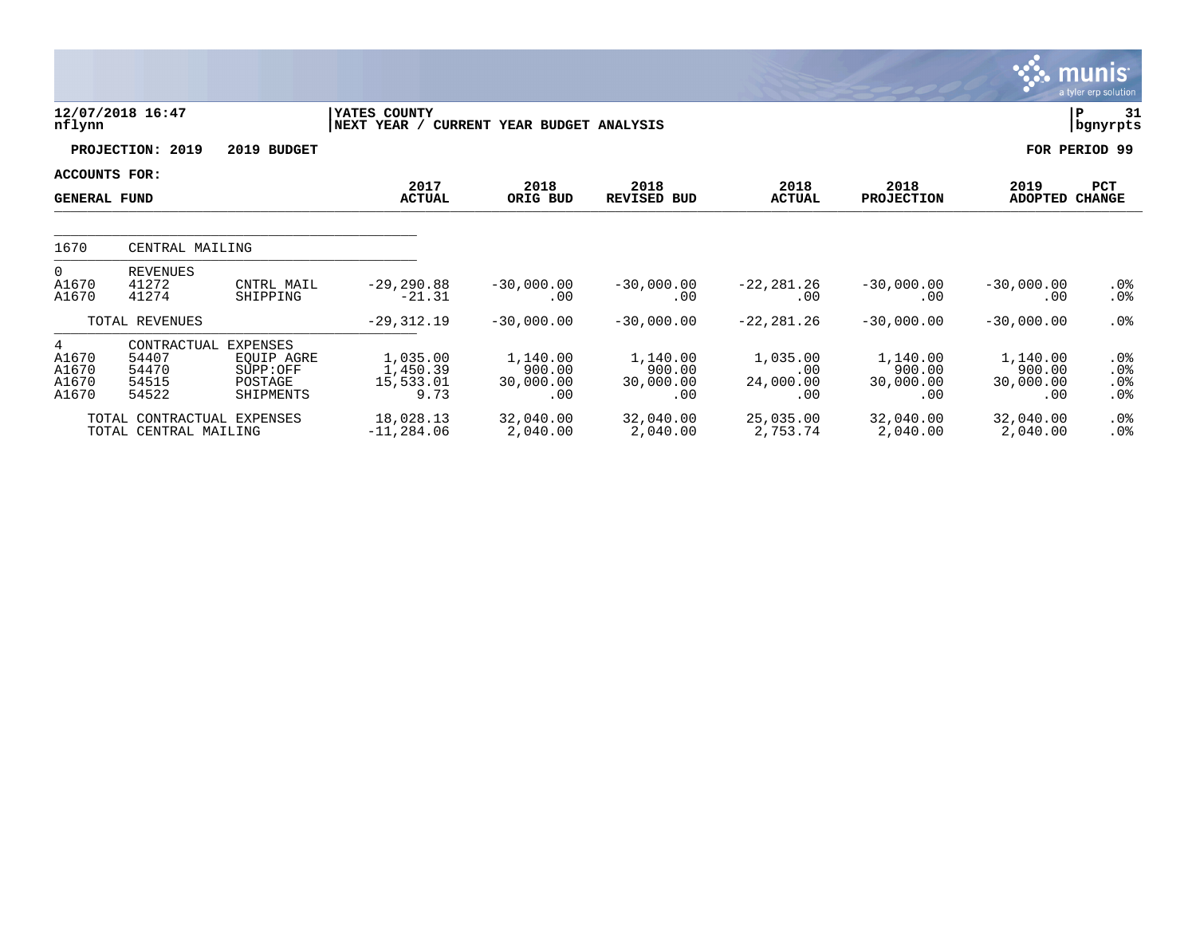12/07/2018 16:47
nflynn

YATES COUNTY
NEXT YEAR / CURRENT YEAR BUDGET ANALYSIS

P 31
bgnyrpts

**PROJECTION: 2019 2019 BUDGET** | **FOR PERIOD 99**

**ACCOUNTS FOR:**

| GENERAL FUND | | | 2017 ACTUAL | 2018 ORIG BUD | 2018 REVISED BUD | 2018 ACTUAL | 2018 PROJECTION | 2019 ADOPTED | PCT CHANGE |
|---|---|---|---|---|---|---|---|---|---|
| 1670 | CENTRAL MAILING | | | | | | | | |
| 0 | REVENUES | | | | | | | | |
| A1670 | 41272 | CNTRL MAIL | -29,290.88 | -30,000.00 | -30,000.00 | -22,281.26 | -30,000.00 | -30,000.00 | .0% |
| A1670 | 41274 | SHIPPING | -21.31 | .00 | .00 | .00 | .00 | .00 | .0% |
| TOTAL REVENUES | | | -29,312.19 | -30,000.00 | -30,000.00 | -22,281.26 | -30,000.00 | -30,000.00 | .0% |
| 4 | CONTRACTUAL EXPENSES | | | | | | | | |
| A1670 | 54407 | EQUIP AGRE | 1,035.00 | 1,140.00 | 1,140.00 | 1,035.00 | 1,140.00 | 1,140.00 | .0% |
| A1670 | 54470 | SUPP:OFF | 1,450.39 | 900.00 | 900.00 | .00 | 900.00 | 900.00 | .0% |
| A1670 | 54515 | POSTAGE | 15,533.01 | 30,000.00 | 30,000.00 | 24,000.00 | 30,000.00 | 30,000.00 | .0% |
| A1670 | 54522 | SHIPMENTS | 9.73 | .00 | .00 | .00 | .00 | .00 | .0% |
| TOTAL CONTRACTUAL EXPENSES | | | 18,028.13 | 32,040.00 | 32,040.00 | 25,035.00 | 32,040.00 | 32,040.00 | .0% |
| TOTAL CENTRAL MAILING | | | -11,284.06 | 2,040.00 | 2,040.00 | 2,753.74 | 2,040.00 | 2,040.00 | .0% |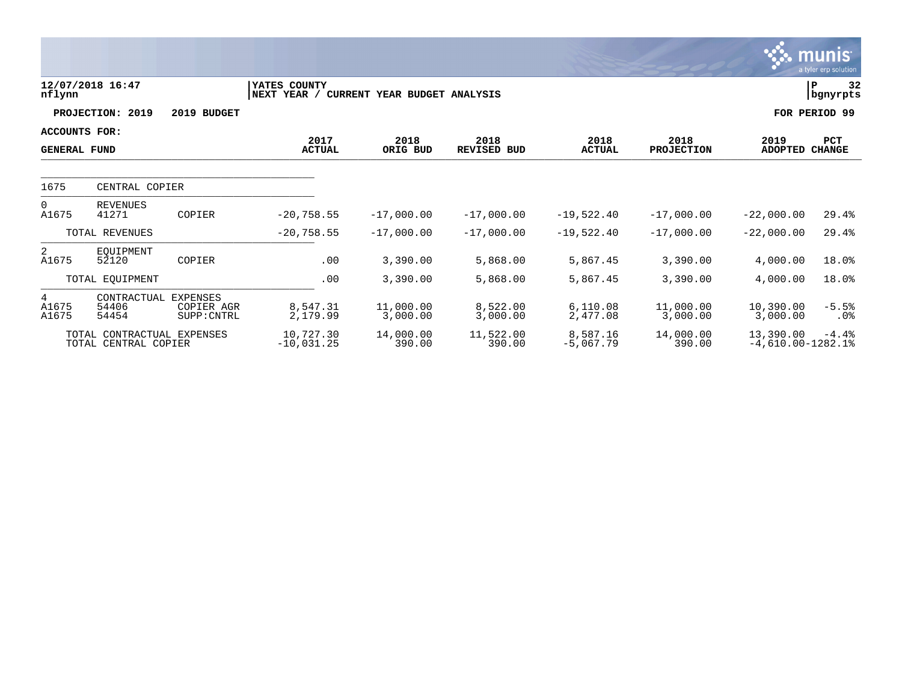**YATES COUNTY**
**NEXT YEAR / CURRENT YEAR BUDGET ANALYSIS**

12/07/2018 16:47
nflynn

P 32
bgnyrpts

**PROJECTION: 2019 2019 BUDGET** **FOR PERIOD 99**

**ACCOUNTS FOR:**
**GENERAL FUND**

| | | | 2017 ACTUAL | 2018 ORIG BUD | 2018 REVISED BUD | 2018 ACTUAL | 2018 PROJECTION | 2019 ADOPTED | PCT CHANGE |
|---|---|---|---|---|---|---|---|---|---|
| 1675 | CENTRAL COPIER | | | | | | | | |
| 0 | REVENUES | | | | | | | | |
| A1675 | 41271 | COPIER | -20,758.55 | -17,000.00 | -17,000.00 | -19,522.40 | -17,000.00 | -22,000.00 | 29.4% |
| | TOTAL REVENUES | | -20,758.55 | -17,000.00 | -17,000.00 | -19,522.40 | -17,000.00 | -22,000.00 | 29.4% |
| 2 | EQUIPMENT | | | | | | | | |
| A1675 | 52120 | COPIER | .00 | 3,390.00 | 5,868.00 | 5,867.45 | 3,390.00 | 4,000.00 | 18.0% |
| | TOTAL EQUIPMENT | | .00 | 3,390.00 | 5,868.00 | 5,867.45 | 3,390.00 | 4,000.00 | 18.0% |
| 4 | CONTRACTUAL EXPENSES | | | | | | | | |
| A1675 | 54406 | COPIER AGR | 8,547.31 | 11,000.00 | 8,522.00 | 6,110.08 | 11,000.00 | 10,390.00 | -5.5% |
| A1675 | 54454 | SUPP:CNTRL | 2,179.99 | 3,000.00 | 3,000.00 | 2,477.08 | 3,000.00 | 3,000.00 | .0% |
| | TOTAL CONTRACTUAL EXPENSES | | 10,727.30 | 14,000.00 | 11,522.00 | 8,587.16 | 14,000.00 | 13,390.00 | -4.4% |
| | TOTAL CENTRAL COPIER | | -10,031.25 | 390.00 | 390.00 | -5,067.79 | 390.00 | -4,610.00 | -1282.1% |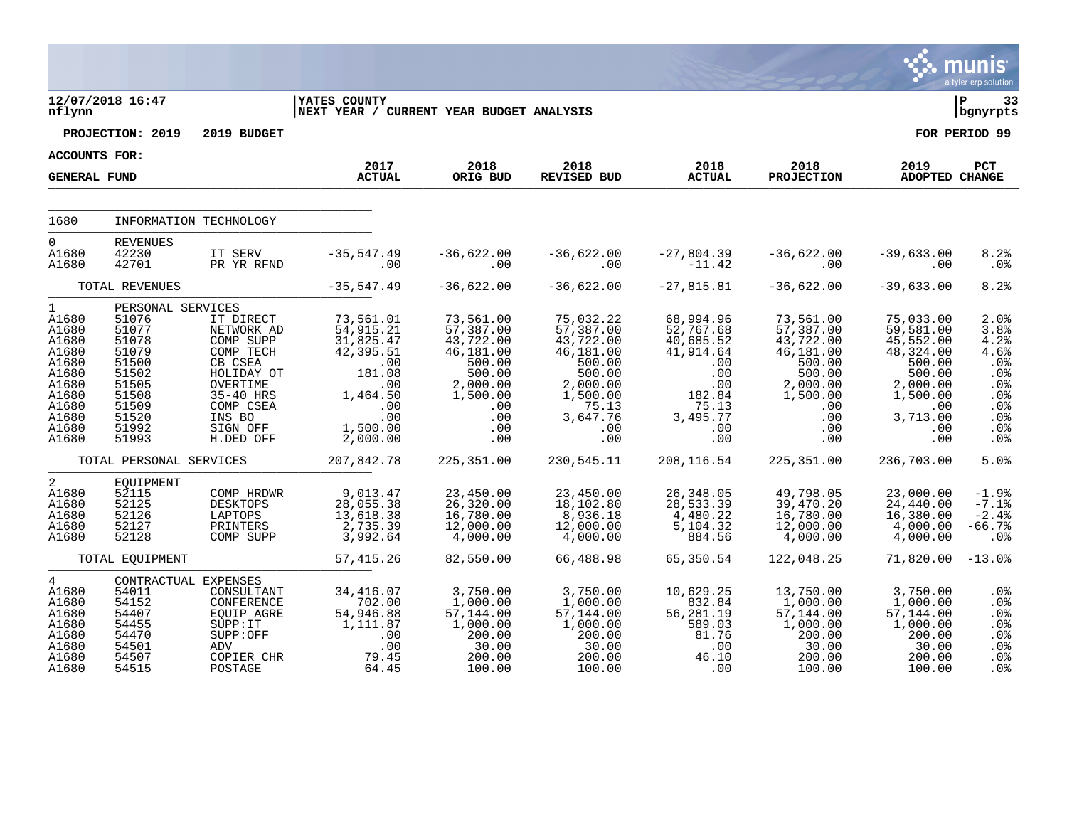12/07/2018 16:47 nflynn | YATES COUNTY
NEXT YEAR / CURRENT YEAR BUDGET ANALYSIS | P 33 bgnyrpts

PROJECTION: 2019 2019 BUDGET | FOR PERIOD 99

ACCOUNTS FOR:

| GENERAL FUND | | | 2017 ACTUAL | 2018 ORIG BUD | 2018 REVISED BUD | 2018 ACTUAL | 2018 PROJECTION | 2019 ADOPTED | PCT CHANGE |
|---|---|---|---|---|---|---|---|---|---|
| 1680 | INFORMATION TECHNOLOGY | | | | | | | | |
| 0 | REVENUES | | | | | | | | |
| A1680 | 42230 | IT SERV | -35,547.49 | -36,622.00 | -36,622.00 | -27,804.39 | -36,622.00 | -39,633.00 | 8.2% |
| A1680 | 42701 | PR YR RFND | .00 | .00 | .00 | -11.42 | .00 | .00 | .0% |
| | TOTAL REVENUES | | -35,547.49 | -36,622.00 | -36,622.00 | -27,815.81 | -36,622.00 | -39,633.00 | 8.2% |
| 1 | PERSONAL SERVICES | | | | | | | | |
| A1680 | 51076 | IT DIRECT | 73,561.01 | 73,561.00 | 75,032.22 | 68,994.96 | 73,561.00 | 75,033.00 | 2.0% |
| A1680 | 51077 | NETWORK AD | 54,915.21 | 57,387.00 | 57,387.00 | 52,767.68 | 57,387.00 | 59,581.00 | 3.8% |
| A1680 | 51078 | COMP SUPP | 31,825.47 | 43,722.00 | 43,722.00 | 40,685.52 | 43,722.00 | 45,552.00 | 4.2% |
| A1680 | 51079 | COMP TECH | 42,395.51 | 46,181.00 | 46,181.00 | 41,914.64 | 46,181.00 | 48,324.00 | 4.6% |
| A1680 | 51500 | CB CSEA | .00 | 500.00 | 500.00 | .00 | 500.00 | 500.00 | .0% |
| A1680 | 51502 | HOLIDAY OT | 181.08 | 500.00 | 500.00 | .00 | 500.00 | 500.00 | .0% |
| A1680 | 51505 | OVERTIME | .00 | 2,000.00 | 2,000.00 | .00 | 2,000.00 | 2,000.00 | .0% |
| A1680 | 51508 | 35-40 HRS | 1,464.50 | 1,500.00 | 1,500.00 | 182.84 | 1,500.00 | 1,500.00 | .0% |
| A1680 | 51509 | COMP CSEA | .00 | .00 | 75.13 | 75.13 | .00 | .00 | .0% |
| A1680 | 51520 | INS BO | .00 | .00 | 3,647.76 | 3,495.77 | .00 | 3,713.00 | .0% |
| A1680 | 51992 | SIGN OFF | 1,500.00 | .00 | .00 | .00 | .00 | .00 | .0% |
| A1680 | 51993 | H.DED OFF | 2,000.00 | .00 | .00 | .00 | .00 | .00 | .0% |
| | TOTAL PERSONAL SERVICES | | 207,842.78 | 225,351.00 | 230,545.11 | 208,116.54 | 225,351.00 | 236,703.00 | 5.0% |
| 2 | EQUIPMENT | | | | | | | | |
| A1680 | 52115 | COMP HRDWR | 9,013.47 | 23,450.00 | 23,450.00 | 26,348.05 | 49,798.05 | 23,000.00 | -1.9% |
| A1680 | 52125 | DESKTOPS | 28,055.38 | 26,320.00 | 18,102.80 | 28,533.39 | 39,470.20 | 24,440.00 | -7.1% |
| A1680 | 52126 | LAPTOPS | 13,618.38 | 16,780.00 | 8,936.18 | 4,480.22 | 16,780.00 | 16,380.00 | -2.4% |
| A1680 | 52127 | PRINTERS | 2,735.39 | 12,000.00 | 12,000.00 | 5,104.32 | 12,000.00 | 4,000.00 | -66.7% |
| A1680 | 52128 | COMP SUPP | 3,992.64 | 4,000.00 | 4,000.00 | 884.56 | 4,000.00 | 4,000.00 | .0% |
| | TOTAL EQUIPMENT | | 57,415.26 | 82,550.00 | 66,488.98 | 65,350.54 | 122,048.25 | 71,820.00 | -13.0% |
| 4 | CONTRACTUAL EXPENSES | | | | | | | | |
| A1680 | 54011 | CONSULTANT | 34,416.07 | 3,750.00 | 3,750.00 | 10,629.25 | 13,750.00 | 3,750.00 | .0% |
| A1680 | 54152 | CONFERENCE | 702.00 | 1,000.00 | 1,000.00 | 832.84 | 1,000.00 | 1,000.00 | .0% |
| A1680 | 54407 | EQUIP AGRE | 54,946.88 | 57,144.00 | 57,144.00 | 56,281.19 | 57,144.00 | 57,144.00 | .0% |
| A1680 | 54455 | SUPP:IT | 1,111.87 | 1,000.00 | 1,000.00 | 589.03 | 1,000.00 | 1,000.00 | .0% |
| A1680 | 54470 | SUPP:OFF | .00 | 200.00 | 200.00 | 81.76 | 200.00 | 200.00 | .0% |
| A1680 | 54501 | ADV | .00 | 30.00 | 30.00 | .00 | 30.00 | 30.00 | .0% |
| A1680 | 54507 | COPIER CHR | 79.45 | 200.00 | 200.00 | 46.10 | 200.00 | 200.00 | .0% |
| A1680 | 54515 | POSTAGE | 64.45 | 100.00 | 100.00 | .00 | 100.00 | 100.00 | .0% |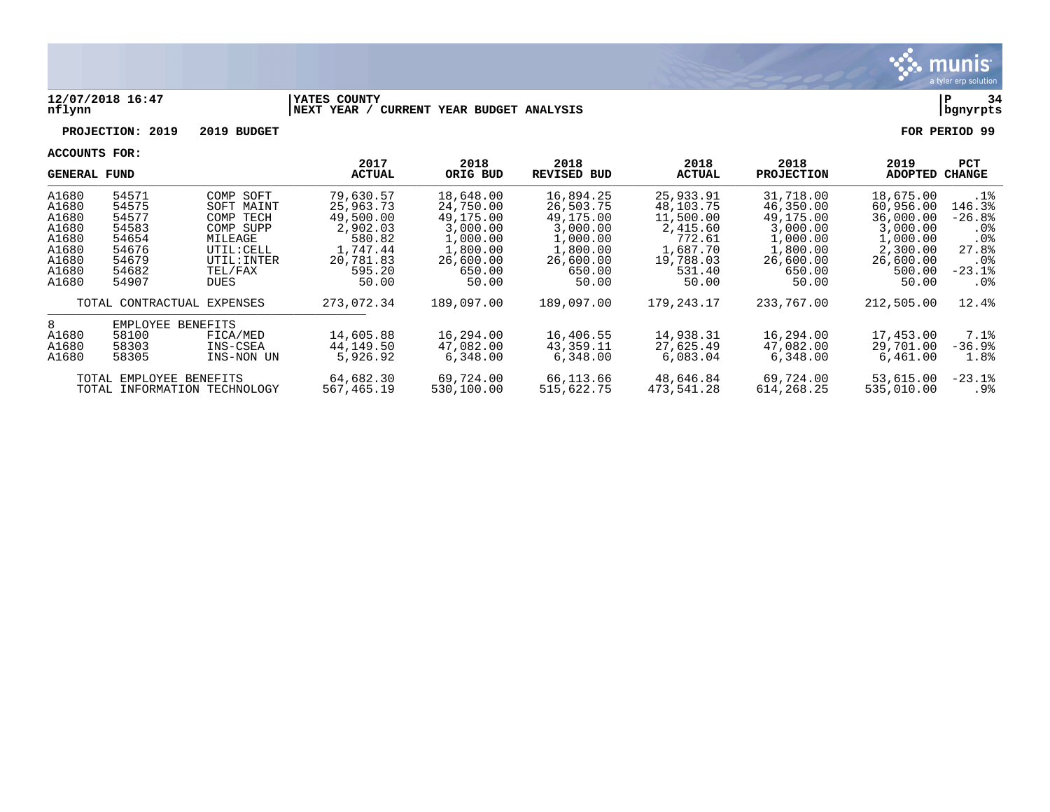12/07/2018 16:47 nflynn | YATES COUNTY — NEXT YEAR / CURRENT YEAR BUDGET ANALYSIS | P 34 bgnyrpts

**PROJECTION: 2019 — 2019 BUDGET** — FOR PERIOD 99

**ACCOUNTS FOR:**

| GENERAL FUND | | | 2017 ACTUAL | 2018 ORIG BUD | 2018 REVISED BUD | 2018 ACTUAL | 2018 PROJECTION | 2019 ADOPTED | PCT CHANGE |
|---|---|---|---|---|---|---|---|---|---|
| A1680 | 54571 | COMP SOFT | 79,630.57 | 18,648.00 | 16,894.25 | 25,933.91 | 31,718.00 | 18,675.00 | .1% |
| A1680 | 54575 | SOFT MAINT | 25,963.73 | 24,750.00 | 26,503.75 | 48,103.75 | 46,350.00 | 60,956.00 | 146.3% |
| A1680 | 54577 | COMP TECH | 49,500.00 | 49,175.00 | 49,175.00 | 11,500.00 | 49,175.00 | 36,000.00 | -26.8% |
| A1680 | 54583 | COMP SUPP | 2,902.03 | 3,000.00 | 3,000.00 | 2,415.60 | 3,000.00 | 3,000.00 | .0% |
| A1680 | 54654 | MILEAGE | 580.82 | 1,000.00 | 1,000.00 | 772.61 | 1,000.00 | 1,000.00 | .0% |
| A1680 | 54676 | UTIL:CELL | 1,747.44 | 1,800.00 | 1,800.00 | 1,687.70 | 1,800.00 | 2,300.00 | 27.8% |
| A1680 | 54679 | UTIL:INTER | 20,781.83 | 26,600.00 | 26,600.00 | 19,788.03 | 26,600.00 | 26,600.00 | .0% |
| A1680 | 54682 | TEL/FAX | 595.20 | 650.00 | 650.00 | 531.40 | 650.00 | 500.00 | -23.1% |
| A1680 | 54907 | DUES | 50.00 | 50.00 | 50.00 | 50.00 | 50.00 | 50.00 | .0% |
| TOTAL CONTRACTUAL EXPENSES | | | 273,072.34 | 189,097.00 | 189,097.00 | 179,243.17 | 233,767.00 | 212,505.00 | 12.4% |
| 8 | EMPLOYEE BENEFITS | | | | | | | | |
| A1680 | 58100 | FICA/MED | 14,605.88 | 16,294.00 | 16,406.55 | 14,938.31 | 16,294.00 | 17,453.00 | 7.1% |
| A1680 | 58303 | INS-CSEA | 44,149.50 | 47,082.00 | 43,359.11 | 27,625.49 | 47,082.00 | 29,701.00 | -36.9% |
| A1680 | 58305 | INS-NON UN | 5,926.92 | 6,348.00 | 6,348.00 | 6,083.04 | 6,348.00 | 6,461.00 | 1.8% |
| TOTAL EMPLOYEE BENEFITS | | | 64,682.30 | 69,724.00 | 66,113.66 | 48,646.84 | 69,724.00 | 53,615.00 | -23.1% |
| TOTAL INFORMATION TECHNOLOGY | | | 567,465.19 | 530,100.00 | 515,622.75 | 473,541.28 | 614,268.25 | 535,010.00 | .9% |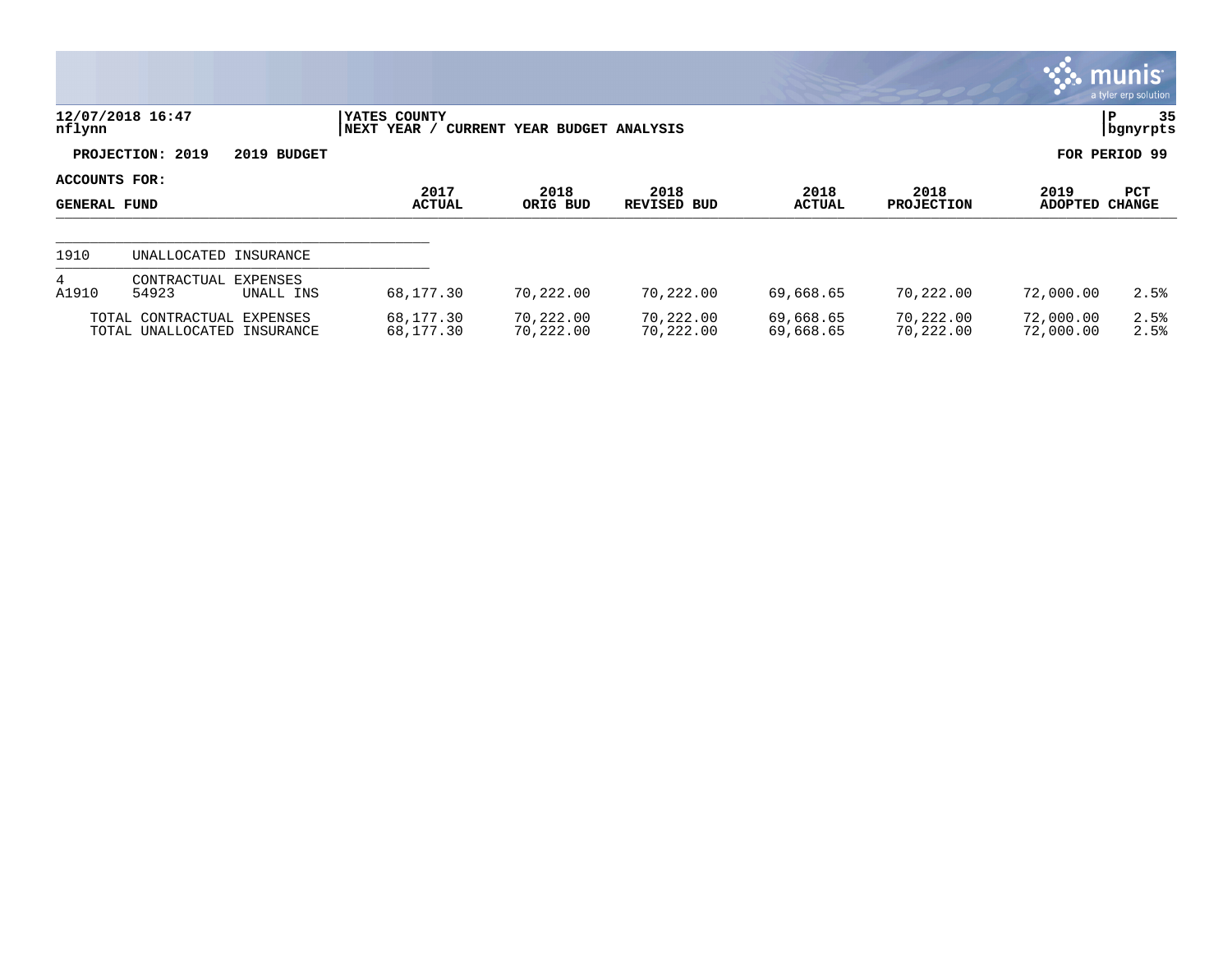**YATES COUNTY**
**NEXT YEAR / CURRENT YEAR BUDGET ANALYSIS**

12/07/2018 16:47
nflynn

**PROJECTION: 2019 2019 BUDGET** — **FOR PERIOD 99**

**ACCOUNTS FOR: GENERAL FUND**

| | | | 2017 ACTUAL | 2018 ORIG BUD | 2018 REVISED BUD | 2018 ACTUAL | 2018 PROJECTION | 2019 ADOPTED | PCT CHANGE |
|---|---|---|---|---|---|---|---|---|---|
| 1910 | UNALLOCATED INSURANCE | | | | | | | | |
| 4 | CONTRACTUAL EXPENSES | | | | | | | | |
| A1910 | 54923 | UNALL INS | 68,177.30 | 70,222.00 | 70,222.00 | 69,668.65 | 70,222.00 | 72,000.00 | 2.5% |
| | TOTAL CONTRACTUAL EXPENSES | | 68,177.30 | 70,222.00 | 70,222.00 | 69,668.65 | 70,222.00 | 72,000.00 | 2.5% |
| | TOTAL UNALLOCATED INSURANCE | | 68,177.30 | 70,222.00 | 70,222.00 | 69,668.65 | 70,222.00 | 72,000.00 | 2.5% |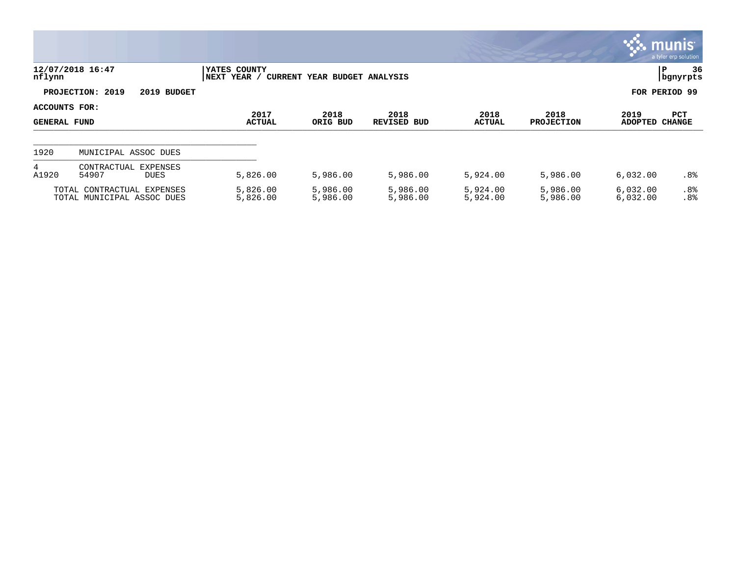**YATES COUNTY**
**NEXT YEAR / CURRENT YEAR BUDGET ANALYSIS**

12/07/2018 16:47
nflynn

**PROJECTION: 2019 2019 BUDGET** — **FOR PERIOD 99**

**ACCOUNTS FOR:**

| GENERAL FUND | | | 2017 ACTUAL | 2018 ORIG BUD | 2018 REVISED BUD | 2018 ACTUAL | 2018 PROJECTION | 2019 ADOPTED | PCT CHANGE |
|---|---|---|---|---|---|---|---|---|---|
| 1920 | MUNICIPAL ASSOC DUES | | | | | | | | |
| 4 | CONTRACTUAL EXPENSES | | | | | | | | |
| A1920 | 54907 | DUES | 5,826.00 | 5,986.00 | 5,986.00 | 5,924.00 | 5,986.00 | 6,032.00 | .8% |
| | TOTAL CONTRACTUAL EXPENSES | | 5,826.00 | 5,986.00 | 5,986.00 | 5,924.00 | 5,986.00 | 6,032.00 | .8% |
| | TOTAL MUNICIPAL ASSOC DUES | | 5,826.00 | 5,986.00 | 5,986.00 | 5,924.00 | 5,986.00 | 6,032.00 | .8% |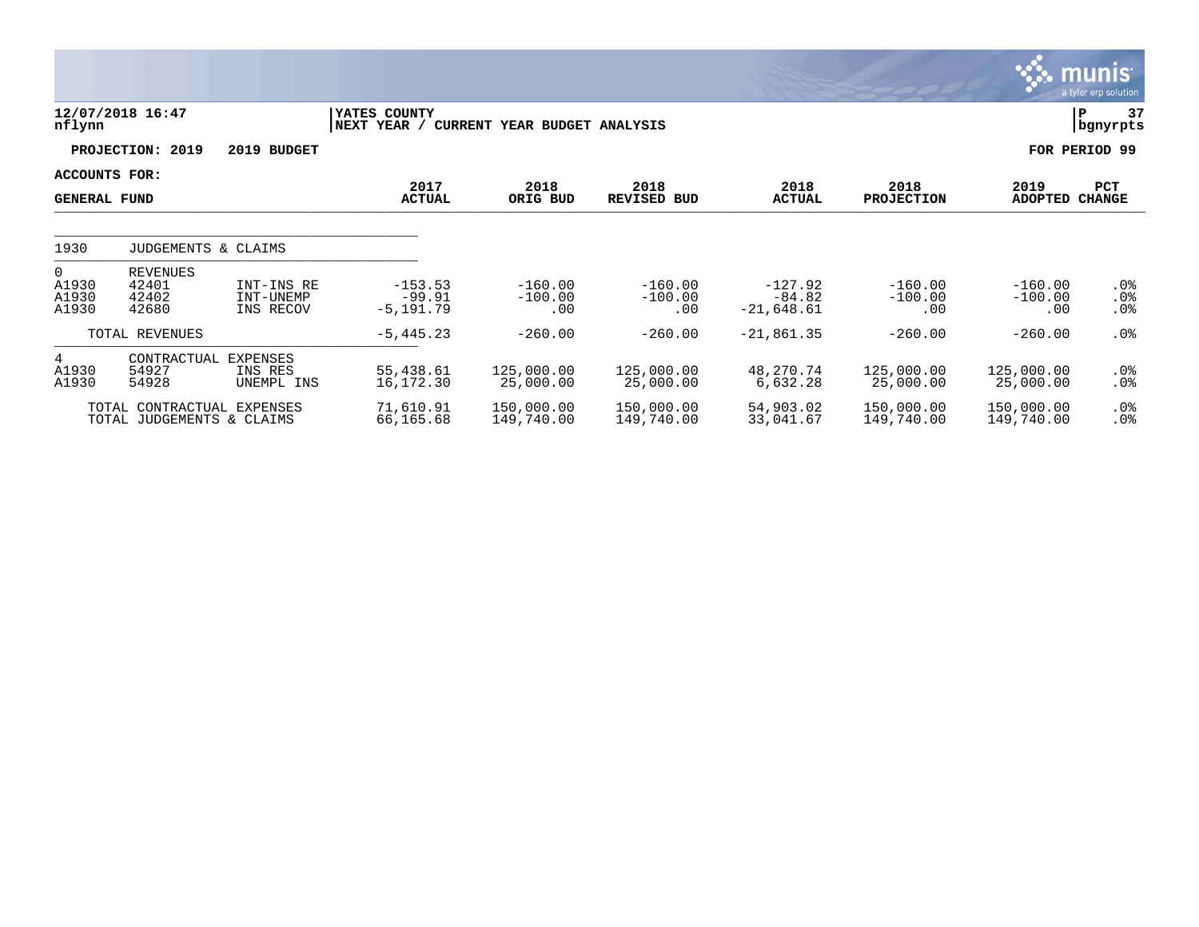12/07/2018 16:47
nflynn

YATES COUNTY
NEXT YEAR / CURRENT YEAR BUDGET ANALYSIS

P 37
bgnyrpts

PROJECTION: 2019 2019 BUDGET

FOR PERIOD 99

ACCOUNTS FOR:
GENERAL FUND

| | | | 2017 ACTUAL | 2018 ORIG BUD | 2018 REVISED BUD | 2018 ACTUAL | 2018 PROJECTION | 2019 ADOPTED | PCT CHANGE |
|---|---|---|---|---|---|---|---|---|---|
| 1930 | JUDGEMENTS & CLAIMS | | | | | | | | |
| 0 | REVENUES | | | | | | | | |
| A1930 | 42401 | INT-INS RE | -153.53 | -160.00 | -160.00 | -127.92 | -160.00 | -160.00 | .0% |
| A1930 | 42402 | INT-UNEMP | -99.91 | -100.00 | -100.00 | -84.82 | -100.00 | -100.00 | .0% |
| A1930 | 42680 | INS RECOV | -5,191.79 | .00 | .00 | -21,648.61 | .00 | .00 | .0% |
| | TOTAL REVENUES | | -5,445.23 | -260.00 | -260.00 | -21,861.35 | -260.00 | -260.00 | .0% |
| 4 | CONTRACTUAL EXPENSES | | | | | | | | |
| A1930 | 54927 | INS RES | 55,438.61 | 125,000.00 | 125,000.00 | 48,270.74 | 125,000.00 | 125,000.00 | .0% |
| A1930 | 54928 | UNEMPL INS | 16,172.30 | 25,000.00 | 25,000.00 | 6,632.28 | 25,000.00 | 25,000.00 | .0% |
| | TOTAL CONTRACTUAL EXPENSES | | 71,610.91 | 150,000.00 | 150,000.00 | 54,903.02 | 150,000.00 | 150,000.00 | .0% |
| | TOTAL JUDGEMENTS & CLAIMS | | 66,165.68 | 149,740.00 | 149,740.00 | 33,041.67 | 149,740.00 | 149,740.00 | .0% |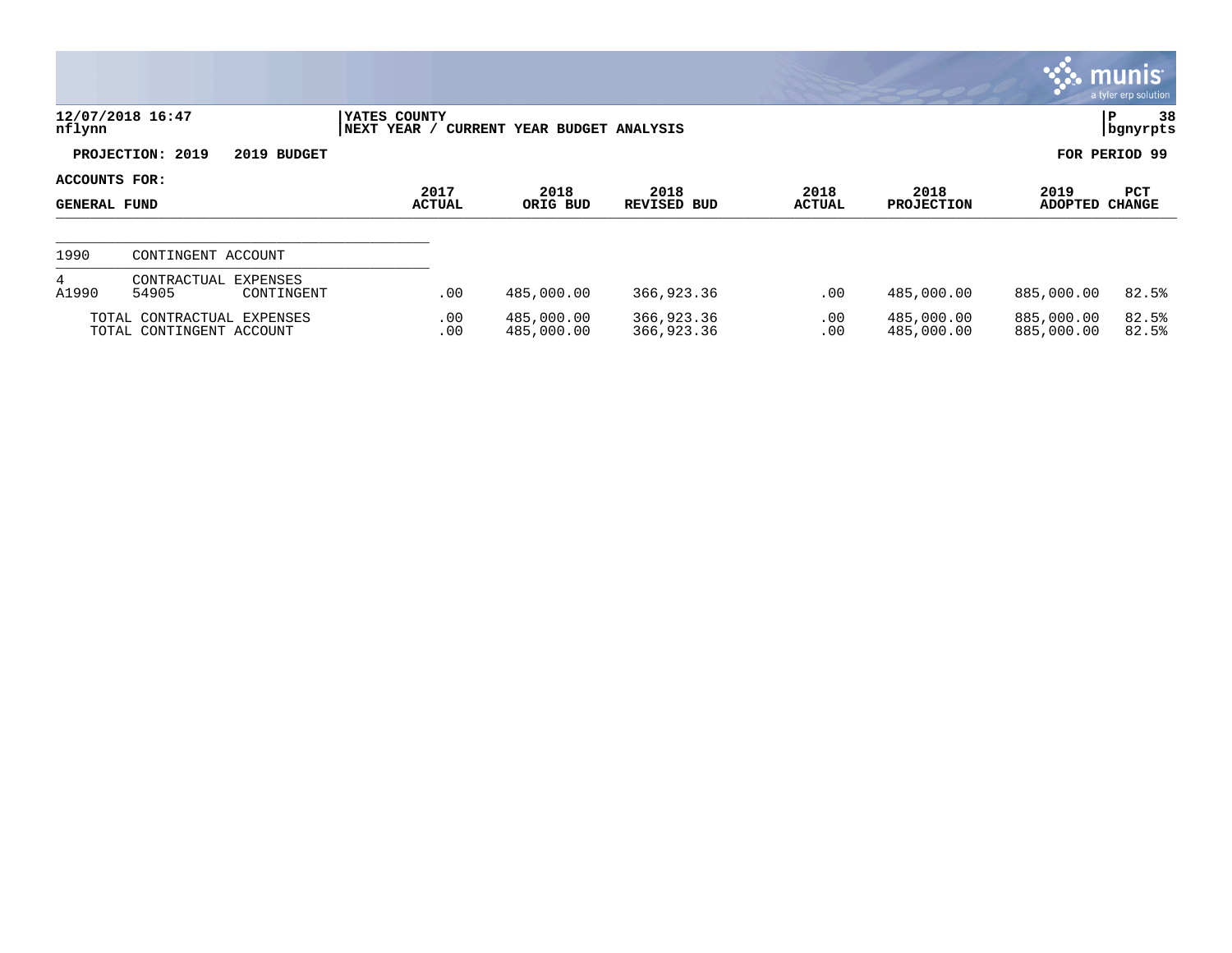12/07/2018 16:47
nflynn

YATES COUNTY
NEXT YEAR / CURRENT YEAR BUDGET ANALYSIS

P 38
bgnyrpts

**PROJECTION: 2019 2019 BUDGET**

**FOR PERIOD 99**

**ACCOUNTS FOR:**
**GENERAL FUND**

| | | | 2017 ACTUAL | 2018 ORIG BUD | 2018 REVISED BUD | 2018 ACTUAL | 2018 PROJECTION | 2019 ADOPTED | PCT CHANGE |
|---|---|---|---|---|---|---|---|---|---|
| 1990 | CONTINGENT ACCOUNT | | | | | | | | |
| 4 | CONTRACTUAL EXPENSES | | | | | | | | |
| A1990 | 54905 | CONTINGENT | .00 | 485,000.00 | 366,923.36 | .00 | 485,000.00 | 885,000.00 | 82.5% |
| TOTAL CONTRACTUAL EXPENSES | | | .00 | 485,000.00 | 366,923.36 | .00 | 485,000.00 | 885,000.00 | 82.5% |
| TOTAL CONTINGENT ACCOUNT | | | .00 | 485,000.00 | 366,923.36 | .00 | 485,000.00 | 885,000.00 | 82.5% |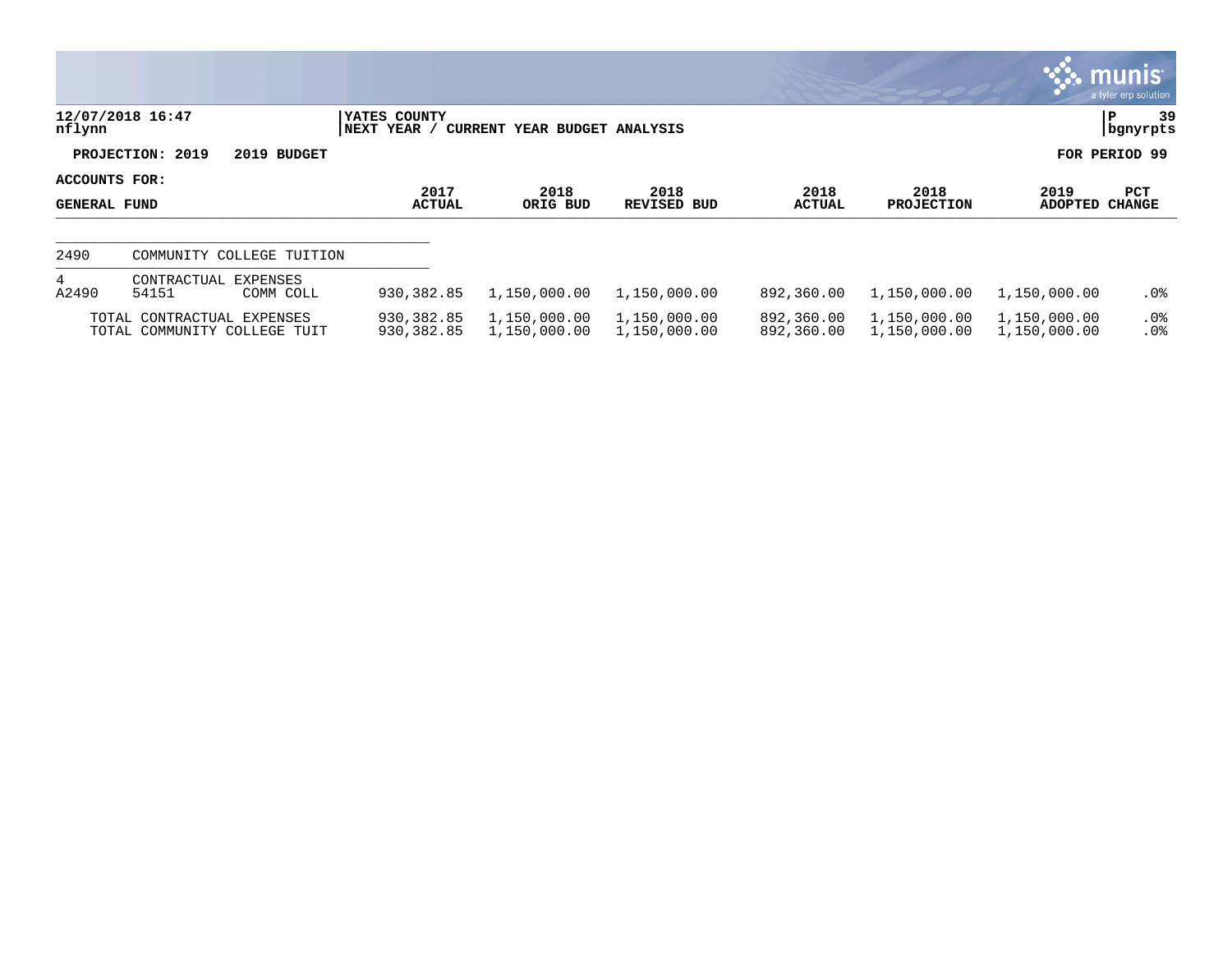**YATES COUNTY**
**NEXT YEAR / CURRENT YEAR BUDGET ANALYSIS**

12/07/2018 16:47
nflynn

**PROJECTION: 2019 — 2019 BUDGET** — **FOR PERIOD 99**

**ACCOUNTS FOR: GENERAL FUND**

| | | | 2017 ACTUAL | 2018 ORIG BUD | 2018 REVISED BUD | 2018 ACTUAL | 2018 PROJECTION | 2019 ADOPTED | PCT CHANGE |
|---|---|---|---|---|---|---|---|---|---|
| 2490 | COMMUNITY COLLEGE TUITION | | | | | | | | |
| 4 | CONTRACTUAL EXPENSES | | | | | | | | |
| A2490 | 54151 | COMM COLL | 930,382.85 | 1,150,000.00 | 1,150,000.00 | 892,360.00 | 1,150,000.00 | 1,150,000.00 | .0% |
| | TOTAL CONTRACTUAL EXPENSES | | 930,382.85 | 1,150,000.00 | 1,150,000.00 | 892,360.00 | 1,150,000.00 | 1,150,000.00 | .0% |
| | TOTAL COMMUNITY COLLEGE TUIT | | 930,382.85 | 1,150,000.00 | 1,150,000.00 | 892,360.00 | 1,150,000.00 | 1,150,000.00 | .0% |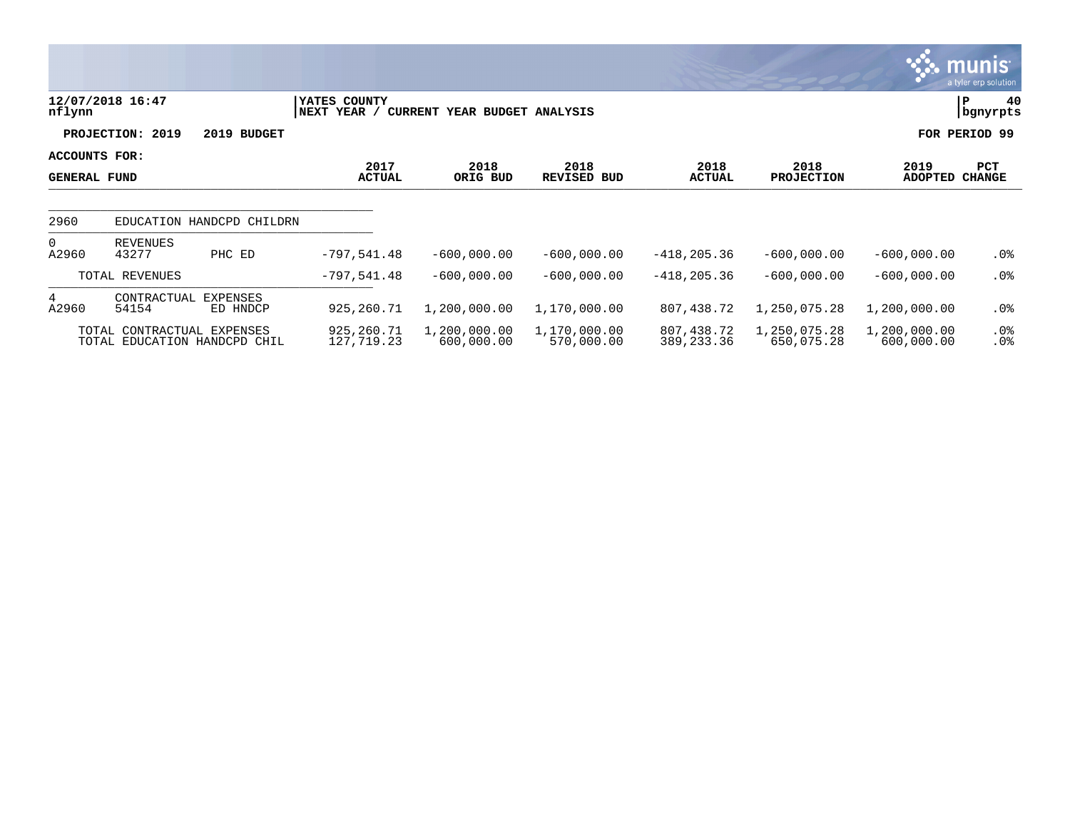YATES COUNTY
NEXT YEAR / CURRENT YEAR BUDGET ANALYSIS

12/07/2018 16:47
nflynn

P 40
bgnyrpts

PROJECTION: 2019 2019 BUDGET

FOR PERIOD 99

ACCOUNTS FOR:

| GENERAL FUND | | | 2017 ACTUAL | 2018 ORIG BUD | 2018 REVISED BUD | 2018 ACTUAL | 2018 PROJECTION | 2019 ADOPTED | PCT CHANGE |
|---|---|---|---|---|---|---|---|---|---|
| 2960 | EDUCATION HANDCPD CHILDRN | | | | | | | | |
| 0 | REVENUES | | | | | | | | |
| A2960 | 43277 | PHC ED | -797,541.48 | -600,000.00 | -600,000.00 | -418,205.36 | -600,000.00 | -600,000.00 | .0% |
| | TOTAL REVENUES | | -797,541.48 | -600,000.00 | -600,000.00 | -418,205.36 | -600,000.00 | -600,000.00 | .0% |
| 4 | CONTRACTUAL EXPENSES | | | | | | | | |
| A2960 | 54154 | ED HNDCP | 925,260.71 | 1,200,000.00 | 1,170,000.00 | 807,438.72 | 1,250,075.28 | 1,200,000.00 | .0% |
| | TOTAL CONTRACTUAL EXPENSES | | 925,260.71 | 1,200,000.00 | 1,170,000.00 | 807,438.72 | 1,250,075.28 | 1,200,000.00 | .0% |
| | TOTAL EDUCATION HANDCPD CHIL | | 127,719.23 | 600,000.00 | 570,000.00 | 389,233.36 | 650,075.28 | 600,000.00 | .0% |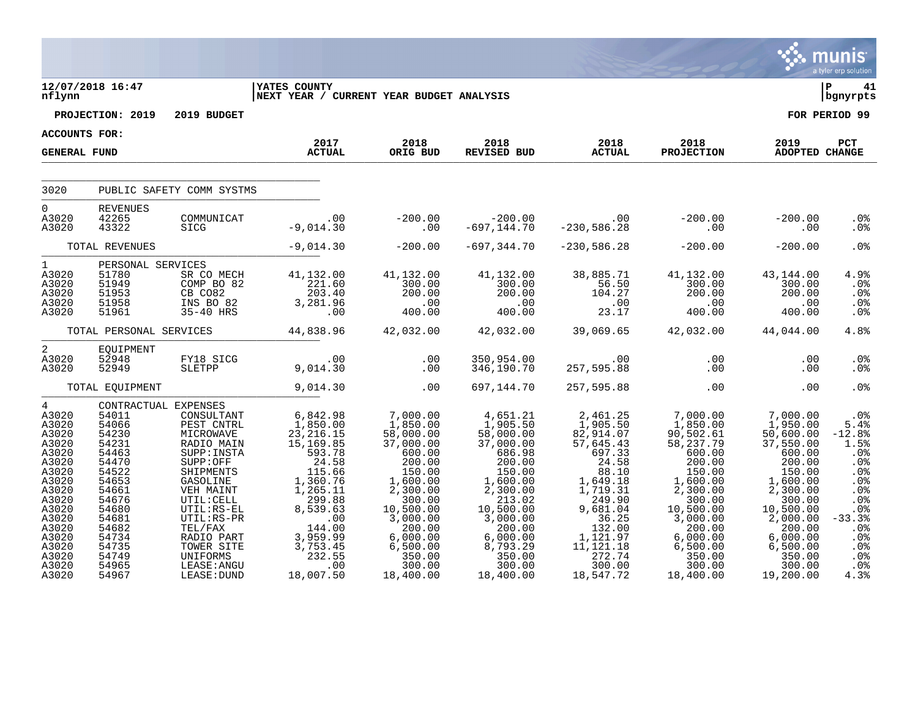**12/07/2018 16:47** | **YATES COUNTY** | **P 41**
**nflynn** | **NEXT YEAR / CURRENT YEAR BUDGET ANALYSIS** | **bgnyrpts**

**PROJECTION: 2019 2019 BUDGET** | **FOR PERIOD 99**

**ACCOUNTS FOR:**

| GENERAL FUND | | | 2017 ACTUAL | 2018 ORIG BUD | 2018 REVISED BUD | 2018 ACTUAL | 2018 PROJECTION | 2019 ADOPTED | PCT CHANGE |
|---|---|---|---|---|---|---|---|---|---|
| 3020 | PUBLIC SAFETY COMM SYSTMS | | | | | | | | |
| 0 | REVENUES | | | | | | | | |
| A3020 | 42265 | COMMUNICAT | .00 | -200.00 | -200.00 | .00 | -200.00 | -200.00 | .0% |
| A3020 | 43322 | SICG | -9,014.30 | .00 | -697,144.70 | -230,586.28 | .00 | .00 | .0% |
| | TOTAL REVENUES | | -9,014.30 | -200.00 | -697,344.70 | -230,586.28 | -200.00 | -200.00 | .0% |
| 1 | PERSONAL SERVICES | | | | | | | | |
| A3020 | 51780 | SR CO MECH | 41,132.00 | 41,132.00 | 41,132.00 | 38,885.71 | 41,132.00 | 43,144.00 | 4.9% |
| A3020 | 51949 | COMP BO 82 | 221.60 | 300.00 | 300.00 | 56.50 | 300.00 | 300.00 | .0% |
| A3020 | 51953 | CB CO82 | 203.40 | 200.00 | 200.00 | 104.27 | 200.00 | 200.00 | .0% |
| A3020 | 51958 | INS BO 82 | 3,281.96 | .00 | .00 | .00 | .00 | .00 | .0% |
| A3020 | 51961 | 35-40 HRS | .00 | 400.00 | 400.00 | 23.17 | 400.00 | 400.00 | .0% |
| | TOTAL PERSONAL SERVICES | | 44,838.96 | 42,032.00 | 42,032.00 | 39,069.65 | 42,032.00 | 44,044.00 | 4.8% |
| 2 | EQUIPMENT | | | | | | | | |
| A3020 | 52948 | FY18 SICG | .00 | .00 | 350,954.00 | .00 | .00 | .00 | .0% |
| A3020 | 52949 | SLETPP | 9,014.30 | .00 | 346,190.70 | 257,595.88 | .00 | .00 | .0% |
| | TOTAL EQUIPMENT | | 9,014.30 | .00 | 697,144.70 | 257,595.88 | .00 | .00 | .0% |
| 4 | CONTRACTUAL EXPENSES | | | | | | | | |
| A3020 | 54011 | CONSULTANT | 6,842.98 | 7,000.00 | 4,651.21 | 2,461.25 | 7,000.00 | 7,000.00 | .0% |
| A3020 | 54066 | PEST CNTRL | 1,850.00 | 1,850.00 | 1,905.50 | 1,905.50 | 1,850.00 | 1,950.00 | 5.4% |
| A3020 | 54230 | MICROWAVE | 23,216.15 | 58,000.00 | 58,000.00 | 82,914.07 | 90,502.61 | 50,600.00 | -12.8% |
| A3020 | 54231 | RADIO MAIN | 15,169.85 | 37,000.00 | 37,000.00 | 57,645.43 | 58,237.79 | 37,550.00 | 1.5% |
| A3020 | 54463 | SUPP:INSTA | 593.78 | 600.00 | 686.98 | 697.33 | 600.00 | 600.00 | .0% |
| A3020 | 54470 | SUPP:OFF | 24.58 | 200.00 | 200.00 | 24.58 | 200.00 | 200.00 | .0% |
| A3020 | 54522 | SHIPMENTS | 115.66 | 150.00 | 150.00 | 88.10 | 150.00 | 150.00 | .0% |
| A3020 | 54653 | GASOLINE | 1,360.76 | 1,600.00 | 1,600.00 | 1,649.18 | 1,600.00 | 1,600.00 | .0% |
| A3020 | 54661 | VEH MAINT | 1,265.11 | 2,300.00 | 2,300.00 | 1,719.31 | 2,300.00 | 2,300.00 | .0% |
| A3020 | 54676 | UTIL:CELL | 299.88 | 300.00 | 213.02 | 249.90 | 300.00 | 300.00 | .0% |
| A3020 | 54680 | UTIL:RS-EL | 8,539.63 | 10,500.00 | 10,500.00 | 9,681.04 | 10,500.00 | 10,500.00 | .0% |
| A3020 | 54681 | UTIL:RS-PR | .00 | 3,000.00 | 3,000.00 | 36.25 | 3,000.00 | 2,000.00 | -33.3% |
| A3020 | 54682 | TEL/FAX | 144.00 | 200.00 | 200.00 | 132.00 | 200.00 | 200.00 | .0% |
| A3020 | 54734 | RADIO PART | 3,959.99 | 6,000.00 | 6,000.00 | 1,121.97 | 6,000.00 | 6,000.00 | .0% |
| A3020 | 54735 | TOWER SITE | 3,753.45 | 6,500.00 | 8,793.29 | 11,121.18 | 6,500.00 | 6,500.00 | .0% |
| A3020 | 54749 | UNIFORMS | 232.55 | 350.00 | 350.00 | 272.74 | 350.00 | 350.00 | .0% |
| A3020 | 54965 | LEASE:ANGU | .00 | 300.00 | 300.00 | 300.00 | 300.00 | 300.00 | .0% |
| A3020 | 54967 | LEASE:DUND | 18,007.50 | 18,400.00 | 18,400.00 | 18,547.72 | 18,400.00 | 19,200.00 | 4.3% |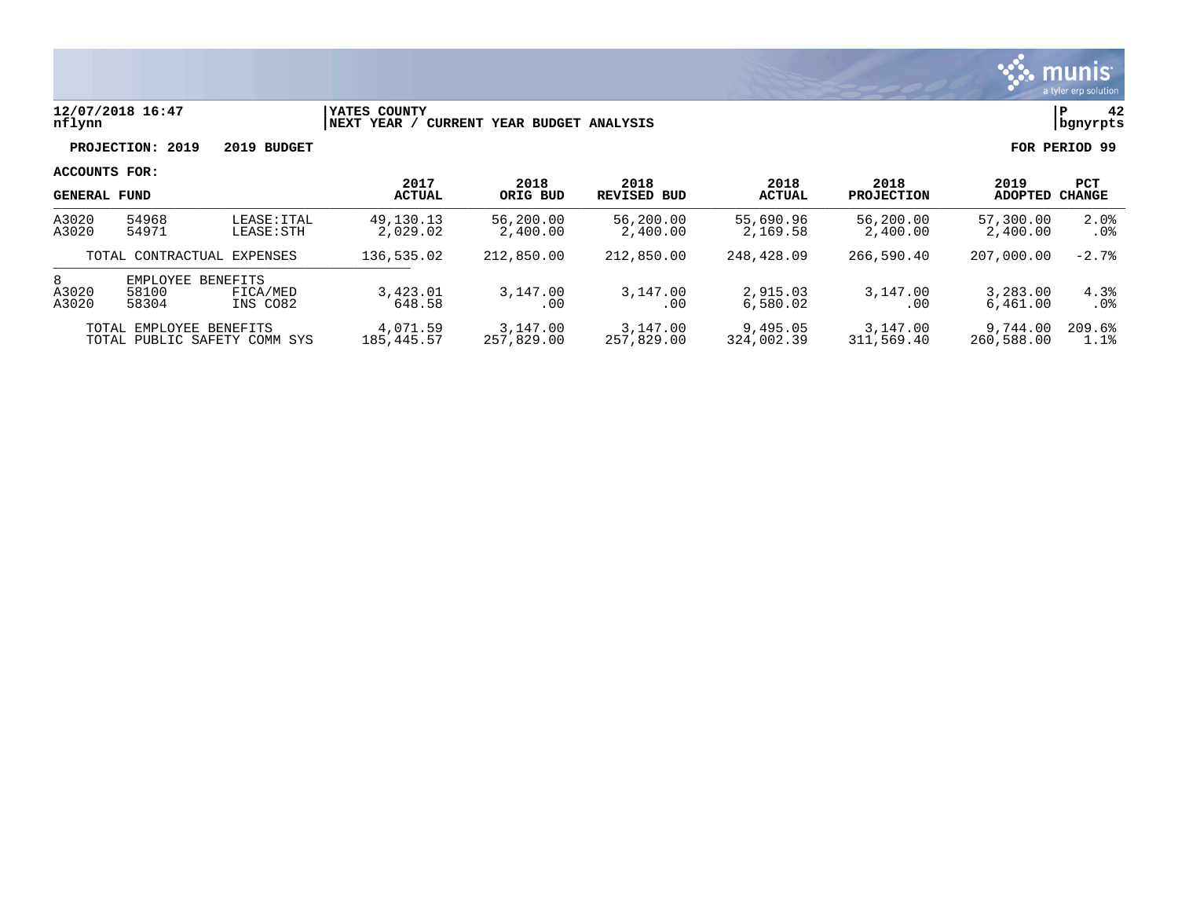**12/07/2018 16:47** | **YATES COUNTY** | **P 42**
**nflynn** | **NEXT YEAR / CURRENT YEAR BUDGET ANALYSIS** | **bgnyrpts**

**PROJECTION: 2019 2019 BUDGET** — **FOR PERIOD 99**

**ACCOUNTS FOR:**

| GENERAL FUND | | | 2017 ACTUAL | 2018 ORIG BUD | 2018 REVISED BUD | 2018 ACTUAL | 2018 PROJECTION | 2019 ADOPTED | PCT CHANGE |
|---|---|---|---|---|---|---|---|---|---|
| A3020 | 54968 | LEASE:ITAL | 49,130.13 | 56,200.00 | 56,200.00 | 55,690.96 | 56,200.00 | 57,300.00 | 2.0% |
| A3020 | 54971 | LEASE:STH | 2,029.02 | 2,400.00 | 2,400.00 | 2,169.58 | 2,400.00 | 2,400.00 | .0% |
| | TOTAL CONTRACTUAL EXPENSES | | 136,535.02 | 212,850.00 | 212,850.00 | 248,428.09 | 266,590.40 | 207,000.00 | -2.7% |
| 8 | EMPLOYEE BENEFITS | | | | | | | | |
| A3020 | 58100 | FICA/MED | 3,423.01 | 3,147.00 | 3,147.00 | 2,915.03 | 3,147.00 | 3,283.00 | 4.3% |
| A3020 | 58304 | INS CO82 | 648.58 | .00 | .00 | 6,580.02 | .00 | 6,461.00 | .0% |
| | TOTAL EMPLOYEE BENEFITS | | 4,071.59 | 3,147.00 | 3,147.00 | 9,495.05 | 3,147.00 | 9,744.00 | 209.6% |
| | TOTAL PUBLIC SAFETY COMM SYS | | 185,445.57 | 257,829.00 | 257,829.00 | 324,002.39 | 311,569.40 | 260,588.00 | 1.1% |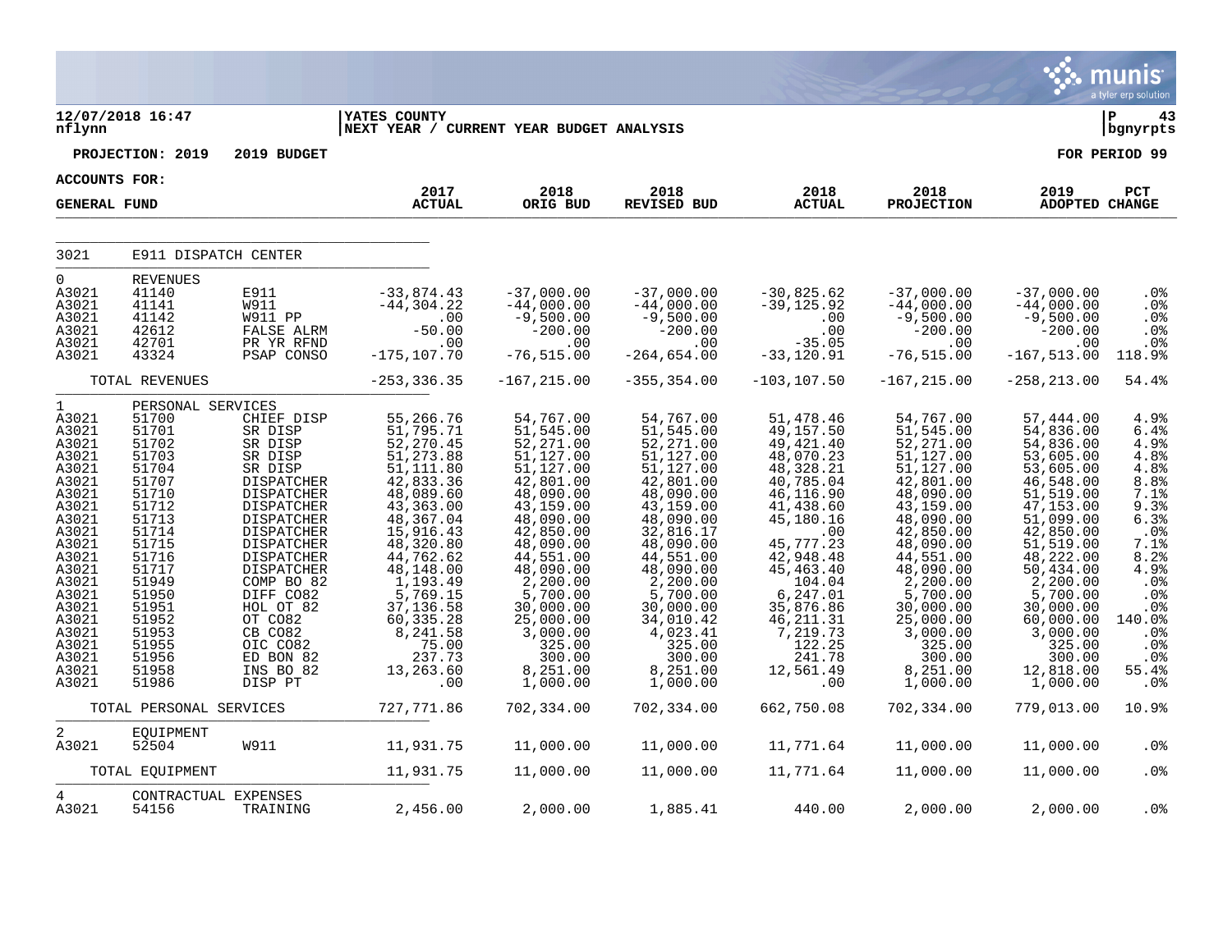12/07/2018 16:47
nflynn

YATES COUNTY
NEXT YEAR / CURRENT YEAR BUDGET ANALYSIS

P 43
bgnyrpts

**PROJECTION: 2019 — 2019 BUDGET** — FOR PERIOD 99

ACCOUNTS FOR:
GENERAL FUND

| | | | 2017 ACTUAL | 2018 ORIG BUD | 2018 REVISED BUD | 2018 ACTUAL | 2018 PROJECTION | 2019 ADOPTED | PCT CHANGE |
|---|---|---|---|---|---|---|---|---|---|
| 3021 | E911 DISPATCH CENTER | | | | | | | | |
| 0 | REVENUES | | | | | | | | |
| A3021 | 41140 | E911 | -33,874.43 | -37,000.00 | -37,000.00 | -30,825.62 | -37,000.00 | -37,000.00 | .0% |
| A3021 | 41141 | W911 | -44,304.22 | -44,000.00 | -44,000.00 | -39,125.92 | -44,000.00 | -44,000.00 | .0% |
| A3021 | 41142 | W911 PP | .00 | -9,500.00 | -9,500.00 | .00 | -9,500.00 | -9,500.00 | .0% |
| A3021 | 42612 | FALSE ALRM | -50.00 | -200.00 | -200.00 | .00 | -200.00 | -200.00 | .0% |
| A3021 | 42701 | PR YR RFND | .00 | .00 | .00 | -35.05 | .00 | .00 | .0% |
| A3021 | 43324 | PSAP CONSO | -175,107.70 | -76,515.00 | -264,654.00 | -33,120.91 | -76,515.00 | -167,513.00 | 118.9% |
| | TOTAL REVENUES | | -253,336.35 | -167,215.00 | -355,354.00 | -103,107.50 | -167,215.00 | -258,213.00 | 54.4% |
| 1 | PERSONAL SERVICES | | | | | | | | |
| A3021 | 51700 | CHIEF DISP | 55,266.76 | 54,767.00 | 54,767.00 | 51,478.46 | 54,767.00 | 57,444.00 | 4.9% |
| A3021 | 51701 | SR DISP | 51,795.71 | 51,545.00 | 51,545.00 | 49,157.50 | 51,545.00 | 54,836.00 | 6.4% |
| A3021 | 51702 | SR DISP | 52,270.45 | 52,271.00 | 52,271.00 | 49,421.40 | 52,271.00 | 54,836.00 | 4.9% |
| A3021 | 51703 | SR DISP | 51,273.88 | 51,127.00 | 51,127.00 | 48,070.23 | 51,127.00 | 53,605.00 | 4.8% |
| A3021 | 51704 | SR DISP | 51,111.80 | 51,127.00 | 51,127.00 | 48,328.21 | 51,127.00 | 53,605.00 | 4.8% |
| A3021 | 51707 | DISPATCHER | 42,833.36 | 42,801.00 | 42,801.00 | 40,785.04 | 42,801.00 | 46,548.00 | 8.8% |
| A3021 | 51710 | DISPATCHER | 48,089.60 | 48,090.00 | 48,090.00 | 46,116.90 | 48,090.00 | 51,519.00 | 7.1% |
| A3021 | 51712 | DISPATCHER | 43,363.00 | 43,159.00 | 43,159.00 | 41,438.60 | 43,159.00 | 47,153.00 | 9.3% |
| A3021 | 51713 | DISPATCHER | 48,367.04 | 48,090.00 | 48,090.00 | 45,180.16 | 48,090.00 | 51,099.00 | 6.3% |
| A3021 | 51714 | DISPATCHER | 15,916.43 | 42,850.00 | 32,816.17 | .00 | 42,850.00 | 42,850.00 | .0% |
| A3021 | 51715 | DISPATCHER | 48,320.80 | 48,090.00 | 48,090.00 | 45,777.23 | 48,090.00 | 51,519.00 | 7.1% |
| A3021 | 51716 | DISPATCHER | 44,762.62 | 44,551.00 | 44,551.00 | 42,948.48 | 44,551.00 | 48,222.00 | 8.2% |
| A3021 | 51717 | DISPATCHER | 48,148.00 | 48,090.00 | 48,090.00 | 45,463.40 | 48,090.00 | 50,434.00 | 4.9% |
| A3021 | 51949 | COMP BO 82 | 1,193.49 | 2,200.00 | 2,200.00 | 104.04 | 2,200.00 | 2,200.00 | .0% |
| A3021 | 51950 | DIFF CO82 | 5,769.15 | 5,700.00 | 5,700.00 | 6,247.01 | 5,700.00 | 5,700.00 | .0% |
| A3021 | 51951 | HOL OT 82 | 37,136.58 | 30,000.00 | 30,000.00 | 35,876.86 | 30,000.00 | 30,000.00 | .0% |
| A3021 | 51952 | OT CO82 | 60,335.28 | 25,000.00 | 34,010.42 | 46,211.31 | 25,000.00 | 60,000.00 | 140.0% |
| A3021 | 51953 | CB CO82 | 8,241.58 | 3,000.00 | 4,023.41 | 7,219.73 | 3,000.00 | 3,000.00 | .0% |
| A3021 | 51955 | OIC CO82 | 75.00 | 325.00 | 325.00 | 122.25 | 325.00 | 325.00 | .0% |
| A3021 | 51956 | ED BON 82 | 237.73 | 300.00 | 300.00 | 241.78 | 300.00 | 300.00 | .0% |
| A3021 | 51958 | INS BO 82 | 13,263.60 | 8,251.00 | 8,251.00 | 12,561.49 | 8,251.00 | 12,818.00 | 55.4% |
| A3021 | 51986 | DISP PT | .00 | 1,000.00 | 1,000.00 | .00 | 1,000.00 | 1,000.00 | .0% |
| | TOTAL PERSONAL SERVICES | | 727,771.86 | 702,334.00 | 702,334.00 | 662,750.08 | 702,334.00 | 779,013.00 | 10.9% |
| 2 | EQUIPMENT | | | | | | | | |
| A3021 | 52504 | W911 | 11,931.75 | 11,000.00 | 11,000.00 | 11,771.64 | 11,000.00 | 11,000.00 | .0% |
| | TOTAL EQUIPMENT | | 11,931.75 | 11,000.00 | 11,000.00 | 11,771.64 | 11,000.00 | 11,000.00 | .0% |
| 4 | CONTRACTUAL EXPENSES | | | | | | | | |
| A3021 | 54156 | TRAINING | 2,456.00 | 2,000.00 | 1,885.41 | 440.00 | 2,000.00 | 2,000.00 | .0% |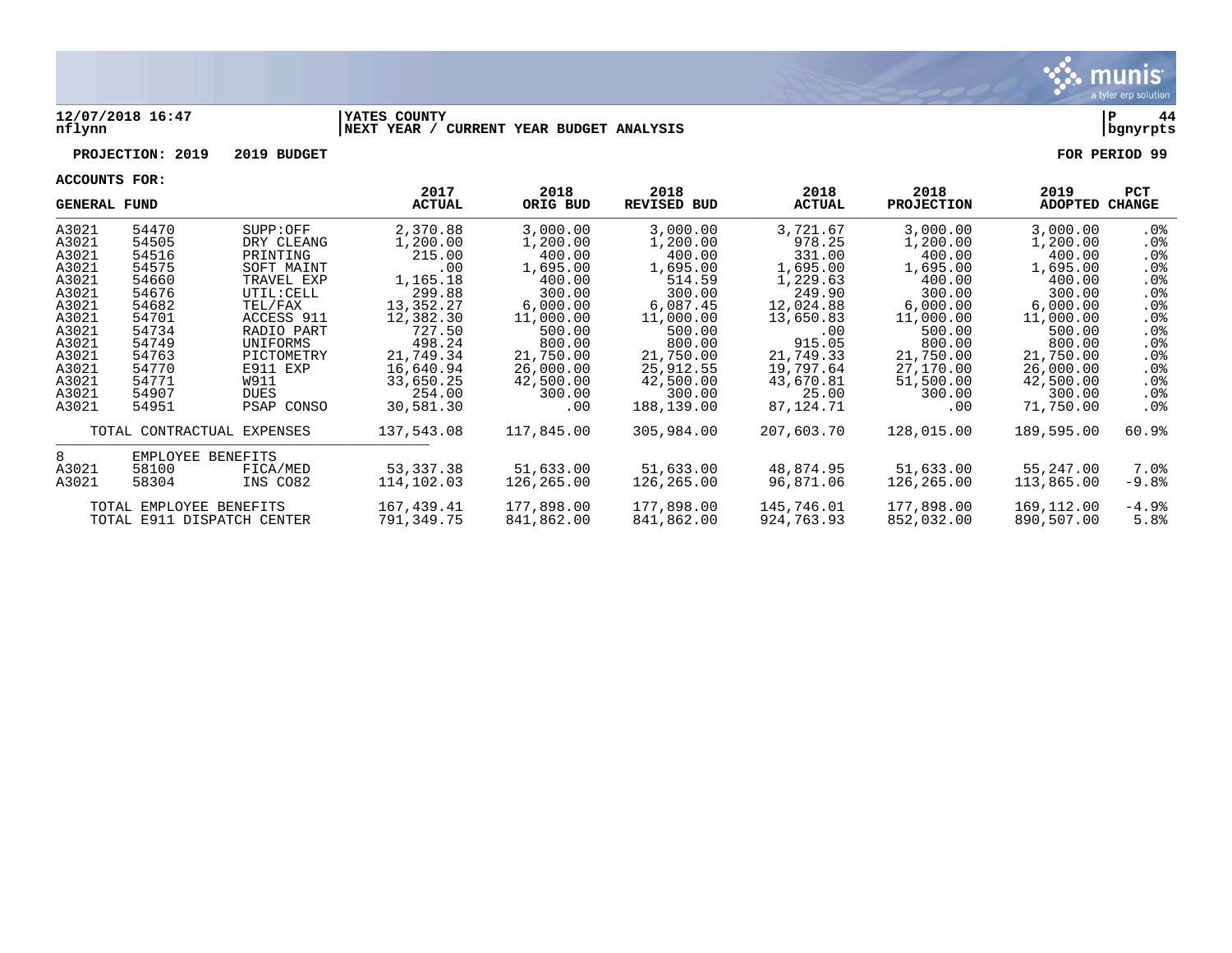**12/07/2018 16:47** | **YATES COUNTY** | **P 44**
**nflynn** | **NEXT YEAR / CURRENT YEAR BUDGET ANALYSIS** | **bgnyrpts**

**PROJECTION: 2019 2019 BUDGET** **FOR PERIOD 99**

**ACCOUNTS FOR:**

| GENERAL FUND | | | 2017 ACTUAL | 2018 ORIG BUD | 2018 REVISED BUD | 2018 ACTUAL | 2018 PROJECTION | 2019 ADOPTED | PCT CHANGE |
|---|---|---|---|---|---|---|---|---|---|
| A3021 | 54470 | SUPP:OFF | 2,370.88 | 3,000.00 | 3,000.00 | 3,721.67 | 3,000.00 | 3,000.00 | .0% |
| A3021 | 54505 | DRY CLEANG | 1,200.00 | 1,200.00 | 1,200.00 | 978.25 | 1,200.00 | 1,200.00 | .0% |
| A3021 | 54516 | PRINTING | 215.00 | 400.00 | 400.00 | 331.00 | 400.00 | 400.00 | .0% |
| A3021 | 54575 | SOFT MAINT | .00 | 1,695.00 | 1,695.00 | 1,695.00 | 1,695.00 | 1,695.00 | .0% |
| A3021 | 54660 | TRAVEL EXP | 1,165.18 | 400.00 | 514.59 | 1,229.63 | 400.00 | 400.00 | .0% |
| A3021 | 54676 | UTIL:CELL | 299.88 | 300.00 | 300.00 | 249.90 | 300.00 | 300.00 | .0% |
| A3021 | 54682 | TEL/FAX | 13,352.27 | 6,000.00 | 6,087.45 | 12,024.88 | 6,000.00 | 6,000.00 | .0% |
| A3021 | 54701 | ACCESS 911 | 12,382.30 | 11,000.00 | 11,000.00 | 13,650.83 | 11,000.00 | 11,000.00 | .0% |
| A3021 | 54734 | RADIO PART | 727.50 | 500.00 | 500.00 | .00 | 500.00 | 500.00 | .0% |
| A3021 | 54749 | UNIFORMS | 498.24 | 800.00 | 800.00 | 915.05 | 800.00 | 800.00 | .0% |
| A3021 | 54763 | PICTOMETRY | 21,749.34 | 21,750.00 | 21,750.00 | 21,749.33 | 21,750.00 | 21,750.00 | .0% |
| A3021 | 54770 | E911 EXP | 16,640.94 | 26,000.00 | 25,912.55 | 19,797.64 | 27,170.00 | 26,000.00 | .0% |
| A3021 | 54771 | W911 | 33,650.25 | 42,500.00 | 42,500.00 | 43,670.81 | 51,500.00 | 42,500.00 | .0% |
| A3021 | 54907 | DUES | 254.00 | 300.00 | 300.00 | 25.00 | 300.00 | 300.00 | .0% |
| A3021 | 54951 | PSAP CONSO | 30,581.30 | .00 | 188,139.00 | 87,124.71 | .00 | 71,750.00 | .0% |
| TOTAL CONTRACTUAL EXPENSES | | | 137,543.08 | 117,845.00 | 305,984.00 | 207,603.70 | 128,015.00 | 189,595.00 | 60.9% |
| 8 | EMPLOYEE BENEFITS | | | | | | | | |
| A3021 | 58100 | FICA/MED | 53,337.38 | 51,633.00 | 51,633.00 | 48,874.95 | 51,633.00 | 55,247.00 | 7.0% |
| A3021 | 58304 | INS CO82 | 114,102.03 | 126,265.00 | 126,265.00 | 96,871.06 | 126,265.00 | 113,865.00 | -9.8% |
| TOTAL EMPLOYEE BENEFITS | | | 167,439.41 | 177,898.00 | 177,898.00 | 145,746.01 | 177,898.00 | 169,112.00 | -4.9% |
| TOTAL E911 DISPATCH CENTER | | | 791,349.75 | 841,862.00 | 841,862.00 | 924,763.93 | 852,032.00 | 890,507.00 | 5.8% |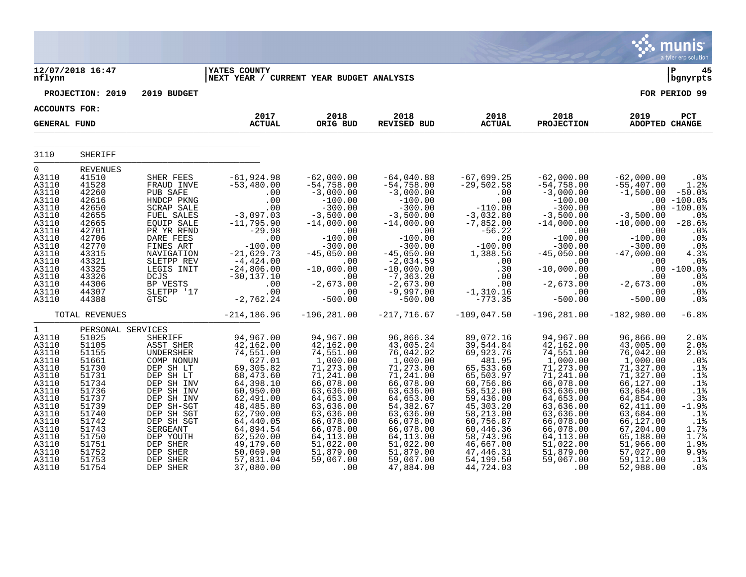12/07/2018 16:47 | YATES COUNTY | P 45
nflynn | NEXT YEAR / CURRENT YEAR BUDGET ANALYSIS | bgnyrpts

PROJECTION: 2019 2019 BUDGET — FOR PERIOD 99

ACCOUNTS FOR: GENERAL FUND

| | | | 2017 ACTUAL | 2018 ORIG BUD | 2018 REVISED BUD | 2018 ACTUAL | 2018 PROJECTION | 2019 ADOPTED | PCT CHANGE |
|---|---|---|---|---|---|---|---|---|---|
| 3110 | SHERIFF | | | | | | | | |
| 0 | REVENUES | | | | | | | | |
| A3110 | 41510 | SHER FEES | -61,924.98 | -62,000.00 | -64,040.88 | -67,699.25 | -62,000.00 | -62,000.00 | .0% |
| A3110 | 41528 | FRAUD INVE | -53,480.00 | -54,758.00 | -54,758.00 | -29,502.58 | -54,758.00 | -55,407.00 | 1.2% |
| A3110 | 42260 | PUB SAFE | .00 | -3,000.00 | -3,000.00 | .00 | -3,000.00 | -1,500.00 | -50.0% |
| A3110 | 42616 | HNDCP PKNG | .00 | -100.00 | -100.00 | .00 | -100.00 | .00 | -100.0% |
| A3110 | 42650 | SCRAP SALE | .00 | -300.00 | -300.00 | -110.00 | -300.00 | .00 | -100.0% |
| A3110 | 42655 | FUEL SALES | -3,097.03 | -3,500.00 | -3,500.00 | -3,032.80 | -3,500.00 | -3,500.00 | .0% |
| A3110 | 42665 | EQUIP SALE | -11,795.90 | -14,000.00 | -14,000.00 | -7,852.00 | -14,000.00 | -10,000.00 | -28.6% |
| A3110 | 42701 | PR YR RFND | -29.98 | .00 | .00 | -56.22 | .00 | .00 | .0% |
| A3110 | 42706 | DARE FEES | .00 | -100.00 | -100.00 | .00 | -100.00 | -100.00 | .0% |
| A3110 | 42770 | FINES ART | -100.00 | -300.00 | -300.00 | -100.00 | -300.00 | -300.00 | .0% |
| A3110 | 43315 | NAVIGATION | -21,629.73 | -45,050.00 | -45,050.00 | 1,388.56 | -45,050.00 | -47,000.00 | 4.3% |
| A3110 | 43321 | SLETPP REV | -4,424.00 | .00 | -2,034.59 | .00 | .00 | .00 | .0% |
| A3110 | 43325 | LEGIS INIT | -24,806.00 | -10,000.00 | -10,000.00 | .30 | -10,000.00 | .00 | -100.0% |
| A3110 | 43326 | DCJS | -30,137.10 | .00 | -7,363.20 | .00 | .00 | .00 | .0% |
| A3110 | 44306 | BP VESTS | .00 | -2,673.00 | -2,673.00 | .00 | -2,673.00 | -2,673.00 | .0% |
| A3110 | 44307 | SLETPP '17 | .00 | .00 | -9,997.00 | -1,310.16 | .00 | .00 | .0% |
| A3110 | 44388 | GTSC | -2,762.24 | -500.00 | -500.00 | -773.35 | -500.00 | -500.00 | .0% |
| | TOTAL REVENUES | | -214,186.96 | -196,281.00 | -217,716.67 | -109,047.50 | -196,281.00 | -182,980.00 | -6.8% |
| 1 | PERSONAL SERVICES | | | | | | | | |
| A3110 | 51025 | SHERIFF | 94,967.00 | 94,967.00 | 96,866.34 | 89,072.16 | 94,967.00 | 96,866.00 | 2.0% |
| A3110 | 51105 | ASST SHER | 42,162.00 | 42,162.00 | 43,005.24 | 39,544.84 | 42,162.00 | 43,005.00 | 2.0% |
| A3110 | 51155 | UNDERSHER | 74,551.00 | 74,551.00 | 76,042.02 | 69,923.76 | 74,551.00 | 76,042.00 | 2.0% |
| A3110 | 51661 | COMP NONUN | 627.01 | 1,000.00 | 1,000.00 | 481.95 | 1,000.00 | 1,000.00 | .0% |
| A3110 | 51730 | DEP SH LT | 69,305.82 | 71,273.00 | 71,273.00 | 65,533.60 | 71,273.00 | 71,327.00 | .1% |
| A3110 | 51731 | DEP SH LT | 68,473.60 | 71,241.00 | 71,241.00 | 65,503.97 | 71,241.00 | 71,327.00 | .1% |
| A3110 | 51734 | DEP SH INV | 64,398.10 | 66,078.00 | 66,078.00 | 60,756.86 | 66,078.00 | 66,127.00 | .1% |
| A3110 | 51736 | DEP SH INV | 60,950.00 | 63,636.00 | 63,636.00 | 58,512.00 | 63,636.00 | 63,684.00 | .1% |
| A3110 | 51737 | DEP SH INV | 62,491.00 | 64,653.00 | 64,653.00 | 59,436.00 | 64,653.00 | 64,854.00 | .3% |
| A3110 | 51739 | DEP SH-SGT | 48,485.80 | 63,636.00 | 54,382.67 | 45,303.20 | 63,636.00 | 62,411.00 | -1.9% |
| A3110 | 51740 | DEP SH SGT | 62,790.00 | 63,636.00 | 63,636.00 | 58,213.00 | 63,636.00 | 63,684.00 | .1% |
| A3110 | 51742 | DEP SH SGT | 64,440.05 | 66,078.00 | 66,078.00 | 60,756.87 | 66,078.00 | 66,127.00 | .1% |
| A3110 | 51743 | SERGEANT | 64,894.54 | 66,078.00 | 66,078.00 | 60,446.36 | 66,078.00 | 67,204.00 | 1.7% |
| A3110 | 51750 | DEP YOUTH | 62,520.00 | 64,113.00 | 64,113.00 | 58,743.96 | 64,113.00 | 65,188.00 | 1.7% |
| A3110 | 51751 | DEP SHER | 49,179.60 | 51,022.00 | 51,022.00 | 46,667.00 | 51,022.00 | 51,966.00 | 1.9% |
| A3110 | 51752 | DEP SHER | 50,069.90 | 51,879.00 | 51,879.00 | 47,446.31 | 51,879.00 | 57,027.00 | 9.9% |
| A3110 | 51753 | DEP SHER | 57,831.04 | 59,067.00 | 59,067.00 | 54,199.50 | 59,067.00 | 59,112.00 | .1% |
| A3110 | 51754 | DEP SHER | 37,080.00 | .00 | 47,884.00 | 44,724.03 | .00 | 52,988.00 | .0% |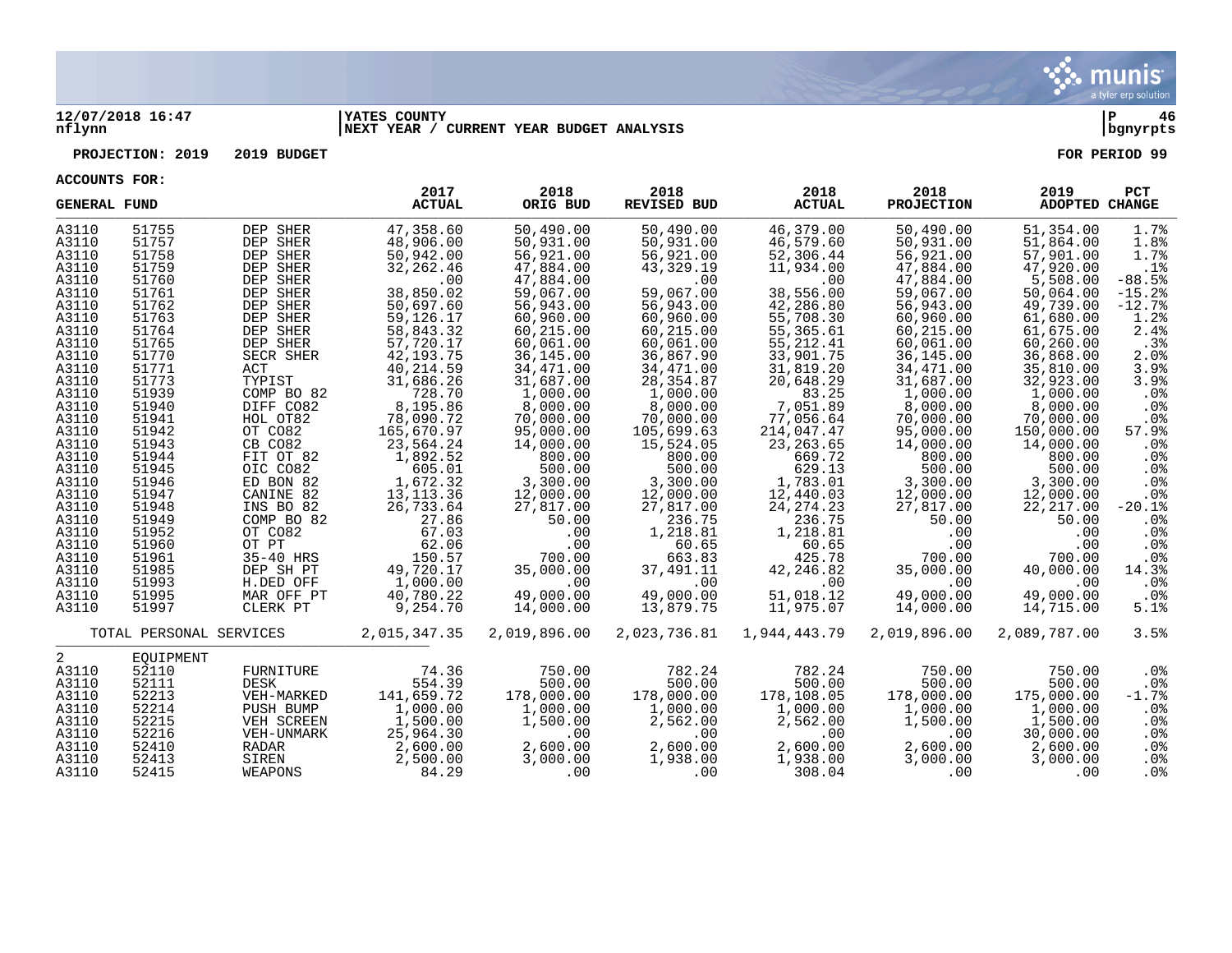**12/07/2018 16:47** | **YATES COUNTY**
**nflynn** | **NEXT YEAR / CURRENT YEAR BUDGET ANALYSIS** | **bgnyrpts**

**PROJECTION: 2019 2019 BUDGET** — **FOR PERIOD 99**

**ACCOUNTS FOR:**

| GENERAL FUND | | | 2017 ACTUAL | 2018 ORIG BUD | 2018 REVISED BUD | 2018 ACTUAL | 2018 PROJECTION | 2019 ADOPTED | PCT CHANGE |
|---|---|---|---|---|---|---|---|---|---|
| A3110 | 51755 | DEP SHER | 47,358.60 | 50,490.00 | 50,490.00 | 46,379.00 | 50,490.00 | 51,354.00 | 1.7% |
| A3110 | 51757 | DEP SHER | 48,906.00 | 50,931.00 | 50,931.00 | 46,579.60 | 50,931.00 | 51,864.00 | 1.8% |
| A3110 | 51758 | DEP SHER | 50,942.00 | 56,921.00 | 56,921.00 | 52,306.44 | 56,921.00 | 57,901.00 | 1.7% |
| A3110 | 51759 | DEP SHER | 32,262.46 | 47,884.00 | 43,329.19 | 11,934.00 | 47,884.00 | 47,920.00 | .1% |
| A3110 | 51760 | DEP SHER | .00 | 47,884.00 | .00 | .00 | 47,884.00 | 5,508.00 | -88.5% |
| A3110 | 51761 | DEP SHER | 38,850.02 | 59,067.00 | 59,067.00 | 38,556.00 | 59,067.00 | 50,064.00 | -15.2% |
| A3110 | 51762 | DEP SHER | 50,697.60 | 56,943.00 | 56,943.00 | 42,286.80 | 56,943.00 | 49,739.00 | -12.7% |
| A3110 | 51763 | DEP SHER | 59,126.17 | 60,960.00 | 60,960.00 | 55,708.30 | 60,960.00 | 61,680.00 | 1.2% |
| A3110 | 51764 | DEP SHER | 58,843.32 | 60,215.00 | 60,215.00 | 55,365.61 | 60,215.00 | 61,675.00 | 2.4% |
| A3110 | 51765 | DEP SHER | 57,720.17 | 60,061.00 | 60,061.00 | 55,212.41 | 60,061.00 | 60,260.00 | .3% |
| A3110 | 51770 | SECR SHER | 42,193.75 | 36,145.00 | 36,867.90 | 33,901.75 | 36,145.00 | 36,868.00 | 2.0% |
| A3110 | 51771 | ACT | 40,214.59 | 34,471.00 | 34,471.00 | 31,819.20 | 34,471.00 | 35,810.00 | 3.9% |
| A3110 | 51773 | TYPIST | 31,686.26 | 31,687.00 | 28,354.87 | 20,648.29 | 31,687.00 | 32,923.00 | 3.9% |
| A3110 | 51939 | COMP BO 82 | 728.70 | 1,000.00 | 1,000.00 | 83.25 | 1,000.00 | 1,000.00 | .0% |
| A3110 | 51940 | DIFF CO82 | 8,195.86 | 8,000.00 | 8,000.00 | 7,051.89 | 8,000.00 | 8,000.00 | .0% |
| A3110 | 51941 | HOL OT82 | 78,090.72 | 70,000.00 | 70,000.00 | 77,056.64 | 70,000.00 | 70,000.00 | .0% |
| A3110 | 51942 | OT CO82 | 165,670.97 | 95,000.00 | 105,699.63 | 214,047.47 | 95,000.00 | 150,000.00 | 57.9% |
| A3110 | 51943 | CB CO82 | 23,564.24 | 14,000.00 | 15,524.05 | 23,263.65 | 14,000.00 | 14,000.00 | .0% |
| A3110 | 51944 | FIT OT 82 | 1,892.52 | 800.00 | 800.00 | 669.72 | 800.00 | 800.00 | .0% |
| A3110 | 51945 | OIC CO82 | 605.01 | 500.00 | 500.00 | 629.13 | 500.00 | 500.00 | .0% |
| A3110 | 51946 | ED BON 82 | 1,672.32 | 3,300.00 | 3,300.00 | 1,783.01 | 3,300.00 | 3,300.00 | .0% |
| A3110 | 51947 | CANINE 82 | 13,113.36 | 12,000.00 | 12,000.00 | 12,440.03 | 12,000.00 | 12,000.00 | .0% |
| A3110 | 51948 | INS BO 82 | 26,733.64 | 27,817.00 | 27,817.00 | 24,274.23 | 27,817.00 | 22,217.00 | -20.1% |
| A3110 | 51949 | COMP BO 82 | 27.86 | 50.00 | 236.75 | 236.75 | 50.00 | 50.00 | .0% |
| A3110 | 51952 | OT CO82 | 67.03 | .00 | 1,218.81 | 1,218.81 | .00 | .00 | .0% |
| A3110 | 51960 | OT PT | 62.06 | .00 | 60.65 | 60.65 | .00 | .00 | .0% |
| A3110 | 51961 | 35-40 HRS | 150.57 | 700.00 | 663.83 | 425.78 | 700.00 | 700.00 | .0% |
| A3110 | 51985 | DEP SH PT | 49,720.17 | 35,000.00 | 37,491.11 | 42,246.82 | 35,000.00 | 40,000.00 | 14.3% |
| A3110 | 51993 | H.DED OFF | 1,000.00 | .00 | .00 | .00 | .00 | .00 | .0% |
| A3110 | 51995 | MAR OFF PT | 40,780.22 | 49,000.00 | 49,000.00 | 51,018.12 | 49,000.00 | 49,000.00 | .0% |
| A3110 | 51997 | CLERK PT | 9,254.70 | 14,000.00 | 13,879.75 | 11,975.07 | 14,000.00 | 14,715.00 | 5.1% |
| TOTAL PERSONAL SERVICES | | | 2,015,347.35 | 2,019,896.00 | 2,023,736.81 | 1,944,443.79 | 2,019,896.00 | 2,089,787.00 | 3.5% |
| 2 | EQUIPMENT | | | | | | | | |
| A3110 | 52110 | FURNITURE | 74.36 | 750.00 | 782.24 | 782.24 | 750.00 | 750.00 | .0% |
| A3110 | 52111 | DESK | 554.39 | 500.00 | 500.00 | 500.00 | 500.00 | 500.00 | .0% |
| A3110 | 52213 | VEH-MARKED | 141,659.72 | 178,000.00 | 178,000.00 | 178,108.05 | 178,000.00 | 175,000.00 | -1.7% |
| A3110 | 52214 | PUSH BUMP | 1,000.00 | 1,000.00 | 1,000.00 | 1,000.00 | 1,000.00 | 1,000.00 | .0% |
| A3110 | 52215 | VEH SCREEN | 1,500.00 | 1,500.00 | 2,562.00 | 2,562.00 | 1,500.00 | 1,500.00 | .0% |
| A3110 | 52216 | VEH-UNMARK | 25,964.30 | .00 | .00 | .00 | .00 | 30,000.00 | .0% |
| A3110 | 52410 | RADAR | 2,600.00 | 2,600.00 | 2,600.00 | 2,600.00 | 2,600.00 | 2,600.00 | .0% |
| A3110 | 52413 | SIREN | 2,500.00 | 3,000.00 | 1,938.00 | 1,938.00 | 3,000.00 | 3,000.00 | .0% |
| A3110 | 52415 | WEAPONS | 84.29 | .00 | .00 | 308.04 | .00 | .00 | .0% |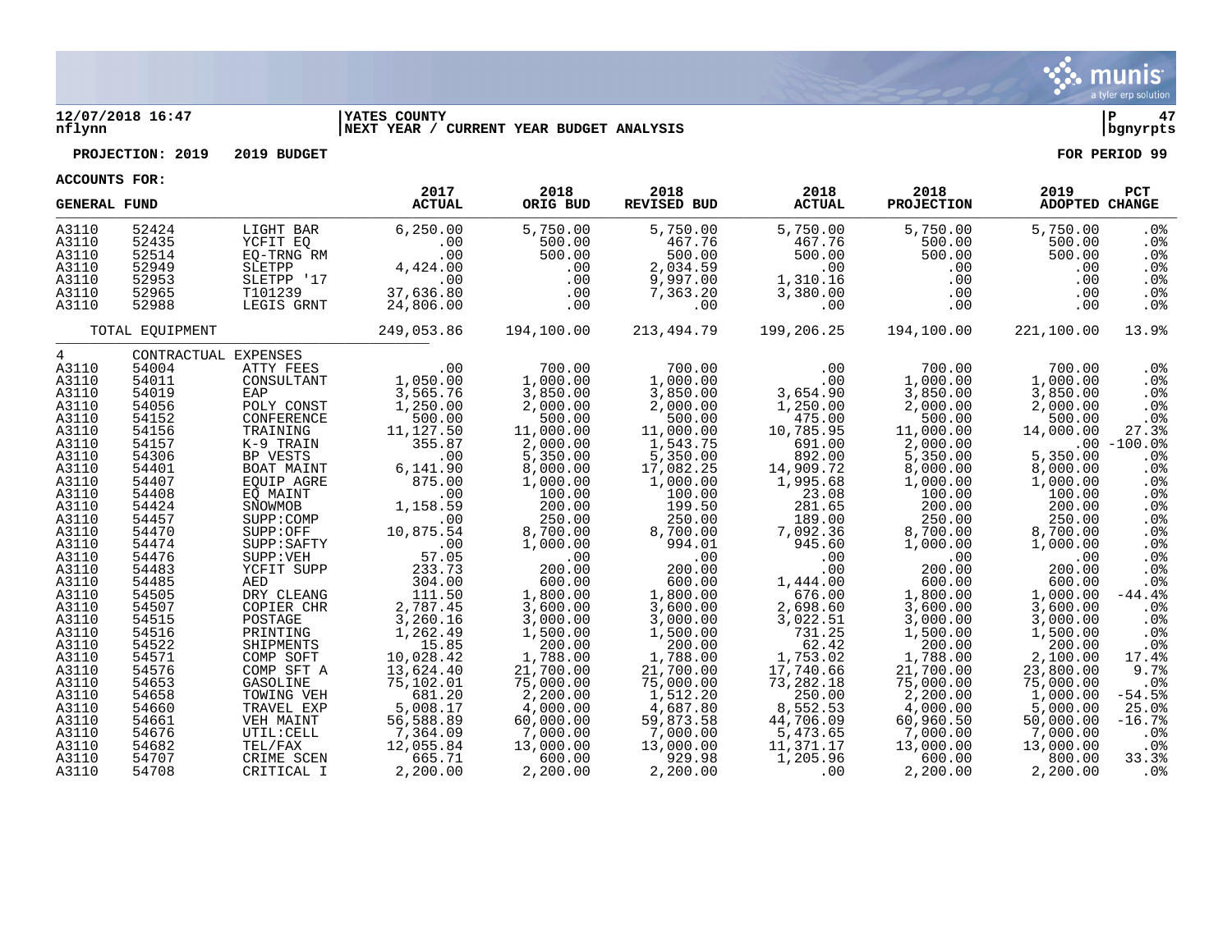**12/07/2018 16:47** — **YATES COUNTY** — **NEXT YEAR / CURRENT YEAR BUDGET ANALYSIS**

nflynn — bgnyrpts

**PROJECTION: 2019 — 2019 BUDGET** — **FOR PERIOD 99**

**ACCOUNTS FOR:**

| GENERAL FUND | | | 2017 ACTUAL | 2018 ORIG BUD | 2018 REVISED BUD | 2018 ACTUAL | 2018 PROJECTION | 2019 ADOPTED | PCT CHANGE |
|---|---|---|---|---|---|---|---|---|---|
| A3110 | 52424 | LIGHT BAR | 6,250.00 | 5,750.00 | 5,750.00 | 5,750.00 | 5,750.00 | 5,750.00 | .0% |
| A3110 | 52435 | YCFIT EQ | .00 | 500.00 | 467.76 | 467.76 | 500.00 | 500.00 | .0% |
| A3110 | 52514 | EQ-TRNG RM | .00 | 500.00 | 500.00 | 500.00 | 500.00 | 500.00 | .0% |
| A3110 | 52949 | SLETPP | 4,424.00 | .00 | 2,034.59 | .00 | .00 | .00 | .0% |
| A3110 | 52953 | SLETPP '17 | .00 | .00 | 9,997.00 | 1,310.16 | .00 | .00 | .0% |
| A3110 | 52965 | T101239 | 37,636.80 | .00 | 7,363.20 | 3,380.00 | .00 | .00 | .0% |
| A3110 | 52988 | LEGIS GRNT | 24,806.00 | .00 | .00 | .00 | .00 | .00 | .0% |
| TOTAL EQUIPMENT | | | 249,053.86 | 194,100.00 | 213,494.79 | 199,206.25 | 194,100.00 | 221,100.00 | 13.9% |
| 4 | CONTRACTUAL EXPENSES | | | | | | | | |
| A3110 | 54004 | ATTY FEES | .00 | 700.00 | 700.00 | .00 | 700.00 | 700.00 | .0% |
| A3110 | 54011 | CONSULTANT | 1,050.00 | 1,000.00 | 1,000.00 | .00 | 1,000.00 | 1,000.00 | .0% |
| A3110 | 54019 | EAP | 3,565.76 | 3,850.00 | 3,850.00 | 3,654.90 | 3,850.00 | 3,850.00 | .0% |
| A3110 | 54056 | POLY CONST | 1,250.00 | 2,000.00 | 2,000.00 | 1,250.00 | 2,000.00 | 2,000.00 | .0% |
| A3110 | 54152 | CONFERENCE | 500.00 | 500.00 | 500.00 | 475.00 | 500.00 | 500.00 | .0% |
| A3110 | 54156 | TRAINING | 11,127.50 | 11,000.00 | 11,000.00 | 10,785.95 | 11,000.00 | 14,000.00 | 27.3% |
| A3110 | 54157 | K-9 TRAIN | 355.87 | 2,000.00 | 1,543.75 | 691.00 | 2,000.00 | .00 | -100.0% |
| A3110 | 54306 | BP VESTS | .00 | 5,350.00 | 5,350.00 | 892.00 | 5,350.00 | 5,350.00 | .0% |
| A3110 | 54401 | BOAT MAINT | 6,141.90 | 8,000.00 | 17,082.25 | 14,909.72 | 8,000.00 | 8,000.00 | .0% |
| A3110 | 54407 | EQUIP AGRE | 875.00 | 1,000.00 | 1,000.00 | 1,995.68 | 1,000.00 | 1,000.00 | .0% |
| A3110 | 54408 | EQ MAINT | .00 | 100.00 | 100.00 | 23.08 | 100.00 | 100.00 | .0% |
| A3110 | 54424 | SNOWMOB | 1,158.59 | 200.00 | 199.50 | 281.65 | 200.00 | 200.00 | .0% |
| A3110 | 54457 | SUPP:COMP | .00 | 250.00 | 250.00 | 189.00 | 250.00 | 250.00 | .0% |
| A3110 | 54470 | SUPP:OFF | 10,875.54 | 8,700.00 | 8,700.00 | 7,092.36 | 8,700.00 | 8,700.00 | .0% |
| A3110 | 54474 | SUPP:SAFTY | .00 | 1,000.00 | 994.01 | 945.60 | 1,000.00 | 1,000.00 | .0% |
| A3110 | 54476 | SUPP:VEH | 57.05 | .00 | .00 | .00 | .00 | .00 | .0% |
| A3110 | 54483 | YCFIT SUPP | 233.73 | 200.00 | 200.00 | .00 | 200.00 | 200.00 | .0% |
| A3110 | 54485 | AED | 304.00 | 600.00 | 600.00 | 1,444.00 | 600.00 | 600.00 | .0% |
| A3110 | 54505 | DRY CLEANG | 111.50 | 1,800.00 | 1,800.00 | 676.00 | 1,800.00 | 1,000.00 | -44.4% |
| A3110 | 54507 | COPIER CHR | 2,787.45 | 3,600.00 | 3,600.00 | 2,698.60 | 3,600.00 | 3,600.00 | .0% |
| A3110 | 54515 | POSTAGE | 3,260.16 | 3,000.00 | 3,000.00 | 3,022.51 | 3,000.00 | 3,000.00 | .0% |
| A3110 | 54516 | PRINTING | 1,262.49 | 1,500.00 | 1,500.00 | 731.25 | 1,500.00 | 1,500.00 | .0% |
| A3110 | 54522 | SHIPMENTS | 15.85 | 200.00 | 200.00 | 62.42 | 200.00 | 200.00 | .0% |
| A3110 | 54571 | COMP SOFT | 10,028.42 | 1,788.00 | 1,788.00 | 1,753.02 | 1,788.00 | 2,100.00 | 17.4% |
| A3110 | 54576 | COMP SFT A | 13,624.40 | 21,700.00 | 21,700.00 | 17,740.66 | 21,700.00 | 23,800.00 | 9.7% |
| A3110 | 54653 | GASOLINE | 75,102.01 | 75,000.00 | 75,000.00 | 73,282.18 | 75,000.00 | 75,000.00 | .0% |
| A3110 | 54658 | TOWING VEH | 681.20 | 2,200.00 | 1,512.20 | 250.00 | 2,200.00 | 1,000.00 | -54.5% |
| A3110 | 54660 | TRAVEL EXP | 5,008.17 | 4,000.00 | 4,687.80 | 8,552.53 | 4,000.00 | 5,000.00 | 25.0% |
| A3110 | 54661 | VEH MAINT | 56,588.89 | 60,000.00 | 59,873.58 | 44,706.09 | 60,960.50 | 50,000.00 | -16.7% |
| A3110 | 54676 | UTIL:CELL | 7,364.09 | 7,000.00 | 7,000.00 | 5,473.65 | 7,000.00 | 7,000.00 | .0% |
| A3110 | 54682 | TEL/FAX | 12,055.84 | 13,000.00 | 13,000.00 | 11,371.17 | 13,000.00 | 13,000.00 | .0% |
| A3110 | 54707 | CRIME SCEN | 665.71 | 600.00 | 929.98 | 1,205.96 | 600.00 | 800.00 | 33.3% |
| A3110 | 54708 | CRITICAL I | 2,200.00 | 2,200.00 | 2,200.00 | .00 | 2,200.00 | 2,200.00 | .0% |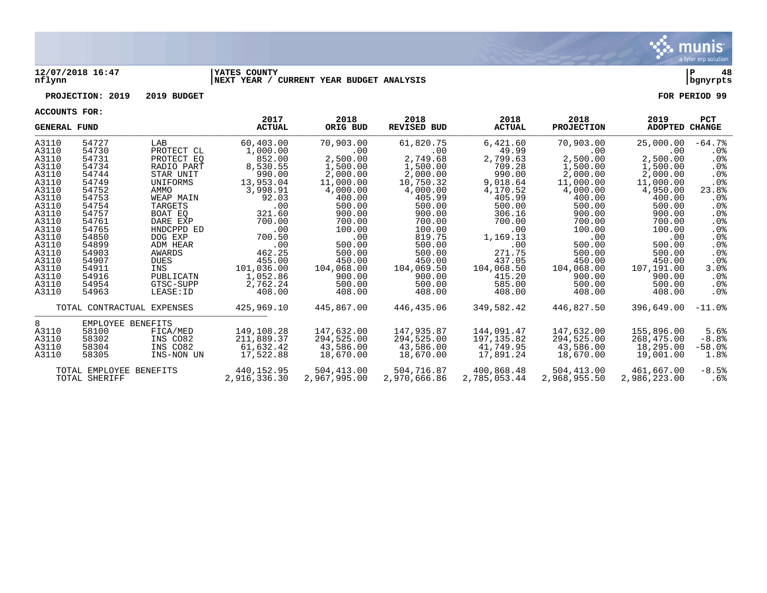**12/07/2018 16:47** | **YATES COUNTY** | **P 48**
**nflynn** | **NEXT YEAR / CURRENT YEAR BUDGET ANALYSIS** | **bgnyrpts**

**PROJECTION: 2019 2019 BUDGET** — **FOR PERIOD 99**

**ACCOUNTS FOR:**

| GENERAL FUND | | | 2017 ACTUAL | 2018 ORIG BUD | 2018 REVISED BUD | 2018 ACTUAL | 2018 PROJECTION | 2019 ADOPTED | PCT CHANGE |
|---|---|---|---|---|---|---|---|---|---|
| A3110 | 54727 | LAB | 60,403.00 | 70,903.00 | 61,820.75 | 6,421.60 | 70,903.00 | 25,000.00 | -64.7% |
| A3110 | 54730 | PROTECT CL | 1,000.00 | .00 | .00 | 49.99 | .00 | .00 | .0% |
| A3110 | 54731 | PROTECT EQ | 852.00 | 2,500.00 | 2,749.68 | 2,799.63 | 2,500.00 | 2,500.00 | .0% |
| A3110 | 54734 | RADIO PART | 8,530.55 | 1,500.00 | 1,500.00 | 709.28 | 1,500.00 | 1,500.00 | .0% |
| A3110 | 54744 | STAR UNIT | 990.00 | 2,000.00 | 2,000.00 | 990.00 | 2,000.00 | 2,000.00 | .0% |
| A3110 | 54749 | UNIFORMS | 13,953.04 | 11,000.00 | 10,750.32 | 9,018.64 | 11,000.00 | 11,000.00 | .0% |
| A3110 | 54752 | AMMO | 3,998.91 | 4,000.00 | 4,000.00 | 4,170.52 | 4,000.00 | 4,950.00 | 23.8% |
| A3110 | 54753 | WEAP MAIN | 92.03 | 400.00 | 405.99 | 405.99 | 400.00 | 400.00 | .0% |
| A3110 | 54754 | TARGETS | .00 | 500.00 | 500.00 | 500.00 | 500.00 | 500.00 | .0% |
| A3110 | 54757 | BOAT EQ | 321.60 | 900.00 | 900.00 | 306.16 | 900.00 | 900.00 | .0% |
| A3110 | 54761 | DARE EXP | 700.00 | 700.00 | 700.00 | 700.00 | 700.00 | 700.00 | .0% |
| A3110 | 54765 | HNDCPPD ED | .00 | 100.00 | 100.00 | .00 | 100.00 | 100.00 | .0% |
| A3110 | 54850 | DOG EXP | 700.50 | .00 | 819.75 | 1,169.13 | .00 | .00 | .0% |
| A3110 | 54899 | ADM HEAR | .00 | 500.00 | 500.00 | .00 | 500.00 | 500.00 | .0% |
| A3110 | 54903 | AWARDS | 462.25 | 500.00 | 500.00 | 271.75 | 500.00 | 500.00 | .0% |
| A3110 | 54907 | DUES | 455.00 | 450.00 | 450.00 | 437.05 | 450.00 | 450.00 | .0% |
| A3110 | 54911 | INS | 101,036.00 | 104,068.00 | 104,069.50 | 104,068.50 | 104,068.00 | 107,191.00 | 3.0% |
| A3110 | 54916 | PUBLICATN | 1,052.86 | 900.00 | 900.00 | 415.20 | 900.00 | 900.00 | .0% |
| A3110 | 54954 | GTSC-SUPP | 2,762.24 | 500.00 | 500.00 | 585.00 | 500.00 | 500.00 | .0% |
| A3110 | 54963 | LEASE:ID | 408.00 | 408.00 | 408.00 | 408.00 | 408.00 | 408.00 | .0% |
| | TOTAL CONTRACTUAL EXPENSES | | 425,969.10 | 445,867.00 | 446,435.06 | 349,582.42 | 446,827.50 | 396,649.00 | -11.0% |
| 8 | EMPLOYEE BENEFITS | | | | | | | | |
| A3110 | 58100 | FICA/MED | 149,108.28 | 147,632.00 | 147,935.87 | 144,091.47 | 147,632.00 | 155,896.00 | 5.6% |
| A3110 | 58302 | INS CO82 | 211,889.37 | 294,525.00 | 294,525.00 | 197,135.82 | 294,525.00 | 268,475.00 | -8.8% |
| A3110 | 58304 | INS CO82 | 61,632.42 | 43,586.00 | 43,586.00 | 41,749.95 | 43,586.00 | 18,295.00 | -58.0% |
| A3110 | 58305 | INS-NON UN | 17,522.88 | 18,670.00 | 18,670.00 | 17,891.24 | 18,670.00 | 19,001.00 | 1.8% |
| | TOTAL EMPLOYEE BENEFITS | | 440,152.95 | 504,413.00 | 504,716.87 | 400,868.48 | 504,413.00 | 461,667.00 | -8.5% |
| | TOTAL SHERIFF | | 2,916,336.30 | 2,967,995.00 | 2,970,666.86 | 2,785,053.44 | 2,968,955.50 | 2,986,223.00 | .6% |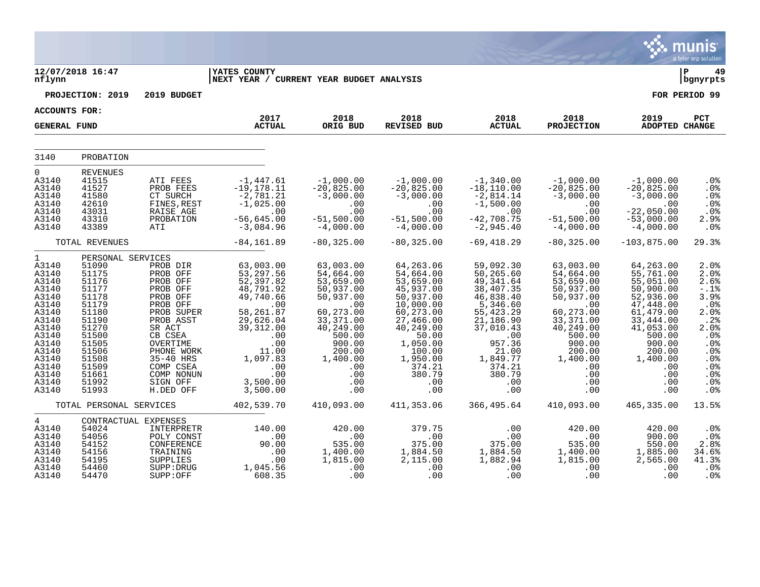12/07/2018 16:47 nflynn | YATES COUNTY | NEXT YEAR / CURRENT YEAR BUDGET ANALYSIS | P 49 bgnyrpts

PROJECTION: 2019 2019 BUDGET | FOR PERIOD 99

ACCOUNTS FOR: GENERAL FUND

| | | | 2017 ACTUAL | 2018 ORIG BUD | 2018 REVISED BUD | 2018 ACTUAL | 2018 PROJECTION | 2019 ADOPTED | PCT CHANGE |
|---|---|---|---|---|---|---|---|---|---|
| 3140 | PROBATION | | | | | | | | |
| 0 | REVENUES | | | | | | | | |
| A3140 | 41515 | ATI FEES | -1,447.61 | -1,000.00 | -1,000.00 | -1,340.00 | -1,000.00 | -1,000.00 | .0% |
| A3140 | 41527 | PROB FEES | -19,178.11 | -20,825.00 | -20,825.00 | -18,110.00 | -20,825.00 | -20,825.00 | .0% |
| A3140 | 41580 | CT SURCH | -2,781.21 | -3,000.00 | -3,000.00 | -2,814.14 | -3,000.00 | -3,000.00 | .0% |
| A3140 | 42610 | FINES,REST | -1,025.00 | .00 | .00 | -1,500.00 | .00 | .00 | .0% |
| A3140 | 43031 | RAISE AGE | .00 | .00 | .00 | .00 | .00 | -22,050.00 | .0% |
| A3140 | 43310 | PROBATION | -56,645.00 | -51,500.00 | -51,500.00 | -42,708.75 | -51,500.00 | -53,000.00 | 2.9% |
| A3140 | 43389 | ATI | -3,084.96 | -4,000.00 | -4,000.00 | -2,945.40 | -4,000.00 | -4,000.00 | .0% |
| | TOTAL REVENUES | | -84,161.89 | -80,325.00 | -80,325.00 | -69,418.29 | -80,325.00 | -103,875.00 | 29.3% |
| 1 | PERSONAL SERVICES | | | | | | | | |
| A3140 | 51090 | PROB DIR | 63,003.00 | 63,003.00 | 64,263.06 | 59,092.30 | 63,003.00 | 64,263.00 | 2.0% |
| A3140 | 51175 | PROB OFF | 53,297.56 | 54,664.00 | 54,664.00 | 50,265.60 | 54,664.00 | 55,761.00 | 2.0% |
| A3140 | 51176 | PROB OFF | 52,397.82 | 53,659.00 | 53,659.00 | 49,341.64 | 53,659.00 | 55,051.00 | 2.6% |
| A3140 | 51177 | PROB OFF | 48,791.92 | 50,937.00 | 45,937.00 | 38,407.35 | 50,937.00 | 50,900.00 | -.1% |
| A3140 | 51178 | PROB OFF | 49,740.66 | 50,937.00 | 50,937.00 | 46,838.40 | 50,937.00 | 52,936.00 | 3.9% |
| A3140 | 51179 | PROB OFF | .00 | .00 | 10,000.00 | 5,346.60 | .00 | 47,448.00 | .0% |
| A3140 | 51180 | PROB SUPER | 58,261.87 | 60,273.00 | 60,273.00 | 55,423.29 | 60,273.00 | 61,479.00 | 2.0% |
| A3140 | 51190 | PROB ASST | 29,626.04 | 33,371.00 | 27,466.00 | 21,186.90 | 33,371.00 | 33,444.00 | .2% |
| A3140 | 51270 | SR ACT | 39,312.00 | 40,249.00 | 40,249.00 | 37,010.43 | 40,249.00 | 41,053.00 | 2.0% |
| A3140 | 51500 | CB CSEA | .00 | 500.00 | 50.00 | .00 | 500.00 | 500.00 | .0% |
| A3140 | 51505 | OVERTIME | .00 | 900.00 | 1,050.00 | 957.36 | 900.00 | 900.00 | .0% |
| A3140 | 51506 | PHONE WORK | 11.00 | 200.00 | 100.00 | 21.00 | 200.00 | 200.00 | .0% |
| A3140 | 51508 | 35-40 HRS | 1,097.83 | 1,400.00 | 1,950.00 | 1,849.77 | 1,400.00 | 1,400.00 | .0% |
| A3140 | 51509 | COMP CSEA | .00 | .00 | 374.21 | 374.21 | .00 | .00 | .0% |
| A3140 | 51661 | COMP NONUN | .00 | .00 | 380.79 | 380.79 | .00 | .00 | .0% |
| A3140 | 51992 | SIGN OFF | 3,500.00 | .00 | .00 | .00 | .00 | .00 | .0% |
| A3140 | 51993 | H.DED OFF | 3,500.00 | .00 | .00 | .00 | .00 | .00 | .0% |
| | TOTAL PERSONAL SERVICES | | 402,539.70 | 410,093.00 | 411,353.06 | 366,495.64 | 410,093.00 | 465,335.00 | 13.5% |
| 4 | CONTRACTUAL EXPENSES | | | | | | | | |
| A3140 | 54024 | INTERPRETR | 140.00 | 420.00 | 379.75 | .00 | 420.00 | 420.00 | .0% |
| A3140 | 54056 | POLY CONST | .00 | .00 | .00 | .00 | .00 | 900.00 | .0% |
| A3140 | 54152 | CONFERENCE | 90.00 | 535.00 | 375.00 | 375.00 | 535.00 | 550.00 | 2.8% |
| A3140 | 54156 | TRAINING | .00 | 1,400.00 | 1,884.50 | 1,884.50 | 1,400.00 | 1,885.00 | 34.6% |
| A3140 | 54195 | SUPPLIES | .00 | 1,815.00 | 2,115.00 | 1,882.94 | 1,815.00 | 2,565.00 | 41.3% |
| A3140 | 54460 | SUPP:DRUG | 1,045.56 | .00 | .00 | .00 | .00 | .00 | .0% |
| A3140 | 54470 | SUPP:OFF | 608.35 | .00 | .00 | .00 | .00 | .00 | .0% |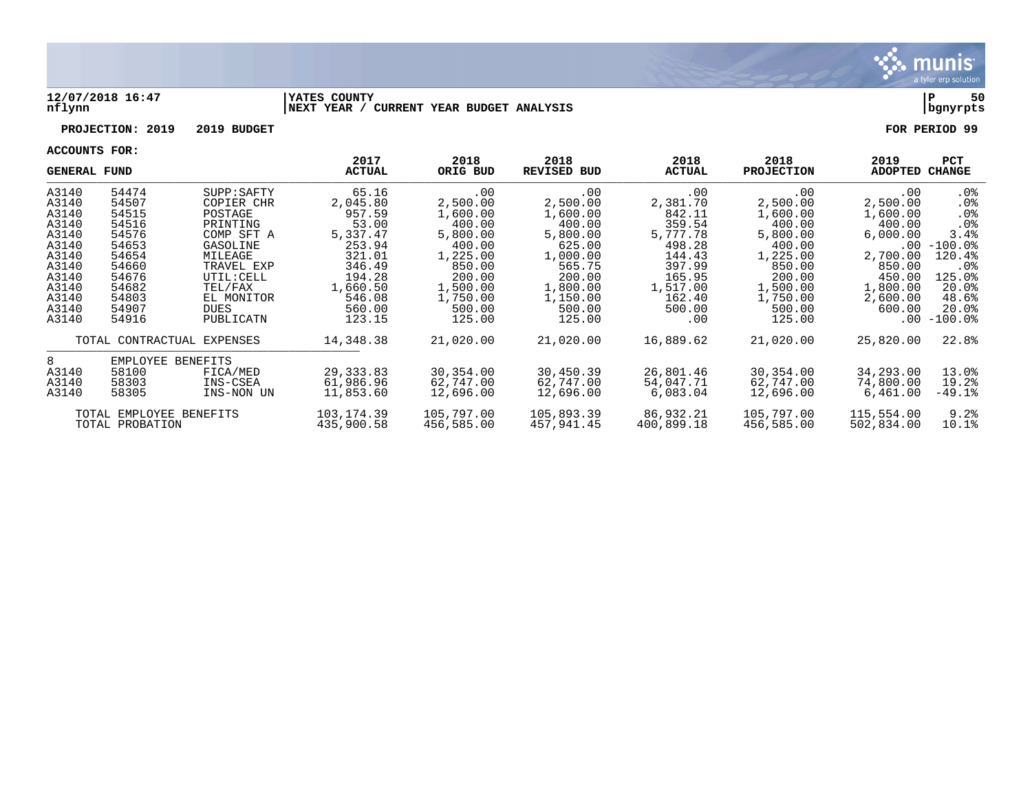**12/07/2018 16:47** | **YATES COUNTY** | **P 50**
**nflynn** | **NEXT YEAR / CURRENT YEAR BUDGET ANALYSIS** | **bgnyrpts**

**PROJECTION: 2019 2019 BUDGET** | **FOR PERIOD 99**

**ACCOUNTS FOR:**

| GENERAL FUND | | | 2017 ACTUAL | 2018 ORIG BUD | 2018 REVISED BUD | 2018 ACTUAL | 2018 PROJECTION | 2019 ADOPTED | PCT CHANGE |
|---|---|---|---|---|---|---|---|---|---|
| A3140 | 54474 | SUPP:SAFTY | 65.16 | .00 | .00 | .00 | .00 | .00 | .0% |
| A3140 | 54507 | COPIER CHR | 2,045.80 | 2,500.00 | 2,500.00 | 2,381.70 | 2,500.00 | 2,500.00 | .0% |
| A3140 | 54515 | POSTAGE | 957.59 | 1,600.00 | 1,600.00 | 842.11 | 1,600.00 | 1,600.00 | .0% |
| A3140 | 54516 | PRINTING | 53.00 | 400.00 | 400.00 | 359.54 | 400.00 | 400.00 | .0% |
| A3140 | 54576 | COMP SFT A | 5,337.47 | 5,800.00 | 5,800.00 | 5,777.78 | 5,800.00 | 6,000.00 | 3.4% |
| A3140 | 54653 | GASOLINE | 253.94 | 400.00 | 625.00 | 498.28 | 400.00 | .00 | -100.0% |
| A3140 | 54654 | MILEAGE | 321.01 | 1,225.00 | 1,000.00 | 144.43 | 1,225.00 | 2,700.00 | 120.4% |
| A3140 | 54660 | TRAVEL EXP | 346.49 | 850.00 | 565.75 | 397.99 | 850.00 | 850.00 | .0% |
| A3140 | 54676 | UTIL:CELL | 194.28 | 200.00 | 200.00 | 165.95 | 200.00 | 450.00 | 125.0% |
| A3140 | 54682 | TEL/FAX | 1,660.50 | 1,500.00 | 1,800.00 | 1,517.00 | 1,500.00 | 1,800.00 | 20.0% |
| A3140 | 54803 | EL MONITOR | 546.08 | 1,750.00 | 1,150.00 | 162.40 | 1,750.00 | 2,600.00 | 48.6% |
| A3140 | 54907 | DUES | 560.00 | 500.00 | 500.00 | 500.00 | 500.00 | 600.00 | 20.0% |
| A3140 | 54916 | PUBLICATN | 123.15 | 125.00 | 125.00 | .00 | 125.00 | .00 | -100.0% |
| TOTAL CONTRACTUAL EXPENSES | | | 14,348.38 | 21,020.00 | 21,020.00 | 16,889.62 | 21,020.00 | 25,820.00 | 22.8% |
| 8 | EMPLOYEE BENEFITS | | | | | | | | |
| A3140 | 58100 | FICA/MED | 29,333.83 | 30,354.00 | 30,450.39 | 26,801.46 | 30,354.00 | 34,293.00 | 13.0% |
| A3140 | 58303 | INS-CSEA | 61,986.96 | 62,747.00 | 62,747.00 | 54,047.71 | 62,747.00 | 74,800.00 | 19.2% |
| A3140 | 58305 | INS-NON UN | 11,853.60 | 12,696.00 | 12,696.00 | 6,083.04 | 12,696.00 | 6,461.00 | -49.1% |
| TOTAL EMPLOYEE BENEFITS | | | 103,174.39 | 105,797.00 | 105,893.39 | 86,932.21 | 105,797.00 | 115,554.00 | 9.2% |
| TOTAL PROBATION | | | 435,900.58 | 456,585.00 | 457,941.45 | 400,899.18 | 456,585.00 | 502,834.00 | 10.1% |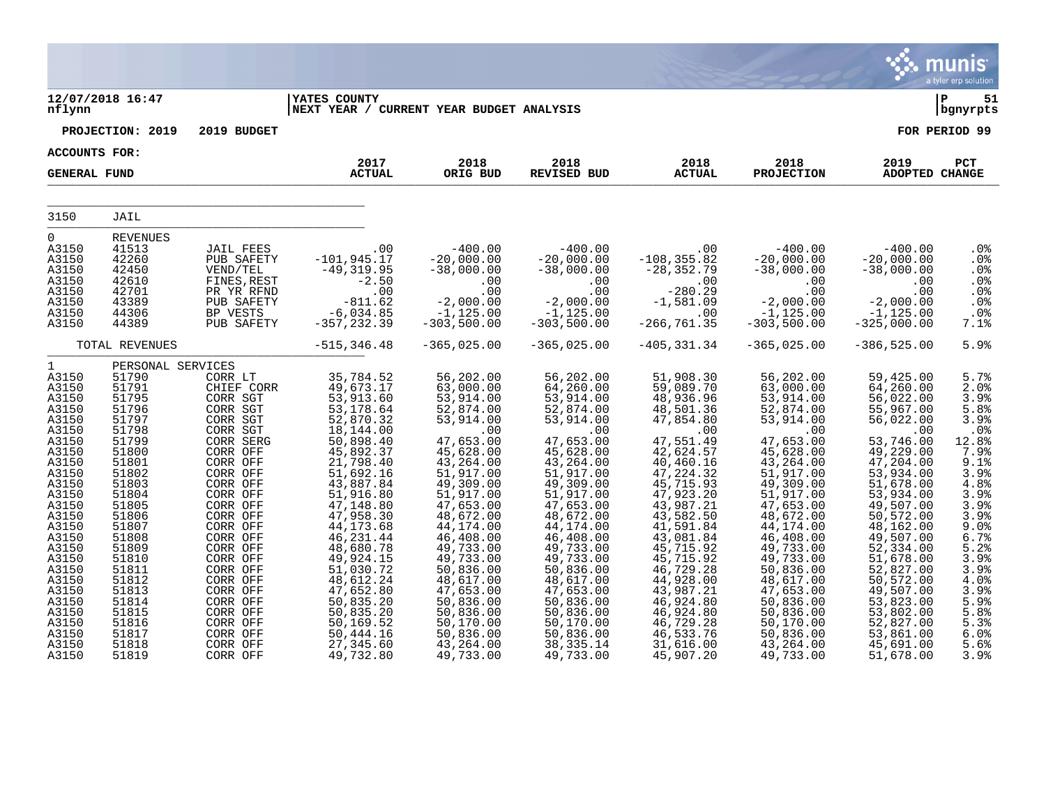**12/07/2018 16:47**
**nflynn**

**YATES COUNTY**
**NEXT YEAR / CURRENT YEAR BUDGET ANALYSIS**

**P 51**
**bgnyrpts**

**PROJECTION: 2019 2019 BUDGET**

**FOR PERIOD 99**

**ACCOUNTS FOR:**

**GENERAL FUND**

| | | | 2017 ACTUAL | 2018 ORIG BUD | 2018 REVISED BUD | 2018 ACTUAL | 2018 PROJECTION | 2019 ADOPTED | PCT CHANGE |
|---|---|---|---|---|---|---|---|---|---|
| 3150 | JAIL | | | | | | | | |
| 0 | REVENUES | | | | | | | | |
| A3150 | 41513 | JAIL FEES | .00 | -400.00 | -400.00 | .00 | -400.00 | -400.00 | .0% |
| A3150 | 42260 | PUB SAFETY | -101,945.17 | -20,000.00 | -20,000.00 | -108,355.82 | -20,000.00 | -20,000.00 | .0% |
| A3150 | 42450 | VEND/TEL | -49,319.95 | -38,000.00 | -38,000.00 | -28,352.79 | -38,000.00 | -38,000.00 | .0% |
| A3150 | 42610 | FINES,REST | -2.50 | .00 | .00 | .00 | .00 | .00 | .0% |
| A3150 | 42701 | PR YR RFND | .00 | .00 | .00 | -280.29 | .00 | .00 | .0% |
| A3150 | 43389 | PUB SAFETY | -811.62 | -2,000.00 | -2,000.00 | -1,581.09 | -2,000.00 | -2,000.00 | .0% |
| A3150 | 44306 | BP VESTS | -6,034.85 | -1,125.00 | -1,125.00 | .00 | -1,125.00 | -1,125.00 | .0% |
| A3150 | 44389 | PUB SAFETY | -357,232.39 | -303,500.00 | -303,500.00 | -266,761.35 | -303,500.00 | -325,000.00 | 7.1% |
| | TOTAL REVENUES | | -515,346.48 | -365,025.00 | -365,025.00 | -405,331.34 | -365,025.00 | -386,525.00 | 5.9% |
| 1 | PERSONAL SERVICES | | | | | | | | |
| A3150 | 51790 | CORR LT | 35,784.52 | 56,202.00 | 56,202.00 | 51,908.30 | 56,202.00 | 59,425.00 | 5.7% |
| A3150 | 51791 | CHIEF CORR | 49,673.17 | 63,000.00 | 64,260.00 | 59,089.70 | 63,000.00 | 64,260.00 | 2.0% |
| A3150 | 51795 | CORR SGT | 53,913.60 | 53,914.00 | 53,914.00 | 48,936.96 | 53,914.00 | 56,022.00 | 3.9% |
| A3150 | 51796 | CORR SGT | 53,178.64 | 52,874.00 | 52,874.00 | 48,501.36 | 52,874.00 | 55,967.00 | 5.8% |
| A3150 | 51797 | CORR SGT | 52,870.32 | 53,914.00 | 53,914.00 | 47,854.80 | 53,914.00 | 56,022.00 | 3.9% |
| A3150 | 51798 | CORR SGT | 18,144.00 | .00 | .00 | .00 | .00 | .00 | .0% |
| A3150 | 51799 | CORR SERG | 50,898.40 | 47,653.00 | 47,653.00 | 47,551.49 | 47,653.00 | 53,746.00 | 12.8% |
| A3150 | 51800 | CORR OFF | 45,892.37 | 45,628.00 | 45,628.00 | 42,624.57 | 45,628.00 | 49,229.00 | 7.9% |
| A3150 | 51801 | CORR OFF | 21,798.40 | 43,264.00 | 43,264.00 | 40,460.16 | 43,264.00 | 47,204.00 | 9.1% |
| A3150 | 51802 | CORR OFF | 51,692.16 | 51,917.00 | 51,917.00 | 47,224.32 | 51,917.00 | 53,934.00 | 3.9% |
| A3150 | 51803 | CORR OFF | 43,887.84 | 49,309.00 | 49,309.00 | 45,715.93 | 49,309.00 | 51,678.00 | 4.8% |
| A3150 | 51804 | CORR OFF | 51,916.80 | 51,917.00 | 51,917.00 | 47,923.20 | 51,917.00 | 53,934.00 | 3.9% |
| A3150 | 51805 | CORR OFF | 47,148.80 | 47,653.00 | 47,653.00 | 43,987.21 | 47,653.00 | 49,507.00 | 3.9% |
| A3150 | 51806 | CORR OFF | 47,958.30 | 48,672.00 | 48,672.00 | 43,582.50 | 48,672.00 | 50,572.00 | 3.9% |
| A3150 | 51807 | CORR OFF | 44,173.68 | 44,174.00 | 44,174.00 | 41,591.84 | 44,174.00 | 48,162.00 | 9.0% |
| A3150 | 51808 | CORR OFF | 46,231.44 | 46,408.00 | 46,408.00 | 43,081.84 | 46,408.00 | 49,507.00 | 6.7% |
| A3150 | 51809 | CORR OFF | 48,680.78 | 49,733.00 | 49,733.00 | 45,715.92 | 49,733.00 | 52,334.00 | 5.2% |
| A3150 | 51810 | CORR OFF | 49,924.15 | 49,733.00 | 49,733.00 | 45,715.92 | 49,733.00 | 51,678.00 | 3.9% |
| A3150 | 51811 | CORR OFF | 51,030.72 | 50,836.00 | 50,836.00 | 46,729.28 | 50,836.00 | 52,827.00 | 3.9% |
| A3150 | 51812 | CORR OFF | 48,612.24 | 48,617.00 | 48,617.00 | 44,928.00 | 48,617.00 | 50,572.00 | 4.0% |
| A3150 | 51813 | CORR OFF | 47,652.80 | 47,653.00 | 47,653.00 | 43,987.21 | 47,653.00 | 49,507.00 | 3.9% |
| A3150 | 51814 | CORR OFF | 50,835.20 | 50,836.00 | 50,836.00 | 46,924.80 | 50,836.00 | 53,823.00 | 5.9% |
| A3150 | 51815 | CORR OFF | 50,835.20 | 50,836.00 | 50,836.00 | 46,924.80 | 50,836.00 | 53,802.00 | 5.8% |
| A3150 | 51816 | CORR OFF | 50,169.52 | 50,170.00 | 50,170.00 | 46,729.28 | 50,170.00 | 52,827.00 | 5.3% |
| A3150 | 51817 | CORR OFF | 50,444.16 | 50,836.00 | 50,836.00 | 46,533.76 | 50,836.00 | 53,861.00 | 6.0% |
| A3150 | 51818 | CORR OFF | 27,345.60 | 43,264.00 | 38,335.14 | 31,616.00 | 43,264.00 | 45,691.00 | 5.6% |
| A3150 | 51819 | CORR OFF | 49,732.80 | 49,733.00 | 49,733.00 | 45,907.20 | 49,733.00 | 51,678.00 | 3.9% |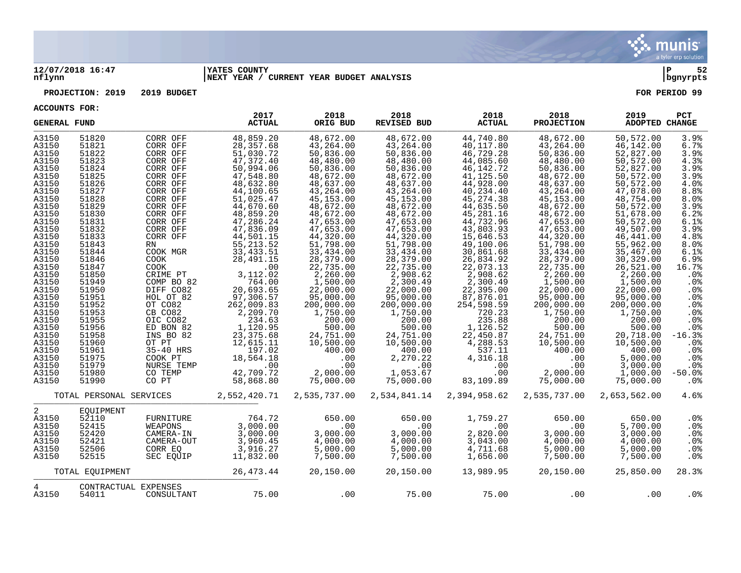**12/07/2018 16:47** | **YATES COUNTY** | **P 52**
**nflynn** | **NEXT YEAR / CURRENT YEAR BUDGET ANALYSIS** | **bgnyrpts**

**PROJECTION: 2019 2019 BUDGET** **FOR PERIOD 99**

**ACCOUNTS FOR:**

| GENERAL FUND | | | 2017 ACTUAL | 2018 ORIG BUD | 2018 REVISED BUD | 2018 ACTUAL | 2018 PROJECTION | 2019 ADOPTED | PCT CHANGE |
|---|---|---|---|---|---|---|---|---|---|
| A3150 | 51820 | CORR OFF | 48,859.20 | 48,672.00 | 48,672.00 | 44,740.80 | 48,672.00 | 50,572.00 | 3.9% |
| A3150 | 51821 | CORR OFF | 28,357.68 | 43,264.00 | 43,264.00 | 40,117.80 | 43,264.00 | 46,142.00 | 6.7% |
| A3150 | 51822 | CORR OFF | 51,030.72 | 50,836.00 | 50,836.00 | 46,729.28 | 50,836.00 | 52,827.00 | 3.9% |
| A3150 | 51823 | CORR OFF | 47,372.40 | 48,480.00 | 48,480.00 | 44,085.60 | 48,480.00 | 50,572.00 | 4.3% |
| A3150 | 51824 | CORR OFF | 50,994.06 | 50,836.00 | 50,836.00 | 46,142.72 | 50,836.00 | 52,827.00 | 3.9% |
| A3150 | 51825 | CORR OFF | 47,548.80 | 48,672.00 | 48,672.00 | 41,125.50 | 48,672.00 | 50,572.00 | 3.9% |
| A3150 | 51826 | CORR OFF | 48,632.80 | 48,637.00 | 48,637.00 | 44,928.00 | 48,637.00 | 50,572.00 | 4.0% |
| A3150 | 51827 | CORR OFF | 44,100.65 | 43,264.00 | 43,264.00 | 40,234.40 | 43,264.00 | 47,078.00 | 8.8% |
| A3150 | 51828 | CORR OFF | 51,025.47 | 45,153.00 | 45,153.00 | 45,274.38 | 45,153.00 | 48,754.00 | 8.0% |
| A3150 | 51829 | CORR OFF | 44,670.60 | 48,672.00 | 48,672.00 | 44,635.50 | 48,672.00 | 50,572.00 | 3.9% |
| A3150 | 51830 | CORR OFF | 48,859.20 | 48,672.00 | 48,672.00 | 45,281.16 | 48,672.00 | 51,678.00 | 6.2% |
| A3150 | 51831 | CORR OFF | 47,286.24 | 47,653.00 | 47,653.00 | 44,732.96 | 47,653.00 | 50,572.00 | 6.1% |
| A3150 | 51832 | CORR OFF | 47,836.09 | 47,653.00 | 47,653.00 | 43,803.93 | 47,653.00 | 49,507.00 | 3.9% |
| A3150 | 51833 | CORR OFF | 44,501.15 | 44,320.00 | 44,320.00 | 15,646.53 | 44,320.00 | 46,441.00 | 4.8% |
| A3150 | 51843 | RN | 55,213.52 | 51,798.00 | 51,798.00 | 49,100.06 | 51,798.00 | 55,962.00 | 8.0% |
| A3150 | 51844 | COOK MGR | 33,433.51 | 33,434.00 | 33,434.00 | 30,861.68 | 33,434.00 | 35,467.00 | 6.1% |
| A3150 | 51846 | COOK | 28,491.15 | 28,379.00 | 28,379.00 | 26,834.92 | 28,379.00 | 30,329.00 | 6.9% |
| A3150 | 51847 | COOK | .00 | 22,735.00 | 22,735.00 | 22,073.13 | 22,735.00 | 26,521.00 | 16.7% |
| A3150 | 51850 | CRIME PT | 3,112.02 | 2,260.00 | 2,908.62 | 2,908.62 | 2,260.00 | 2,260.00 | .0% |
| A3150 | 51949 | COMP BO 82 | 764.00 | 1,500.00 | 2,300.49 | 2,300.49 | 1,500.00 | 1,500.00 | .0% |
| A3150 | 51950 | DIFF CO82 | 20,693.65 | 22,000.00 | 22,000.00 | 22,395.00 | 22,000.00 | 22,000.00 | .0% |
| A3150 | 51951 | HOL OT 82 | 97,306.57 | 95,000.00 | 95,000.00 | 87,876.01 | 95,000.00 | 95,000.00 | .0% |
| A3150 | 51952 | OT CO82 | 262,009.83 | 200,000.00 | 200,000.00 | 254,598.59 | 200,000.00 | 200,000.00 | .0% |
| A3150 | 51953 | CB CO82 | 2,209.70 | 1,750.00 | 1,750.00 | 720.23 | 1,750.00 | 1,750.00 | .0% |
| A3150 | 51955 | OIC CO82 | 234.63 | 200.00 | 200.00 | 235.88 | 200.00 | 200.00 | .0% |
| A3150 | 51956 | ED BON 82 | 1,120.95 | 500.00 | 500.00 | 1,126.52 | 500.00 | 500.00 | .0% |
| A3150 | 51958 | INS BO 82 | 23,375.68 | 24,751.00 | 24,751.00 | 22,450.87 | 24,751.00 | 20,718.00 | -16.3% |
| A3150 | 51960 | OT PT | 12,615.11 | 10,500.00 | 10,500.00 | 4,288.53 | 10,500.00 | 10,500.00 | .0% |
| A3150 | 51961 | 35-40 HRS | 197.02 | 400.00 | 400.00 | 537.11 | 400.00 | 400.00 | .0% |
| A3150 | 51975 | COOK PT | 18,564.18 | .00 | 2,270.22 | 4,316.18 | .00 | 5,000.00 | .0% |
| A3150 | 51979 | NURSE TEMP | .00 | .00 | .00 | .00 | .00 | 3,000.00 | .0% |
| A3150 | 51980 | CO TEMP | 42,709.72 | 2,000.00 | 1,053.67 | .00 | 2,000.00 | 1,000.00 | -50.0% |
| A3150 | 51990 | CO PT | 58,868.80 | 75,000.00 | 75,000.00 | 83,109.89 | 75,000.00 | 75,000.00 | .0% |
| | TOTAL PERSONAL SERVICES | | 2,552,420.71 | 2,535,737.00 | 2,534,841.14 | 2,394,958.62 | 2,535,737.00 | 2,653,562.00 | 4.6% |
| 2 | EQUIPMENT | | | | | | | | |
| A3150 | 52110 | FURNITURE | 764.72 | 650.00 | 650.00 | 1,759.27 | 650.00 | 650.00 | .0% |
| A3150 | 52415 | WEAPONS | 3,000.00 | .00 | .00 | .00 | .00 | 5,700.00 | .0% |
| A3150 | 52420 | CAMERA-IN | 3,000.00 | 3,000.00 | 3,000.00 | 2,820.00 | 3,000.00 | 3,000.00 | .0% |
| A3150 | 52421 | CAMERA-OUT | 3,960.45 | 4,000.00 | 4,000.00 | 3,043.00 | 4,000.00 | 4,000.00 | .0% |
| A3150 | 52506 | CORR EQ | 3,916.27 | 5,000.00 | 5,000.00 | 4,711.68 | 5,000.00 | 5,000.00 | .0% |
| A3150 | 52515 | SEC EQUIP | 11,832.00 | 7,500.00 | 7,500.00 | 1,656.00 | 7,500.00 | 7,500.00 | .0% |
| | TOTAL EQUIPMENT | | 26,473.44 | 20,150.00 | 20,150.00 | 13,989.95 | 20,150.00 | 25,850.00 | 28.3% |
| 4 | CONTRACTUAL EXPENSES | | | | | | | | |
| A3150 | 54011 | CONSULTANT | 75.00 | .00 | 75.00 | 75.00 | .00 | .00 | .0% |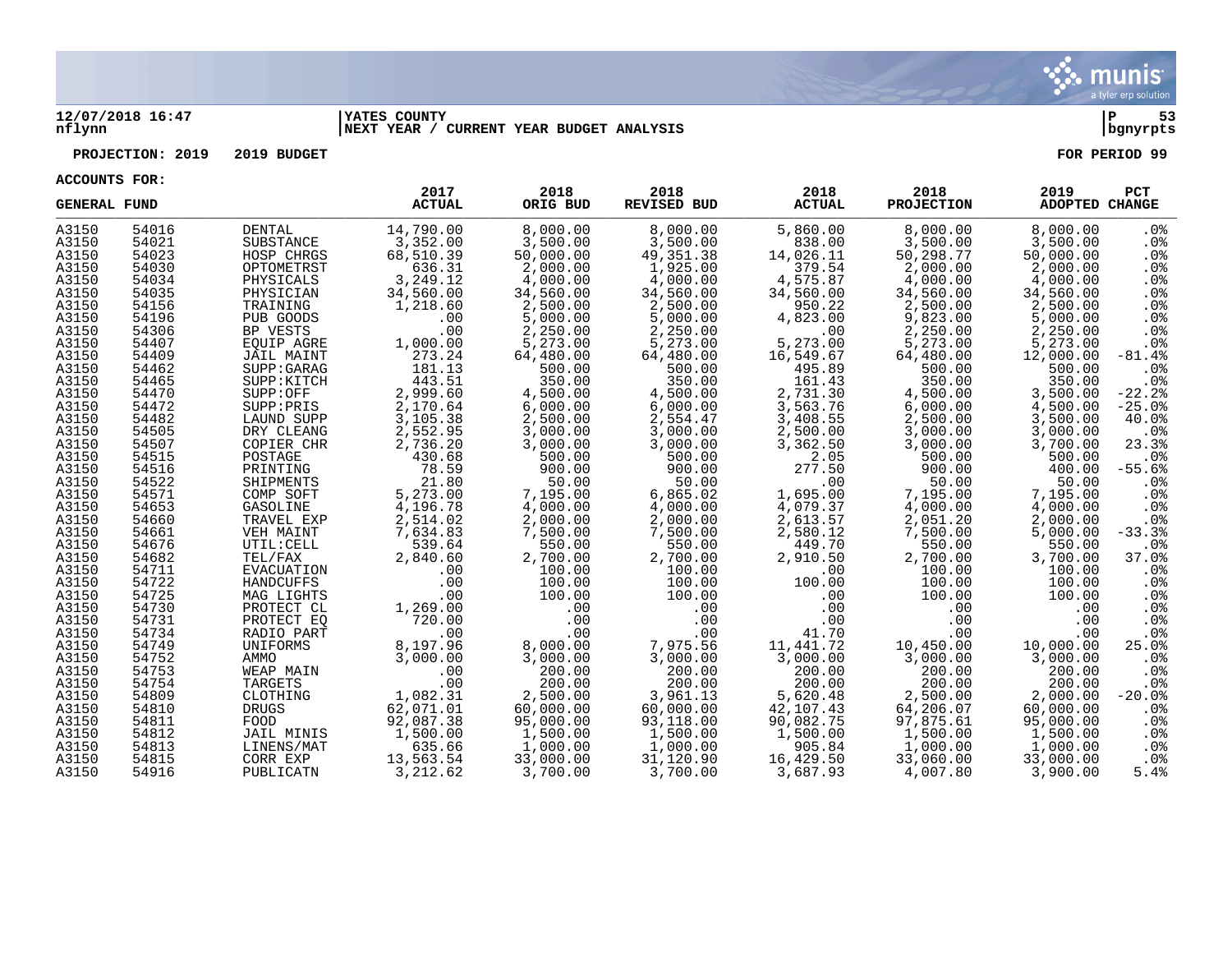12/07/2018 16:47 | YATES COUNTY | P 53
nflynn | NEXT YEAR / CURRENT YEAR BUDGET ANALYSIS | bgnyrpts

**PROJECTION: 2019 2019 BUDGET** **FOR PERIOD 99**

**ACCOUNTS FOR:**

| GENERAL FUND | | | 2017 ACTUAL | 2018 ORIG BUD | 2018 REVISED BUD | 2018 ACTUAL | 2018 PROJECTION | 2019 ADOPTED | PCT CHANGE |
|---|---|---|---|---|---|---|---|---|---|
| A3150 | 54016 | DENTAL | 14,790.00 | 8,000.00 | 8,000.00 | 5,860.00 | 8,000.00 | 8,000.00 | .0% |
| A3150 | 54021 | SUBSTANCE | 3,352.00 | 3,500.00 | 3,500.00 | 838.00 | 3,500.00 | 3,500.00 | .0% |
| A3150 | 54023 | HOSP CHRGS | 68,510.39 | 50,000.00 | 49,351.38 | 14,026.11 | 50,298.77 | 50,000.00 | .0% |
| A3150 | 54030 | OPTOMETRST | 636.31 | 2,000.00 | 1,925.00 | 379.54 | 2,000.00 | 2,000.00 | .0% |
| A3150 | 54034 | PHYSICALS | 3,249.12 | 4,000.00 | 4,000.00 | 4,575.87 | 4,000.00 | 4,000.00 | .0% |
| A3150 | 54035 | PHYSICIAN | 34,560.00 | 34,560.00 | 34,560.00 | 34,560.00 | 34,560.00 | 34,560.00 | .0% |
| A3150 | 54156 | TRAINING | 1,218.60 | 2,500.00 | 2,500.00 | 950.22 | 2,500.00 | 2,500.00 | .0% |
| A3150 | 54196 | PUB GOODS | .00 | 5,000.00 | 5,000.00 | 4,823.00 | 9,823.00 | 5,000.00 | .0% |
| A3150 | 54306 | BP VESTS | .00 | 2,250.00 | 2,250.00 | .00 | 2,250.00 | 2,250.00 | .0% |
| A3150 | 54407 | EQUIP AGRE | 1,000.00 | 5,273.00 | 5,273.00 | 5,273.00 | 5,273.00 | 5,273.00 | .0% |
| A3150 | 54409 | JAIL MAINT | 273.24 | 64,480.00 | 64,480.00 | 16,549.67 | 64,480.00 | 12,000.00 | -81.4% |
| A3150 | 54462 | SUPP:GARAG | 181.13 | 500.00 | 500.00 | 495.89 | 500.00 | 500.00 | .0% |
| A3150 | 54465 | SUPP:KITCH | 443.51 | 350.00 | 350.00 | 161.43 | 350.00 | 350.00 | .0% |
| A3150 | 54470 | SUPP:OFF | 2,999.60 | 4,500.00 | 4,500.00 | 2,731.30 | 4,500.00 | 3,500.00 | -22.2% |
| A3150 | 54472 | SUPP:PRIS | 2,170.64 | 6,000.00 | 6,000.00 | 3,563.76 | 6,000.00 | 4,500.00 | -25.0% |
| A3150 | 54482 | LAUND SUPP | 3,105.38 | 2,500.00 | 2,554.47 | 3,408.55 | 2,500.00 | 3,500.00 | 40.0% |
| A3150 | 54505 | DRY CLEANG | 2,552.95 | 3,000.00 | 3,000.00 | 2,500.00 | 3,000.00 | 3,000.00 | .0% |
| A3150 | 54507 | COPIER CHR | 2,736.20 | 3,000.00 | 3,000.00 | 3,362.50 | 3,000.00 | 3,700.00 | 23.3% |
| A3150 | 54515 | POSTAGE | 430.68 | 500.00 | 500.00 | 2.05 | 500.00 | 500.00 | .0% |
| A3150 | 54516 | PRINTING | 78.59 | 900.00 | 900.00 | 277.50 | 900.00 | 400.00 | -55.6% |
| A3150 | 54522 | SHIPMENTS | 21.80 | 50.00 | 50.00 | .00 | 50.00 | 50.00 | .0% |
| A3150 | 54571 | COMP SOFT | 5,273.00 | 7,195.00 | 6,865.02 | 1,695.00 | 7,195.00 | 7,195.00 | .0% |
| A3150 | 54653 | GASOLINE | 4,196.78 | 4,000.00 | 4,000.00 | 4,079.37 | 4,000.00 | 4,000.00 | .0% |
| A3150 | 54660 | TRAVEL EXP | 2,514.02 | 2,000.00 | 2,000.00 | 2,613.57 | 2,051.20 | 2,000.00 | .0% |
| A3150 | 54661 | VEH MAINT | 7,634.83 | 7,500.00 | 7,500.00 | 2,580.12 | 7,500.00 | 5,000.00 | -33.3% |
| A3150 | 54676 | UTIL:CELL | 539.64 | 550.00 | 550.00 | 449.70 | 550.00 | 550.00 | .0% |
| A3150 | 54682 | TEL/FAX | 2,840.60 | 2,700.00 | 2,700.00 | 2,910.50 | 2,700.00 | 3,700.00 | 37.0% |
| A3150 | 54711 | EVACUATION | .00 | 100.00 | 100.00 | .00 | 100.00 | 100.00 | .0% |
| A3150 | 54722 | HANDCUFFS | .00 | 100.00 | 100.00 | 100.00 | 100.00 | 100.00 | .0% |
| A3150 | 54725 | MAG LIGHTS | .00 | 100.00 | 100.00 | .00 | 100.00 | 100.00 | .0% |
| A3150 | 54730 | PROTECT CL | 1,269.00 | .00 | .00 | .00 | .00 | .00 | .0% |
| A3150 | 54731 | PROTECT EQ | 720.00 | .00 | .00 | .00 | .00 | .00 | .0% |
| A3150 | 54734 | RADIO PART | .00 | .00 | .00 | 41.70 | .00 | .00 | .0% |
| A3150 | 54749 | UNIFORMS | 8,197.96 | 8,000.00 | 7,975.56 | 11,441.72 | 10,450.00 | 10,000.00 | 25.0% |
| A3150 | 54752 | AMMO | 3,000.00 | 3,000.00 | 3,000.00 | 3,000.00 | 3,000.00 | 3,000.00 | .0% |
| A3150 | 54753 | WEAP MAIN | .00 | 200.00 | 200.00 | 200.00 | 200.00 | 200.00 | .0% |
| A3150 | 54754 | TARGETS | .00 | 200.00 | 200.00 | 200.00 | 200.00 | 200.00 | .0% |
| A3150 | 54809 | CLOTHING | 1,082.31 | 2,500.00 | 3,961.13 | 5,620.48 | 2,500.00 | 2,000.00 | -20.0% |
| A3150 | 54810 | DRUGS | 62,071.01 | 60,000.00 | 60,000.00 | 42,107.43 | 64,206.07 | 60,000.00 | .0% |
| A3150 | 54811 | FOOD | 92,087.38 | 95,000.00 | 93,118.00 | 90,082.75 | 97,875.61 | 95,000.00 | .0% |
| A3150 | 54812 | JAIL MINIS | 1,500.00 | 1,500.00 | 1,500.00 | 1,500.00 | 1,500.00 | 1,500.00 | .0% |
| A3150 | 54813 | LINENS/MAT | 635.66 | 1,000.00 | 1,000.00 | 905.84 | 1,000.00 | 1,000.00 | .0% |
| A3150 | 54815 | CORR EXP | 13,563.54 | 33,000.00 | 31,120.90 | 16,429.50 | 33,060.00 | 33,000.00 | .0% |
| A3150 | 54916 | PUBLICATN | 3,212.62 | 3,700.00 | 3,700.00 | 3,687.93 | 4,007.80 | 3,900.00 | 5.4% |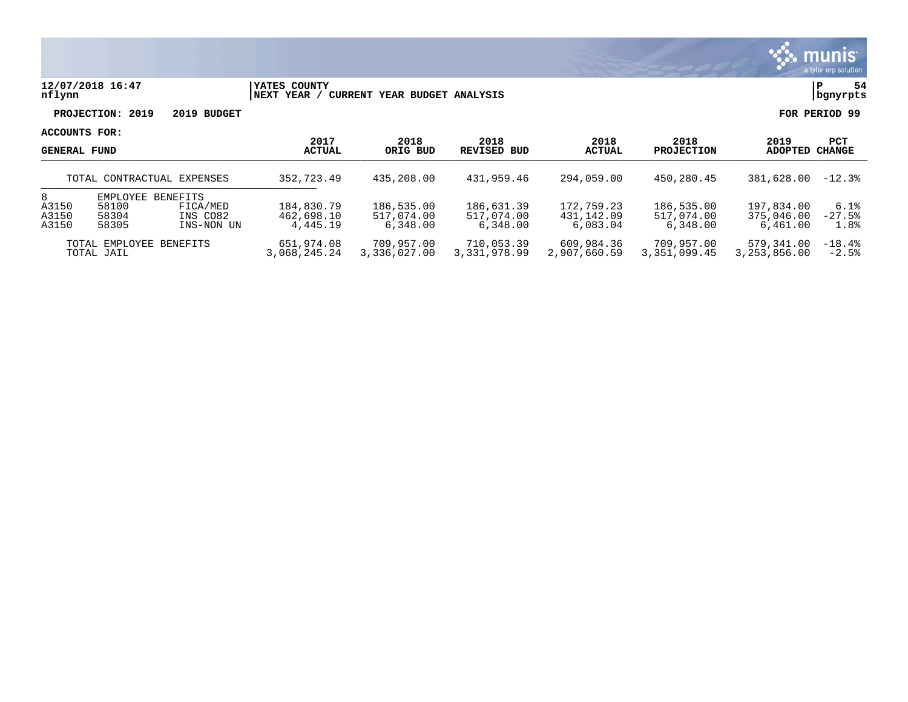**12/07/2018 16:47**
**nflynn**

**YATES COUNTY**
**NEXT YEAR / CURRENT YEAR BUDGET ANALYSIS**

**P 54**
**bgnyrpts**

**PROJECTION: 2019 2019 BUDGET** **FOR PERIOD 99**

**ACCOUNTS FOR:**

| GENERAL FUND | | | 2017 ACTUAL | 2018 ORIG BUD | 2018 REVISED BUD | 2018 ACTUAL | 2018 PROJECTION | 2019 ADOPTED | PCT CHANGE |
|---|---|---|---|---|---|---|---|---|---|
| TOTAL CONTRACTUAL EXPENSES | | | 352,723.49 | 435,208.00 | 431,959.46 | 294,059.00 | 450,280.45 | 381,628.00 | -12.3% |
| 8 | EMPLOYEE BENEFITS | | | | | | | | |
| A3150 | 58100 | FICA/MED | 184,830.79 | 186,535.00 | 186,631.39 | 172,759.23 | 186,535.00 | 197,834.00 | 6.1% |
| A3150 | 58304 | INS CO82 | 462,698.10 | 517,074.00 | 517,074.00 | 431,142.09 | 517,074.00 | 375,046.00 | -27.5% |
| A3150 | 58305 | INS-NON UN | 4,445.19 | 6,348.00 | 6,348.00 | 6,083.04 | 6,348.00 | 6,461.00 | 1.8% |
| TOTAL EMPLOYEE BENEFITS | | | 651,974.08 | 709,957.00 | 710,053.39 | 609,984.36 | 709,957.00 | 579,341.00 | -18.4% |
| TOTAL JAIL | | | 3,068,245.24 | 3,336,027.00 | 3,331,978.99 | 2,907,660.59 | 3,351,099.45 | 3,253,856.00 | -2.5% |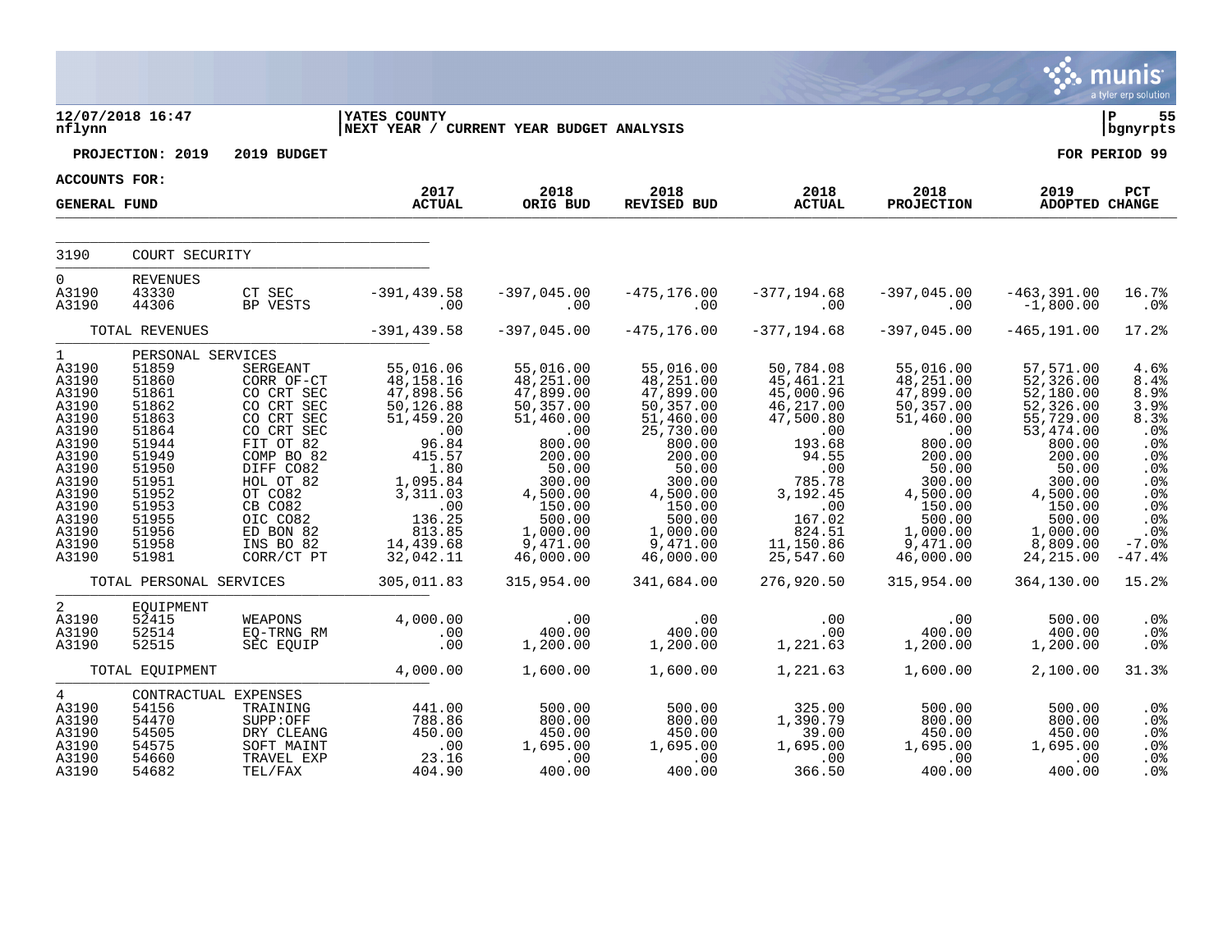12/07/2018 16:47 | nflynn

**YATES COUNTY**
**NEXT YEAR / CURRENT YEAR BUDGET ANALYSIS**

P 55 | bgnyrpts

**PROJECTION: 2019 — 2019 BUDGET** — **FOR PERIOD 99**

**ACCOUNTS FOR: GENERAL FUND**

| | | | 2017 ACTUAL | 2018 ORIG BUD | 2018 REVISED BUD | 2018 ACTUAL | 2018 PROJECTION | 2019 ADOPTED | PCT CHANGE |
|---|---|---|---|---|---|---|---|---|---|
| **3190** | **COURT SECURITY** | | | | | | | | |
| 0 | REVENUES | | | | | | | | |
| A3190 | 43330 | CT SEC | -391,439.58 | -397,045.00 | -475,176.00 | -377,194.68 | -397,045.00 | -463,391.00 | 16.7% |
| A3190 | 44306 | BP VESTS | .00 | .00 | .00 | .00 | .00 | -1,800.00 | .0% |
| | TOTAL REVENUES | | -391,439.58 | -397,045.00 | -475,176.00 | -377,194.68 | -397,045.00 | -465,191.00 | 17.2% |
| 1 | PERSONAL SERVICES | | | | | | | | |
| A3190 | 51859 | SERGEANT | 55,016.06 | 55,016.00 | 55,016.00 | 50,784.08 | 55,016.00 | 57,571.00 | 4.6% |
| A3190 | 51860 | CORR OF-CT | 48,158.16 | 48,251.00 | 48,251.00 | 45,461.21 | 48,251.00 | 52,326.00 | 8.4% |
| A3190 | 51861 | CO CRT SEC | 47,898.56 | 47,899.00 | 47,899.00 | 45,000.96 | 47,899.00 | 52,180.00 | 8.9% |
| A3190 | 51862 | CO CRT SEC | 50,126.88 | 50,357.00 | 50,357.00 | 46,217.00 | 50,357.00 | 52,326.00 | 3.9% |
| A3190 | 51863 | CO CRT SEC | 51,459.20 | 51,460.00 | 51,460.00 | 47,500.80 | 51,460.00 | 55,729.00 | 8.3% |
| A3190 | 51864 | CO CRT SEC | .00 | .00 | 25,730.00 | .00 | .00 | 53,474.00 | .0% |
| A3190 | 51944 | FIT OT 82 | 96.84 | 800.00 | 800.00 | 193.68 | 800.00 | 800.00 | .0% |
| A3190 | 51949 | COMP BO 82 | 415.57 | 200.00 | 200.00 | 94.55 | 200.00 | 200.00 | .0% |
| A3190 | 51950 | DIFF CO82 | 1.80 | 50.00 | 50.00 | .00 | 50.00 | 50.00 | .0% |
| A3190 | 51951 | HOL OT 82 | 1,095.84 | 300.00 | 300.00 | 785.78 | 300.00 | 300.00 | .0% |
| A3190 | 51952 | OT CO82 | 3,311.03 | 4,500.00 | 4,500.00 | 3,192.45 | 4,500.00 | 4,500.00 | .0% |
| A3190 | 51953 | CB CO82 | .00 | 150.00 | 150.00 | .00 | 150.00 | 150.00 | .0% |
| A3190 | 51955 | OIC CO82 | 136.25 | 500.00 | 500.00 | 167.02 | 500.00 | 500.00 | .0% |
| A3190 | 51956 | ED BON 82 | 813.85 | 1,000.00 | 1,000.00 | 824.51 | 1,000.00 | 1,000.00 | .0% |
| A3190 | 51958 | INS BO 82 | 14,439.68 | 9,471.00 | 9,471.00 | 11,150.86 | 9,471.00 | 8,809.00 | -7.0% |
| A3190 | 51981 | CORR/CT PT | 32,042.11 | 46,000.00 | 46,000.00 | 25,547.60 | 46,000.00 | 24,215.00 | -47.4% |
| | TOTAL PERSONAL SERVICES | | 305,011.83 | 315,954.00 | 341,684.00 | 276,920.50 | 315,954.00 | 364,130.00 | 15.2% |
| 2 | EQUIPMENT | | | | | | | | |
| A3190 | 52415 | WEAPONS | 4,000.00 | .00 | .00 | .00 | .00 | 500.00 | .0% |
| A3190 | 52514 | EQ-TRNG RM | .00 | 400.00 | 400.00 | .00 | 400.00 | 400.00 | .0% |
| A3190 | 52515 | SEC EQUIP | .00 | 1,200.00 | 1,200.00 | 1,221.63 | 1,200.00 | 1,200.00 | .0% |
| | TOTAL EQUIPMENT | | 4,000.00 | 1,600.00 | 1,600.00 | 1,221.63 | 1,600.00 | 2,100.00 | 31.3% |
| 4 | CONTRACTUAL EXPENSES | | | | | | | | |
| A3190 | 54156 | TRAINING | 441.00 | 500.00 | 500.00 | 325.00 | 500.00 | 500.00 | .0% |
| A3190 | 54470 | SUPP:OFF | 788.86 | 800.00 | 800.00 | 1,390.79 | 800.00 | 800.00 | .0% |
| A3190 | 54505 | DRY CLEANG | 450.00 | 450.00 | 450.00 | 39.00 | 450.00 | 450.00 | .0% |
| A3190 | 54575 | SOFT MAINT | .00 | 1,695.00 | 1,695.00 | 1,695.00 | 1,695.00 | 1,695.00 | .0% |
| A3190 | 54660 | TRAVEL EXP | 23.16 | .00 | .00 | .00 | .00 | .00 | .0% |
| A3190 | 54682 | TEL/FAX | 404.90 | 400.00 | 400.00 | 366.50 | 400.00 | 400.00 | .0% |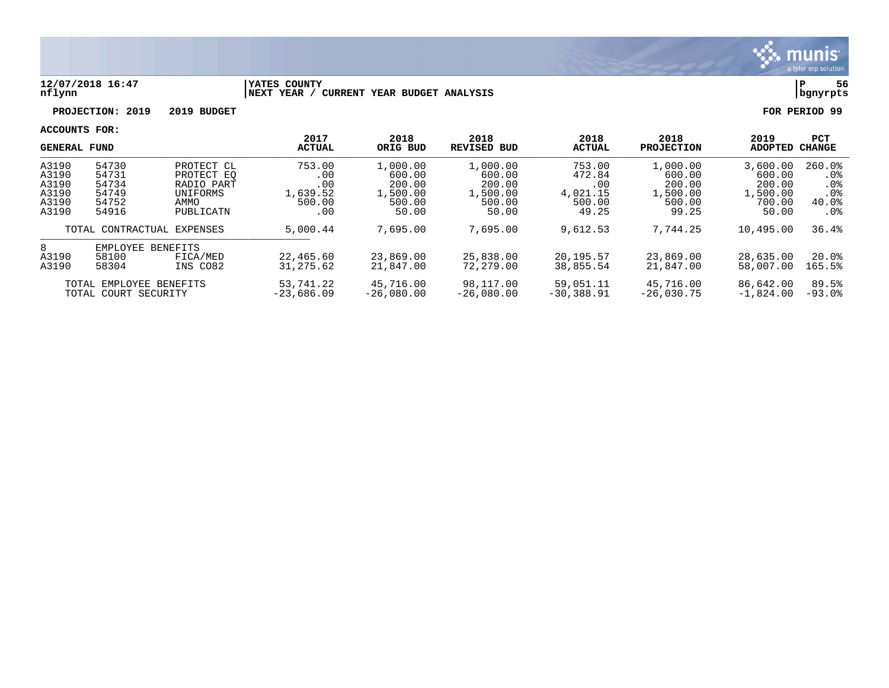**12/07/2018 16:47** | **YATES COUNTY** | **P 56**
**nflynn** | **NEXT YEAR / CURRENT YEAR BUDGET ANALYSIS** | **bgnyrpts**

**PROJECTION: 2019 2019 BUDGET** **FOR PERIOD 99**

**ACCOUNTS FOR:**

| GENERAL FUND | | | 2017 ACTUAL | 2018 ORIG BUD | 2018 REVISED BUD | 2018 ACTUAL | 2018 PROJECTION | 2019 ADOPTED | PCT CHANGE |
|---|---|---|---|---|---|---|---|---|---|
| A3190 | 54730 | PROTECT CL | 753.00 | 1,000.00 | 1,000.00 | 753.00 | 1,000.00 | 3,600.00 | 260.0% |
| A3190 | 54731 | PROTECT EQ | .00 | 600.00 | 600.00 | 472.84 | 600.00 | 600.00 | .0% |
| A3190 | 54734 | RADIO PART | .00 | 200.00 | 200.00 | .00 | 200.00 | 200.00 | .0% |
| A3190 | 54749 | UNIFORMS | 1,639.52 | 1,500.00 | 1,500.00 | 4,021.15 | 1,500.00 | 1,500.00 | .0% |
| A3190 | 54752 | AMMO | 500.00 | 500.00 | 500.00 | 500.00 | 500.00 | 700.00 | 40.0% |
| A3190 | 54916 | PUBLICATN | .00 | 50.00 | 50.00 | 49.25 | 99.25 | 50.00 | .0% |
| TOTAL CONTRACTUAL EXPENSES | | | 5,000.44 | 7,695.00 | 7,695.00 | 9,612.53 | 7,744.25 | 10,495.00 | 36.4% |
| 8 | EMPLOYEE BENEFITS | | | | | | | | |
| A3190 | 58100 | FICA/MED | 22,465.60 | 23,869.00 | 25,838.00 | 20,195.57 | 23,869.00 | 28,635.00 | 20.0% |
| A3190 | 58304 | INS CO82 | 31,275.62 | 21,847.00 | 72,279.00 | 38,855.54 | 21,847.00 | 58,007.00 | 165.5% |
| TOTAL EMPLOYEE BENEFITS | | | 53,741.22 | 45,716.00 | 98,117.00 | 59,051.11 | 45,716.00 | 86,642.00 | 89.5% |
| TOTAL COURT SECURITY | | | -23,686.09 | -26,080.00 | -26,080.00 | -30,388.91 | -26,030.75 | -1,824.00 | -93.0% |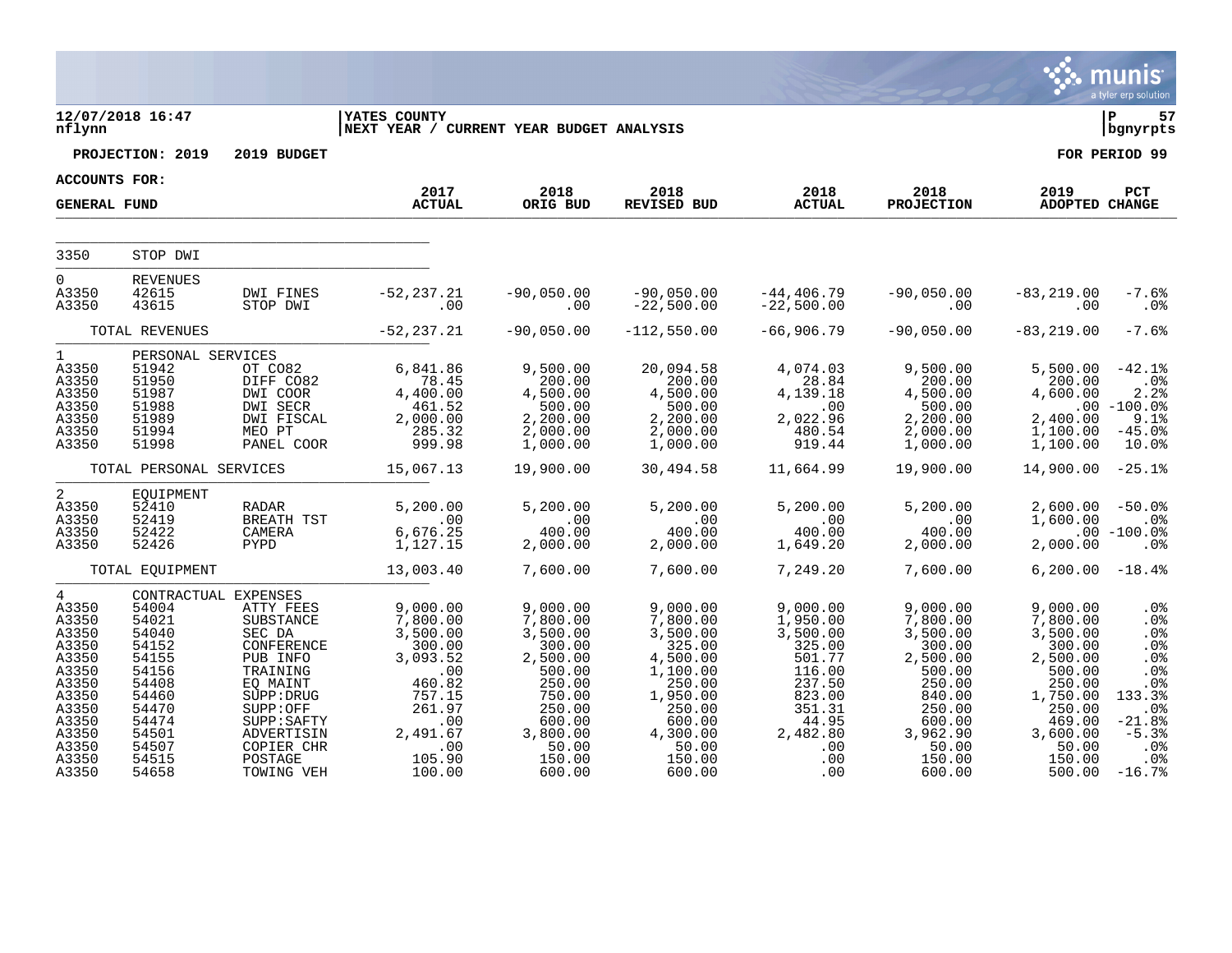**12/07/2018 16:47** | **YATES COUNTY** | **P 57**
**nflynn** | **NEXT YEAR / CURRENT YEAR BUDGET ANALYSIS** | **bgnyrpts**

**PROJECTION: 2019 2019 BUDGET** — **FOR PERIOD 99**

**ACCOUNTS FOR:**
**GENERAL FUND**

| | | | 2017 ACTUAL | 2018 ORIG BUD | 2018 REVISED BUD | 2018 ACTUAL | 2018 PROJECTION | 2019 ADOPTED | PCT CHANGE |
|---|---|---|---|---|---|---|---|---|---|
| 3350 | STOP DWI | | | | | | | | |
| 0 | REVENUES | | | | | | | | |
| A3350 | 42615 | DWI FINES | -52,237.21 | -90,050.00 | -90,050.00 | -44,406.79 | -90,050.00 | -83,219.00 | -7.6% |
| A3350 | 43615 | STOP DWI | .00 | .00 | -22,500.00 | -22,500.00 | .00 | .00 | .0% |
| | TOTAL REVENUES | | -52,237.21 | -90,050.00 | -112,550.00 | -66,906.79 | -90,050.00 | -83,219.00 | -7.6% |
| 1 | PERSONAL SERVICES | | | | | | | | |
| A3350 | 51942 | OT CO82 | 6,841.86 | 9,500.00 | 20,094.58 | 4,074.03 | 9,500.00 | 5,500.00 | -42.1% |
| A3350 | 51950 | DIFF CO82 | 78.45 | 200.00 | 200.00 | 28.84 | 200.00 | 200.00 | .0% |
| A3350 | 51987 | DWI COOR | 4,400.00 | 4,500.00 | 4,500.00 | 4,139.18 | 4,500.00 | 4,600.00 | 2.2% |
| A3350 | 51988 | DWI SECR | 461.52 | 500.00 | 500.00 | .00 | 500.00 | .00 | -100.0% |
| A3350 | 51989 | DWI FISCAL | 2,000.00 | 2,200.00 | 2,200.00 | 2,022.96 | 2,200.00 | 2,400.00 | 9.1% |
| A3350 | 51994 | MEO PT | 285.32 | 2,000.00 | 2,000.00 | 480.54 | 2,000.00 | 1,100.00 | -45.0% |
| A3350 | 51998 | PANEL COOR | 999.98 | 1,000.00 | 1,000.00 | 919.44 | 1,000.00 | 1,100.00 | 10.0% |
| | TOTAL PERSONAL SERVICES | | 15,067.13 | 19,900.00 | 30,494.58 | 11,664.99 | 19,900.00 | 14,900.00 | -25.1% |
| 2 | EQUIPMENT | | | | | | | | |
| A3350 | 52410 | RADAR | 5,200.00 | 5,200.00 | 5,200.00 | 5,200.00 | 5,200.00 | 2,600.00 | -50.0% |
| A3350 | 52419 | BREATH TST | .00 | .00 | .00 | .00 | .00 | 1,600.00 | .0% |
| A3350 | 52422 | CAMERA | 6,676.25 | 400.00 | 400.00 | 400.00 | 400.00 | .00 | -100.0% |
| A3350 | 52426 | PYPD | 1,127.15 | 2,000.00 | 2,000.00 | 1,649.20 | 2,000.00 | 2,000.00 | .0% |
| | TOTAL EQUIPMENT | | 13,003.40 | 7,600.00 | 7,600.00 | 7,249.20 | 7,600.00 | 6,200.00 | -18.4% |
| 4 | CONTRACTUAL EXPENSES | | | | | | | | |
| A3350 | 54004 | ATTY FEES | 9,000.00 | 9,000.00 | 9,000.00 | 9,000.00 | 9,000.00 | 9,000.00 | .0% |
| A3350 | 54021 | SUBSTANCE | 7,800.00 | 7,800.00 | 7,800.00 | 1,950.00 | 7,800.00 | 7,800.00 | .0% |
| A3350 | 54040 | SEC DA | 3,500.00 | 3,500.00 | 3,500.00 | 3,500.00 | 3,500.00 | 3,500.00 | .0% |
| A3350 | 54152 | CONFERENCE | 300.00 | 300.00 | 325.00 | 325.00 | 300.00 | 300.00 | .0% |
| A3350 | 54155 | PUB INFO | 3,093.52 | 2,500.00 | 4,500.00 | 501.77 | 2,500.00 | 2,500.00 | .0% |
| A3350 | 54156 | TRAINING | .00 | 500.00 | 1,100.00 | 116.00 | 500.00 | 500.00 | .0% |
| A3350 | 54408 | EQ MAINT | 460.82 | 250.00 | 250.00 | 237.50 | 250.00 | 250.00 | .0% |
| A3350 | 54460 | SUPP:DRUG | 757.15 | 750.00 | 1,950.00 | 823.00 | 840.00 | 1,750.00 | 133.3% |
| A3350 | 54470 | SUPP:OFF | 261.97 | 250.00 | 250.00 | 351.31 | 250.00 | 250.00 | .0% |
| A3350 | 54474 | SUPP:SAFTY | .00 | 600.00 | 600.00 | 44.95 | 600.00 | 469.00 | -21.8% |
| A3350 | 54501 | ADVERTISIN | 2,491.67 | 3,800.00 | 4,300.00 | 2,482.80 | 3,962.90 | 3,600.00 | -5.3% |
| A3350 | 54507 | COPIER CHR | .00 | 50.00 | 50.00 | .00 | 50.00 | 50.00 | .0% |
| A3350 | 54515 | POSTAGE | 105.90 | 150.00 | 150.00 | .00 | 150.00 | 150.00 | .0% |
| A3350 | 54658 | TOWING VEH | 100.00 | 600.00 | 600.00 | .00 | 600.00 | 500.00 | -16.7% |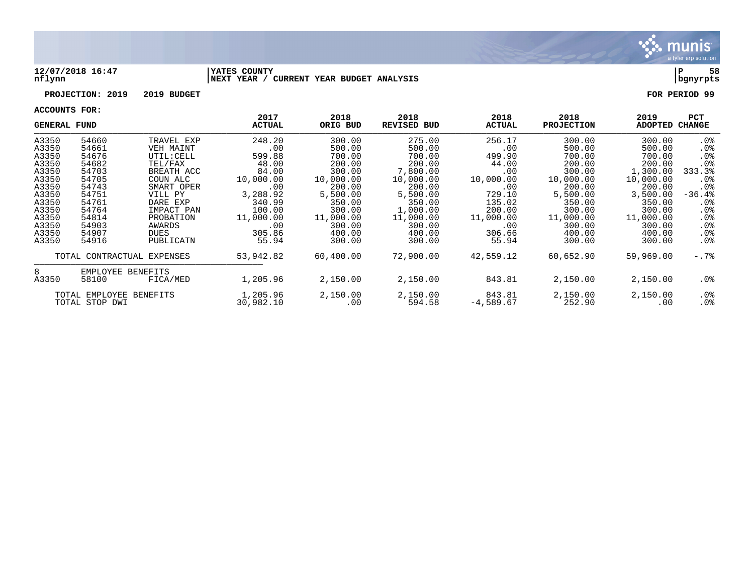**12/07/2018 16:47** | **YATES COUNTY** | **P 58**
**nflynn** | **NEXT YEAR / CURRENT YEAR BUDGET ANALYSIS** | **bgnyrpts**

**PROJECTION: 2019 2019 BUDGET** **FOR PERIOD 99**

**ACCOUNTS FOR:**

| GENERAL FUND | | | 2017 ACTUAL | 2018 ORIG BUD | 2018 REVISED BUD | 2018 ACTUAL | 2018 PROJECTION | 2019 ADOPTED | PCT CHANGE |
|---|---|---|---|---|---|---|---|---|---|
| A3350 | 54660 | TRAVEL EXP | 248.20 | 300.00 | 275.00 | 256.17 | 300.00 | 300.00 | .0% |
| A3350 | 54661 | VEH MAINT | .00 | 500.00 | 500.00 | .00 | 500.00 | 500.00 | .0% |
| A3350 | 54676 | UTIL:CELL | 599.88 | 700.00 | 700.00 | 499.90 | 700.00 | 700.00 | .0% |
| A3350 | 54682 | TEL/FAX | 48.00 | 200.00 | 200.00 | 44.00 | 200.00 | 200.00 | .0% |
| A3350 | 54703 | BREATH ACC | 84.00 | 300.00 | 7,800.00 | .00 | 300.00 | 1,300.00 | 333.3% |
| A3350 | 54705 | COUN ALC | 10,000.00 | 10,000.00 | 10,000.00 | 10,000.00 | 10,000.00 | 10,000.00 | .0% |
| A3350 | 54743 | SMART OPER | .00 | 200.00 | 200.00 | .00 | 200.00 | 200.00 | .0% |
| A3350 | 54751 | VILL PY | 3,288.92 | 5,500.00 | 5,500.00 | 729.10 | 5,500.00 | 3,500.00 | -36.4% |
| A3350 | 54761 | DARE EXP | 340.99 | 350.00 | 350.00 | 135.02 | 350.00 | 350.00 | .0% |
| A3350 | 54764 | IMPACT PAN | 100.00 | 300.00 | 1,000.00 | 200.00 | 300.00 | 300.00 | .0% |
| A3350 | 54814 | PROBATION | 11,000.00 | 11,000.00 | 11,000.00 | 11,000.00 | 11,000.00 | 11,000.00 | .0% |
| A3350 | 54903 | AWARDS | .00 | 300.00 | 300.00 | .00 | 300.00 | 300.00 | .0% |
| A3350 | 54907 | DUES | 305.86 | 400.00 | 400.00 | 306.66 | 400.00 | 400.00 | .0% |
| A3350 | 54916 | PUBLICATN | 55.94 | 300.00 | 300.00 | 55.94 | 300.00 | 300.00 | .0% |
| | TOTAL CONTRACTUAL EXPENSES | | 53,942.82 | 60,400.00 | 72,900.00 | 42,559.12 | 60,652.90 | 59,969.00 | -.7% |
| 8 | EMPLOYEE BENEFITS | | | | | | | | |
| A3350 | 58100 | FICA/MED | 1,205.96 | 2,150.00 | 2,150.00 | 843.81 | 2,150.00 | 2,150.00 | .0% |
| | TOTAL EMPLOYEE BENEFITS | | 1,205.96 | 2,150.00 | 2,150.00 | 843.81 | 2,150.00 | 2,150.00 | .0% |
| | TOTAL STOP DWI | | 30,982.10 | .00 | 594.58 | -4,589.67 | 252.90 | .00 | .0% |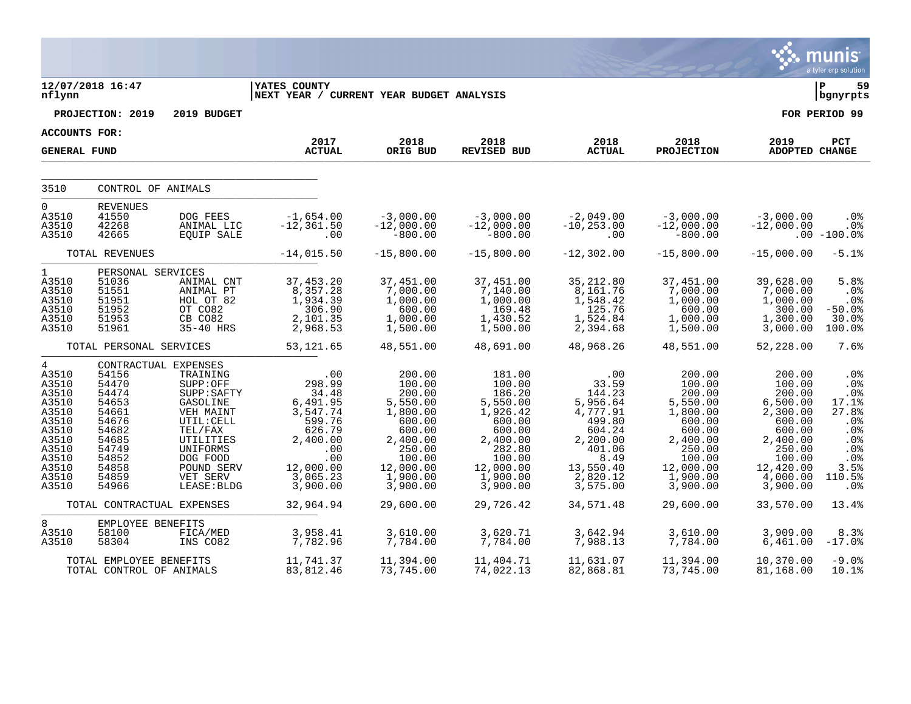**12/07/2018 16:47**
**nflynn**

**YATES COUNTY**
**NEXT YEAR / CURRENT YEAR BUDGET ANALYSIS**

**P 59**
**bgnyrpts**

**PROJECTION: 2019 2019 BUDGET**

**FOR PERIOD 99**

**ACCOUNTS FOR:**

| GENERAL FUND | | | 2017 ACTUAL | 2018 ORIG BUD | 2018 REVISED BUD | 2018 ACTUAL | 2018 PROJECTION | 2019 ADOPTED | PCT CHANGE |
|---|---|---|---|---|---|---|---|---|---|
| 3510 | CONTROL OF ANIMALS | | | | | | | | |
| 0 | REVENUES | | | | | | | | |
| A3510 | 41550 | DOG FEES | -1,654.00 | -3,000.00 | -3,000.00 | -2,049.00 | -3,000.00 | -3,000.00 | .0% |
| A3510 | 42268 | ANIMAL LIC | -12,361.50 | -12,000.00 | -12,000.00 | -10,253.00 | -12,000.00 | -12,000.00 | .0% |
| A3510 | 42665 | EQUIP SALE | .00 | -800.00 | -800.00 | .00 | -800.00 | .00 | -100.0% |
| | TOTAL REVENUES | | -14,015.50 | -15,800.00 | -15,800.00 | -12,302.00 | -15,800.00 | -15,000.00 | -5.1% |
| 1 | PERSONAL SERVICES | | | | | | | | |
| A3510 | 51036 | ANIMAL CNT | 37,453.20 | 37,451.00 | 37,451.00 | 35,212.80 | 37,451.00 | 39,628.00 | 5.8% |
| A3510 | 51551 | ANIMAL PT | 8,357.28 | 7,000.00 | 7,140.00 | 8,161.76 | 7,000.00 | 7,000.00 | .0% |
| A3510 | 51951 | HOL OT 82 | 1,934.39 | 1,000.00 | 1,000.00 | 1,548.42 | 1,000.00 | 1,000.00 | .0% |
| A3510 | 51952 | OT CO82 | 306.90 | 600.00 | 169.48 | 125.76 | 600.00 | 300.00 | -50.0% |
| A3510 | 51953 | CB CO82 | 2,101.35 | 1,000.00 | 1,430.52 | 1,524.84 | 1,000.00 | 1,300.00 | 30.0% |
| A3510 | 51961 | 35-40 HRS | 2,968.53 | 1,500.00 | 1,500.00 | 2,394.68 | 1,500.00 | 3,000.00 | 100.0% |
| | TOTAL PERSONAL SERVICES | | 53,121.65 | 48,551.00 | 48,691.00 | 48,968.26 | 48,551.00 | 52,228.00 | 7.6% |
| 4 | CONTRACTUAL EXPENSES | | | | | | | | |
| A3510 | 54156 | TRAINING | .00 | 200.00 | 181.00 | .00 | 200.00 | 200.00 | .0% |
| A3510 | 54470 | SUPP:OFF | 298.99 | 100.00 | 100.00 | 33.59 | 100.00 | 100.00 | .0% |
| A3510 | 54474 | SUPP:SAFTY | 34.48 | 200.00 | 186.20 | 144.23 | 200.00 | 200.00 | .0% |
| A3510 | 54653 | GASOLINE | 6,491.95 | 5,550.00 | 5,550.00 | 5,956.64 | 5,550.00 | 6,500.00 | 17.1% |
| A3510 | 54661 | VEH MAINT | 3,547.74 | 1,800.00 | 1,926.42 | 4,777.91 | 1,800.00 | 2,300.00 | 27.8% |
| A3510 | 54676 | UTIL:CELL | 599.76 | 600.00 | 600.00 | 499.80 | 600.00 | 600.00 | .0% |
| A3510 | 54682 | TEL/FAX | 626.79 | 600.00 | 600.00 | 604.24 | 600.00 | 600.00 | .0% |
| A3510 | 54685 | UTILITIES | 2,400.00 | 2,400.00 | 2,400.00 | 2,200.00 | 2,400.00 | 2,400.00 | .0% |
| A3510 | 54749 | UNIFORMS | .00 | 250.00 | 282.80 | 401.06 | 250.00 | 250.00 | .0% |
| A3510 | 54852 | DOG FOOD | .00 | 100.00 | 100.00 | 8.49 | 100.00 | 100.00 | .0% |
| A3510 | 54858 | POUND SERV | 12,000.00 | 12,000.00 | 12,000.00 | 13,550.40 | 12,000.00 | 12,420.00 | 3.5% |
| A3510 | 54859 | VET SERV | 3,065.23 | 1,900.00 | 1,900.00 | 2,820.12 | 1,900.00 | 4,000.00 | 110.5% |
| A3510 | 54966 | LEASE:BLDG | 3,900.00 | 3,900.00 | 3,900.00 | 3,575.00 | 3,900.00 | 3,900.00 | .0% |
| | TOTAL CONTRACTUAL EXPENSES | | 32,964.94 | 29,600.00 | 29,726.42 | 34,571.48 | 29,600.00 | 33,570.00 | 13.4% |
| 8 | EMPLOYEE BENEFITS | | | | | | | | |
| A3510 | 58100 | FICA/MED | 3,958.41 | 3,610.00 | 3,620.71 | 3,642.94 | 3,610.00 | 3,909.00 | 8.3% |
| A3510 | 58304 | INS CO82 | 7,782.96 | 7,784.00 | 7,784.00 | 7,988.13 | 7,784.00 | 6,461.00 | -17.0% |
| | TOTAL EMPLOYEE BENEFITS | | 11,741.37 | 11,394.00 | 11,404.71 | 11,631.07 | 11,394.00 | 10,370.00 | -9.0% |
| | TOTAL CONTROL OF ANIMALS | | 83,812.46 | 73,745.00 | 74,022.13 | 82,868.81 | 73,745.00 | 81,168.00 | 10.1% |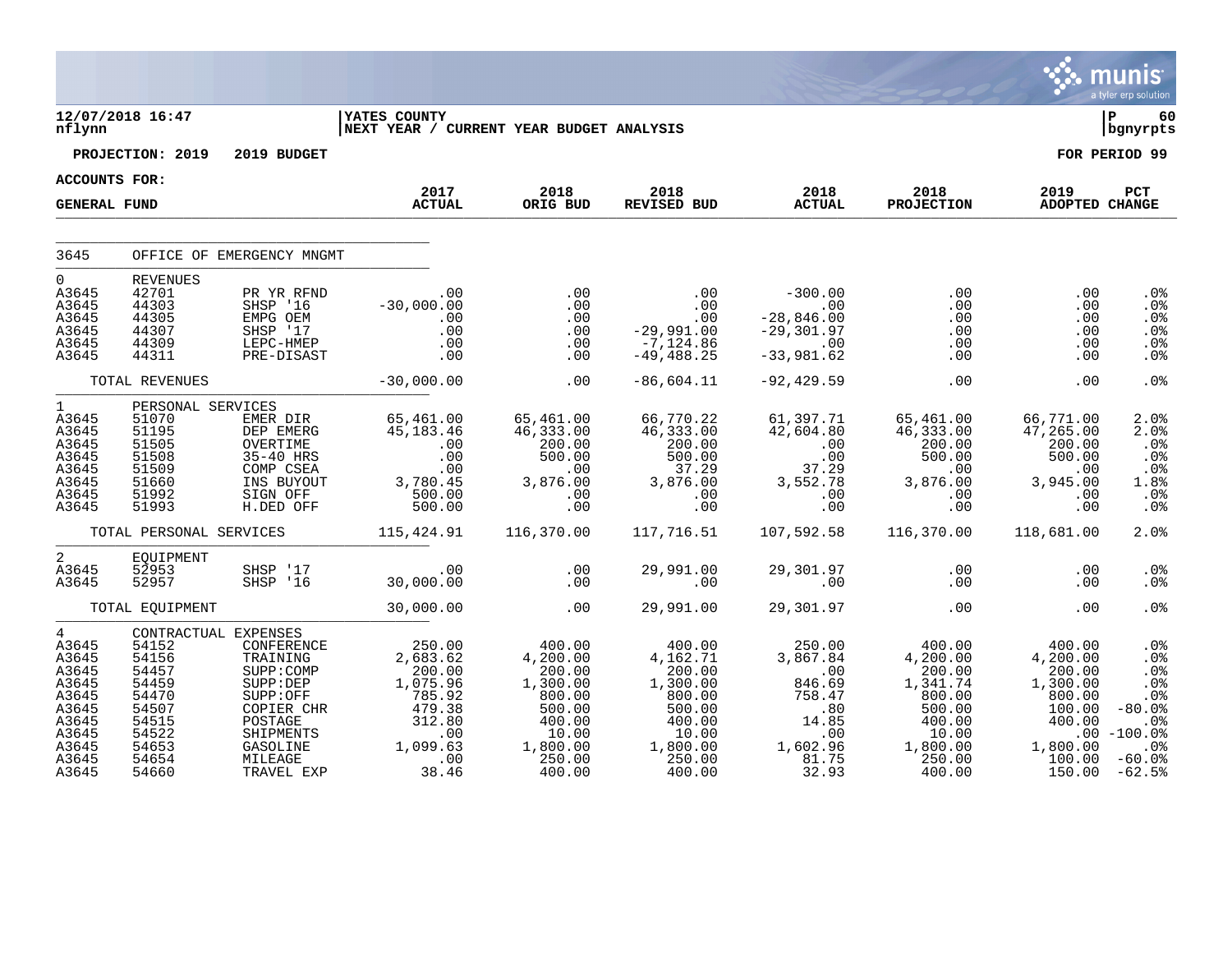12/07/2018 16:47
nflynn

YATES COUNTY
NEXT YEAR / CURRENT YEAR BUDGET ANALYSIS

P 60
bgnyrpts

**PROJECTION: 2019 &nbsp;&nbsp; 2019 BUDGET** &nbsp;&nbsp;&nbsp;&nbsp; **FOR PERIOD 99**

**ACCOUNTS FOR:**

| GENERAL FUND | | | 2017 ACTUAL | 2018 ORIG BUD | 2018 REVISED BUD | 2018 ACTUAL | 2018 PROJECTION | 2019 ADOPTED | PCT CHANGE |
|---|---|---|---|---|---|---|---|---|---|
| 3645 | OFFICE OF EMERGENCY MNGMT | | | | | | | | |
| 0 | REVENUES | | | | | | | | |
| A3645 | 42701 | PR YR RFND | .00 | .00 | .00 | -300.00 | .00 | .00 | .0% |
| A3645 | 44303 | SHSP '16 | -30,000.00 | .00 | .00 | .00 | .00 | .00 | .0% |
| A3645 | 44305 | EMPG OEM | .00 | .00 | .00 | -28,846.00 | .00 | .00 | .0% |
| A3645 | 44307 | SHSP '17 | .00 | .00 | -29,991.00 | -29,301.97 | .00 | .00 | .0% |
| A3645 | 44309 | LEPC-HMEP | .00 | .00 | -7,124.86 | .00 | .00 | .00 | .0% |
| A3645 | 44311 | PRE-DISAST | .00 | .00 | -49,488.25 | -33,981.62 | .00 | .00 | .0% |
| | TOTAL REVENUES | | -30,000.00 | .00 | -86,604.11 | -92,429.59 | .00 | .00 | .0% |
| 1 | PERSONAL SERVICES | | | | | | | | |
| A3645 | 51070 | EMER DIR | 65,461.00 | 65,461.00 | 66,770.22 | 61,397.71 | 65,461.00 | 66,771.00 | 2.0% |
| A3645 | 51195 | DEP EMERG | 45,183.46 | 46,333.00 | 46,333.00 | 42,604.80 | 46,333.00 | 47,265.00 | 2.0% |
| A3645 | 51505 | OVERTIME | .00 | 200.00 | 200.00 | .00 | 200.00 | 200.00 | .0% |
| A3645 | 51508 | 35-40 HRS | .00 | 500.00 | 500.00 | .00 | 500.00 | 500.00 | .0% |
| A3645 | 51509 | COMP CSEA | .00 | .00 | 37.29 | 37.29 | .00 | .00 | .0% |
| A3645 | 51660 | INS BUYOUT | 3,780.45 | 3,876.00 | 3,876.00 | 3,552.78 | 3,876.00 | 3,945.00 | 1.8% |
| A3645 | 51992 | SIGN OFF | 500.00 | .00 | .00 | .00 | .00 | .00 | .0% |
| A3645 | 51993 | H.DED OFF | 500.00 | .00 | .00 | .00 | .00 | .00 | .0% |
| | TOTAL PERSONAL SERVICES | | 115,424.91 | 116,370.00 | 117,716.51 | 107,592.58 | 116,370.00 | 118,681.00 | 2.0% |
| 2 | EQUIPMENT | | | | | | | | |
| A3645 | 52953 | SHSP '17 | .00 | .00 | 29,991.00 | 29,301.97 | .00 | .00 | .0% |
| A3645 | 52957 | SHSP '16 | 30,000.00 | .00 | .00 | .00 | .00 | .00 | .0% |
| | TOTAL EQUIPMENT | | 30,000.00 | .00 | 29,991.00 | 29,301.97 | .00 | .00 | .0% |
| 4 | CONTRACTUAL EXPENSES | | | | | | | | |
| A3645 | 54152 | CONFERENCE | 250.00 | 400.00 | 400.00 | 250.00 | 400.00 | 400.00 | .0% |
| A3645 | 54156 | TRAINING | 2,683.62 | 4,200.00 | 4,162.71 | 3,867.84 | 4,200.00 | 4,200.00 | .0% |
| A3645 | 54457 | SUPP:COMP | 200.00 | 200.00 | 200.00 | .00 | 200.00 | 200.00 | .0% |
| A3645 | 54459 | SUPP:DEP | 1,075.96 | 1,300.00 | 1,300.00 | 846.69 | 1,341.74 | 1,300.00 | .0% |
| A3645 | 54470 | SUPP:OFF | 785.92 | 800.00 | 800.00 | 758.47 | 800.00 | 800.00 | .0% |
| A3645 | 54507 | COPIER CHR | 479.38 | 500.00 | 500.00 | .80 | 500.00 | 100.00 | -80.0% |
| A3645 | 54515 | POSTAGE | 312.80 | 400.00 | 400.00 | 14.85 | 400.00 | 400.00 | .0% |
| A3645 | 54522 | SHIPMENTS | .00 | 10.00 | 10.00 | .00 | 10.00 | .00 | -100.0% |
| A3645 | 54653 | GASOLINE | 1,099.63 | 1,800.00 | 1,800.00 | 1,602.96 | 1,800.00 | 1,800.00 | .0% |
| A3645 | 54654 | MILEAGE | .00 | 250.00 | 250.00 | 81.75 | 250.00 | 100.00 | -60.0% |
| A3645 | 54660 | TRAVEL EXP | 38.46 | 400.00 | 400.00 | 32.93 | 400.00 | 150.00 | -62.5% |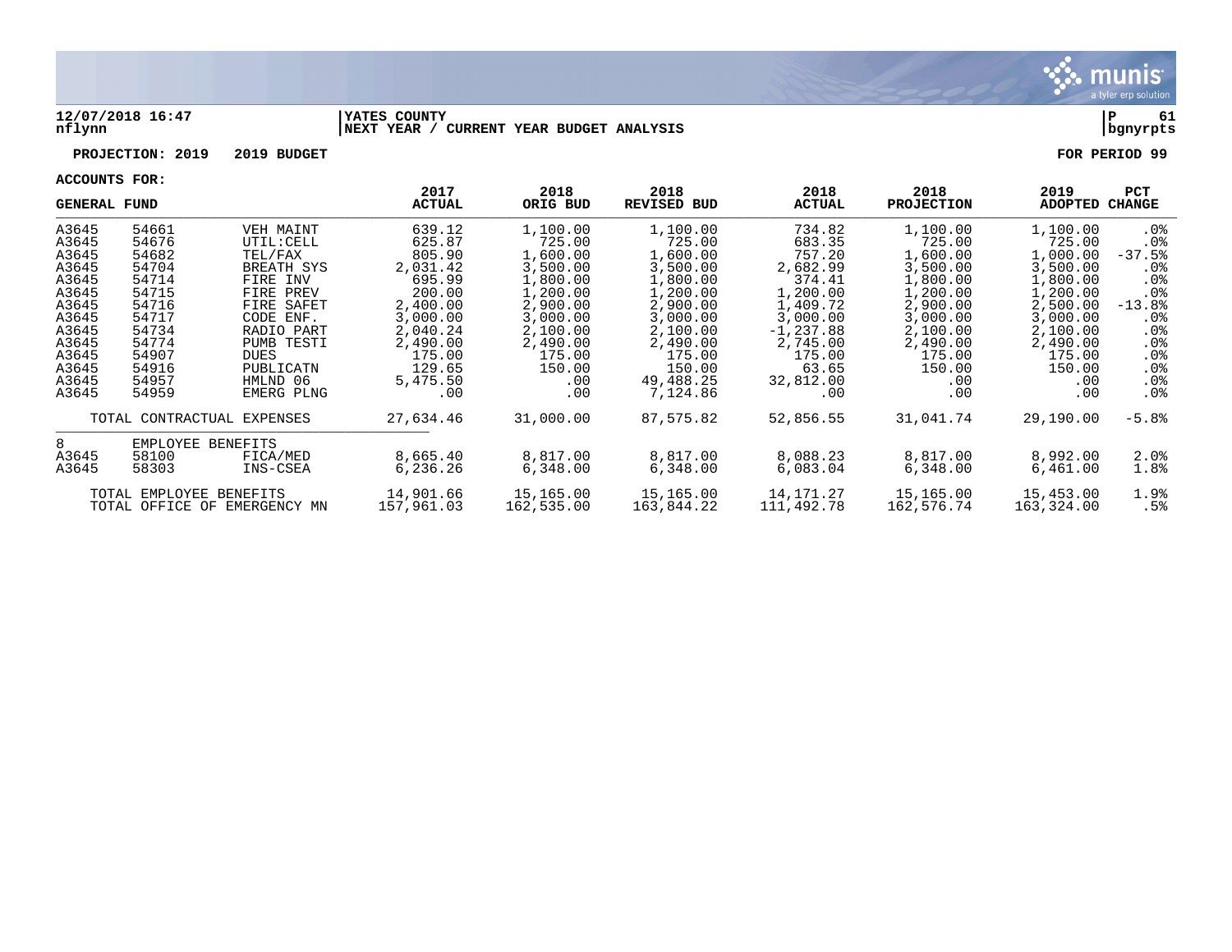**12/07/2018 16:47** | **YATES COUNTY** | **P 61**
**nflynn** | **NEXT YEAR / CURRENT YEAR BUDGET ANALYSIS** | **bgnyrpts**

**PROJECTION: 2019 2019 BUDGET** **FOR PERIOD 99**

**ACCOUNTS FOR:**

| GENERAL FUND | | | 2017 ACTUAL | 2018 ORIG BUD | 2018 REVISED BUD | 2018 ACTUAL | 2018 PROJECTION | 2019 ADOPTED | PCT CHANGE |
|---|---|---|---|---|---|---|---|---|---|
| A3645 | 54661 | VEH MAINT | 639.12 | 1,100.00 | 1,100.00 | 734.82 | 1,100.00 | 1,100.00 | .0% |
| A3645 | 54676 | UTIL:CELL | 625.87 | 725.00 | 725.00 | 683.35 | 725.00 | 725.00 | .0% |
| A3645 | 54682 | TEL/FAX | 805.90 | 1,600.00 | 1,600.00 | 757.20 | 1,600.00 | 1,000.00 | -37.5% |
| A3645 | 54704 | BREATH SYS | 2,031.42 | 3,500.00 | 3,500.00 | 2,682.99 | 3,500.00 | 3,500.00 | .0% |
| A3645 | 54714 | FIRE INV | 695.99 | 1,800.00 | 1,800.00 | 374.41 | 1,800.00 | 1,800.00 | .0% |
| A3645 | 54715 | FIRE PREV | 200.00 | 1,200.00 | 1,200.00 | 1,200.00 | 1,200.00 | 1,200.00 | .0% |
| A3645 | 54716 | FIRE SAFET | 2,400.00 | 2,900.00 | 2,900.00 | 1,409.72 | 2,900.00 | 2,500.00 | -13.8% |
| A3645 | 54717 | CODE ENF. | 3,000.00 | 3,000.00 | 3,000.00 | 3,000.00 | 3,000.00 | 3,000.00 | .0% |
| A3645 | 54734 | RADIO PART | 2,040.24 | 2,100.00 | 2,100.00 | -1,237.88 | 2,100.00 | 2,100.00 | .0% |
| A3645 | 54774 | PUMB TESTI | 2,490.00 | 2,490.00 | 2,490.00 | 2,745.00 | 2,490.00 | 2,490.00 | .0% |
| A3645 | 54907 | DUES | 175.00 | 175.00 | 175.00 | 175.00 | 175.00 | 175.00 | .0% |
| A3645 | 54916 | PUBLICATN | 129.65 | 150.00 | 150.00 | 63.65 | 150.00 | 150.00 | .0% |
| A3645 | 54957 | HMLND 06 | 5,475.50 | .00 | 49,488.25 | 32,812.00 | .00 | .00 | .0% |
| A3645 | 54959 | EMERG PLNG | .00 | .00 | 7,124.86 | .00 | .00 | .00 | .0% |
| | TOTAL CONTRACTUAL EXPENSES | | 27,634.46 | 31,000.00 | 87,575.82 | 52,856.55 | 31,041.74 | 29,190.00 | -5.8% |
| 8 | EMPLOYEE BENEFITS | | | | | | | | |
| A3645 | 58100 | FICA/MED | 8,665.40 | 8,817.00 | 8,817.00 | 8,088.23 | 8,817.00 | 8,992.00 | 2.0% |
| A3645 | 58303 | INS-CSEA | 6,236.26 | 6,348.00 | 6,348.00 | 6,083.04 | 6,348.00 | 6,461.00 | 1.8% |
| | TOTAL EMPLOYEE BENEFITS | | 14,901.66 | 15,165.00 | 15,165.00 | 14,171.27 | 15,165.00 | 15,453.00 | 1.9% |
| | TOTAL OFFICE OF EMERGENCY MN | | 157,961.03 | 162,535.00 | 163,844.22 | 111,492.78 | 162,576.74 | 163,324.00 | .5% |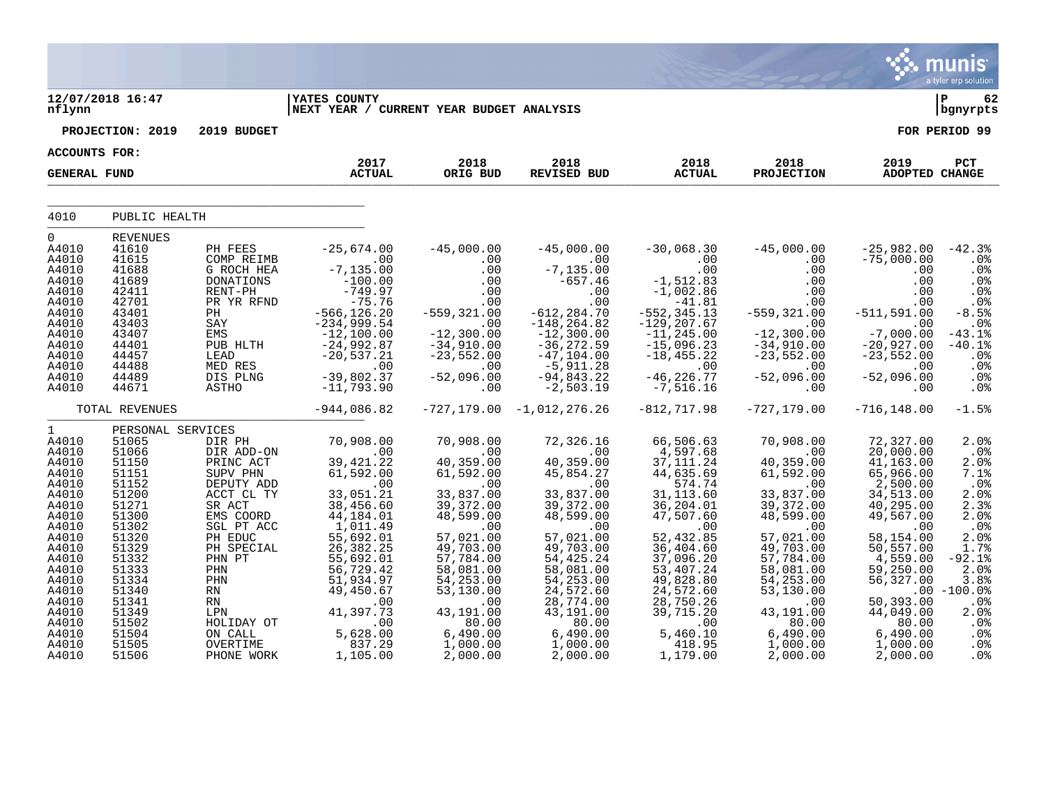12/07/2018 16:47 nflynn | YATES COUNTY
NEXT YEAR / CURRENT YEAR BUDGET ANALYSIS | P 62 bgnyrpts

PROJECTION: 2019 2019 BUDGET | FOR PERIOD 99

ACCOUNTS FOR:

GENERAL FUND

| | | | 2017 ACTUAL | 2018 ORIG BUD | 2018 REVISED BUD | 2018 ACTUAL | 2018 PROJECTION | 2019 ADOPTED | PCT CHANGE |
|---|---|---|---|---|---|---|---|---|---|
| 4010 | PUBLIC HEALTH | | | | | | | | |
| 0 | REVENUES | | | | | | | | |
| A4010 | 41610 | PH FEES | -25,674.00 | -45,000.00 | -45,000.00 | -30,068.30 | -45,000.00 | -25,982.00 | -42.3% |
| A4010 | 41615 | COMP REIMB | .00 | .00 | .00 | .00 | .00 | -75,000.00 | .0% |
| A4010 | 41688 | G ROCH HEA | -7,135.00 | .00 | -7,135.00 | .00 | .00 | .00 | .0% |
| A4010 | 41689 | DONATIONS | -100.00 | .00 | -657.46 | -1,512.83 | .00 | .00 | .0% |
| A4010 | 42411 | RENT-PH | -749.97 | .00 | .00 | -1,002.86 | .00 | .00 | .0% |
| A4010 | 42701 | PR YR RFND | -75.76 | .00 | .00 | -41.81 | .00 | .00 | .0% |
| A4010 | 43401 | PH | -566,126.20 | -559,321.00 | -612,284.70 | -552,345.13 | -559,321.00 | -511,591.00 | -8.5% |
| A4010 | 43403 | SAY | -234,999.54 | .00 | -148,264.82 | -129,207.67 | .00 | .00 | .0% |
| A4010 | 43407 | EMS | -12,100.00 | -12,300.00 | -12,300.00 | -11,245.00 | -12,300.00 | -7,000.00 | -43.1% |
| A4010 | 44401 | PUB HLTH | -24,992.87 | -34,910.00 | -36,272.59 | -15,096.23 | -34,910.00 | -20,927.00 | -40.1% |
| A4010 | 44457 | LEAD | -20,537.21 | -23,552.00 | -47,104.00 | -18,455.22 | -23,552.00 | -23,552.00 | .0% |
| A4010 | 44488 | MED RES | .00 | .00 | -5,911.28 | .00 | .00 | .00 | .0% |
| A4010 | 44489 | DIS PLNG | -39,802.37 | -52,096.00 | -94,843.22 | -46,226.77 | -52,096.00 | -52,096.00 | .0% |
| A4010 | 44671 | ASTHO | -11,793.90 | .00 | -2,503.19 | -7,516.16 | .00 | .00 | .0% |
| | TOTAL REVENUES | | -944,086.82 | -727,179.00 | -1,012,276.26 | -812,717.98 | -727,179.00 | -716,148.00 | -1.5% |
| 1 | PERSONAL SERVICES | | | | | | | | |
| A4010 | 51065 | DIR PH | 70,908.00 | 70,908.00 | 72,326.16 | 66,506.63 | 70,908.00 | 72,327.00 | 2.0% |
| A4010 | 51066 | DIR ADD-ON | .00 | .00 | .00 | 4,597.68 | .00 | 20,000.00 | .0% |
| A4010 | 51150 | PRINC ACT | 39,421.22 | 40,359.00 | 40,359.00 | 37,111.24 | 40,359.00 | 41,163.00 | 2.0% |
| A4010 | 51151 | SUPV PHN | 61,592.00 | 61,592.00 | 45,854.27 | 44,635.69 | 61,592.00 | 65,966.00 | 7.1% |
| A4010 | 51152 | DEPUTY ADD | .00 | .00 | .00 | 574.74 | .00 | 2,500.00 | .0% |
| A4010 | 51200 | ACCT CL TY | 33,051.21 | 33,837.00 | 33,837.00 | 31,113.60 | 33,837.00 | 34,513.00 | 2.0% |
| A4010 | 51271 | SR ACT | 38,456.60 | 39,372.00 | 39,372.00 | 36,204.01 | 39,372.00 | 40,295.00 | 2.3% |
| A4010 | 51300 | EMS COORD | 44,184.01 | 48,599.00 | 48,599.00 | 47,507.60 | 48,599.00 | 49,567.00 | 2.0% |
| A4010 | 51302 | SGL PT ACC | 1,011.49 | .00 | .00 | .00 | .00 | .00 | .0% |
| A4010 | 51320 | PH EDUC | 55,692.01 | 57,021.00 | 57,021.00 | 52,432.85 | 57,021.00 | 58,154.00 | 2.0% |
| A4010 | 51329 | PH SPECIAL | 26,382.25 | 49,703.00 | 49,703.00 | 36,404.60 | 49,703.00 | 50,557.00 | 1.7% |
| A4010 | 51332 | PHN PT | 55,692.01 | 57,784.00 | 54,425.24 | 37,096.20 | 57,784.00 | 4,559.00 | -92.1% |
| A4010 | 51333 | PHN | 56,729.42 | 58,081.00 | 58,081.00 | 53,407.24 | 58,081.00 | 59,250.00 | 2.0% |
| A4010 | 51334 | PHN | 51,934.97 | 54,253.00 | 54,253.00 | 49,828.80 | 54,253.00 | 56,327.00 | 3.8% |
| A4010 | 51340 | RN | 49,450.67 | 53,130.00 | 24,572.60 | 24,572.60 | 53,130.00 | .00 | -100.0% |
| A4010 | 51341 | RN | .00 | .00 | 28,774.00 | 28,750.26 | .00 | 50,393.00 | .0% |
| A4010 | 51349 | LPN | 41,397.73 | 43,191.00 | 43,191.00 | 39,715.20 | 43,191.00 | 44,049.00 | 2.0% |
| A4010 | 51502 | HOLIDAY OT | .00 | 80.00 | 80.00 | .00 | 80.00 | 80.00 | .0% |
| A4010 | 51504 | ON CALL | 5,628.00 | 6,490.00 | 6,490.00 | 5,460.10 | 6,490.00 | 6,490.00 | .0% |
| A4010 | 51505 | OVERTIME | 837.29 | 1,000.00 | 1,000.00 | 418.95 | 1,000.00 | 1,000.00 | .0% |
| A4010 | 51506 | PHONE WORK | 1,105.00 | 2,000.00 | 2,000.00 | 1,179.00 | 2,000.00 | 2,000.00 | .0% |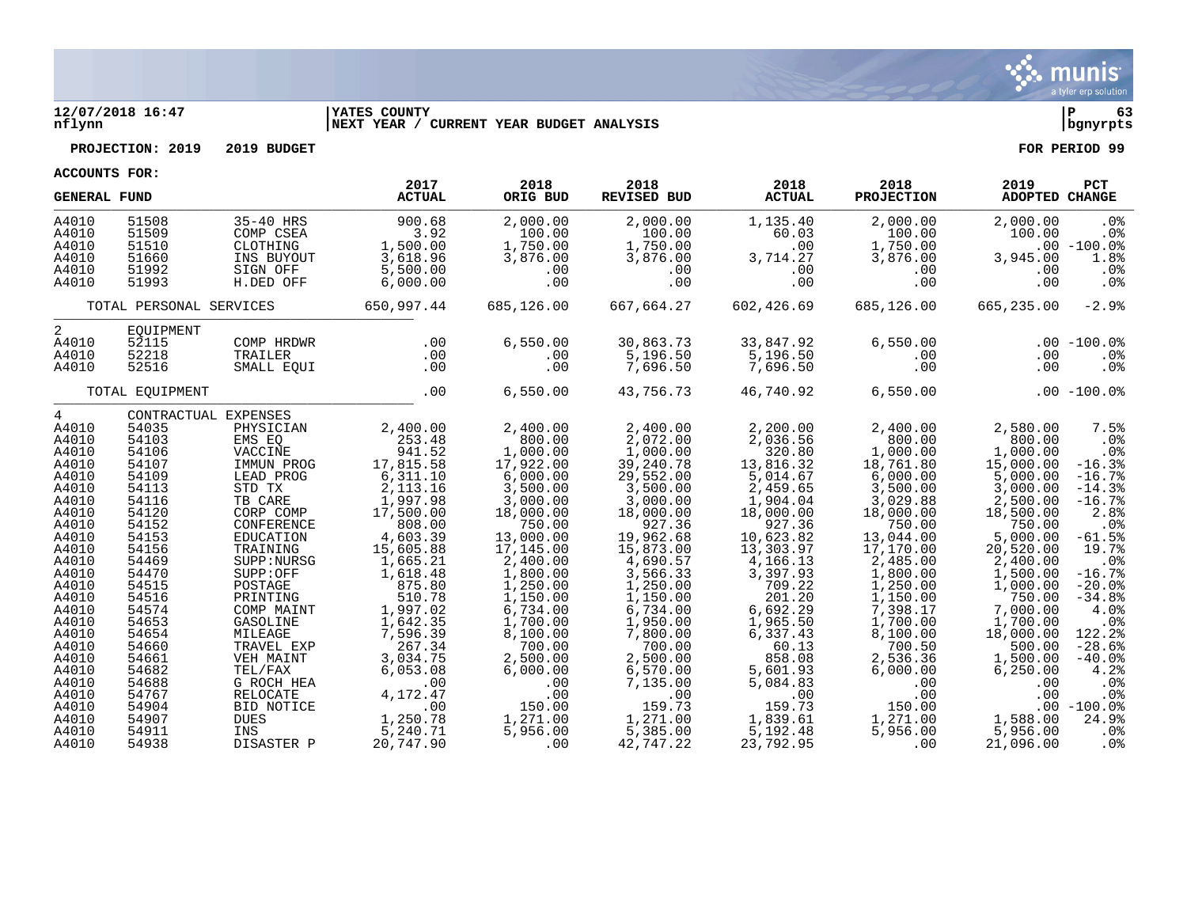12/07/2018 16:47 | YATES COUNTY | P 63
nflynn | NEXT YEAR / CURRENT YEAR BUDGET ANALYSIS | bgnyrpts

**PROJECTION: 2019 2019 BUDGET** — **FOR PERIOD 99**

**ACCOUNTS FOR:**

| GENERAL FUND | | | 2017 ACTUAL | 2018 ORIG BUD | 2018 REVISED BUD | 2018 ACTUAL | 2018 PROJECTION | 2019 ADOPTED | PCT CHANGE |
|---|---|---|---|---|---|---|---|---|---|
| A4010 | 51508 | 35-40 HRS | 900.68 | 2,000.00 | 2,000.00 | 1,135.40 | 2,000.00 | 2,000.00 | .0% |
| A4010 | 51509 | COMP CSEA | 3.92 | 100.00 | 100.00 | 60.03 | 100.00 | 100.00 | .0% |
| A4010 | 51510 | CLOTHING | 1,500.00 | 1,750.00 | 1,750.00 | .00 | 1,750.00 | .00 | -100.0% |
| A4010 | 51660 | INS BUYOUT | 3,618.96 | 3,876.00 | 3,876.00 | 3,714.27 | 3,876.00 | 3,945.00 | 1.8% |
| A4010 | 51992 | SIGN OFF | 5,500.00 | .00 | .00 | .00 | .00 | .00 | .0% |
| A4010 | 51993 | H.DED OFF | 6,000.00 | .00 | .00 | .00 | .00 | .00 | .0% |
| TOTAL PERSONAL SERVICES | | | 650,997.44 | 685,126.00 | 667,664.27 | 602,426.69 | 685,126.00 | 665,235.00 | -2.9% |
| 2 | EQUIPMENT | | | | | | | | |
| A4010 | 52115 | COMP HRDWR | .00 | 6,550.00 | 30,863.73 | 33,847.92 | 6,550.00 | .00 | -100.0% |
| A4010 | 52218 | TRAILER | .00 | .00 | 5,196.50 | 5,196.50 | .00 | .00 | .0% |
| A4010 | 52516 | SMALL EQUI | .00 | .00 | 7,696.50 | 7,696.50 | .00 | .00 | .0% |
| TOTAL EQUIPMENT | | | .00 | 6,550.00 | 43,756.73 | 46,740.92 | 6,550.00 | .00 | -100.0% |
| 4 | CONTRACTUAL EXPENSES | | | | | | | | |
| A4010 | 54035 | PHYSICIAN | 2,400.00 | 2,400.00 | 2,400.00 | 2,200.00 | 2,400.00 | 2,580.00 | 7.5% |
| A4010 | 54103 | EMS EQ | 253.48 | 800.00 | 2,072.00 | 2,036.56 | 800.00 | 800.00 | .0% |
| A4010 | 54106 | VACCINE | 941.52 | 1,000.00 | 1,000.00 | 320.80 | 1,000.00 | 1,000.00 | .0% |
| A4010 | 54107 | IMMUN PROG | 17,815.58 | 17,922.00 | 39,240.78 | 13,816.32 | 18,761.80 | 15,000.00 | -16.3% |
| A4010 | 54109 | LEAD PROG | 6,311.10 | 6,000.00 | 29,552.00 | 5,014.67 | 6,000.00 | 5,000.00 | -16.7% |
| A4010 | 54113 | STD TX | 2,113.16 | 3,500.00 | 3,500.00 | 2,459.65 | 3,500.00 | 3,000.00 | -14.3% |
| A4010 | 54116 | TB CARE | 1,997.98 | 3,000.00 | 3,000.00 | 1,904.04 | 3,029.88 | 2,500.00 | -16.7% |
| A4010 | 54120 | CORP COMP | 17,500.00 | 18,000.00 | 18,000.00 | 18,000.00 | 18,000.00 | 18,500.00 | 2.8% |
| A4010 | 54152 | CONFERENCE | 808.00 | 750.00 | 927.36 | 927.36 | 750.00 | 750.00 | .0% |
| A4010 | 54153 | EDUCATION | 4,603.39 | 13,000.00 | 19,962.68 | 10,623.82 | 13,044.00 | 5,000.00 | -61.5% |
| A4010 | 54156 | TRAINING | 15,605.88 | 17,145.00 | 15,873.00 | 13,303.97 | 17,170.00 | 20,520.00 | 19.7% |
| A4010 | 54469 | SUPP:NURSG | 1,665.21 | 2,400.00 | 4,690.57 | 4,166.13 | 2,485.00 | 2,400.00 | .0% |
| A4010 | 54470 | SUPP:OFF | 1,618.48 | 1,800.00 | 3,566.33 | 3,397.93 | 1,800.00 | 1,500.00 | -16.7% |
| A4010 | 54515 | POSTAGE | 875.80 | 1,250.00 | 1,250.00 | 709.22 | 1,250.00 | 1,000.00 | -20.0% |
| A4010 | 54516 | PRINTING | 510.78 | 1,150.00 | 1,150.00 | 201.20 | 1,150.00 | 750.00 | -34.8% |
| A4010 | 54574 | COMP MAINT | 1,997.02 | 6,734.00 | 6,734.00 | 6,692.29 | 7,398.17 | 7,000.00 | 4.0% |
| A4010 | 54653 | GASOLINE | 1,642.35 | 1,700.00 | 1,950.00 | 1,965.50 | 1,700.00 | 1,700.00 | .0% |
| A4010 | 54654 | MILEAGE | 7,596.39 | 8,100.00 | 7,800.00 | 6,337.43 | 8,100.00 | 18,000.00 | 122.2% |
| A4010 | 54660 | TRAVEL EXP | 267.34 | 700.00 | 700.00 | 60.13 | 700.50 | 500.00 | -28.6% |
| A4010 | 54661 | VEH MAINT | 3,034.75 | 2,500.00 | 2,500.00 | 858.08 | 2,536.36 | 1,500.00 | -40.0% |
| A4010 | 54682 | TEL/FAX | 6,053.08 | 6,000.00 | 6,570.00 | 5,601.93 | 6,000.00 | 6,250.00 | 4.2% |
| A4010 | 54688 | G ROCH HEA | .00 | .00 | 7,135.00 | 5,084.83 | .00 | .00 | .0% |
| A4010 | 54767 | RELOCATE | 4,172.47 | .00 | .00 | .00 | .00 | .00 | .0% |
| A4010 | 54904 | BID NOTICE | .00 | 150.00 | 159.73 | 159.73 | 150.00 | .00 | -100.0% |
| A4010 | 54907 | DUES | 1,250.78 | 1,271.00 | 1,271.00 | 1,839.61 | 1,271.00 | 1,588.00 | 24.9% |
| A4010 | 54911 | INS | 5,240.71 | 5,956.00 | 5,385.00 | 5,192.48 | 5,956.00 | 5,956.00 | .0% |
| A4010 | 54938 | DISASTER P | 20,747.90 | .00 | 42,747.22 | 23,792.95 | .00 | 21,096.00 | .0% |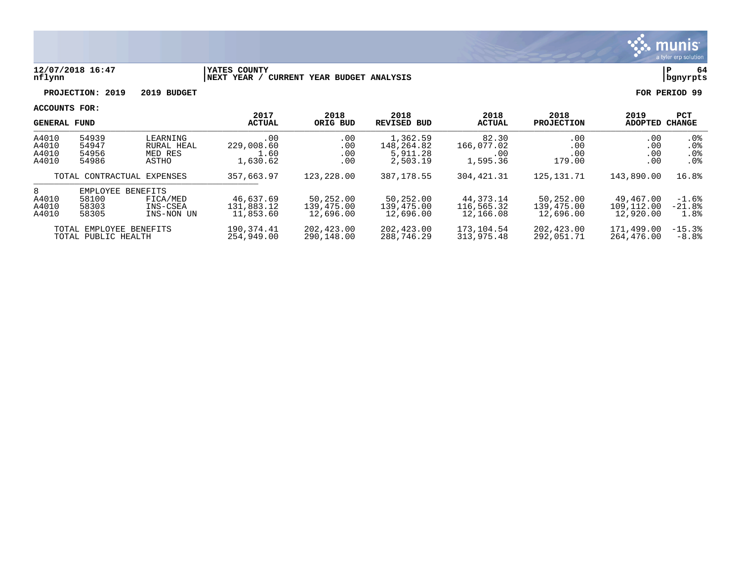12/07/2018 16:47
nflynn

YATES COUNTY
NEXT YEAR / CURRENT YEAR BUDGET ANALYSIS

P 64
bgnyrpts

**PROJECTION: 2019 2019 BUDGET** **FOR PERIOD 99**

**ACCOUNTS FOR:**

| GENERAL FUND | | | 2017 ACTUAL | 2018 ORIG BUD | 2018 REVISED BUD | 2018 ACTUAL | 2018 PROJECTION | 2019 ADOPTED | PCT CHANGE |
|---|---|---|---|---|---|---|---|---|---|
| A4010 | 54939 | LEARNING | .00 | .00 | 1,362.59 | 82.30 | .00 | .00 | .0% |
| A4010 | 54947 | RURAL HEAL | 229,008.60 | .00 | 148,264.82 | 166,077.02 | .00 | .00 | .0% |
| A4010 | 54956 | MED RES | 1.60 | .00 | 5,911.28 | .00 | .00 | .00 | .0% |
| A4010 | 54986 | ASTHO | 1,630.62 | .00 | 2,503.19 | 1,595.36 | 179.00 | .00 | .0% |
| | TOTAL CONTRACTUAL EXPENSES | | 357,663.97 | 123,228.00 | 387,178.55 | 304,421.31 | 125,131.71 | 143,890.00 | 16.8% |
| 8 | EMPLOYEE BENEFITS | | | | | | | | |
| A4010 | 58100 | FICA/MED | 46,637.69 | 50,252.00 | 50,252.00 | 44,373.14 | 50,252.00 | 49,467.00 | -1.6% |
| A4010 | 58303 | INS-CSEA | 131,883.12 | 139,475.00 | 139,475.00 | 116,565.32 | 139,475.00 | 109,112.00 | -21.8% |
| A4010 | 58305 | INS-NON UN | 11,853.60 | 12,696.00 | 12,696.00 | 12,166.08 | 12,696.00 | 12,920.00 | 1.8% |
| | TOTAL EMPLOYEE BENEFITS | | 190,374.41 | 202,423.00 | 202,423.00 | 173,104.54 | 202,423.00 | 171,499.00 | -15.3% |
| | TOTAL PUBLIC HEALTH | | 254,949.00 | 290,148.00 | 288,746.29 | 313,975.48 | 292,051.71 | 264,476.00 | -8.8% |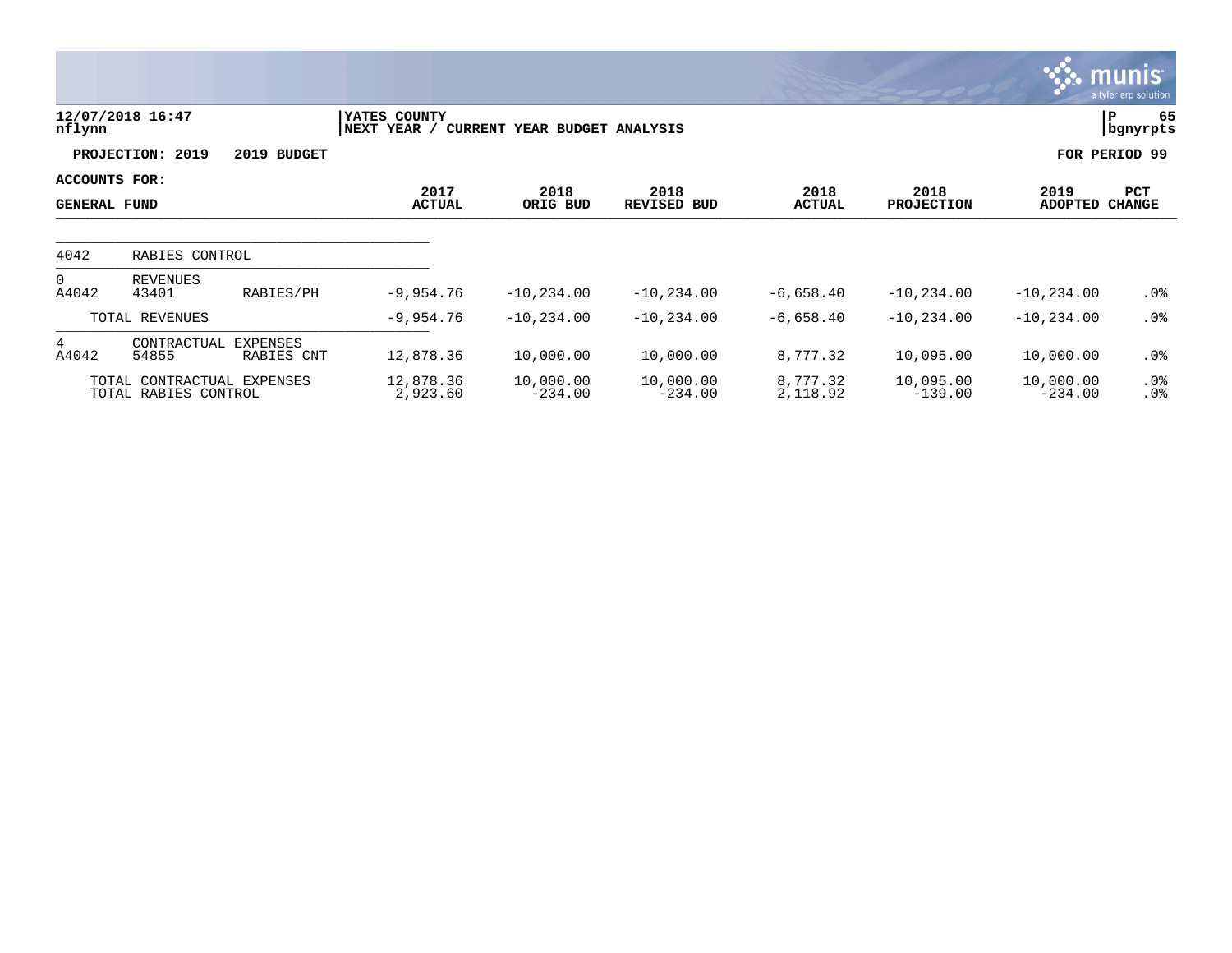12/07/2018 16:47
nflynn

YATES COUNTY
NEXT YEAR / CURRENT YEAR BUDGET ANALYSIS

P 65
bgnyrpts

**PROJECTION: 2019 2019 BUDGET** | **FOR PERIOD 99**

**ACCOUNTS FOR:**

| GENERAL FUND | | | 2017 ACTUAL | 2018 ORIG BUD | 2018 REVISED BUD | 2018 ACTUAL | 2018 PROJECTION | 2019 ADOPTED | PCT CHANGE |
|---|---|---|---|---|---|---|---|---|---|
| 4042 | RABIES CONTROL | | | | | | | | |
| 0 | REVENUES | | | | | | | | |
| A4042 | 43401 | RABIES/PH | -9,954.76 | -10,234.00 | -10,234.00 | -6,658.40 | -10,234.00 | -10,234.00 | .0% |
| | TOTAL REVENUES | | -9,954.76 | -10,234.00 | -10,234.00 | -6,658.40 | -10,234.00 | -10,234.00 | .0% |
| 4 | CONTRACTUAL EXPENSES | | | | | | | | |
| A4042 | 54855 | RABIES CNT | 12,878.36 | 10,000.00 | 10,000.00 | 8,777.32 | 10,095.00 | 10,000.00 | .0% |
| | TOTAL CONTRACTUAL EXPENSES | | 12,878.36 | 10,000.00 | 10,000.00 | 8,777.32 | 10,095.00 | 10,000.00 | .0% |
| | TOTAL RABIES CONTROL | | 2,923.60 | -234.00 | -234.00 | 2,118.92 | -139.00 | -234.00 | .0% |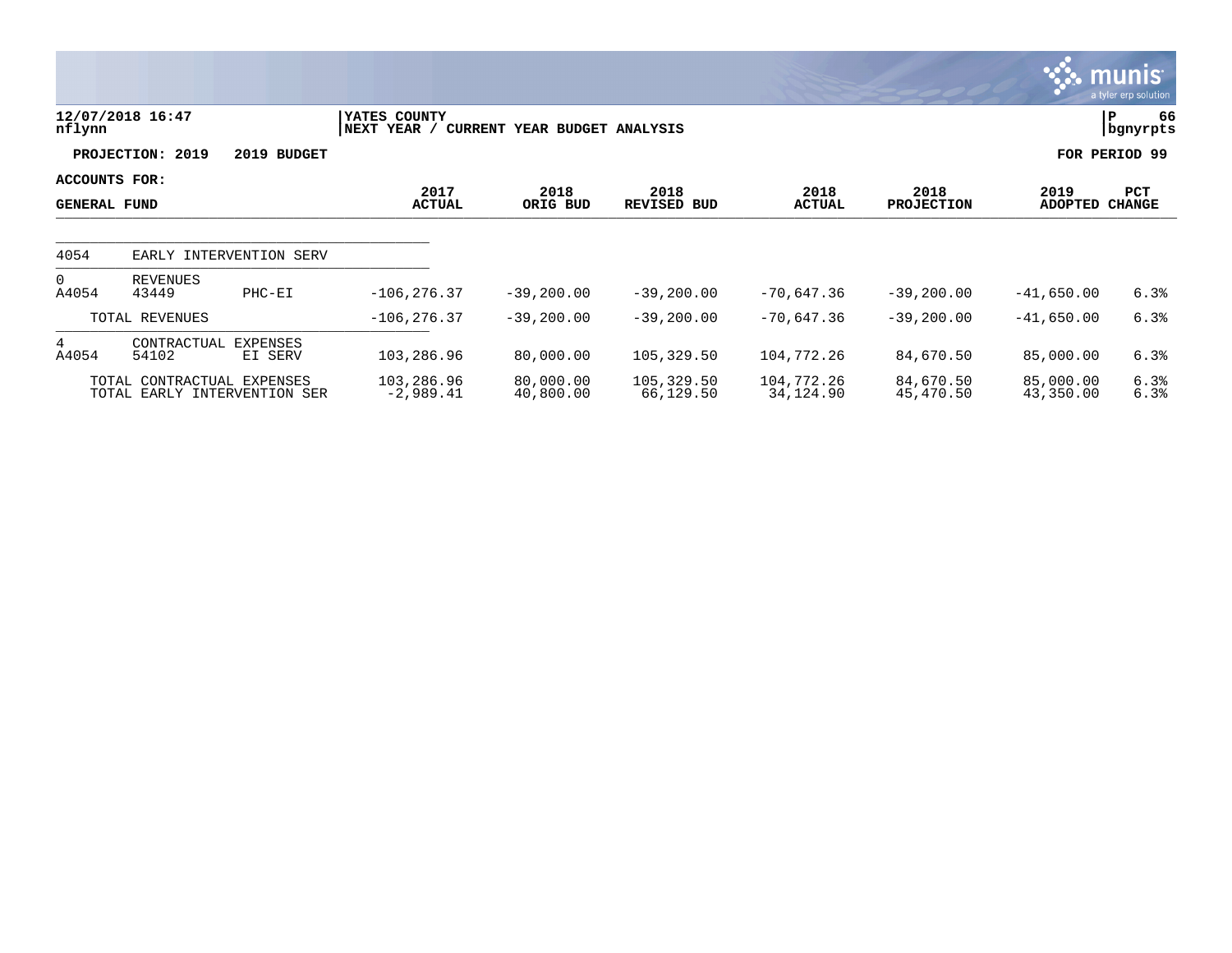**YATES COUNTY**
**NEXT YEAR / CURRENT YEAR BUDGET ANALYSIS**

12/07/2018 16:47
nflynn

P 66
bgnyrpts

**PROJECTION: 2019 — 2019 BUDGET** — **FOR PERIOD 99**

**ACCOUNTS FOR: GENERAL FUND**

| Account | Object | Description | 2017 ACTUAL | 2018 ORIG BUD | 2018 REVISED BUD | 2018 ACTUAL | 2018 PROJECTION | 2019 ADOPTED | PCT CHANGE |
|---|---|---|---|---|---|---|---|---|---|
| 4054 | EARLY INTERVENTION SERV | | | | | | | | |
| 0 | REVENUES | | | | | | | | |
| A4054 | 43449 | PHC-EI | -106,276.37 | -39,200.00 | -39,200.00 | -70,647.36 | -39,200.00 | -41,650.00 | 6.3% |
| | TOTAL REVENUES | | -106,276.37 | -39,200.00 | -39,200.00 | -70,647.36 | -39,200.00 | -41,650.00 | 6.3% |
| 4 | CONTRACTUAL EXPENSES | | | | | | | | |
| A4054 | 54102 | EI SERV | 103,286.96 | 80,000.00 | 105,329.50 | 104,772.26 | 84,670.50 | 85,000.00 | 6.3% |
| | TOTAL CONTRACTUAL EXPENSES | | 103,286.96 | 80,000.00 | 105,329.50 | 104,772.26 | 84,670.50 | 85,000.00 | 6.3% |
| | TOTAL EARLY INTERVENTION SER | | -2,989.41 | 40,800.00 | 66,129.50 | 34,124.90 | 45,470.50 | 43,350.00 | 6.3% |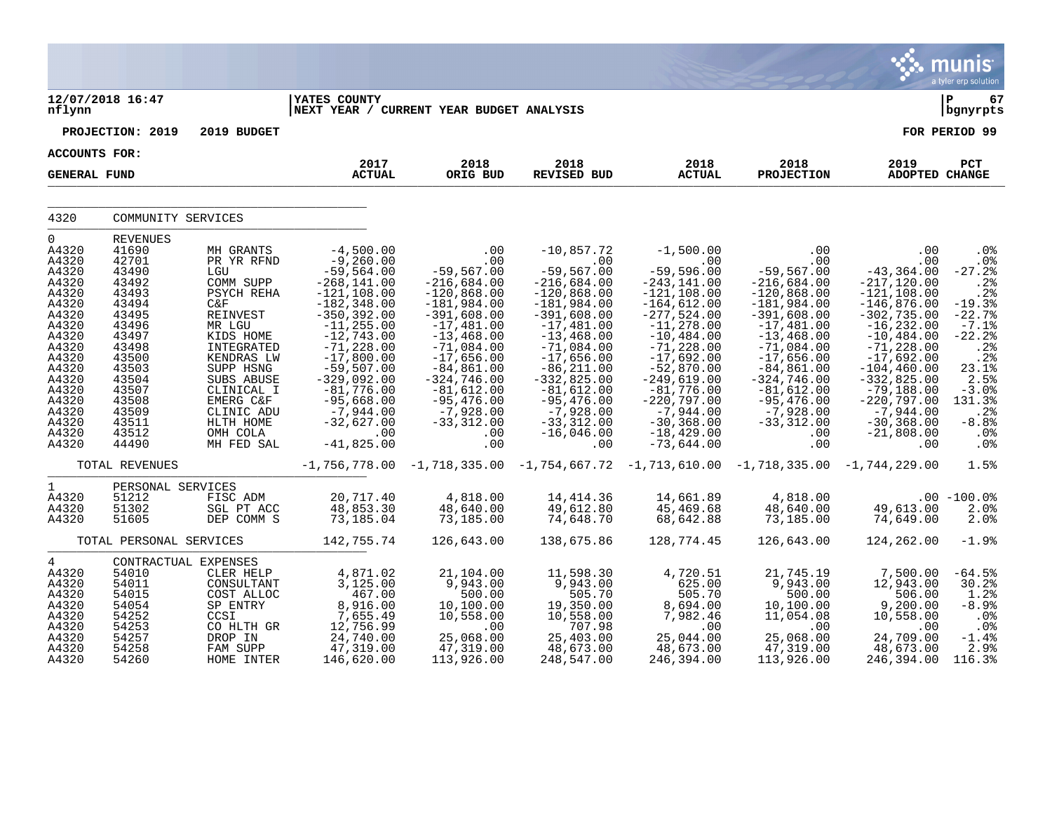**12/07/2018 16:47** | **YATES COUNTY** | **P 67**
**nflynn** | **NEXT YEAR / CURRENT YEAR BUDGET ANALYSIS** | **bgnyrpts**

**PROJECTION: 2019 2019 BUDGET** — **FOR PERIOD 99**

**ACCOUNTS FOR:**
**GENERAL FUND**

| | | | 2017 ACTUAL | 2018 ORIG BUD | 2018 REVISED BUD | 2018 ACTUAL | 2018 PROJECTION | 2019 ADOPTED | PCT CHANGE |
|---|---|---|---|---|---|---|---|---|---|
| 4320 | COMMUNITY SERVICES | | | | | | | | |
| 0 | REVENUES | | | | | | | | |
| A4320 | 41690 | MH GRANTS | -4,500.00 | .00 | -10,857.72 | -1,500.00 | .00 | .00 | .0% |
| A4320 | 42701 | PR YR RFND | -9,260.00 | .00 | .00 | .00 | .00 | .00 | .0% |
| A4320 | 43490 | LGU | -59,564.00 | -59,567.00 | -59,567.00 | -59,596.00 | -59,567.00 | -43,364.00 | -27.2% |
| A4320 | 43492 | COMM SUPP | -268,141.00 | -216,684.00 | -216,684.00 | -243,141.00 | -216,684.00 | -217,120.00 | .2% |
| A4320 | 43493 | PSYCH REHA | -121,108.00 | -120,868.00 | -120,868.00 | -121,108.00 | -120,868.00 | -121,108.00 | .2% |
| A4320 | 43494 | C&F | -182,348.00 | -181,984.00 | -181,984.00 | -164,612.00 | -181,984.00 | -146,876.00 | -19.3% |
| A4320 | 43495 | REINVEST | -350,392.00 | -391,608.00 | -391,608.00 | -277,524.00 | -391,608.00 | -302,735.00 | -22.7% |
| A4320 | 43496 | MR LGU | -11,255.00 | -17,481.00 | -17,481.00 | -11,278.00 | -17,481.00 | -16,232.00 | -7.1% |
| A4320 | 43497 | KIDS HOME | -12,743.00 | -13,468.00 | -13,468.00 | -10,484.00 | -13,468.00 | -10,484.00 | -22.2% |
| A4320 | 43498 | INTEGRATED | -71,228.00 | -71,084.00 | -71,084.00 | -71,228.00 | -71,084.00 | -71,228.00 | .2% |
| A4320 | 43500 | KENDRAS LW | -17,800.00 | -17,656.00 | -17,656.00 | -17,692.00 | -17,656.00 | -17,692.00 | .2% |
| A4320 | 43503 | SUPP HSNG | -59,507.00 | -84,861.00 | -86,211.00 | -52,870.00 | -84,861.00 | -104,460.00 | 23.1% |
| A4320 | 43504 | SUBS ABUSE | -329,092.00 | -324,746.00 | -332,825.00 | -249,619.00 | -324,746.00 | -332,825.00 | 2.5% |
| A4320 | 43507 | CLINICAL I | -81,776.00 | -81,612.00 | -81,612.00 | -81,776.00 | -81,612.00 | -79,188.00 | -3.0% |
| A4320 | 43508 | EMERG C&F | -95,668.00 | -95,476.00 | -95,476.00 | -220,797.00 | -95,476.00 | -220,797.00 | 131.3% |
| A4320 | 43509 | CLINIC ADU | -7,944.00 | -7,928.00 | -7,928.00 | -7,944.00 | -7,928.00 | -7,944.00 | .2% |
| A4320 | 43511 | HLTH HOME | -32,627.00 | -33,312.00 | -33,312.00 | -30,368.00 | -33,312.00 | -30,368.00 | -8.8% |
| A4320 | 43512 | OMH COLA | .00 | .00 | -16,046.00 | -18,429.00 | .00 | -21,808.00 | .0% |
| A4320 | 44490 | MH FED SAL | -41,825.00 | .00 | .00 | -73,644.00 | .00 | .00 | .0% |
| | TOTAL REVENUES | | -1,756,778.00 | -1,718,335.00 | -1,754,667.72 | -1,713,610.00 | -1,718,335.00 | -1,744,229.00 | 1.5% |
| 1 | PERSONAL SERVICES | | | | | | | | |
| A4320 | 51212 | FISC ADM | 20,717.40 | 4,818.00 | 14,414.36 | 14,661.89 | 4,818.00 | .00 | -100.0% |
| A4320 | 51302 | SGL PT ACC | 48,853.30 | 48,640.00 | 49,612.80 | 45,469.68 | 48,640.00 | 49,613.00 | 2.0% |
| A4320 | 51605 | DEP COMM S | 73,185.04 | 73,185.00 | 74,648.70 | 68,642.88 | 73,185.00 | 74,649.00 | 2.0% |
| | TOTAL PERSONAL SERVICES | | 142,755.74 | 126,643.00 | 138,675.86 | 128,774.45 | 126,643.00 | 124,262.00 | -1.9% |
| 4 | CONTRACTUAL EXPENSES | | | | | | | | |
| A4320 | 54010 | CLER HELP | 4,871.02 | 21,104.00 | 11,598.30 | 4,720.51 | 21,745.19 | 7,500.00 | -64.5% |
| A4320 | 54011 | CONSULTANT | 3,125.00 | 9,943.00 | 9,943.00 | 625.00 | 9,943.00 | 12,943.00 | 30.2% |
| A4320 | 54015 | COST ALLOC | 467.00 | 500.00 | 505.70 | 505.70 | 500.00 | 506.00 | 1.2% |
| A4320 | 54054 | SP ENTRY | 8,916.00 | 10,100.00 | 19,350.00 | 8,694.00 | 10,100.00 | 9,200.00 | -8.9% |
| A4320 | 54252 | CCSI | 7,655.49 | 10,558.00 | 10,558.00 | 7,982.46 | 11,054.08 | 10,558.00 | .0% |
| A4320 | 54253 | CO HLTH GR | 12,756.99 | .00 | 707.98 | .00 | .00 | .00 | .0% |
| A4320 | 54257 | DROP IN | 24,740.00 | 25,068.00 | 25,403.00 | 25,044.00 | 25,068.00 | 24,709.00 | -1.4% |
| A4320 | 54258 | FAM SUPP | 47,319.00 | 47,319.00 | 48,673.00 | 48,673.00 | 47,319.00 | 48,673.00 | 2.9% |
| A4320 | 54260 | HOME INTER | 146,620.00 | 113,926.00 | 248,547.00 | 246,394.00 | 113,926.00 | 246,394.00 | 116.3% |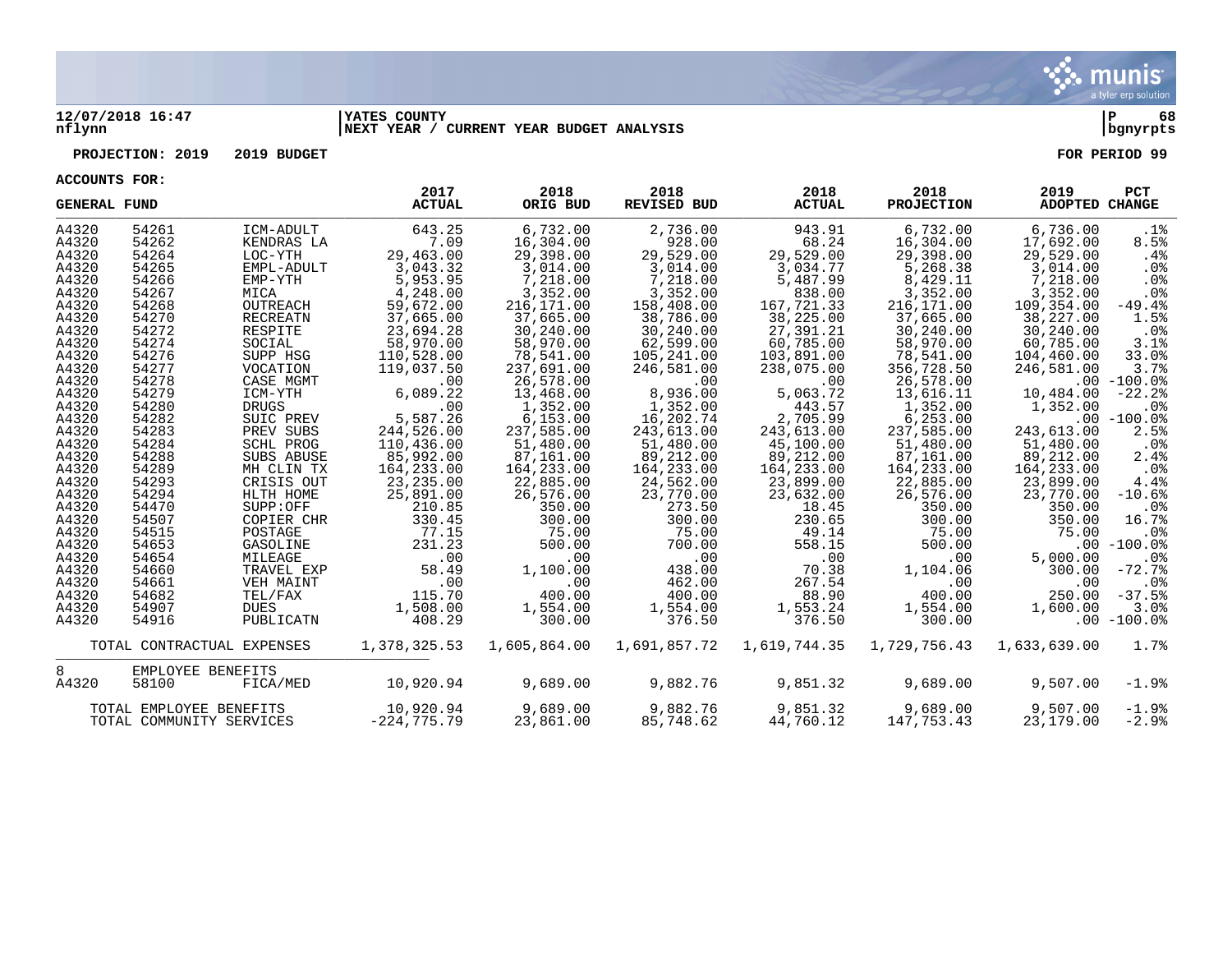**12/07/2018 16:47** | **YATES COUNTY** | **P 68**
**nflynn** | **NEXT YEAR / CURRENT YEAR BUDGET ANALYSIS** | **bgnyrpts**

**PROJECTION: 2019 2019 BUDGET** **FOR PERIOD 99**

**ACCOUNTS FOR:**

| GENERAL FUND | | | 2017 ACTUAL | 2018 ORIG BUD | 2018 REVISED BUD | 2018 ACTUAL | 2018 PROJECTION | 2019 ADOPTED | PCT CHANGE |
|---|---|---|---|---|---|---|---|---|---|
| A4320 | 54261 | ICM-ADULT | 643.25 | 6,732.00 | 2,736.00 | 943.91 | 6,732.00 | 6,736.00 | .1% |
| A4320 | 54262 | KENDRAS LA | 7.09 | 16,304.00 | 928.00 | 68.24 | 16,304.00 | 17,692.00 | 8.5% |
| A4320 | 54264 | LOC-YTH | 29,463.00 | 29,398.00 | 29,529.00 | 29,529.00 | 29,398.00 | 29,529.00 | .4% |
| A4320 | 54265 | EMPL-ADULT | 3,043.32 | 3,014.00 | 3,014.00 | 3,034.77 | 5,268.38 | 3,014.00 | .0% |
| A4320 | 54266 | EMP-YTH | 5,953.95 | 7,218.00 | 7,218.00 | 5,487.99 | 8,429.11 | 7,218.00 | .0% |
| A4320 | 54267 | MICA | 4,248.00 | 3,352.00 | 3,352.00 | 838.00 | 3,352.00 | 3,352.00 | .0% |
| A4320 | 54268 | OUTREACH | 59,672.00 | 216,171.00 | 158,408.00 | 167,721.33 | 216,171.00 | 109,354.00 | -49.4% |
| A4320 | 54270 | RECREATN | 37,665.00 | 37,665.00 | 38,786.00 | 38,225.00 | 37,665.00 | 38,227.00 | 1.5% |
| A4320 | 54272 | RESPITE | 23,694.28 | 30,240.00 | 30,240.00 | 27,391.21 | 30,240.00 | 30,240.00 | .0% |
| A4320 | 54274 | SOCIAL | 58,970.00 | 58,970.00 | 62,599.00 | 60,785.00 | 58,970.00 | 60,785.00 | 3.1% |
| A4320 | 54276 | SUPP HSG | 110,528.00 | 78,541.00 | 105,241.00 | 103,891.00 | 78,541.00 | 104,460.00 | 33.0% |
| A4320 | 54277 | VOCATION | 119,037.50 | 237,691.00 | 246,581.00 | 238,075.00 | 356,728.50 | 246,581.00 | 3.7% |
| A4320 | 54278 | CASE MGMT | .00 | 26,578.00 | .00 | .00 | 26,578.00 | .00 | -100.0% |
| A4320 | 54279 | ICM-YTH | 6,089.22 | 13,468.00 | 8,936.00 | 5,063.72 | 13,616.11 | 10,484.00 | -22.2% |
| A4320 | 54280 | DRUGS | .00 | 1,352.00 | 1,352.00 | 443.57 | 1,352.00 | 1,352.00 | .0% |
| A4320 | 54282 | SUIC PREV | 5,587.26 | 6,153.00 | 16,202.74 | 2,705.99 | 6,253.00 | .00 | -100.0% |
| A4320 | 54283 | PREV SUBS | 244,526.00 | 237,585.00 | 243,613.00 | 243,613.00 | 237,585.00 | 243,613.00 | 2.5% |
| A4320 | 54284 | SCHL PROG | 110,436.00 | 51,480.00 | 51,480.00 | 45,100.00 | 51,480.00 | 51,480.00 | .0% |
| A4320 | 54288 | SUBS ABUSE | 85,992.00 | 87,161.00 | 89,212.00 | 89,212.00 | 87,161.00 | 89,212.00 | 2.4% |
| A4320 | 54289 | MH CLIN TX | 164,233.00 | 164,233.00 | 164,233.00 | 164,233.00 | 164,233.00 | 164,233.00 | .0% |
| A4320 | 54293 | CRISIS OUT | 23,235.00 | 22,885.00 | 24,562.00 | 23,899.00 | 22,885.00 | 23,899.00 | 4.4% |
| A4320 | 54294 | HLTH HOME | 25,891.00 | 26,576.00 | 23,770.00 | 23,632.00 | 26,576.00 | 23,770.00 | -10.6% |
| A4320 | 54470 | SUPP:OFF | 210.85 | 350.00 | 273.50 | 18.45 | 350.00 | 350.00 | .0% |
| A4320 | 54507 | COPIER CHR | 330.45 | 300.00 | 300.00 | 230.65 | 300.00 | 350.00 | 16.7% |
| A4320 | 54515 | POSTAGE | 77.15 | 75.00 | 75.00 | 49.14 | 75.00 | 75.00 | .0% |
| A4320 | 54653 | GASOLINE | 231.23 | 500.00 | 700.00 | 558.15 | 500.00 | .00 | -100.0% |
| A4320 | 54654 | MILEAGE | .00 | .00 | .00 | .00 | .00 | 5,000.00 | .0% |
| A4320 | 54660 | TRAVEL EXP | 58.49 | 1,100.00 | 438.00 | 70.38 | 1,104.06 | 300.00 | -72.7% |
| A4320 | 54661 | VEH MAINT | .00 | .00 | 462.00 | 267.54 | .00 | .00 | .0% |
| A4320 | 54682 | TEL/FAX | 115.70 | 400.00 | 400.00 | 88.90 | 400.00 | 250.00 | -37.5% |
| A4320 | 54907 | DUES | 1,508.00 | 1,554.00 | 1,554.00 | 1,553.24 | 1,554.00 | 1,600.00 | 3.0% |
| A4320 | 54916 | PUBLICATN | 408.29 | 300.00 | 376.50 | 376.50 | 300.00 | .00 | -100.0% |
| TOTAL CONTRACTUAL EXPENSES | | | 1,378,325.53 | 1,605,864.00 | 1,691,857.72 | 1,619,744.35 | 1,729,756.43 | 1,633,639.00 | 1.7% |
| 8 | EMPLOYEE BENEFITS | | | | | | | | |
| A4320 | 58100 | FICA/MED | 10,920.94 | 9,689.00 | 9,882.76 | 9,851.32 | 9,689.00 | 9,507.00 | -1.9% |
| TOTAL EMPLOYEE BENEFITS | | | 10,920.94 | 9,689.00 | 9,882.76 | 9,851.32 | 9,689.00 | 9,507.00 | -1.9% |
| TOTAL COMMUNITY SERVICES | | | -224,775.79 | 23,861.00 | 85,748.62 | 44,760.12 | 147,753.43 | 23,179.00 | -2.9% |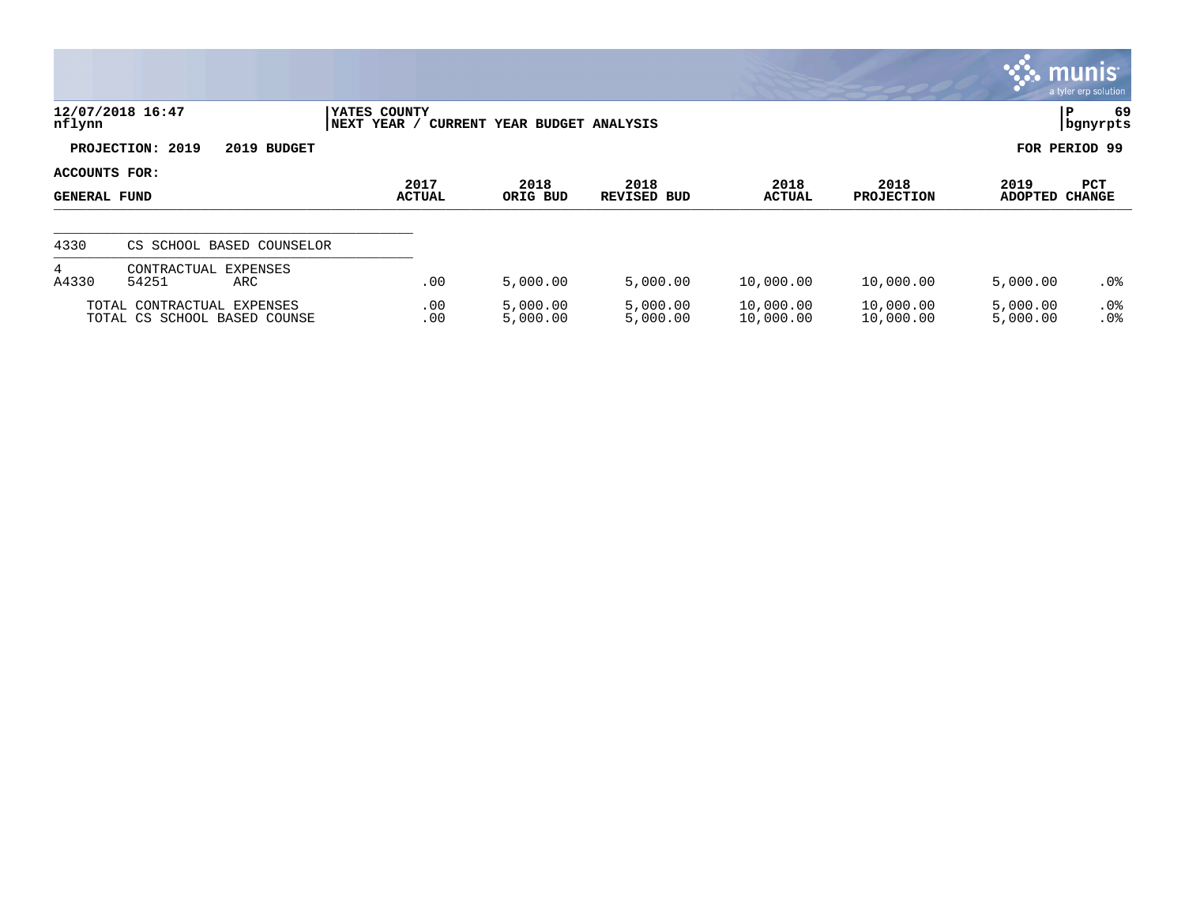12/07/2018 16:47
nflynn

YATES COUNTY
NEXT YEAR / CURRENT YEAR BUDGET ANALYSIS

P 69
bgnyrpts

**PROJECTION: 2019 &nbsp;&nbsp; 2019 BUDGET** &nbsp;&nbsp;&nbsp;&nbsp; **FOR PERIOD 99**

**ACCOUNTS FOR:**

| GENERAL FUND | | | 2017 ACTUAL | 2018 ORIG BUD | 2018 REVISED BUD | 2018 ACTUAL | 2018 PROJECTION | 2019 ADOPTED | PCT CHANGE |
|---|---|---|---|---|---|---|---|---|---|
| 4330 | CS SCHOOL BASED COUNSELOR | | | | | | | | |
| 4 | CONTRACTUAL EXPENSES | | | | | | | | |
| A4330 | 54251 | ARC | .00 | 5,000.00 | 5,000.00 | 10,000.00 | 10,000.00 | 5,000.00 | .0% |
| TOTAL CONTRACTUAL EXPENSES | | | .00 | 5,000.00 | 5,000.00 | 10,000.00 | 10,000.00 | 5,000.00 | .0% |
| TOTAL CS SCHOOL BASED COUNSE | | | .00 | 5,000.00 | 5,000.00 | 10,000.00 | 10,000.00 | 5,000.00 | .0% |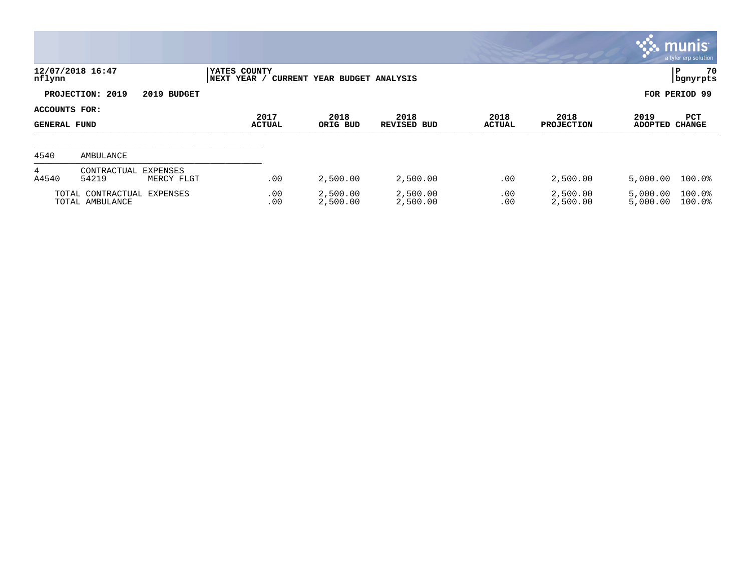**YATES COUNTY**
**NEXT YEAR / CURRENT YEAR BUDGET ANALYSIS**

12/07/2018 16:47
nflynn

**PROJECTION: 2019 — 2019 BUDGET** — **FOR PERIOD 99**

**ACCOUNTS FOR: GENERAL FUND**

| ACCOUNTS FOR: GENERAL FUND | | | 2017 ACTUAL | 2018 ORIG BUD | 2018 REVISED BUD | 2018 ACTUAL | 2018 PROJECTION | 2019 ADOPTED | PCT CHANGE |
|---|---|---|---|---|---|---|---|---|---|
| 4540 | AMBULANCE | | | | | | | | |
| 4 | CONTRACTUAL EXPENSES | | | | | | | | |
| A4540 | 54219 | MERCY FLGT | .00 | 2,500.00 | 2,500.00 | .00 | 2,500.00 | 5,000.00 | 100.0% |
| TOTAL CONTRACTUAL EXPENSES | | | .00 | 2,500.00 | 2,500.00 | .00 | 2,500.00 | 5,000.00 | 100.0% |
| TOTAL AMBULANCE | | | .00 | 2,500.00 | 2,500.00 | .00 | 2,500.00 | 5,000.00 | 100.0% |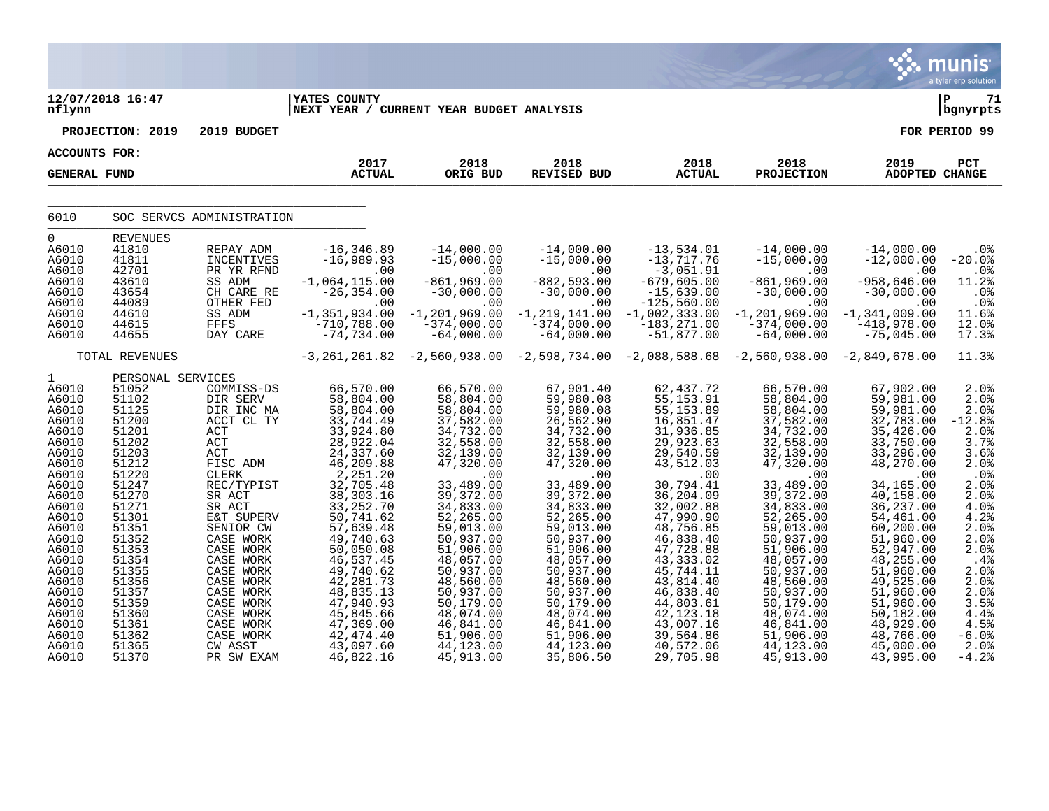**12/07/2018 16:47** | **YATES COUNTY** | **P 71**
**nflynn** | **NEXT YEAR / CURRENT YEAR BUDGET ANALYSIS** | **bgnyrpts**

**PROJECTION: 2019 2019 BUDGET** — **FOR PERIOD 99**

**ACCOUNTS FOR:**

| GENERAL FUND | | | 2017 ACTUAL | 2018 ORIG BUD | 2018 REVISED BUD | 2018 ACTUAL | 2018 PROJECTION | 2019 ADOPTED | PCT CHANGE |
|---|---|---|---|---|---|---|---|---|---|
| 6010 | SOC SERVCS ADMINISTRATION | | | | | | | | |
| 0 | REVENUES | | | | | | | | |
| A6010 | 41810 | REPAY ADM | -16,346.89 | -14,000.00 | -14,000.00 | -13,534.01 | -14,000.00 | -14,000.00 | .0% |
| A6010 | 41811 | INCENTIVES | -16,989.93 | -15,000.00 | -15,000.00 | -13,717.76 | -15,000.00 | -12,000.00 | -20.0% |
| A6010 | 42701 | PR YR RFND | .00 | .00 | .00 | -3,051.91 | .00 | .00 | .0% |
| A6010 | 43610 | SS ADM | -1,064,115.00 | -861,969.00 | -882,593.00 | -679,605.00 | -861,969.00 | -958,646.00 | 11.2% |
| A6010 | 43654 | CH CARE RE | -26,354.00 | -30,000.00 | -30,000.00 | -15,639.00 | -30,000.00 | -30,000.00 | .0% |
| A6010 | 44089 | OTHER FED | .00 | .00 | .00 | -125,560.00 | .00 | .00 | .0% |
| A6010 | 44610 | SS ADM | -1,351,934.00 | -1,201,969.00 | -1,219,141.00 | -1,002,333.00 | -1,201,969.00 | -1,341,009.00 | 11.6% |
| A6010 | 44615 | FFFS | -710,788.00 | -374,000.00 | -374,000.00 | -183,271.00 | -374,000.00 | -418,978.00 | 12.0% |
| A6010 | 44655 | DAY CARE | -74,734.00 | -64,000.00 | -64,000.00 | -51,877.00 | -64,000.00 | -75,045.00 | 17.3% |
| | TOTAL REVENUES | | -3,261,261.82 | -2,560,938.00 | -2,598,734.00 | -2,088,588.68 | -2,560,938.00 | -2,849,678.00 | 11.3% |
| 1 | PERSONAL SERVICES | | | | | | | | |
| A6010 | 51052 | COMMISS-DS | 66,570.00 | 66,570.00 | 67,901.40 | 62,437.72 | 66,570.00 | 67,902.00 | 2.0% |
| A6010 | 51102 | DIR SERV | 58,804.00 | 58,804.00 | 59,980.08 | 55,153.91 | 58,804.00 | 59,981.00 | 2.0% |
| A6010 | 51125 | DIR INC MA | 58,804.00 | 58,804.00 | 59,980.08 | 55,153.89 | 58,804.00 | 59,981.00 | 2.0% |
| A6010 | 51200 | ACCT CL TY | 33,744.49 | 37,582.00 | 26,562.90 | 16,851.47 | 37,582.00 | 32,783.00 | -12.8% |
| A6010 | 51201 | ACT | 33,924.80 | 34,732.00 | 34,732.00 | 31,936.85 | 34,732.00 | 35,426.00 | 2.0% |
| A6010 | 51202 | ACT | 28,922.04 | 32,558.00 | 32,558.00 | 29,923.63 | 32,558.00 | 33,750.00 | 3.7% |
| A6010 | 51203 | ACT | 24,337.60 | 32,139.00 | 32,139.00 | 29,540.59 | 32,139.00 | 33,296.00 | 3.6% |
| A6010 | 51212 | FISC ADM | 46,209.88 | 47,320.00 | 47,320.00 | 43,512.03 | 47,320.00 | 48,270.00 | 2.0% |
| A6010 | 51220 | CLERK | 2,251.20 | .00 | .00 | .00 | .00 | .00 | .0% |
| A6010 | 51247 | REC/TYPIST | 32,705.48 | 33,489.00 | 33,489.00 | 30,794.41 | 33,489.00 | 34,165.00 | 2.0% |
| A6010 | 51270 | SR ACT | 38,303.16 | 39,372.00 | 39,372.00 | 36,204.09 | 39,372.00 | 40,158.00 | 2.0% |
| A6010 | 51271 | SR ACT | 33,252.70 | 34,833.00 | 34,833.00 | 32,002.88 | 34,833.00 | 36,237.00 | 4.0% |
| A6010 | 51301 | E&T SUPERV | 50,741.62 | 52,265.00 | 52,265.00 | 47,990.90 | 52,265.00 | 54,461.00 | 4.2% |
| A6010 | 51351 | SENIOR CW | 57,639.48 | 59,013.00 | 59,013.00 | 48,756.85 | 59,013.00 | 60,200.00 | 2.0% |
| A6010 | 51352 | CASE WORK | 49,740.63 | 50,937.00 | 50,937.00 | 46,838.40 | 50,937.00 | 51,960.00 | 2.0% |
| A6010 | 51353 | CASE WORK | 50,050.08 | 51,906.00 | 51,906.00 | 47,728.88 | 51,906.00 | 52,947.00 | 2.0% |
| A6010 | 51354 | CASE WORK | 46,537.45 | 48,057.00 | 48,057.00 | 43,333.02 | 48,057.00 | 48,255.00 | .4% |
| A6010 | 51355 | CASE WORK | 49,740.62 | 50,937.00 | 50,937.00 | 45,744.11 | 50,937.00 | 51,960.00 | 2.0% |
| A6010 | 51356 | CASE WORK | 42,281.73 | 48,560.00 | 48,560.00 | 43,814.40 | 48,560.00 | 49,525.00 | 2.0% |
| A6010 | 51357 | CASE WORK | 48,835.13 | 50,937.00 | 50,937.00 | 46,838.40 | 50,937.00 | 51,960.00 | 2.0% |
| A6010 | 51359 | CASE WORK | 47,940.93 | 50,179.00 | 50,179.00 | 44,803.61 | 50,179.00 | 51,960.00 | 3.5% |
| A6010 | 51360 | CASE WORK | 45,845.66 | 48,074.00 | 48,074.00 | 42,123.18 | 48,074.00 | 50,182.00 | 4.4% |
| A6010 | 51361 | CASE WORK | 47,369.00 | 46,841.00 | 46,841.00 | 43,007.16 | 46,841.00 | 48,929.00 | 4.5% |
| A6010 | 51362 | CASE WORK | 42,474.40 | 51,906.00 | 51,906.00 | 39,564.86 | 51,906.00 | 48,766.00 | -6.0% |
| A6010 | 51365 | CW ASST | 43,097.60 | 44,123.00 | 44,123.00 | 40,572.06 | 44,123.00 | 45,000.00 | 2.0% |
| A6010 | 51370 | PR SW EXAM | 46,822.16 | 45,913.00 | 35,806.50 | 29,705.98 | 45,913.00 | 43,995.00 | -4.2% |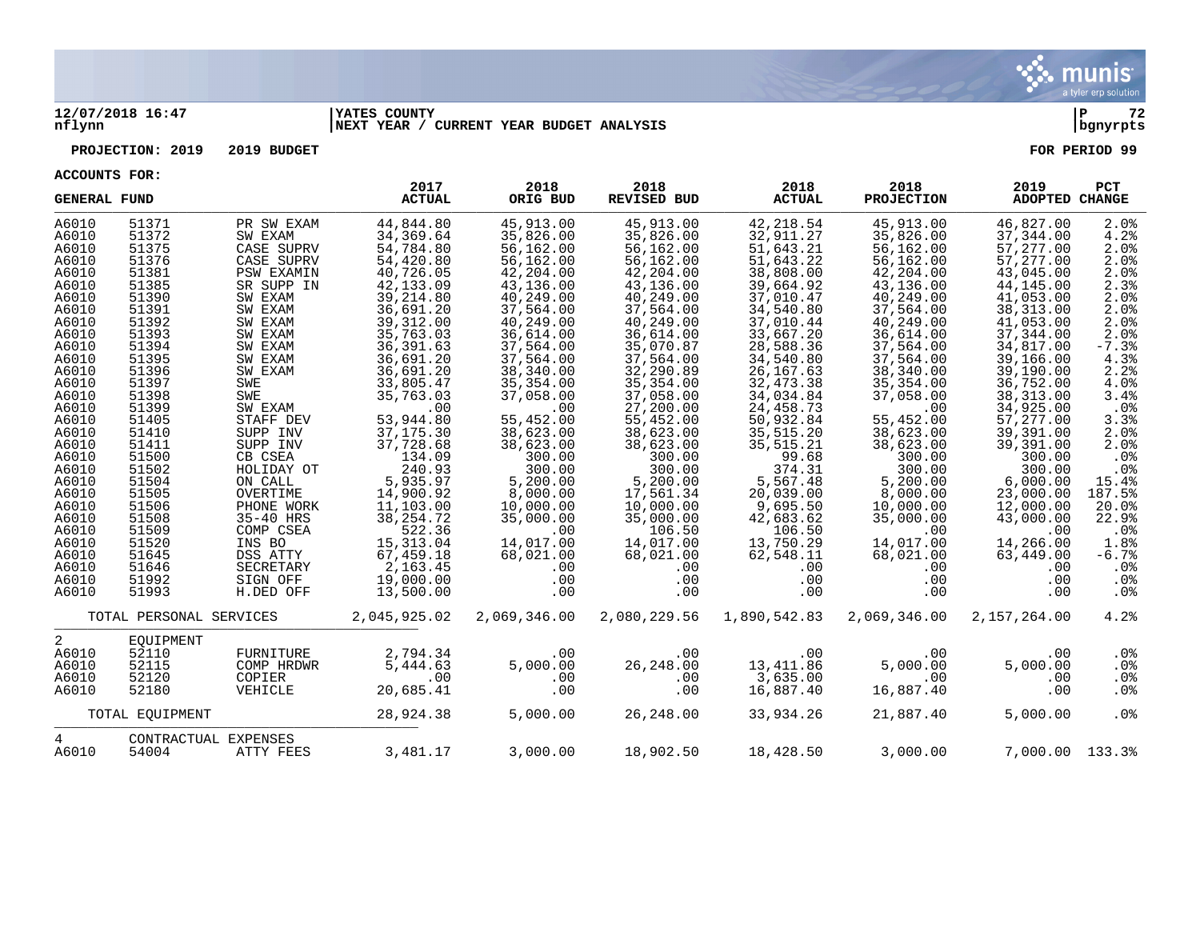**12/07/2018 16:47** | **YATES COUNTY** | **P 72**
**nflynn** | **NEXT YEAR / CURRENT YEAR BUDGET ANALYSIS** | **bgnyrpts**

**PROJECTION: 2019 2019 BUDGET** **FOR PERIOD 99**

**ACCOUNTS FOR:**

| GENERAL FUND | | | 2017 ACTUAL | 2018 ORIG BUD | 2018 REVISED BUD | 2018 ACTUAL | 2018 PROJECTION | 2019 ADOPTED | PCT CHANGE |
|---|---|---|---|---|---|---|---|---|---|
| A6010 | 51371 | PR SW EXAM | 44,844.80 | 45,913.00 | 45,913.00 | 42,218.54 | 45,913.00 | 46,827.00 | 2.0% |
| A6010 | 51372 | SW EXAM | 34,369.64 | 35,826.00 | 35,826.00 | 32,911.27 | 35,826.00 | 37,344.00 | 4.2% |
| A6010 | 51375 | CASE SUPRV | 54,784.80 | 56,162.00 | 56,162.00 | 51,643.21 | 56,162.00 | 57,277.00 | 2.0% |
| A6010 | 51376 | CASE SUPRV | 54,420.80 | 56,162.00 | 56,162.00 | 51,643.22 | 56,162.00 | 57,277.00 | 2.0% |
| A6010 | 51381 | PSW EXAMIN | 40,726.05 | 42,204.00 | 42,204.00 | 38,808.00 | 42,204.00 | 43,045.00 | 2.0% |
| A6010 | 51385 | SR SUPP IN | 42,133.09 | 43,136.00 | 43,136.00 | 39,664.92 | 43,136.00 | 44,145.00 | 2.3% |
| A6010 | 51390 | SW EXAM | 39,214.80 | 40,249.00 | 40,249.00 | 37,010.47 | 40,249.00 | 41,053.00 | 2.0% |
| A6010 | 51391 | SW EXAM | 36,691.20 | 37,564.00 | 37,564.00 | 34,540.80 | 37,564.00 | 38,313.00 | 2.0% |
| A6010 | 51392 | SW EXAM | 39,312.00 | 40,249.00 | 40,249.00 | 37,010.44 | 40,249.00 | 41,053.00 | 2.0% |
| A6010 | 51393 | SW EXAM | 35,763.03 | 36,614.00 | 36,614.00 | 33,667.20 | 36,614.00 | 37,344.00 | 2.0% |
| A6010 | 51394 | SW EXAM | 36,391.63 | 37,564.00 | 35,070.87 | 28,588.36 | 37,564.00 | 34,817.00 | -7.3% |
| A6010 | 51395 | SW EXAM | 36,691.20 | 37,564.00 | 37,564.00 | 34,540.80 | 37,564.00 | 39,166.00 | 4.3% |
| A6010 | 51396 | SW EXAM | 36,691.20 | 38,340.00 | 32,290.89 | 26,167.63 | 38,340.00 | 39,190.00 | 2.2% |
| A6010 | 51397 | SWE | 33,805.47 | 35,354.00 | 35,354.00 | 32,473.38 | 35,354.00 | 36,752.00 | 4.0% |
| A6010 | 51398 | SWE | 35,763.03 | 37,058.00 | 37,058.00 | 34,034.84 | 37,058.00 | 38,313.00 | 3.4% |
| A6010 | 51399 | SW EXAM | .00 | .00 | 27,200.00 | 24,458.73 | .00 | 34,925.00 | .0% |
| A6010 | 51405 | STAFF DEV | 53,944.80 | 55,452.00 | 55,452.00 | 50,932.84 | 55,452.00 | 57,277.00 | 3.3% |
| A6010 | 51410 | SUPP INV | 37,175.30 | 38,623.00 | 38,623.00 | 35,515.20 | 38,623.00 | 39,391.00 | 2.0% |
| A6010 | 51411 | SUPP INV | 37,728.68 | 38,623.00 | 38,623.00 | 35,515.21 | 38,623.00 | 39,391.00 | 2.0% |
| A6010 | 51500 | CB CSEA | 134.09 | 300.00 | 300.00 | 99.68 | 300.00 | 300.00 | .0% |
| A6010 | 51502 | HOLIDAY OT | 240.93 | 300.00 | 300.00 | 374.31 | 300.00 | 300.00 | .0% |
| A6010 | 51504 | ON CALL | 5,935.97 | 5,200.00 | 5,200.00 | 5,567.48 | 5,200.00 | 6,000.00 | 15.4% |
| A6010 | 51505 | OVERTIME | 14,900.92 | 8,000.00 | 17,561.34 | 20,039.00 | 8,000.00 | 23,000.00 | 187.5% |
| A6010 | 51506 | PHONE WORK | 11,103.00 | 10,000.00 | 10,000.00 | 9,695.50 | 10,000.00 | 12,000.00 | 20.0% |
| A6010 | 51508 | 35-40 HRS | 38,254.72 | 35,000.00 | 35,000.00 | 42,683.62 | 35,000.00 | 43,000.00 | 22.9% |
| A6010 | 51509 | COMP CSEA | 522.36 | .00 | 106.50 | 106.50 | .00 | .00 | .0% |
| A6010 | 51520 | INS BO | 15,313.04 | 14,017.00 | 14,017.00 | 13,750.29 | 14,017.00 | 14,266.00 | 1.8% |
| A6010 | 51645 | DSS ATTY | 67,459.18 | 68,021.00 | 68,021.00 | 62,548.11 | 68,021.00 | 63,449.00 | -6.7% |
| A6010 | 51646 | SECRETARY | 2,163.45 | .00 | .00 | .00 | .00 | .00 | .0% |
| A6010 | 51992 | SIGN OFF | 19,000.00 | .00 | .00 | .00 | .00 | .00 | .0% |
| A6010 | 51993 | H.DED OFF | 13,500.00 | .00 | .00 | .00 | .00 | .00 | .0% |
| | TOTAL PERSONAL SERVICES | | 2,045,925.02 | 2,069,346.00 | 2,080,229.56 | 1,890,542.83 | 2,069,346.00 | 2,157,264.00 | 4.2% |
| 2 | EQUIPMENT | | | | | | | | |
| A6010 | 52110 | FURNITURE | 2,794.34 | .00 | .00 | .00 | .00 | .00 | .0% |
| A6010 | 52115 | COMP HRDWR | 5,444.63 | 5,000.00 | 26,248.00 | 13,411.86 | 5,000.00 | 5,000.00 | .0% |
| A6010 | 52120 | COPIER | .00 | .00 | .00 | 3,635.00 | .00 | .00 | .0% |
| A6010 | 52180 | VEHICLE | 20,685.41 | .00 | .00 | 16,887.40 | 16,887.40 | .00 | .0% |
| | TOTAL EQUIPMENT | | 28,924.38 | 5,000.00 | 26,248.00 | 33,934.26 | 21,887.40 | 5,000.00 | .0% |
| 4 | CONTRACTUAL EXPENSES | | | | | | | | |
| A6010 | 54004 | ATTY FEES | 3,481.17 | 3,000.00 | 18,902.50 | 18,428.50 | 3,000.00 | 7,000.00 | 133.3% |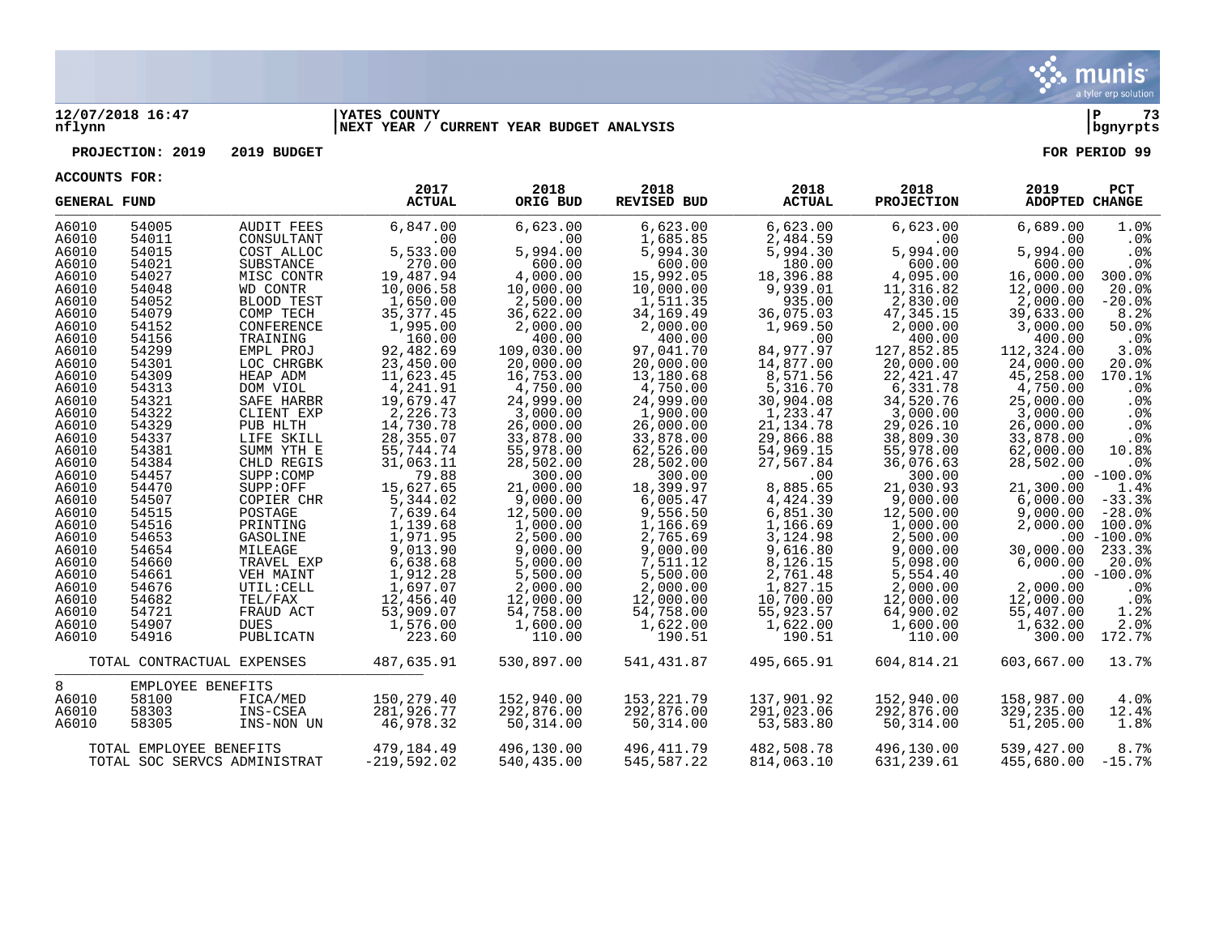**12/07/2018 16:47** | **YATES COUNTY** | **P 73**
**nflynn** | **NEXT YEAR / CURRENT YEAR BUDGET ANALYSIS** | **bgnyrpts**

**PROJECTION: 2019 2019 BUDGET** | **FOR PERIOD 99**

**ACCOUNTS FOR:**

| GENERAL FUND | | | 2017 ACTUAL | 2018 ORIG BUD | 2018 REVISED BUD | 2018 ACTUAL | 2018 PROJECTION | 2019 ADOPTED | PCT CHANGE |
|---|---|---|---|---|---|---|---|---|---|
| A6010 | 54005 | AUDIT FEES | 6,847.00 | 6,623.00 | 6,623.00 | 6,623.00 | 6,623.00 | 6,689.00 | 1.0% |
| A6010 | 54011 | CONSULTANT | .00 | .00 | 1,685.85 | 2,484.59 | .00 | .00 | .0% |
| A6010 | 54015 | COST ALLOC | 5,533.00 | 5,994.00 | 5,994.30 | 5,994.30 | 5,994.00 | 5,994.00 | .0% |
| A6010 | 54021 | SUBSTANCE | 270.00 | 600.00 | 600.00 | 180.00 | 600.00 | 600.00 | .0% |
| A6010 | 54027 | MISC CONTR | 19,487.94 | 4,000.00 | 15,992.05 | 18,396.88 | 4,095.00 | 16,000.00 | 300.0% |
| A6010 | 54048 | WD CONTR | 10,006.58 | 10,000.00 | 10,000.00 | 9,939.01 | 11,316.82 | 12,000.00 | 20.0% |
| A6010 | 54052 | BLOOD TEST | 1,650.00 | 2,500.00 | 1,511.35 | 935.00 | 2,830.00 | 2,000.00 | -20.0% |
| A6010 | 54079 | COMP TECH | 35,377.45 | 36,622.00 | 34,169.49 | 36,075.03 | 47,345.15 | 39,633.00 | 8.2% |
| A6010 | 54152 | CONFERENCE | 1,995.00 | 2,000.00 | 2,000.00 | 1,969.50 | 2,000.00 | 3,000.00 | 50.0% |
| A6010 | 54156 | TRAINING | 160.00 | 400.00 | 400.00 | .00 | 400.00 | 400.00 | .0% |
| A6010 | 54299 | EMPL PROJ | 92,482.69 | 109,030.00 | 97,041.70 | 84,977.97 | 127,852.85 | 112,324.00 | 3.0% |
| A6010 | 54301 | LOC CHRGBK | 23,450.00 | 20,000.00 | 20,000.00 | 14,877.00 | 20,000.00 | 24,000.00 | 20.0% |
| A6010 | 54309 | HEAP ADM | 11,623.45 | 16,753.00 | 13,180.68 | 8,571.56 | 22,421.47 | 45,258.00 | 170.1% |
| A6010 | 54313 | DOM VIOL | 4,241.91 | 4,750.00 | 4,750.00 | 5,316.70 | 6,331.78 | 4,750.00 | .0% |
| A6010 | 54321 | SAFE HARBR | 19,679.47 | 24,999.00 | 24,999.00 | 30,904.08 | 34,520.76 | 25,000.00 | .0% |
| A6010 | 54322 | CLIENT EXP | 2,226.73 | 3,000.00 | 1,900.00 | 1,233.47 | 3,000.00 | 3,000.00 | .0% |
| A6010 | 54329 | PUB HLTH | 14,730.78 | 26,000.00 | 26,000.00 | 21,134.78 | 29,026.10 | 26,000.00 | .0% |
| A6010 | 54337 | LIFE SKILL | 28,355.07 | 33,878.00 | 33,878.00 | 29,866.88 | 38,809.30 | 33,878.00 | .0% |
| A6010 | 54381 | SUMM YTH E | 55,744.74 | 55,978.00 | 62,526.00 | 54,969.15 | 55,978.00 | 62,000.00 | 10.8% |
| A6010 | 54384 | CHLD REGIS | 31,063.11 | 28,502.00 | 28,502.00 | 27,567.84 | 36,076.63 | 28,502.00 | .0% |
| A6010 | 54457 | SUPP:COMP | 79.88 | 300.00 | 300.00 | .00 | 300.00 | .00 | -100.0% |
| A6010 | 54470 | SUPP:OFF | 15,627.65 | 21,000.00 | 18,399.97 | 8,885.65 | 21,030.93 | 21,300.00 | 1.4% |
| A6010 | 54507 | COPIER CHR | 5,344.02 | 9,000.00 | 6,005.47 | 4,424.39 | 9,000.00 | 6,000.00 | -33.3% |
| A6010 | 54515 | POSTAGE | 7,639.64 | 12,500.00 | 9,556.50 | 6,851.30 | 12,500.00 | 9,000.00 | -28.0% |
| A6010 | 54516 | PRINTING | 1,139.68 | 1,000.00 | 1,166.69 | 1,166.69 | 1,000.00 | 2,000.00 | 100.0% |
| A6010 | 54653 | GASOLINE | 1,971.95 | 2,500.00 | 2,765.69 | 3,124.98 | 2,500.00 | .00 | -100.0% |
| A6010 | 54654 | MILEAGE | 9,013.90 | 9,000.00 | 9,000.00 | 9,616.80 | 9,000.00 | 30,000.00 | 233.3% |
| A6010 | 54660 | TRAVEL EXP | 6,638.68 | 5,000.00 | 7,511.12 | 8,126.15 | 5,098.00 | 6,000.00 | 20.0% |
| A6010 | 54661 | VEH MAINT | 1,912.28 | 5,500.00 | 5,500.00 | 2,761.48 | 5,554.40 | .00 | -100.0% |
| A6010 | 54676 | UTIL:CELL | 1,697.07 | 2,000.00 | 2,000.00 | 1,827.15 | 2,000.00 | 2,000.00 | .0% |
| A6010 | 54682 | TEL/FAX | 12,456.40 | 12,000.00 | 12,000.00 | 10,700.00 | 12,000.00 | 12,000.00 | .0% |
| A6010 | 54721 | FRAUD ACT | 53,909.07 | 54,758.00 | 54,758.00 | 55,923.57 | 64,900.02 | 55,407.00 | 1.2% |
| A6010 | 54907 | DUES | 1,576.00 | 1,600.00 | 1,622.00 | 1,622.00 | 1,600.00 | 1,632.00 | 2.0% |
| A6010 | 54916 | PUBLICATN | 223.60 | 110.00 | 190.51 | 190.51 | 110.00 | 300.00 | 172.7% |
| | TOTAL CONTRACTUAL EXPENSES | | 487,635.91 | 530,897.00 | 541,431.87 | 495,665.91 | 604,814.21 | 603,667.00 | 13.7% |
| 8 | EMPLOYEE BENEFITS | | | | | | | | |
| A6010 | 58100 | FICA/MED | 150,279.40 | 152,940.00 | 153,221.79 | 137,901.92 | 152,940.00 | 158,987.00 | 4.0% |
| A6010 | 58303 | INS-CSEA | 281,926.77 | 292,876.00 | 292,876.00 | 291,023.06 | 292,876.00 | 329,235.00 | 12.4% |
| A6010 | 58305 | INS-NON UN | 46,978.32 | 50,314.00 | 50,314.00 | 53,583.80 | 50,314.00 | 51,205.00 | 1.8% |
| | TOTAL EMPLOYEE BENEFITS | | 479,184.49 | 496,130.00 | 496,411.79 | 482,508.78 | 496,130.00 | 539,427.00 | 8.7% |
| | TOTAL SOC SERVCS ADMINISTRAT | | -219,592.02 | 540,435.00 | 545,587.22 | 814,063.10 | 631,239.61 | 455,680.00 | -15.7% |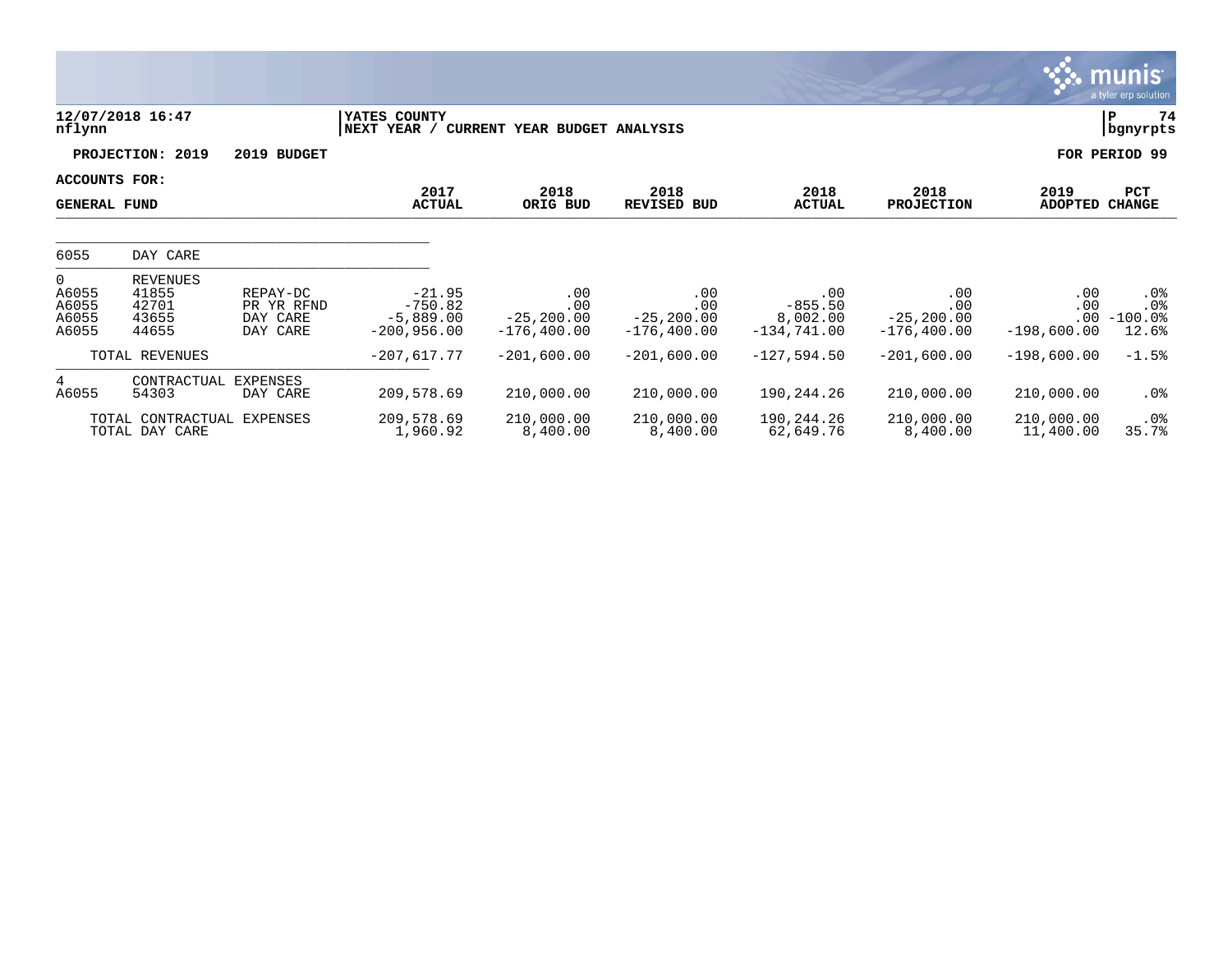**12/07/2018 16:47** | **YATES COUNTY** | **P 74**
**nflynn** | **NEXT YEAR / CURRENT YEAR BUDGET ANALYSIS** | **bgnyrpts**

**PROJECTION: 2019 2019 BUDGET** — **FOR PERIOD 99**

**ACCOUNTS FOR:**

| GENERAL FUND | | | 2017 ACTUAL | 2018 ORIG BUD | 2018 REVISED BUD | 2018 ACTUAL | 2018 PROJECTION | 2019 ADOPTED | PCT CHANGE |
|---|---|---|---|---|---|---|---|---|---|
| 6055 | DAY CARE | | | | | | | | |
| 0 | REVENUES | | | | | | | | |
| A6055 | 41855 | REPAY-DC | -21.95 | .00 | .00 | .00 | .00 | .00 | .0% |
| A6055 | 42701 | PR YR RFND | -750.82 | .00 | .00 | -855.50 | .00 | .00 | .0% |
| A6055 | 43655 | DAY CARE | -5,889.00 | -25,200.00 | -25,200.00 | 8,002.00 | -25,200.00 | .00 | -100.0% |
| A6055 | 44655 | DAY CARE | -200,956.00 | -176,400.00 | -176,400.00 | -134,741.00 | -176,400.00 | -198,600.00 | 12.6% |
| | TOTAL REVENUES | | -207,617.77 | -201,600.00 | -201,600.00 | -127,594.50 | -201,600.00 | -198,600.00 | -1.5% |
| 4 | CONTRACTUAL EXPENSES | | | | | | | | |
| A6055 | 54303 | DAY CARE | 209,578.69 | 210,000.00 | 210,000.00 | 190,244.26 | 210,000.00 | 210,000.00 | .0% |
| | TOTAL CONTRACTUAL EXPENSES | | 209,578.69 | 210,000.00 | 210,000.00 | 190,244.26 | 210,000.00 | 210,000.00 | .0% |
| | TOTAL DAY CARE | | 1,960.92 | 8,400.00 | 8,400.00 | 62,649.76 | 8,400.00 | 11,400.00 | 35.7% |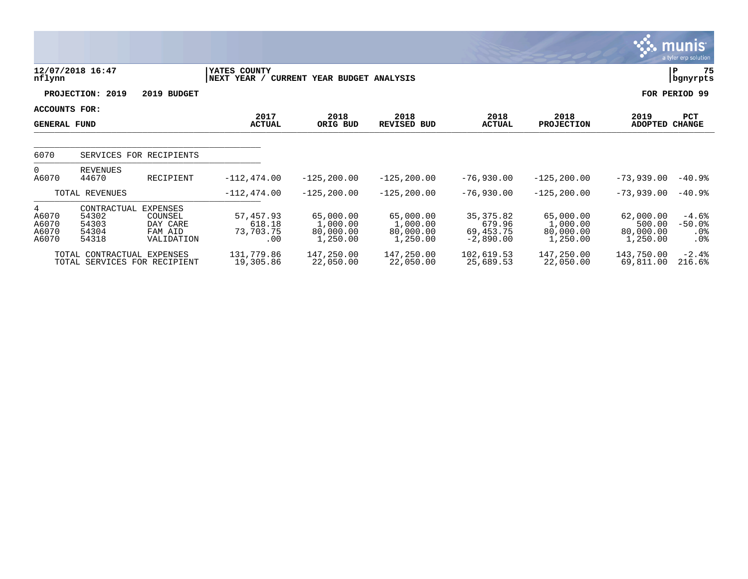12/07/2018 16:47
nflynn

YATES COUNTY
NEXT YEAR / CURRENT YEAR BUDGET ANALYSIS

P 75
bgnyrpts

**PROJECTION: 2019 2019 BUDGET**

**FOR PERIOD 99**

**ACCOUNTS FOR:**

**GENERAL FUND**

| | | | 2017 ACTUAL | 2018 ORIG BUD | 2018 REVISED BUD | 2018 ACTUAL | 2018 PROJECTION | 2019 ADOPTED | PCT CHANGE |
|---|---|---|---|---|---|---|---|---|---|
| 6070 | SERVICES FOR RECIPIENTS | | | | | | | | |
| 0 | REVENUES | | | | | | | | |
| A6070 | 44670 | RECIPIENT | -112,474.00 | -125,200.00 | -125,200.00 | -76,930.00 | -125,200.00 | -73,939.00 | -40.9% |
| | TOTAL REVENUES | | -112,474.00 | -125,200.00 | -125,200.00 | -76,930.00 | -125,200.00 | -73,939.00 | -40.9% |
| 4 | CONTRACTUAL EXPENSES | | | | | | | | |
| A6070 | 54302 | COUNSEL | 57,457.93 | 65,000.00 | 65,000.00 | 35,375.82 | 65,000.00 | 62,000.00 | -4.6% |
| A6070 | 54303 | DAY CARE | 618.18 | 1,000.00 | 1,000.00 | 679.96 | 1,000.00 | 500.00 | -50.0% |
| A6070 | 54304 | FAM AID | 73,703.75 | 80,000.00 | 80,000.00 | 69,453.75 | 80,000.00 | 80,000.00 | .0% |
| A6070 | 54318 | VALIDATION | .00 | 1,250.00 | 1,250.00 | -2,890.00 | 1,250.00 | 1,250.00 | .0% |
| | TOTAL CONTRACTUAL EXPENSES | | 131,779.86 | 147,250.00 | 147,250.00 | 102,619.53 | 147,250.00 | 143,750.00 | -2.4% |
| | TOTAL SERVICES FOR RECIPIENT | | 19,305.86 | 22,050.00 | 22,050.00 | 25,689.53 | 22,050.00 | 69,811.00 | 216.6% |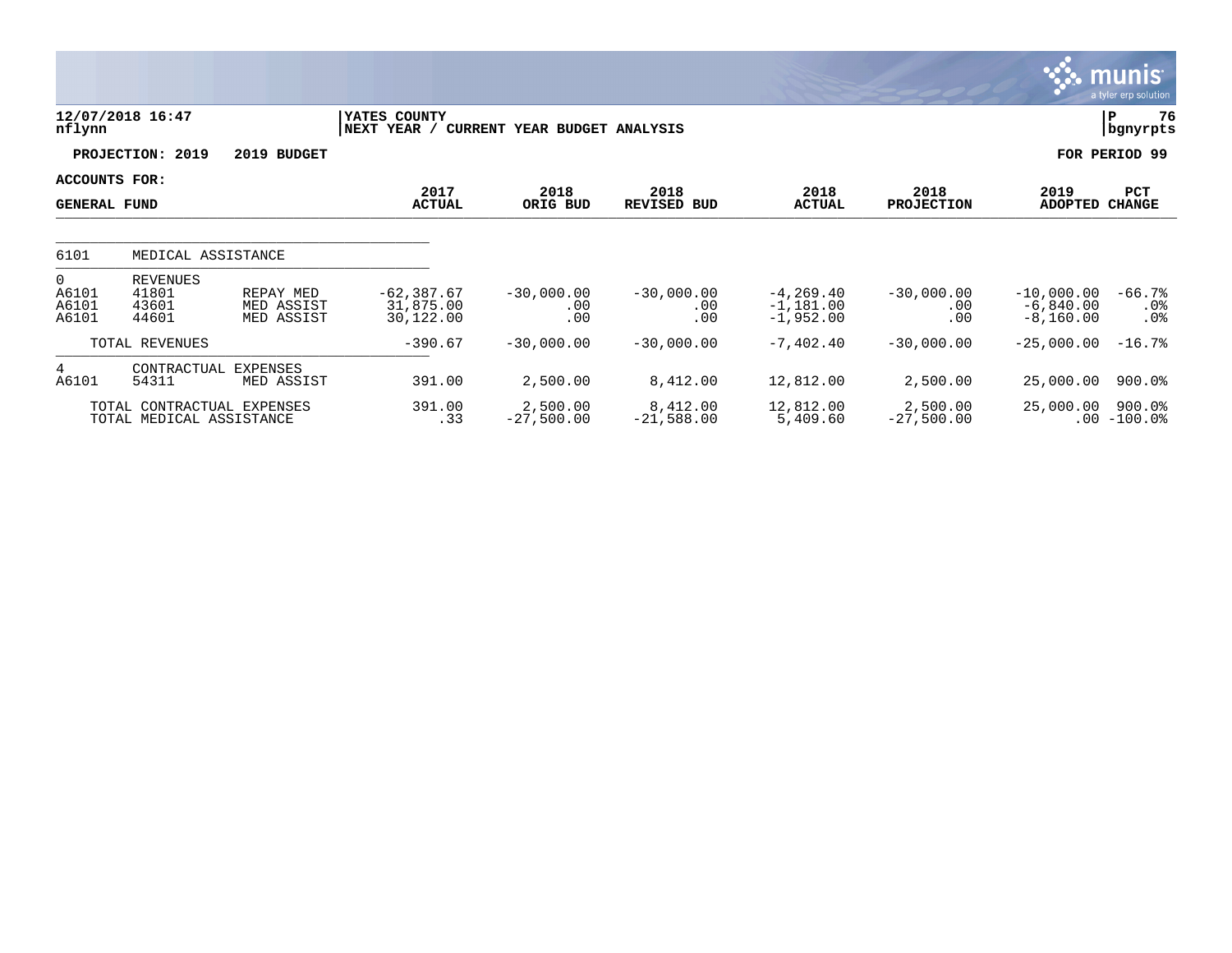**12/07/2018 16:47** | **YATES COUNTY** | **P 76**
**nflynn** | **NEXT YEAR / CURRENT YEAR BUDGET ANALYSIS** | **bgnyrpts**

**PROJECTION: 2019 2019 BUDGET** — **FOR PERIOD 99**

**ACCOUNTS FOR: GENERAL FUND**

| | | | 2017 ACTUAL | 2018 ORIG BUD | 2018 REVISED BUD | 2018 ACTUAL | 2018 PROJECTION | 2019 ADOPTED | PCT CHANGE |
|---|---|---|---|---|---|---|---|---|---|
| 6101 | MEDICAL ASSISTANCE | | | | | | | | |
| 0 | REVENUES | | | | | | | | |
| A6101 | 41801 | REPAY MED | -62,387.67 | -30,000.00 | -30,000.00 | -4,269.40 | -30,000.00 | -10,000.00 | -66.7% |
| A6101 | 43601 | MED ASSIST | 31,875.00 | .00 | .00 | -1,181.00 | .00 | -6,840.00 | .0% |
| A6101 | 44601 | MED ASSIST | 30,122.00 | .00 | .00 | -1,952.00 | .00 | -8,160.00 | .0% |
| | TOTAL REVENUES | | -390.67 | -30,000.00 | -30,000.00 | -7,402.40 | -30,000.00 | -25,000.00 | -16.7% |
| 4 | CONTRACTUAL EXPENSES | | | | | | | | |
| A6101 | 54311 | MED ASSIST | 391.00 | 2,500.00 | 8,412.00 | 12,812.00 | 2,500.00 | 25,000.00 | 900.0% |
| | TOTAL CONTRACTUAL EXPENSES | | 391.00 | 2,500.00 | 8,412.00 | 12,812.00 | 2,500.00 | 25,000.00 | 900.0% |
| | TOTAL MEDICAL ASSISTANCE | | .33 | -27,500.00 | -21,588.00 | 5,409.60 | -27,500.00 | .00 | -100.0% |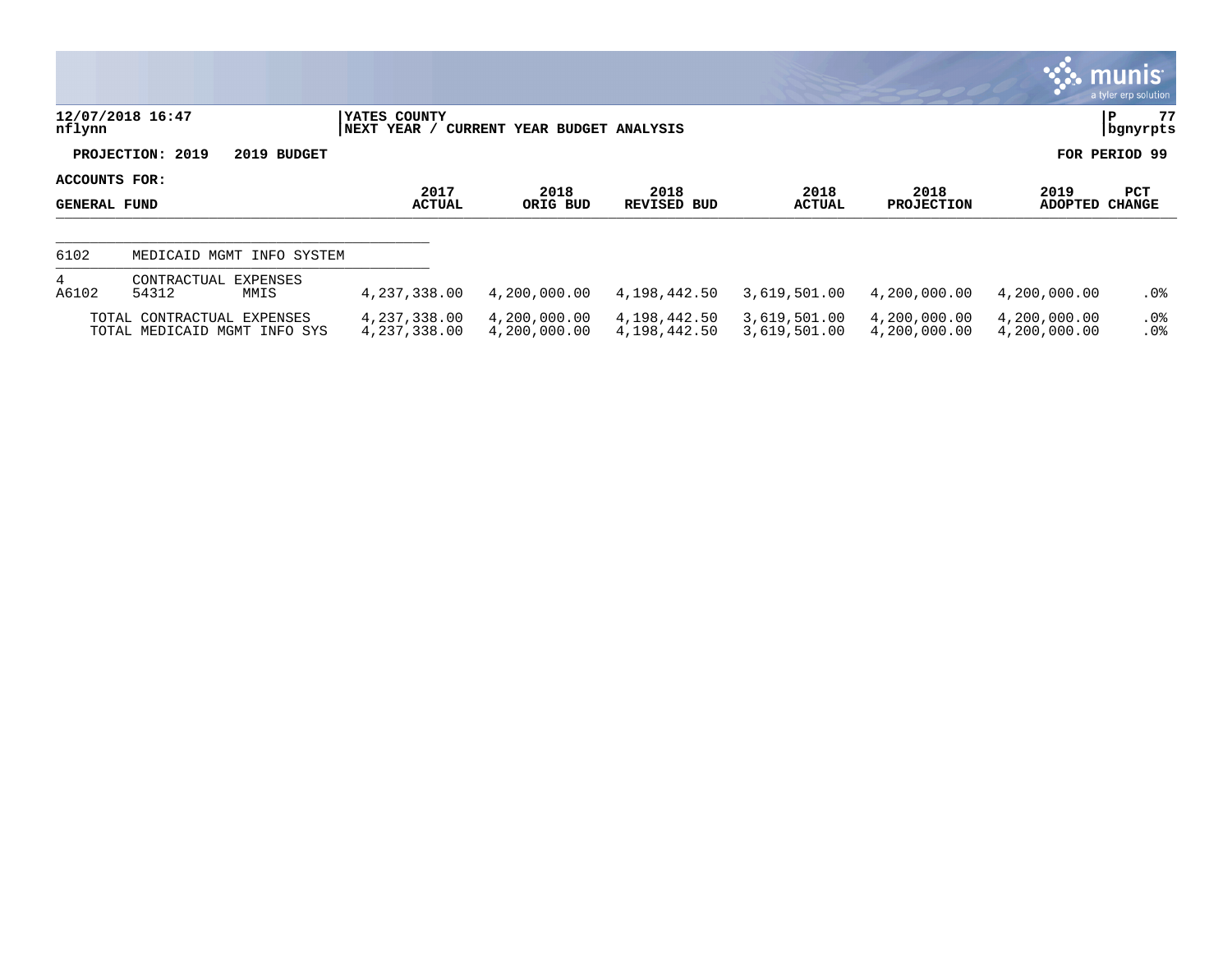**12/07/2018 16:47**
**nflynn**

**YATES COUNTY**
**NEXT YEAR / CURRENT YEAR BUDGET ANALYSIS**

**P 77**
**bgnyrpts**

**PROJECTION: 2019 2019 BUDGET**

**FOR PERIOD 99**

**ACCOUNTS FOR:**
**GENERAL FUND**

| | | | 2017 ACTUAL | 2018 ORIG BUD | 2018 REVISED BUD | 2018 ACTUAL | 2018 PROJECTION | 2019 ADOPTED | PCT CHANGE |
|---|---|---|---|---|---|---|---|---|---|
| 6102 | MEDICAID MGMT INFO SYSTEM | | | | | | | | |
| 4 | CONTRACTUAL EXPENSES | | | | | | | | |
| A6102 | 54312 | MMIS | 4,237,338.00 | 4,200,000.00 | 4,198,442.50 | 3,619,501.00 | 4,200,000.00 | 4,200,000.00 | .0% |
| | TOTAL CONTRACTUAL EXPENSES | | 4,237,338.00 | 4,200,000.00 | 4,198,442.50 | 3,619,501.00 | 4,200,000.00 | 4,200,000.00 | .0% |
| | TOTAL MEDICAID MGMT INFO SYS | | 4,237,338.00 | 4,200,000.00 | 4,198,442.50 | 3,619,501.00 | 4,200,000.00 | 4,200,000.00 | .0% |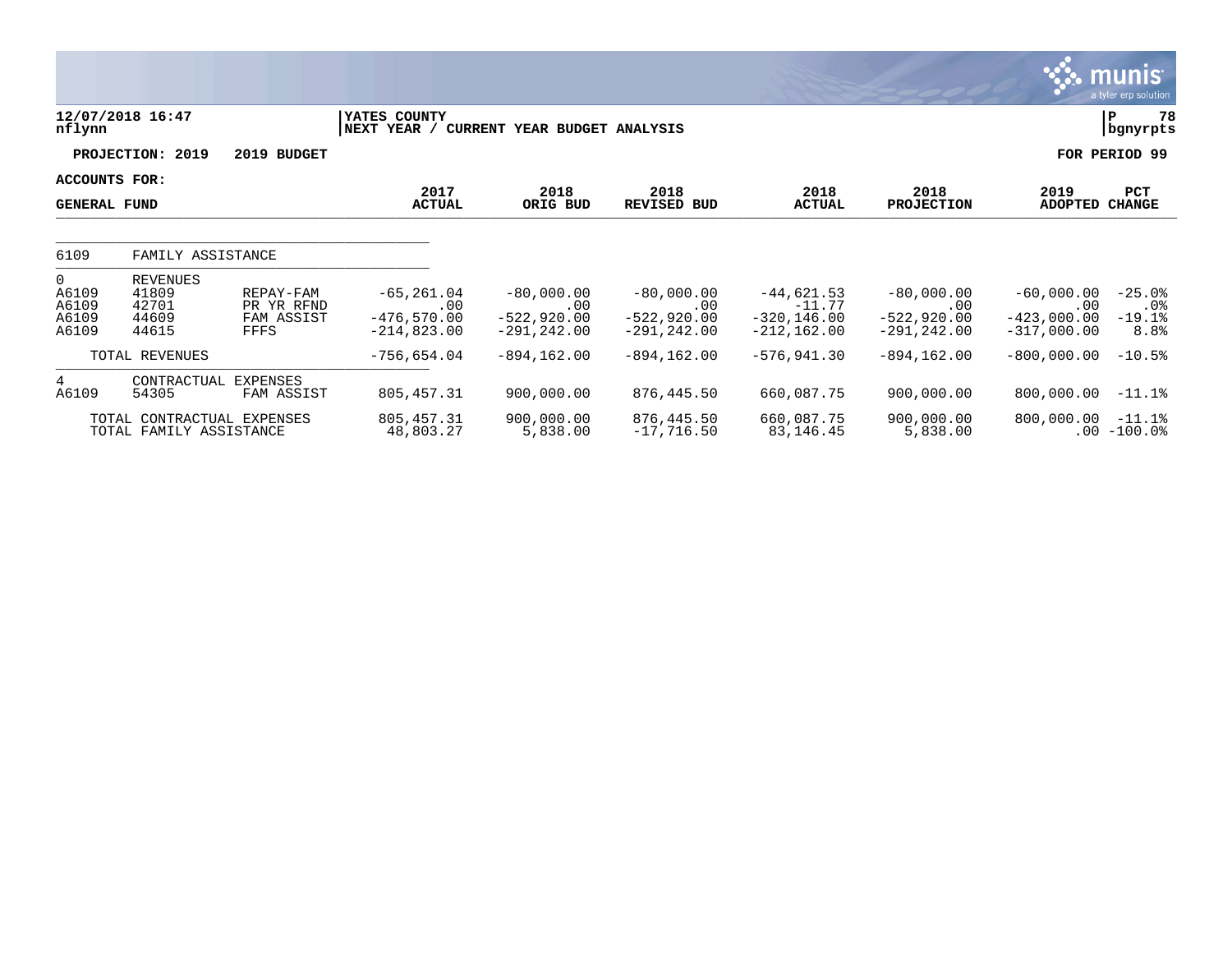12/07/2018 16:47 nflynn | YATES COUNTY NEXT YEAR / CURRENT YEAR BUDGET ANALYSIS | P 78 bgnyrpts

**PROJECTION: 2019 2019 BUDGET** — **FOR PERIOD 99**

**ACCOUNTS FOR: GENERAL FUND**

| | | | 2017 ACTUAL | 2018 ORIG BUD | 2018 REVISED BUD | 2018 ACTUAL | 2018 PROJECTION | 2019 ADOPTED | PCT CHANGE |
|---|---|---|---|---|---|---|---|---|---|
| 6109 | FAMILY ASSISTANCE | | | | | | | | |
| 0 | REVENUES | | | | | | | | |
| A6109 | 41809 | REPAY-FAM | -65,261.04 | -80,000.00 | -80,000.00 | -44,621.53 | -80,000.00 | -60,000.00 | -25.0% |
| A6109 | 42701 | PR YR RFND | .00 | .00 | .00 | -11.77 | .00 | .00 | .0% |
| A6109 | 44609 | FAM ASSIST | -476,570.00 | -522,920.00 | -522,920.00 | -320,146.00 | -522,920.00 | -423,000.00 | -19.1% |
| A6109 | 44615 | FFFS | -214,823.00 | -291,242.00 | -291,242.00 | -212,162.00 | -291,242.00 | -317,000.00 | 8.8% |
| | TOTAL REVENUES | | -756,654.04 | -894,162.00 | -894,162.00 | -576,941.30 | -894,162.00 | -800,000.00 | -10.5% |
| 4 | CONTRACTUAL EXPENSES | | | | | | | | |
| A6109 | 54305 | FAM ASSIST | 805,457.31 | 900,000.00 | 876,445.50 | 660,087.75 | 900,000.00 | 800,000.00 | -11.1% |
| | TOTAL CONTRACTUAL EXPENSES | | 805,457.31 | 900,000.00 | 876,445.50 | 660,087.75 | 900,000.00 | 800,000.00 | -11.1% |
| | TOTAL FAMILY ASSISTANCE | | 48,803.27 | 5,838.00 | -17,716.50 | 83,146.45 | 5,838.00 | .00 | -100.0% |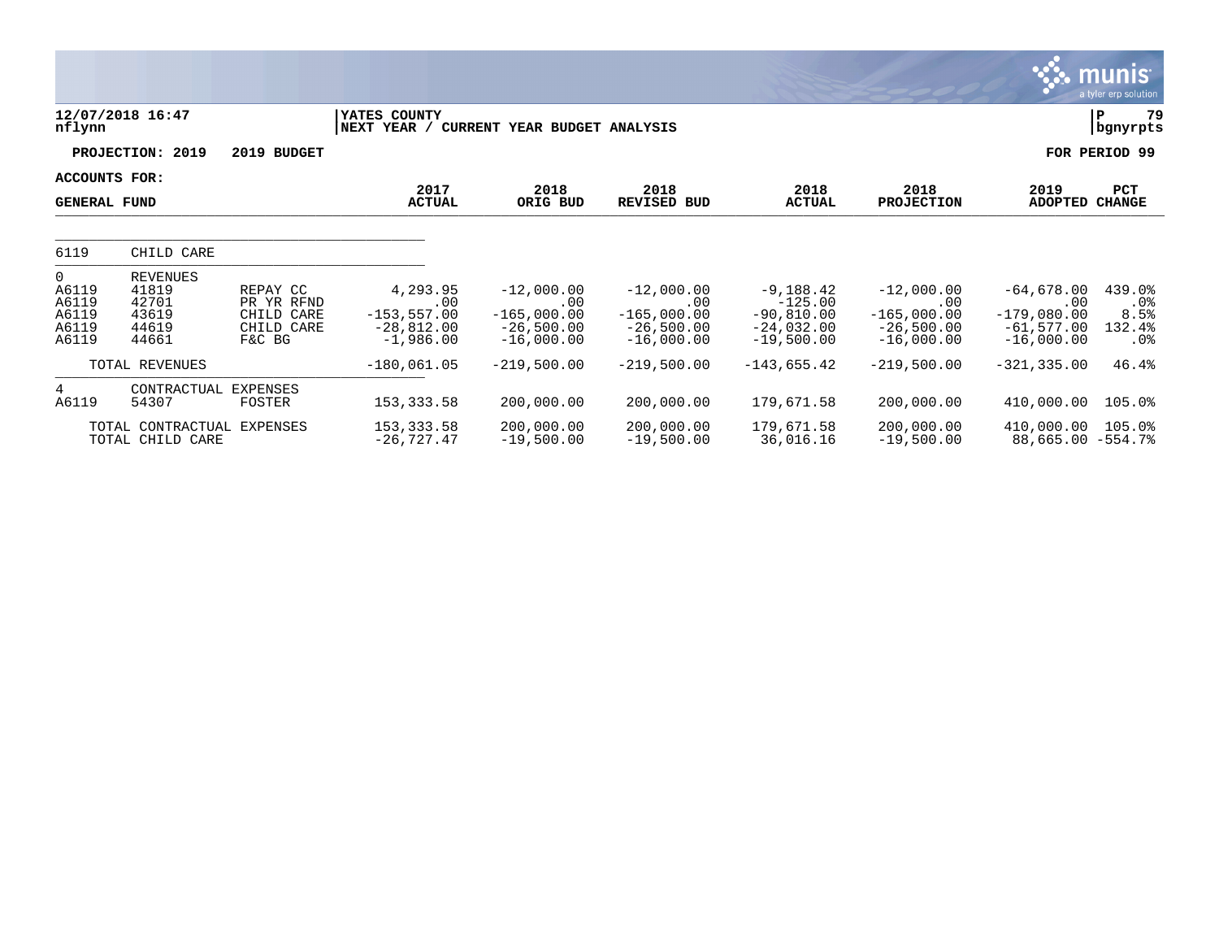12/07/2018 16:47
nflynn

YATES COUNTY
NEXT YEAR / CURRENT YEAR BUDGET ANALYSIS

P 79
bgnyrpts

**PROJECTION: 2019 2019 BUDGET** **FOR PERIOD 99**

**ACCOUNTS FOR:**

| GENERAL FUND | | | 2017 ACTUAL | 2018 ORIG BUD | 2018 REVISED BUD | 2018 ACTUAL | 2018 PROJECTION | 2019 ADOPTED | PCT CHANGE |
|---|---|---|---|---|---|---|---|---|---|
| 6119 | CHILD CARE | | | | | | | | |
| 0 | REVENUES | | | | | | | | |
| A6119 | 41819 | REPAY CC | 4,293.95 | -12,000.00 | -12,000.00 | -9,188.42 | -12,000.00 | -64,678.00 | 439.0% |
| A6119 | 42701 | PR YR RFND | .00 | .00 | .00 | -125.00 | .00 | .00 | .0% |
| A6119 | 43619 | CHILD CARE | -153,557.00 | -165,000.00 | -165,000.00 | -90,810.00 | -165,000.00 | -179,080.00 | 8.5% |
| A6119 | 44619 | CHILD CARE | -28,812.00 | -26,500.00 | -26,500.00 | -24,032.00 | -26,500.00 | -61,577.00 | 132.4% |
| A6119 | 44661 | F&C BG | -1,986.00 | -16,000.00 | -16,000.00 | -19,500.00 | -16,000.00 | -16,000.00 | .0% |
| | TOTAL REVENUES | | -180,061.05 | -219,500.00 | -219,500.00 | -143,655.42 | -219,500.00 | -321,335.00 | 46.4% |
| 4 | CONTRACTUAL EXPENSES | | | | | | | | |
| A6119 | 54307 | FOSTER | 153,333.58 | 200,000.00 | 200,000.00 | 179,671.58 | 200,000.00 | 410,000.00 | 105.0% |
| | TOTAL CONTRACTUAL EXPENSES | | 153,333.58 | 200,000.00 | 200,000.00 | 179,671.58 | 200,000.00 | 410,000.00 | 105.0% |
| | TOTAL CHILD CARE | | -26,727.47 | -19,500.00 | -19,500.00 | 36,016.16 | -19,500.00 | 88,665.00 | -554.7% |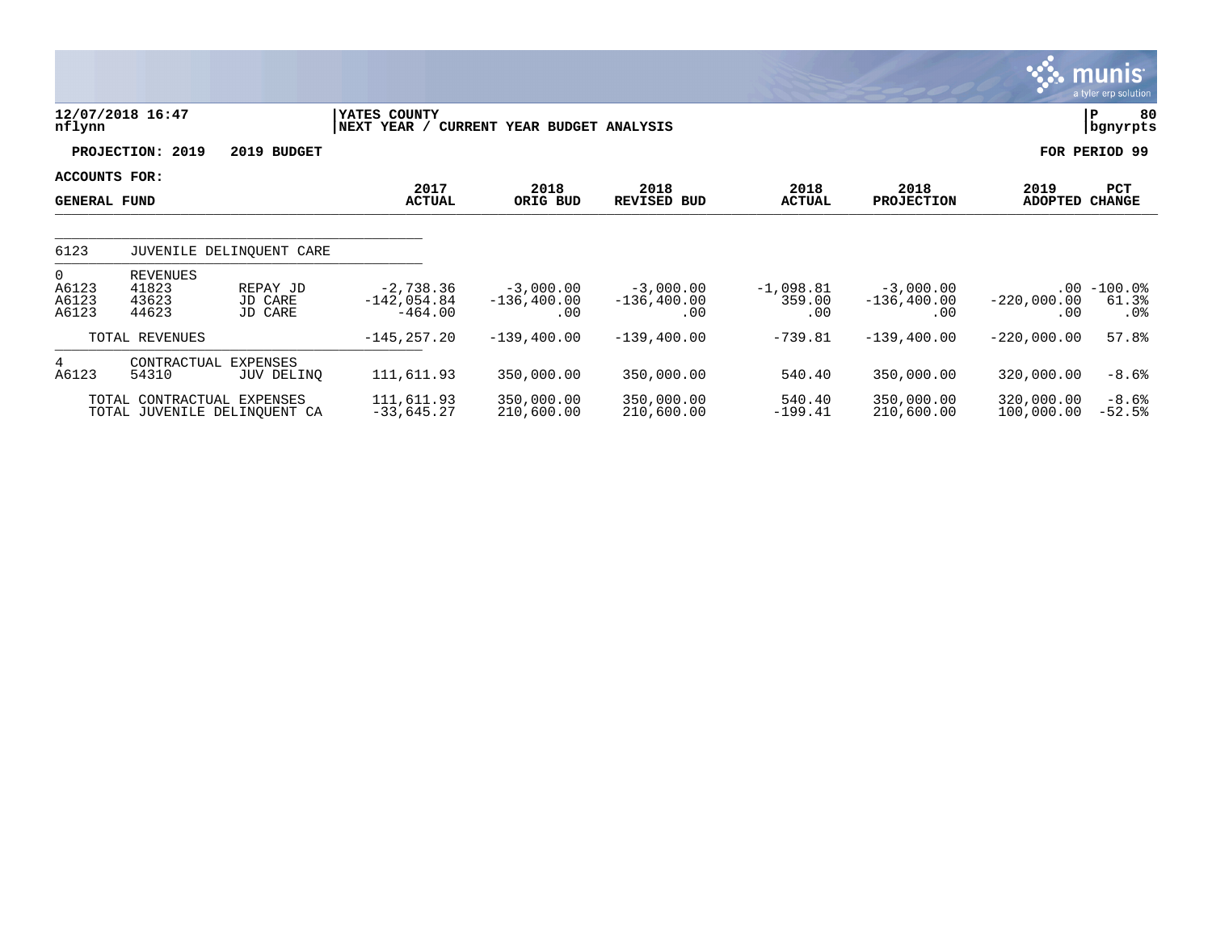12/07/2018 16:47 | YATES COUNTY | P 80
nflynn | NEXT YEAR / CURRENT YEAR BUDGET ANALYSIS | bgnyrpts

**PROJECTION: 2019 — 2019 BUDGET** — FOR PERIOD 99

**ACCOUNTS FOR: GENERAL FUND**

| | | | 2017 ACTUAL | 2018 ORIG BUD | 2018 REVISED BUD | 2018 ACTUAL | 2018 PROJECTION | 2019 ADOPTED | PCT CHANGE |
|---|---|---|---|---|---|---|---|---|---|
| 6123 | JUVENILE DELINQUENT CARE | | | | | | | | |
| 0 | REVENUES | | | | | | | | |
| A6123 | 41823 | REPAY JD | -2,738.36 | -3,000.00 | -3,000.00 | -1,098.81 | -3,000.00 | .00 | -100.0% |
| A6123 | 43623 | JD CARE | -142,054.84 | -136,400.00 | -136,400.00 | 359.00 | -136,400.00 | -220,000.00 | 61.3% |
| A6123 | 44623 | JD CARE | -464.00 | .00 | .00 | .00 | .00 | .00 | .0% |
| | TOTAL REVENUES | | -145,257.20 | -139,400.00 | -139,400.00 | -739.81 | -139,400.00 | -220,000.00 | 57.8% |
| 4 | CONTRACTUAL EXPENSES | | | | | | | | |
| A6123 | 54310 | JUV DELINQ | 111,611.93 | 350,000.00 | 350,000.00 | 540.40 | 350,000.00 | 320,000.00 | -8.6% |
| | TOTAL CONTRACTUAL EXPENSES | | 111,611.93 | 350,000.00 | 350,000.00 | 540.40 | 350,000.00 | 320,000.00 | -8.6% |
| | TOTAL JUVENILE DELINQUENT CA | | -33,645.27 | 210,600.00 | 210,600.00 | -199.41 | 210,600.00 | 100,000.00 | -52.5% |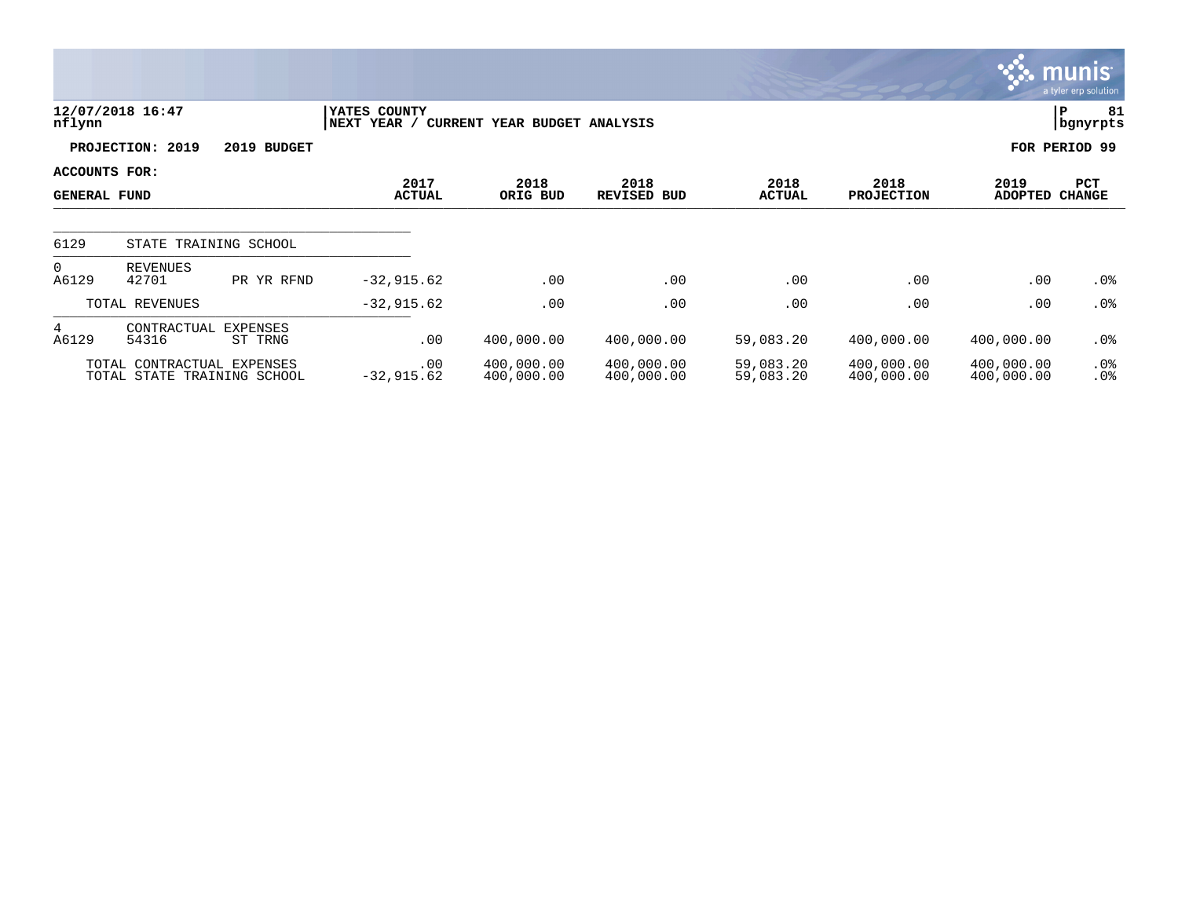**12/07/2018 16:47** | **YATES COUNTY** | **P 81**
**nflynn** | **NEXT YEAR / CURRENT YEAR BUDGET ANALYSIS** | **bgnyrpts**

**PROJECTION: 2019 2019 BUDGET** — **FOR PERIOD 99**

**ACCOUNTS FOR: GENERAL FUND**

| | | | 2017 ACTUAL | 2018 ORIG BUD | 2018 REVISED BUD | 2018 ACTUAL | 2018 PROJECTION | 2019 ADOPTED | PCT CHANGE |
|---|---|---|---|---|---|---|---|---|---|
| 6129 | STATE TRAINING SCHOOL | | | | | | | | |
| 0 | REVENUES | | | | | | | | |
| A6129 | 42701 | PR YR RFND | -32,915.62 | .00 | .00 | .00 | .00 | .00 | .0% |
| | TOTAL REVENUES | | -32,915.62 | .00 | .00 | .00 | .00 | .00 | .0% |
| 4 | CONTRACTUAL EXPENSES | | | | | | | | |
| A6129 | 54316 | ST TRNG | .00 | 400,000.00 | 400,000.00 | 59,083.20 | 400,000.00 | 400,000.00 | .0% |
| | TOTAL CONTRACTUAL EXPENSES | | .00 | 400,000.00 | 400,000.00 | 59,083.20 | 400,000.00 | 400,000.00 | .0% |
| | TOTAL STATE TRAINING SCHOOL | | -32,915.62 | 400,000.00 | 400,000.00 | 59,083.20 | 400,000.00 | 400,000.00 | .0% |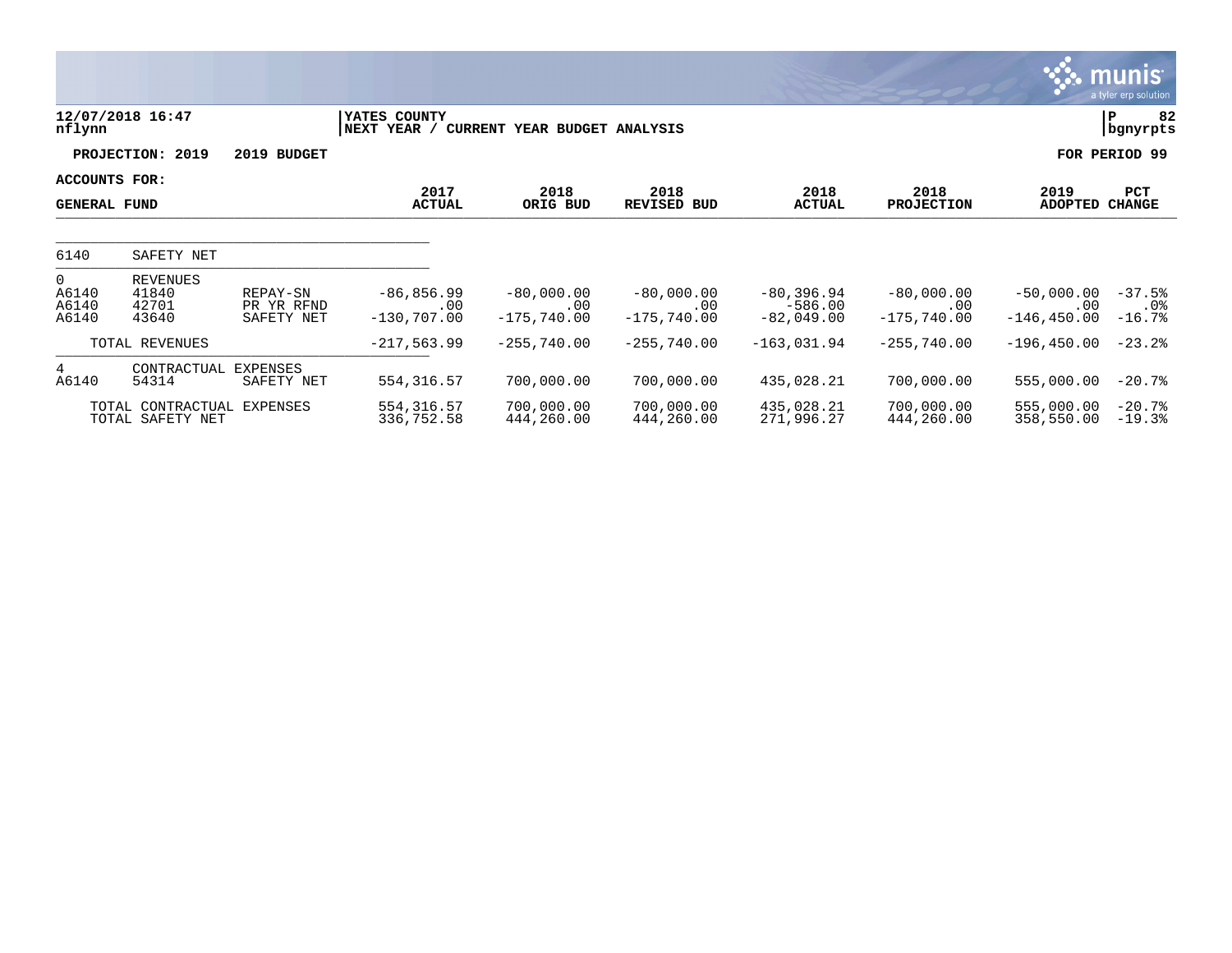12/07/2018 16:47
nflynn

YATES COUNTY
NEXT YEAR / CURRENT YEAR BUDGET ANALYSIS

P 82
bgnyrpts

PROJECTION: 2019 2019 BUDGET

FOR PERIOD 99

ACCOUNTS FOR:
GENERAL FUND

| | | | 2017 ACTUAL | 2018 ORIG BUD | 2018 REVISED BUD | 2018 ACTUAL | 2018 PROJECTION | 2019 ADOPTED | PCT CHANGE |
|---|---|---|---|---|---|---|---|---|---|
| 6140 | SAFETY NET | | | | | | | | |
| 0 | REVENUES | | | | | | | | |
| A6140 | 41840 | REPAY-SN | -86,856.99 | -80,000.00 | -80,000.00 | -80,396.94 | -80,000.00 | -50,000.00 | -37.5% |
| A6140 | 42701 | PR YR RFND | .00 | .00 | .00 | -586.00 | .00 | .00 | .0% |
| A6140 | 43640 | SAFETY NET | -130,707.00 | -175,740.00 | -175,740.00 | -82,049.00 | -175,740.00 | -146,450.00 | -16.7% |
| | TOTAL REVENUES | | -217,563.99 | -255,740.00 | -255,740.00 | -163,031.94 | -255,740.00 | -196,450.00 | -23.2% |
| 4 | CONTRACTUAL EXPENSES | | | | | | | | |
| A6140 | 54314 | SAFETY NET | 554,316.57 | 700,000.00 | 700,000.00 | 435,028.21 | 700,000.00 | 555,000.00 | -20.7% |
| | TOTAL CONTRACTUAL EXPENSES | | 554,316.57 | 700,000.00 | 700,000.00 | 435,028.21 | 700,000.00 | 555,000.00 | -20.7% |
| | TOTAL SAFETY NET | | 336,752.58 | 444,260.00 | 444,260.00 | 271,996.27 | 444,260.00 | 358,550.00 | -19.3% |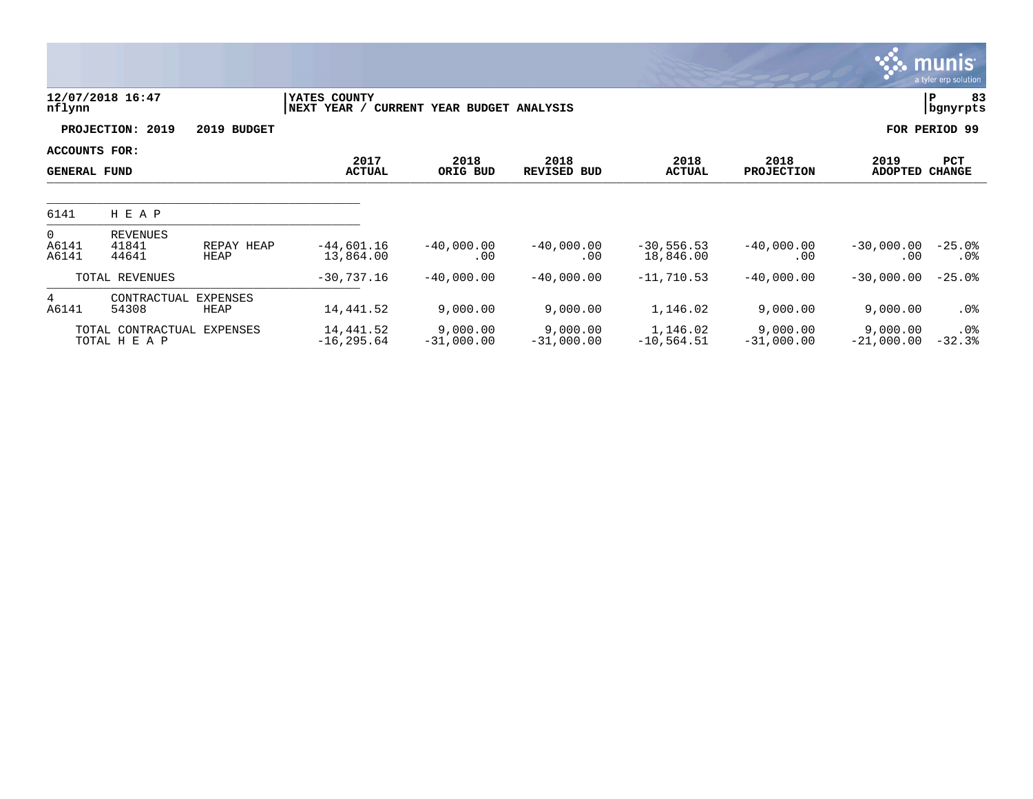**12/07/2018 16:47** | **YATES COUNTY** | **P 83**
**nflynn** | **NEXT YEAR / CURRENT YEAR BUDGET ANALYSIS** | **bgnyrpts**

**PROJECTION: 2019 — 2019 BUDGET** — **FOR PERIOD 99**

**ACCOUNTS FOR:**
**GENERAL FUND**

| | | | 2017 ACTUAL | 2018 ORIG BUD | 2018 REVISED BUD | 2018 ACTUAL | 2018 PROJECTION | 2019 ADOPTED | PCT CHANGE |
|---|---|---|---|---|---|---|---|---|---|
| 6141 | H E A P | | | | | | | | |
| 0 | REVENUES | | | | | | | | |
| A6141 | 41841 | REPAY HEAP | -44,601.16 | -40,000.00 | -40,000.00 | -30,556.53 | -40,000.00 | -30,000.00 | -25.0% |
| A6141 | 44641 | HEAP | 13,864.00 | .00 | .00 | 18,846.00 | .00 | .00 | .0% |
| | TOTAL REVENUES | | -30,737.16 | -40,000.00 | -40,000.00 | -11,710.53 | -40,000.00 | -30,000.00 | -25.0% |
| 4 | CONTRACTUAL EXPENSES | | | | | | | | |
| A6141 | 54308 | HEAP | 14,441.52 | 9,000.00 | 9,000.00 | 1,146.02 | 9,000.00 | 9,000.00 | .0% |
| | TOTAL CONTRACTUAL EXPENSES | | 14,441.52 | 9,000.00 | 9,000.00 | 1,146.02 | 9,000.00 | 9,000.00 | .0% |
| | TOTAL H E A P | | -16,295.64 | -31,000.00 | -31,000.00 | -10,564.51 | -31,000.00 | -21,000.00 | -32.3% |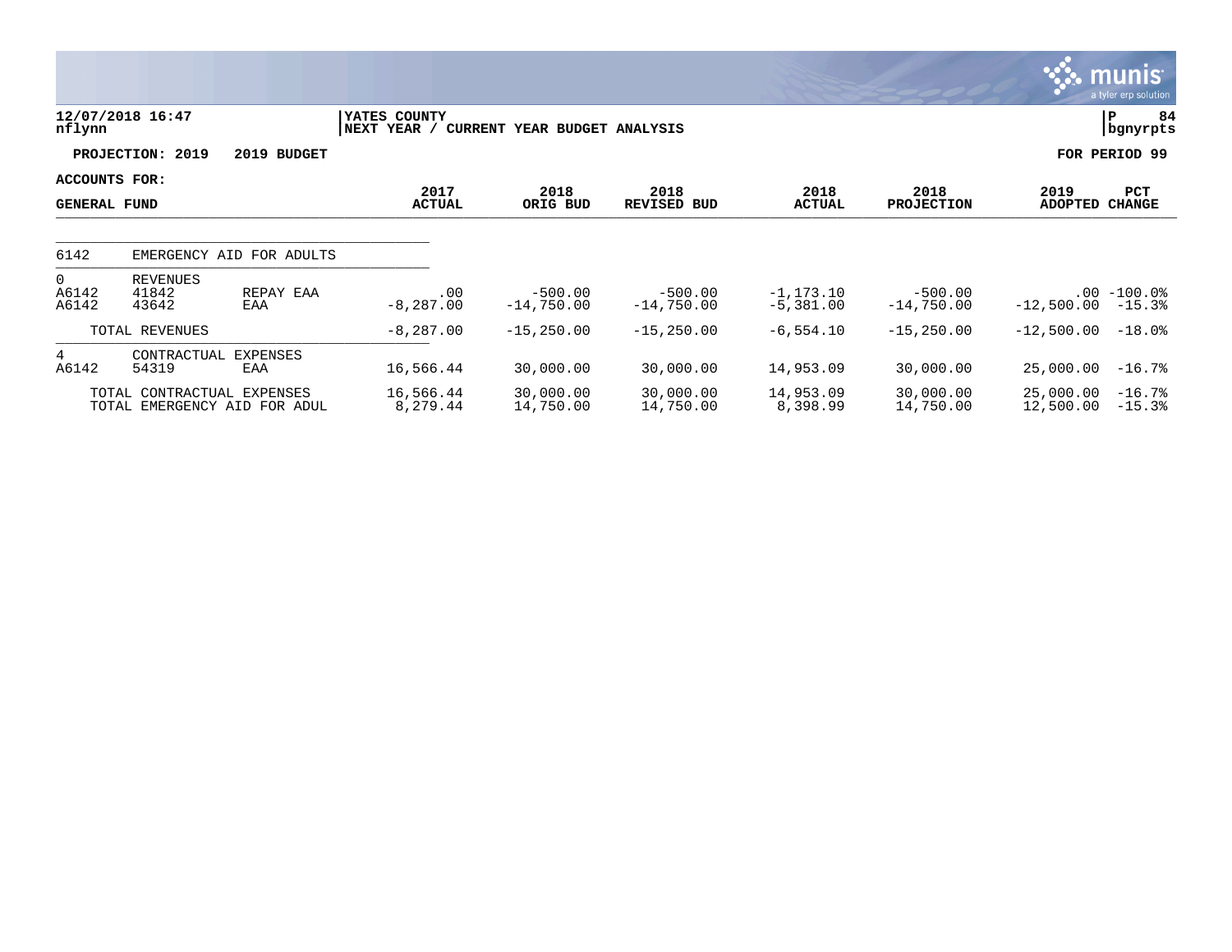12/07/2018 16:47
nflynn

YATES COUNTY
NEXT YEAR / CURRENT YEAR BUDGET ANALYSIS

P 84
bgnyrpts

PROJECTION: 2019 2019 BUDGET

FOR PERIOD 99

ACCOUNTS FOR:
GENERAL FUND

| | | | 2017 ACTUAL | 2018 ORIG BUD | 2018 REVISED BUD | 2018 ACTUAL | 2018 PROJECTION | 2019 ADOPTED | PCT CHANGE |
|---|---|---|---|---|---|---|---|---|---|
| 6142 | EMERGENCY AID FOR ADULTS | | | | | | | | |
| 0 | REVENUES | | | | | | | | |
| A6142 | 41842 | REPAY EAA | .00 | -500.00 | -500.00 | -1,173.10 | -500.00 | .00 | -100.0% |
| A6142 | 43642 | EAA | -8,287.00 | -14,750.00 | -14,750.00 | -5,381.00 | -14,750.00 | -12,500.00 | -15.3% |
| | TOTAL REVENUES | | -8,287.00 | -15,250.00 | -15,250.00 | -6,554.10 | -15,250.00 | -12,500.00 | -18.0% |
| 4 | CONTRACTUAL EXPENSES | | | | | | | | |
| A6142 | 54319 | EAA | 16,566.44 | 30,000.00 | 30,000.00 | 14,953.09 | 30,000.00 | 25,000.00 | -16.7% |
| | TOTAL CONTRACTUAL EXPENSES | | 16,566.44 | 30,000.00 | 30,000.00 | 14,953.09 | 30,000.00 | 25,000.00 | -16.7% |
| | TOTAL EMERGENCY AID FOR ADUL | | 8,279.44 | 14,750.00 | 14,750.00 | 8,398.99 | 14,750.00 | 12,500.00 | -15.3% |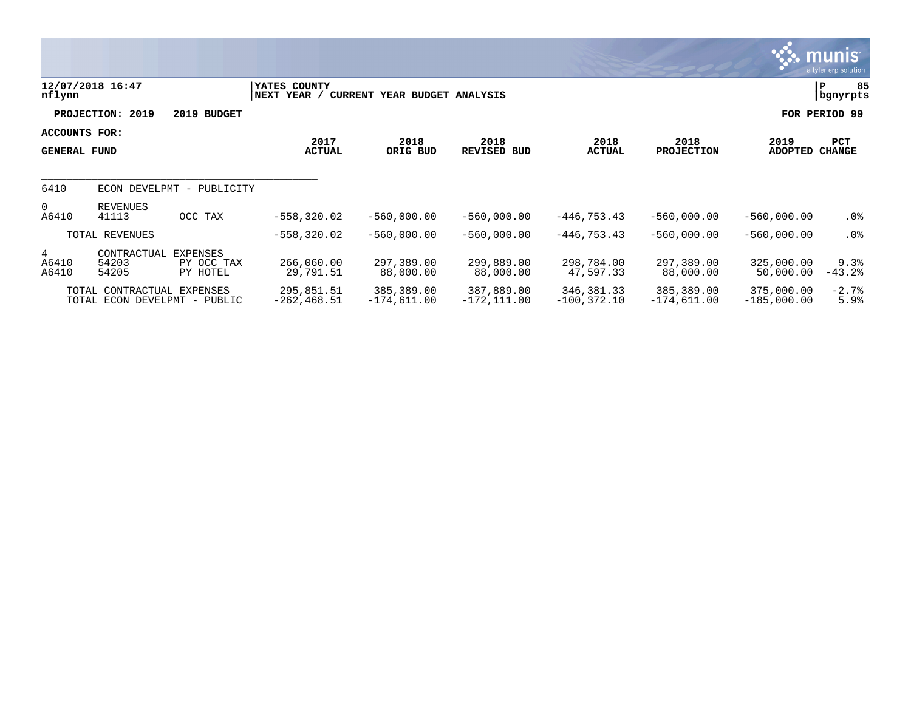12/07/2018 16:47
nflynn

YATES COUNTY
NEXT YEAR / CURRENT YEAR BUDGET ANALYSIS

P 85
bgnyrpts

**PROJECTION: 2019 2019 BUDGET** **FOR PERIOD 99**

**ACCOUNTS FOR:**

| GENERAL FUND | | | 2017 ACTUAL | 2018 ORIG BUD | 2018 REVISED BUD | 2018 ACTUAL | 2018 PROJECTION | 2019 ADOPTED | PCT CHANGE |
|---|---|---|---|---|---|---|---|---|---|
| 6410 | ECON DEVELPMT - PUBLICITY | | | | | | | | |
| 0 | REVENUES | | | | | | | | |
| A6410 | 41113 | OCC TAX | -558,320.02 | -560,000.00 | -560,000.00 | -446,753.43 | -560,000.00 | -560,000.00 | .0% |
| | TOTAL REVENUES | | -558,320.02 | -560,000.00 | -560,000.00 | -446,753.43 | -560,000.00 | -560,000.00 | .0% |
| 4 | CONTRACTUAL EXPENSES | | | | | | | | |
| A6410 | 54203 | PY OCC TAX | 266,060.00 | 297,389.00 | 299,889.00 | 298,784.00 | 297,389.00 | 325,000.00 | 9.3% |
| A6410 | 54205 | PY HOTEL | 29,791.51 | 88,000.00 | 88,000.00 | 47,597.33 | 88,000.00 | 50,000.00 | -43.2% |
| | TOTAL CONTRACTUAL EXPENSES | | 295,851.51 | 385,389.00 | 387,889.00 | 346,381.33 | 385,389.00 | 375,000.00 | -2.7% |
| | TOTAL ECON DEVELPMT - PUBLIC | | -262,468.51 | -174,611.00 | -172,111.00 | -100,372.10 | -174,611.00 | -185,000.00 | 5.9% |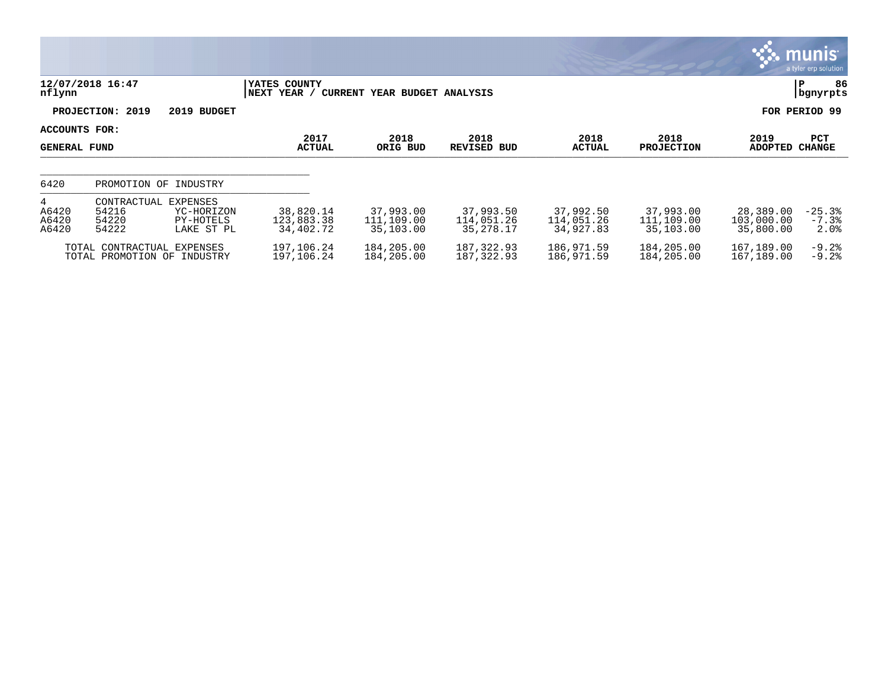12/07/2018 16:47
nflynn

YATES COUNTY
NEXT YEAR / CURRENT YEAR BUDGET ANALYSIS

P 86
bgnyrpts

PROJECTION: 2019 2019 BUDGET

FOR PERIOD 99

ACCOUNTS FOR:
GENERAL FUND

| | | | 2017 ACTUAL | 2018 ORIG BUD | 2018 REVISED BUD | 2018 ACTUAL | 2018 PROJECTION | 2019 ADOPTED | PCT CHANGE |
|---|---|---|---|---|---|---|---|---|---|
| 6420 | PROMOTION OF INDUSTRY | | | | | | | | |
| 4 | CONTRACTUAL EXPENSES | | | | | | | | |
| A6420 | 54216 | YC-HORIZON | 38,820.14 | 37,993.00 | 37,993.50 | 37,992.50 | 37,993.00 | 28,389.00 | -25.3% |
| A6420 | 54220 | PY-HOTELS | 123,883.38 | 111,109.00 | 114,051.26 | 114,051.26 | 111,109.00 | 103,000.00 | -7.3% |
| A6420 | 54222 | LAKE ST PL | 34,402.72 | 35,103.00 | 35,278.17 | 34,927.83 | 35,103.00 | 35,800.00 | 2.0% |
| | TOTAL CONTRACTUAL EXPENSES | | 197,106.24 | 184,205.00 | 187,322.93 | 186,971.59 | 184,205.00 | 167,189.00 | -9.2% |
| | TOTAL PROMOTION OF INDUSTRY | | 197,106.24 | 184,205.00 | 187,322.93 | 186,971.59 | 184,205.00 | 167,189.00 | -9.2% |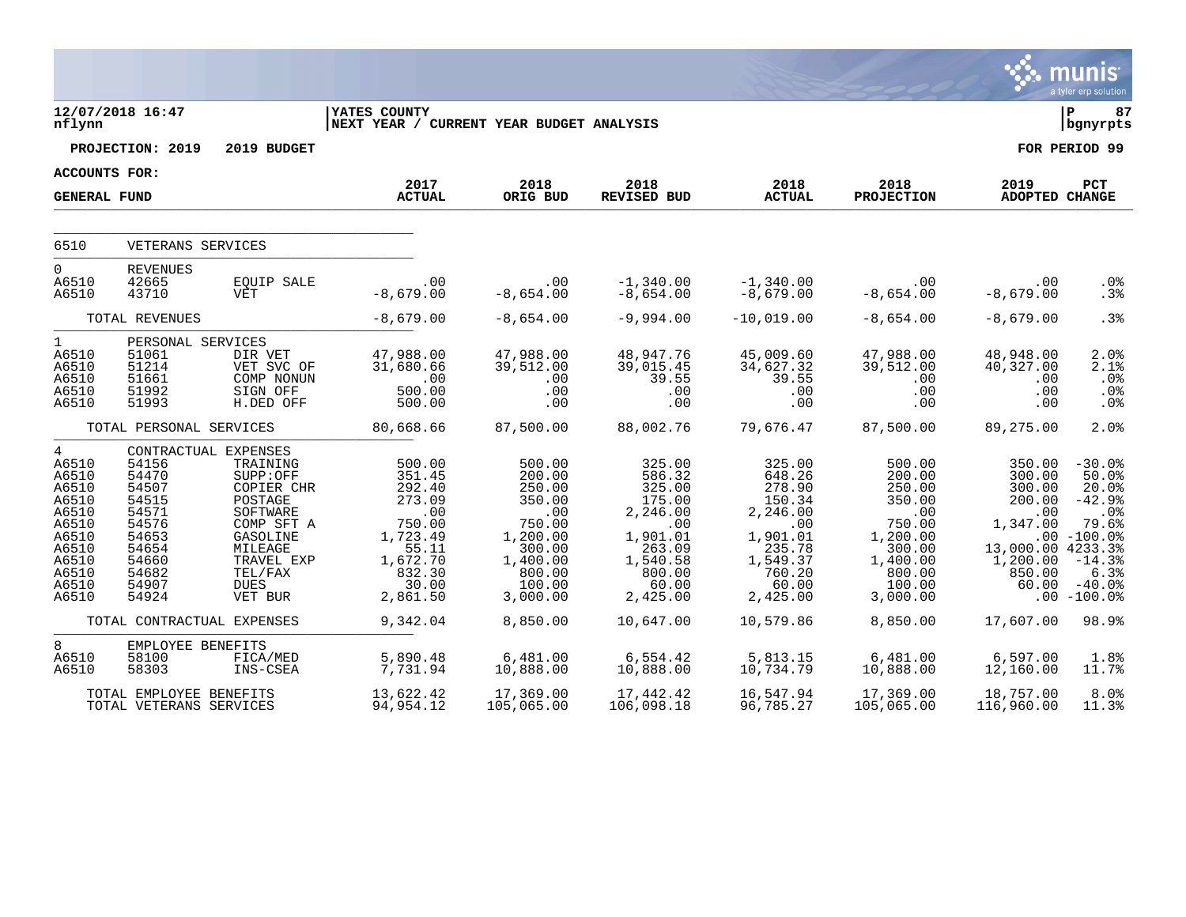**12/07/2018 16:47**
**nflynn**

**YATES COUNTY**
**NEXT YEAR / CURRENT YEAR BUDGET ANALYSIS**

**P 87**
**bgnyrpts**

**PROJECTION: 2019 2019 BUDGET**

**FOR PERIOD 99**

**ACCOUNTS FOR:**

| GENERAL FUND | | | 2017 ACTUAL | 2018 ORIG BUD | 2018 REVISED BUD | 2018 ACTUAL | 2018 PROJECTION | 2019 ADOPTED | PCT CHANGE |
|---|---|---|---|---|---|---|---|---|---|
| 6510 | VETERANS SERVICES | | | | | | | | |
| 0 | REVENUES | | | | | | | | |
| A6510 | 42665 | EQUIP SALE | .00 | .00 | -1,340.00 | -1,340.00 | .00 | .00 | .0% |
| A6510 | 43710 | VET | -8,679.00 | -8,654.00 | -8,654.00 | -8,679.00 | -8,654.00 | -8,679.00 | .3% |
| | TOTAL REVENUES | | -8,679.00 | -8,654.00 | -9,994.00 | -10,019.00 | -8,654.00 | -8,679.00 | .3% |
| 1 | PERSONAL SERVICES | | | | | | | | |
| A6510 | 51061 | DIR VET | 47,988.00 | 47,988.00 | 48,947.76 | 45,009.60 | 47,988.00 | 48,948.00 | 2.0% |
| A6510 | 51214 | VET SVC OF | 31,680.66 | 39,512.00 | 39,015.45 | 34,627.32 | 39,512.00 | 40,327.00 | 2.1% |
| A6510 | 51661 | COMP NONUN | .00 | .00 | 39.55 | 39.55 | .00 | .00 | .0% |
| A6510 | 51992 | SIGN OFF | 500.00 | .00 | .00 | .00 | .00 | .00 | .0% |
| A6510 | 51993 | H.DED OFF | 500.00 | .00 | .00 | .00 | .00 | .00 | .0% |
| | TOTAL PERSONAL SERVICES | | 80,668.66 | 87,500.00 | 88,002.76 | 79,676.47 | 87,500.00 | 89,275.00 | 2.0% |
| 4 | CONTRACTUAL EXPENSES | | | | | | | | |
| A6510 | 54156 | TRAINING | 500.00 | 500.00 | 325.00 | 325.00 | 500.00 | 350.00 | -30.0% |
| A6510 | 54470 | SUPP:OFF | 351.45 | 200.00 | 586.32 | 648.26 | 200.00 | 300.00 | 50.0% |
| A6510 | 54507 | COPIER CHR | 292.40 | 250.00 | 325.00 | 278.90 | 250.00 | 300.00 | 20.0% |
| A6510 | 54515 | POSTAGE | 273.09 | 350.00 | 175.00 | 150.34 | 350.00 | 200.00 | -42.9% |
| A6510 | 54571 | SOFTWARE | .00 | .00 | 2,246.00 | 2,246.00 | .00 | .00 | .0% |
| A6510 | 54576 | COMP SFT A | 750.00 | 750.00 | .00 | .00 | 750.00 | 1,347.00 | 79.6% |
| A6510 | 54653 | GASOLINE | 1,723.49 | 1,200.00 | 1,901.01 | 1,901.01 | 1,200.00 | .00 | -100.0% |
| A6510 | 54654 | MILEAGE | 55.11 | 300.00 | 263.09 | 235.78 | 300.00 | 13,000.00 | 4233.3% |
| A6510 | 54660 | TRAVEL EXP | 1,672.70 | 1,400.00 | 1,540.58 | 1,549.37 | 1,400.00 | 1,200.00 | -14.3% |
| A6510 | 54682 | TEL/FAX | 832.30 | 800.00 | 800.00 | 760.20 | 800.00 | 850.00 | 6.3% |
| A6510 | 54907 | DUES | 30.00 | 100.00 | 60.00 | 60.00 | 100.00 | 60.00 | -40.0% |
| A6510 | 54924 | VET BUR | 2,861.50 | 3,000.00 | 2,425.00 | 2,425.00 | 3,000.00 | .00 | -100.0% |
| | TOTAL CONTRACTUAL EXPENSES | | 9,342.04 | 8,850.00 | 10,647.00 | 10,579.86 | 8,850.00 | 17,607.00 | 98.9% |
| 8 | EMPLOYEE BENEFITS | | | | | | | | |
| A6510 | 58100 | FICA/MED | 5,890.48 | 6,481.00 | 6,554.42 | 5,813.15 | 6,481.00 | 6,597.00 | 1.8% |
| A6510 | 58303 | INS-CSEA | 7,731.94 | 10,888.00 | 10,888.00 | 10,734.79 | 10,888.00 | 12,160.00 | 11.7% |
| | TOTAL EMPLOYEE BENEFITS | | 13,622.42 | 17,369.00 | 17,442.42 | 16,547.94 | 17,369.00 | 18,757.00 | 8.0% |
| | TOTAL VETERANS SERVICES | | 94,954.12 | 105,065.00 | 106,098.18 | 96,785.27 | 105,065.00 | 116,960.00 | 11.3% |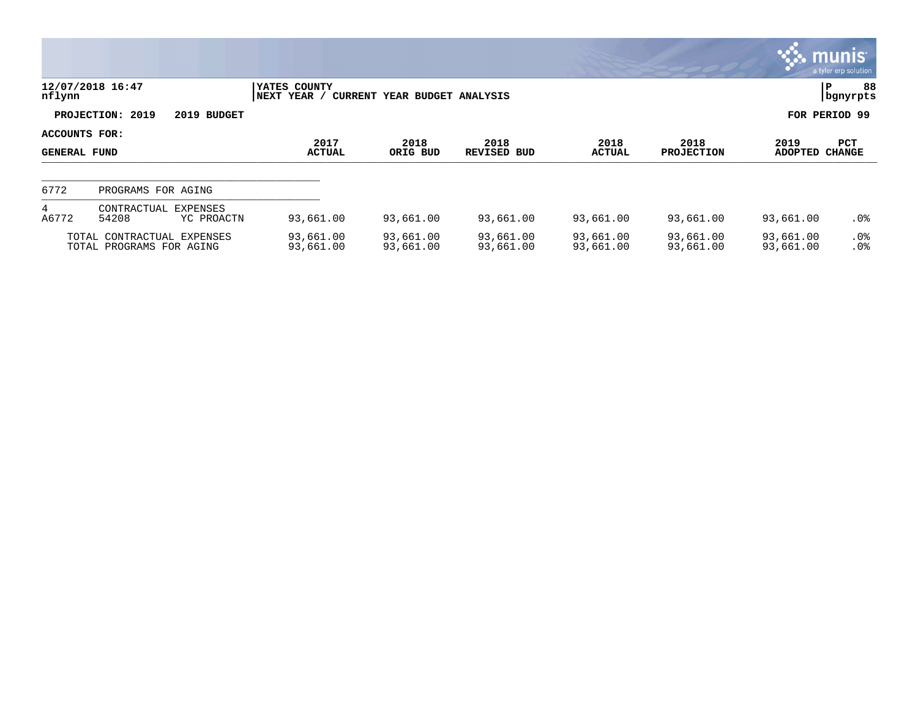12/07/2018 16:47
nflynn

YATES COUNTY
NEXT YEAR / CURRENT YEAR BUDGET ANALYSIS

P 88
bgnyrpts

**PROJECTION: 2019 2019 BUDGET** **FOR PERIOD 99**

**ACCOUNTS FOR:**

| GENERAL FUND | | | 2017 ACTUAL | 2018 ORIG BUD | 2018 REVISED BUD | 2018 ACTUAL | 2018 PROJECTION | 2019 ADOPTED | PCT CHANGE |
|---|---|---|---|---|---|---|---|---|---|
| 6772 | PROGRAMS FOR AGING | | | | | | | | |
| 4 | CONTRACTUAL EXPENSES | | | | | | | | |
| A6772 | 54208 | YC PROACTN | 93,661.00 | 93,661.00 | 93,661.00 | 93,661.00 | 93,661.00 | 93,661.00 | .0% |
| TOTAL CONTRACTUAL EXPENSES | | | 93,661.00 | 93,661.00 | 93,661.00 | 93,661.00 | 93,661.00 | 93,661.00 | .0% |
| TOTAL PROGRAMS FOR AGING | | | 93,661.00 | 93,661.00 | 93,661.00 | 93,661.00 | 93,661.00 | 93,661.00 | .0% |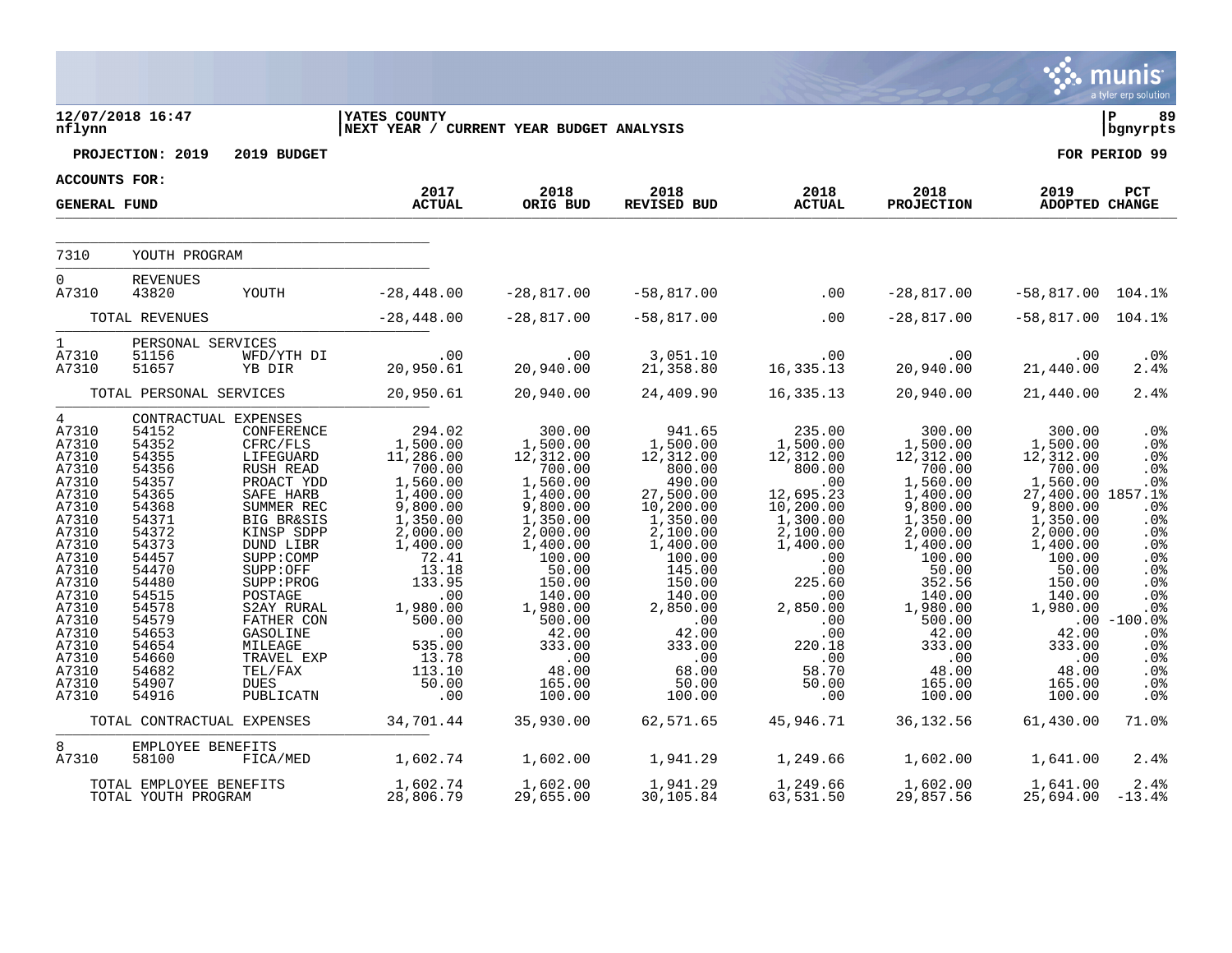**12/07/2018 16:47** | **YATES COUNTY** | **P 89**
**nflynn** | **NEXT YEAR / CURRENT YEAR BUDGET ANALYSIS** | **bgnyrpts**

**PROJECTION: 2019   2019 BUDGET** | **FOR PERIOD 99**

**ACCOUNTS FOR:**
**GENERAL FUND**

| | | | 2017 ACTUAL | 2018 ORIG BUD | 2018 REVISED BUD | 2018 ACTUAL | 2018 PROJECTION | 2019 ADOPTED | PCT CHANGE |
|---|---|---|---|---|---|---|---|---|---|
| 7310 | YOUTH PROGRAM | | | | | | | | |
| 0 | REVENUES | | | | | | | | |
| A7310 | 43820 | YOUTH | -28,448.00 | -28,817.00 | -58,817.00 | .00 | -28,817.00 | -58,817.00 | 104.1% |
| | TOTAL REVENUES | | -28,448.00 | -28,817.00 | -58,817.00 | .00 | -28,817.00 | -58,817.00 | 104.1% |
| 1 | PERSONAL SERVICES | | | | | | | | |
| A7310 | 51156 | WFD/YTH DI | .00 | .00 | 3,051.10 | .00 | .00 | .00 | .0% |
| A7310 | 51657 | YB DIR | 20,950.61 | 20,940.00 | 21,358.80 | 16,335.13 | 20,940.00 | 21,440.00 | 2.4% |
| | TOTAL PERSONAL SERVICES | | 20,950.61 | 20,940.00 | 24,409.90 | 16,335.13 | 20,940.00 | 21,440.00 | 2.4% |
| 4 | CONTRACTUAL EXPENSES | | | | | | | | |
| A7310 | 54152 | CONFERENCE | 294.02 | 300.00 | 941.65 | 235.00 | 300.00 | 300.00 | .0% |
| A7310 | 54352 | CFRC/FLS | 1,500.00 | 1,500.00 | 1,500.00 | 1,500.00 | 1,500.00 | 1,500.00 | .0% |
| A7310 | 54355 | LIFEGUARD | 11,286.00 | 12,312.00 | 12,312.00 | 12,312.00 | 12,312.00 | 12,312.00 | .0% |
| A7310 | 54356 | RUSH READ | 700.00 | 700.00 | 800.00 | 800.00 | 700.00 | 700.00 | .0% |
| A7310 | 54357 | PROACT YDD | 1,560.00 | 1,560.00 | 490.00 | .00 | 1,560.00 | 1,560.00 | .0% |
| A7310 | 54365 | SAFE HARB | 1,400.00 | 1,400.00 | 27,500.00 | 12,695.23 | 1,400.00 | 27,400.00 | 1857.1% |
| A7310 | 54368 | SUMMER REC | 9,800.00 | 9,800.00 | 10,200.00 | 10,200.00 | 9,800.00 | 9,800.00 | .0% |
| A7310 | 54371 | BIG BR&SIS | 1,350.00 | 1,350.00 | 1,350.00 | 1,300.00 | 1,350.00 | 1,350.00 | .0% |
| A7310 | 54372 | KINSP SDPP | 2,000.00 | 2,000.00 | 2,100.00 | 2,100.00 | 2,000.00 | 2,000.00 | .0% |
| A7310 | 54373 | DUND LIBR | 1,400.00 | 1,400.00 | 1,400.00 | 1,400.00 | 1,400.00 | 1,400.00 | .0% |
| A7310 | 54457 | SUPP:COMP | 72.41 | 100.00 | 100.00 | .00 | 100.00 | 100.00 | .0% |
| A7310 | 54470 | SUPP:OFF | 13.18 | 50.00 | 145.00 | .00 | 50.00 | 50.00 | .0% |
| A7310 | 54480 | SUPP:PROG | 133.95 | 150.00 | 150.00 | 225.60 | 352.56 | 150.00 | .0% |
| A7310 | 54515 | POSTAGE | .00 | 140.00 | 140.00 | .00 | 140.00 | 140.00 | .0% |
| A7310 | 54578 | S2AY RURAL | 1,980.00 | 1,980.00 | 2,850.00 | 2,850.00 | 1,980.00 | 1,980.00 | .0% |
| A7310 | 54579 | FATHER CON | 500.00 | 500.00 | .00 | .00 | 500.00 | .00 | -100.0% |
| A7310 | 54653 | GASOLINE | .00 | 42.00 | 42.00 | .00 | 42.00 | 42.00 | .0% |
| A7310 | 54654 | MILEAGE | 535.00 | 333.00 | 333.00 | 220.18 | 333.00 | 333.00 | .0% |
| A7310 | 54660 | TRAVEL EXP | 13.78 | .00 | .00 | .00 | .00 | .00 | .0% |
| A7310 | 54682 | TEL/FAX | 113.10 | 48.00 | 68.00 | 58.70 | 48.00 | 48.00 | .0% |
| A7310 | 54907 | DUES | 50.00 | 165.00 | 50.00 | 50.00 | 165.00 | 165.00 | .0% |
| A7310 | 54916 | PUBLICATN | .00 | 100.00 | 100.00 | .00 | 100.00 | 100.00 | .0% |
| | TOTAL CONTRACTUAL EXPENSES | | 34,701.44 | 35,930.00 | 62,571.65 | 45,946.71 | 36,132.56 | 61,430.00 | 71.0% |
| 8 | EMPLOYEE BENEFITS | | | | | | | | |
| A7310 | 58100 | FICA/MED | 1,602.74 | 1,602.00 | 1,941.29 | 1,249.66 | 1,602.00 | 1,641.00 | 2.4% |
| | TOTAL EMPLOYEE BENEFITS | | 1,602.74 | 1,602.00 | 1,941.29 | 1,249.66 | 1,602.00 | 1,641.00 | 2.4% |
| | TOTAL YOUTH PROGRAM | | 28,806.79 | 29,655.00 | 30,105.84 | 63,531.50 | 29,857.56 | 25,694.00 | -13.4% |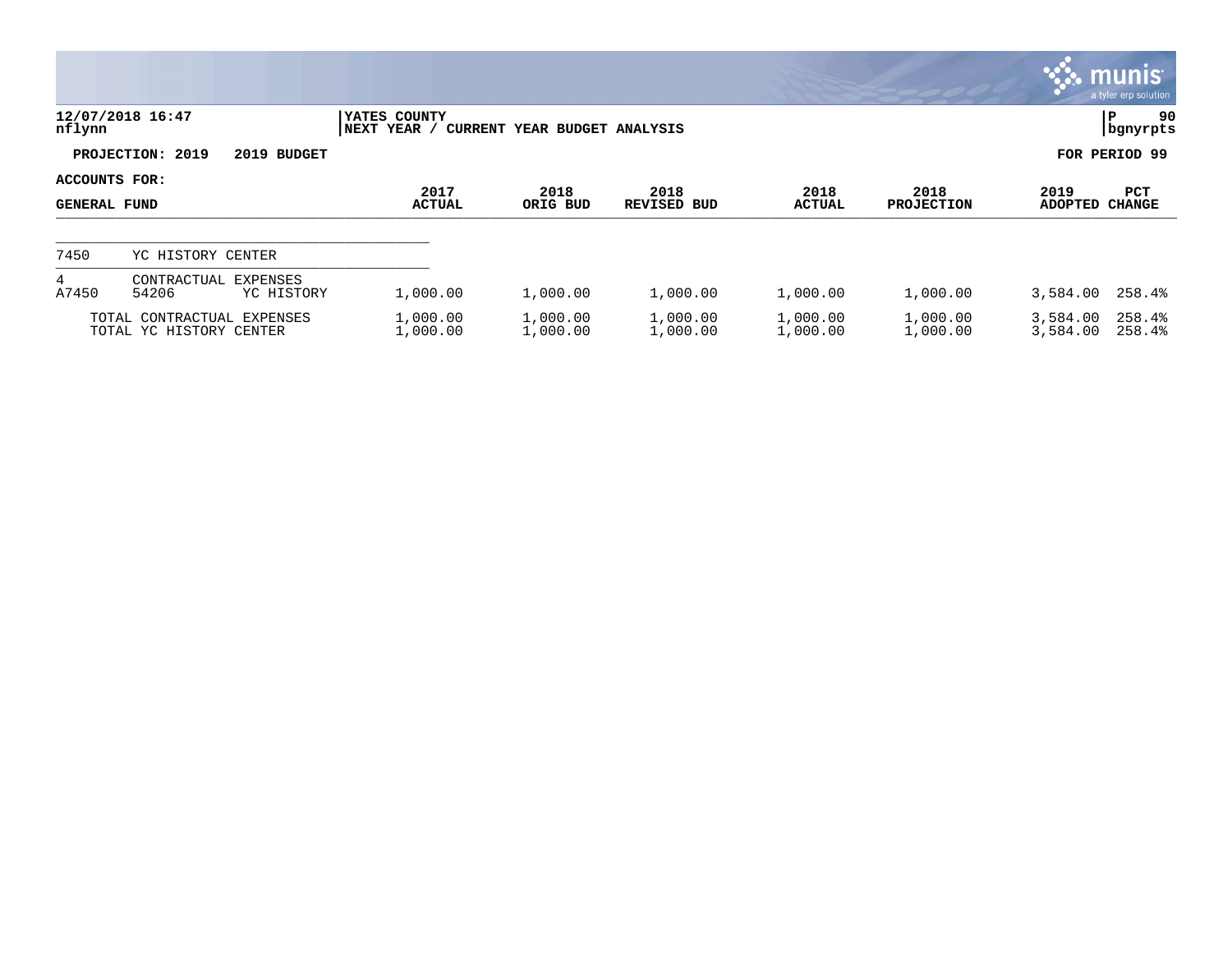**12/07/2018 16:47**
**nflynn**

**YATES COUNTY**
**NEXT YEAR / CURRENT YEAR BUDGET ANALYSIS**

**PROJECTION: 2019 2019 BUDGET**

**FOR PERIOD 99**

**ACCOUNTS FOR:**

| GENERAL FUND | | | 2017 ACTUAL | 2018 ORIG BUD | 2018 REVISED BUD | 2018 ACTUAL | 2018 PROJECTION | 2019 ADOPTED | PCT CHANGE |
|---|---|---|---|---|---|---|---|---|---|
| 7450 | YC HISTORY CENTER | | | | | | | | |
| 4 | CONTRACTUAL EXPENSES | | | | | | | | |
| A7450 | 54206 | YC HISTORY | 1,000.00 | 1,000.00 | 1,000.00 | 1,000.00 | 1,000.00 | 3,584.00 | 258.4% |
| TOTAL CONTRACTUAL EXPENSES | | | 1,000.00 | 1,000.00 | 1,000.00 | 1,000.00 | 1,000.00 | 3,584.00 | 258.4% |
| TOTAL YC HISTORY CENTER | | | 1,000.00 | 1,000.00 | 1,000.00 | 1,000.00 | 1,000.00 | 3,584.00 | 258.4% |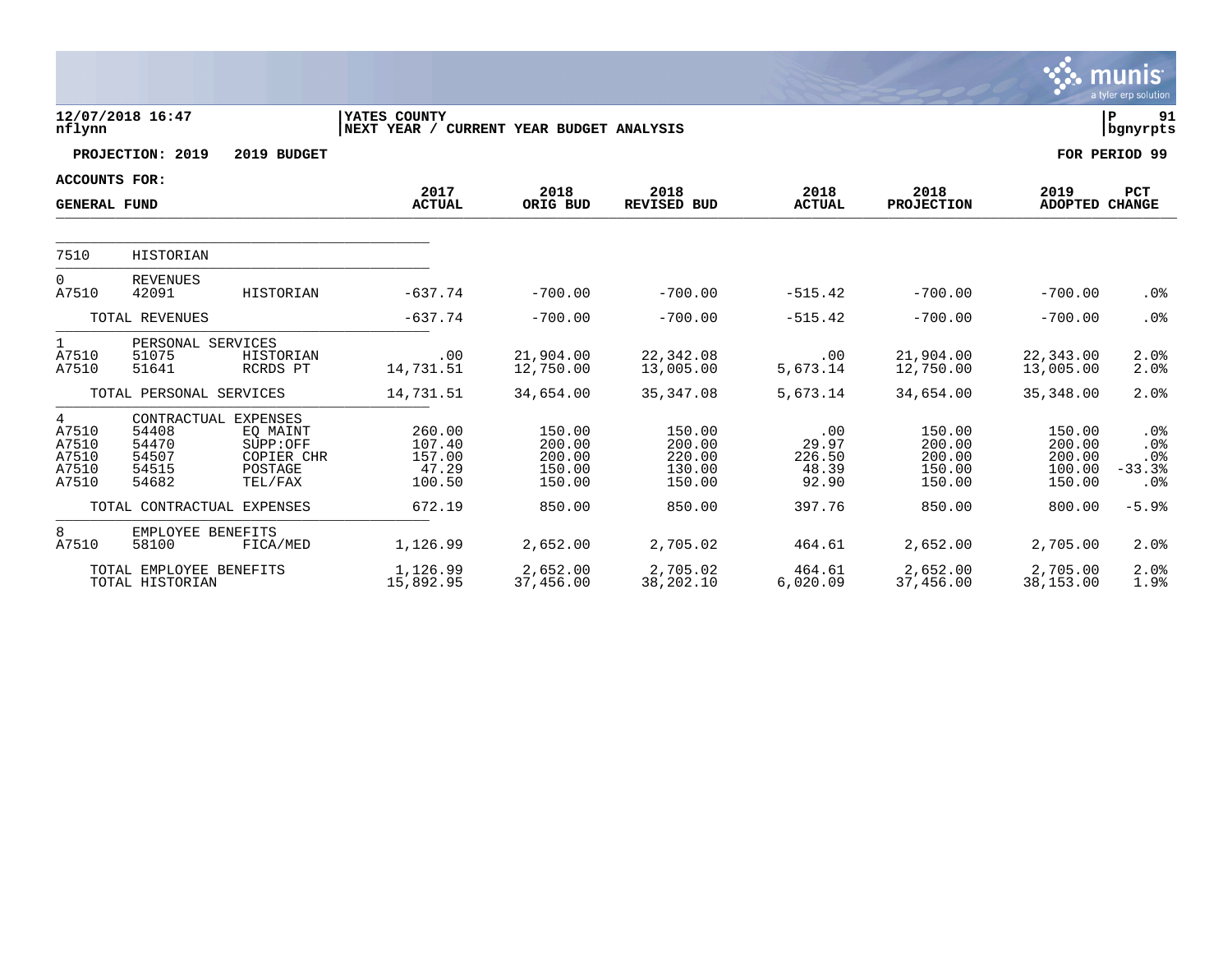**12/07/2018 16:47**
**nflynn**

**YATES COUNTY**
**NEXT YEAR / CURRENT YEAR BUDGET ANALYSIS**

**P 91**
**bgnyrpts**

**PROJECTION: 2019 2019 BUDGET** **FOR PERIOD 99**

**ACCOUNTS FOR:**
**GENERAL FUND**

| | | | 2017 ACTUAL | 2018 ORIG BUD | 2018 REVISED BUD | 2018 ACTUAL | 2018 PROJECTION | 2019 ADOPTED | PCT CHANGE |
|---|---|---|---|---|---|---|---|---|---|
| 7510 | HISTORIAN | | | | | | | | |
| 0 | REVENUES | | | | | | | | |
| A7510 | 42091 | HISTORIAN | -637.74 | -700.00 | -700.00 | -515.42 | -700.00 | -700.00 | .0% |
| | TOTAL REVENUES | | -637.74 | -700.00 | -700.00 | -515.42 | -700.00 | -700.00 | .0% |
| 1 | PERSONAL SERVICES | | | | | | | | |
| A7510 | 51075 | HISTORIAN | .00 | 21,904.00 | 22,342.08 | .00 | 21,904.00 | 22,343.00 | 2.0% |
| A7510 | 51641 | RCRDS PT | 14,731.51 | 12,750.00 | 13,005.00 | 5,673.14 | 12,750.00 | 13,005.00 | 2.0% |
| | TOTAL PERSONAL SERVICES | | 14,731.51 | 34,654.00 | 35,347.08 | 5,673.14 | 34,654.00 | 35,348.00 | 2.0% |
| 4 | CONTRACTUAL EXPENSES | | | | | | | | |
| A7510 | 54408 | EQ MAINT | 260.00 | 150.00 | 150.00 | .00 | 150.00 | 150.00 | .0% |
| A7510 | 54470 | SUPP:OFF | 107.40 | 200.00 | 200.00 | 29.97 | 200.00 | 200.00 | .0% |
| A7510 | 54507 | COPIER CHR | 157.00 | 200.00 | 220.00 | 226.50 | 200.00 | 200.00 | .0% |
| A7510 | 54515 | POSTAGE | 47.29 | 150.00 | 130.00 | 48.39 | 150.00 | 100.00 | -33.3% |
| A7510 | 54682 | TEL/FAX | 100.50 | 150.00 | 150.00 | 92.90 | 150.00 | 150.00 | .0% |
| | TOTAL CONTRACTUAL EXPENSES | | 672.19 | 850.00 | 850.00 | 397.76 | 850.00 | 800.00 | -5.9% |
| 8 | EMPLOYEE BENEFITS | | | | | | | | |
| A7510 | 58100 | FICA/MED | 1,126.99 | 2,652.00 | 2,705.02 | 464.61 | 2,652.00 | 2,705.00 | 2.0% |
| | TOTAL EMPLOYEE BENEFITS | | 1,126.99 | 2,652.00 | 2,705.02 | 464.61 | 2,652.00 | 2,705.00 | 2.0% |
| | TOTAL HISTORIAN | | 15,892.95 | 37,456.00 | 38,202.10 | 6,020.09 | 37,456.00 | 38,153.00 | 1.9% |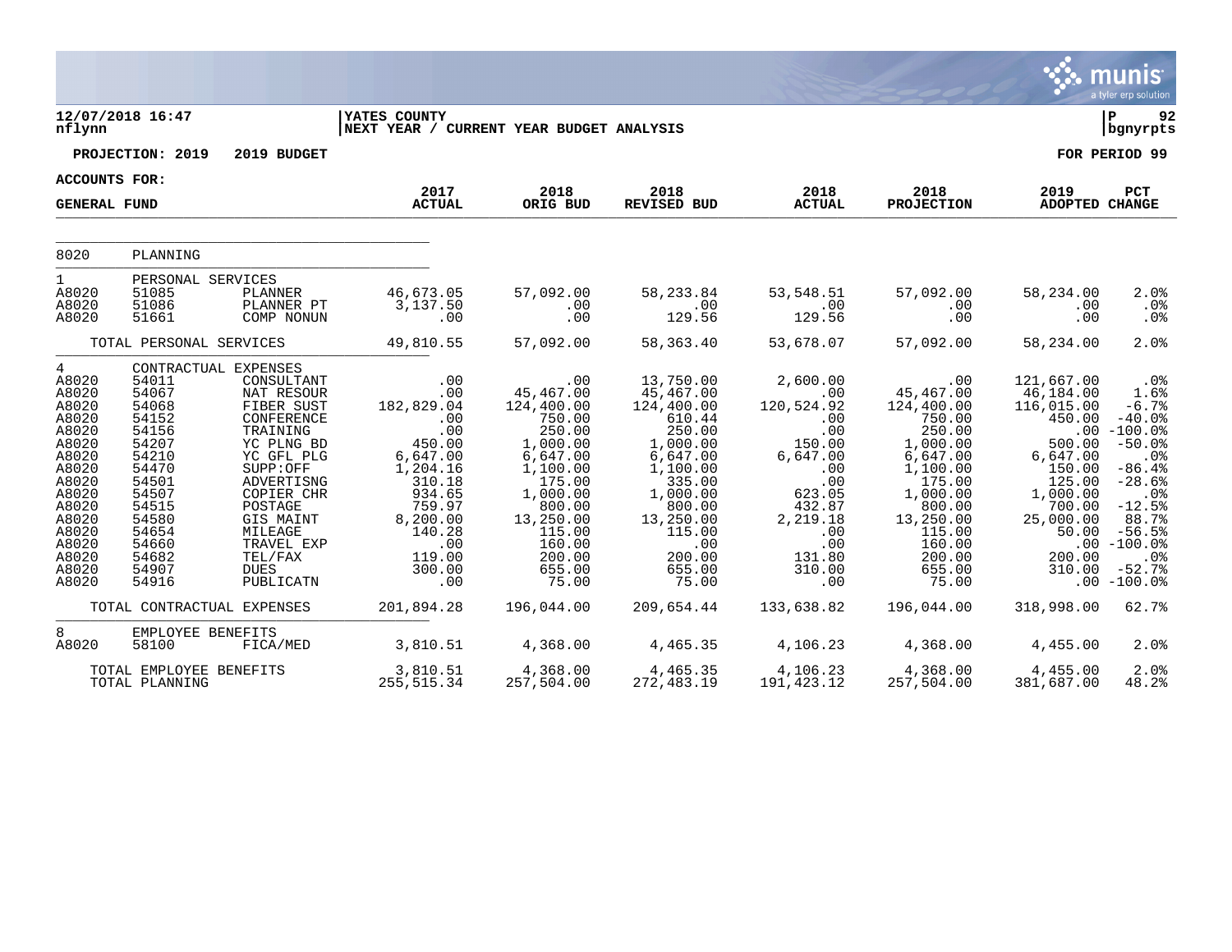12/07/2018 16:47 | YATES COUNTY | P 92
nflynn | NEXT YEAR / CURRENT YEAR BUDGET ANALYSIS | bgnyrpts

**PROJECTION: 2019 2019 BUDGET** **FOR PERIOD 99**

**ACCOUNTS FOR:**

| GENERAL FUND | | | 2017 ACTUAL | 2018 ORIG BUD | 2018 REVISED BUD | 2018 ACTUAL | 2018 PROJECTION | 2019 ADOPTED | PCT CHANGE |
|---|---|---|---|---|---|---|---|---|---|
| 8020 | PLANNING | | | | | | | | |
| 1 | PERSONAL SERVICES | | | | | | | | |
| A8020 | 51085 | PLANNER | 46,673.05 | 57,092.00 | 58,233.84 | 53,548.51 | 57,092.00 | 58,234.00 | 2.0% |
| A8020 | 51086 | PLANNER PT | 3,137.50 | .00 | .00 | .00 | .00 | .00 | .0% |
| A8020 | 51661 | COMP NONUN | .00 | .00 | 129.56 | 129.56 | .00 | .00 | .0% |
| | TOTAL PERSONAL SERVICES | | 49,810.55 | 57,092.00 | 58,363.40 | 53,678.07 | 57,092.00 | 58,234.00 | 2.0% |
| 4 | CONTRACTUAL EXPENSES | | | | | | | | |
| A8020 | 54011 | CONSULTANT | .00 | .00 | 13,750.00 | 2,600.00 | .00 | 121,667.00 | .0% |
| A8020 | 54067 | NAT RESOUR | .00 | 45,467.00 | 45,467.00 | .00 | 45,467.00 | 46,184.00 | 1.6% |
| A8020 | 54068 | FIBER SUST | 182,829.04 | 124,400.00 | 124,400.00 | 120,524.92 | 124,400.00 | 116,015.00 | -6.7% |
| A8020 | 54152 | CONFERENCE | .00 | 750.00 | 610.44 | .00 | 750.00 | 450.00 | -40.0% |
| A8020 | 54156 | TRAINING | .00 | 250.00 | 250.00 | .00 | 250.00 | .00 | -100.0% |
| A8020 | 54207 | YC PLNG BD | 450.00 | 1,000.00 | 1,000.00 | 150.00 | 1,000.00 | 500.00 | -50.0% |
| A8020 | 54210 | YC GFL PLG | 6,647.00 | 6,647.00 | 6,647.00 | 6,647.00 | 6,647.00 | 6,647.00 | .0% |
| A8020 | 54470 | SUPP:OFF | 1,204.16 | 1,100.00 | 1,100.00 | .00 | 1,100.00 | 150.00 | -86.4% |
| A8020 | 54501 | ADVERTISNG | 310.18 | 175.00 | 335.00 | .00 | 175.00 | 125.00 | -28.6% |
| A8020 | 54507 | COPIER CHR | 934.65 | 1,000.00 | 1,000.00 | 623.05 | 1,000.00 | 1,000.00 | .0% |
| A8020 | 54515 | POSTAGE | 759.97 | 800.00 | 800.00 | 432.87 | 800.00 | 700.00 | -12.5% |
| A8020 | 54580 | GIS MAINT | 8,200.00 | 13,250.00 | 13,250.00 | 2,219.18 | 13,250.00 | 25,000.00 | 88.7% |
| A8020 | 54654 | MILEAGE | 140.28 | 115.00 | 115.00 | .00 | 115.00 | 50.00 | -56.5% |
| A8020 | 54660 | TRAVEL EXP | .00 | 160.00 | .00 | .00 | 160.00 | .00 | -100.0% |
| A8020 | 54682 | TEL/FAX | 119.00 | 200.00 | 200.00 | 131.80 | 200.00 | 200.00 | .0% |
| A8020 | 54907 | DUES | 300.00 | 655.00 | 655.00 | 310.00 | 655.00 | 310.00 | -52.7% |
| A8020 | 54916 | PUBLICATN | .00 | 75.00 | 75.00 | .00 | 75.00 | .00 | -100.0% |
| | TOTAL CONTRACTUAL EXPENSES | | 201,894.28 | 196,044.00 | 209,654.44 | 133,638.82 | 196,044.00 | 318,998.00 | 62.7% |
| 8 | EMPLOYEE BENEFITS | | | | | | | | |
| A8020 | 58100 | FICA/MED | 3,810.51 | 4,368.00 | 4,465.35 | 4,106.23 | 4,368.00 | 4,455.00 | 2.0% |
| | TOTAL EMPLOYEE BENEFITS | | 3,810.51 | 4,368.00 | 4,465.35 | 4,106.23 | 4,368.00 | 4,455.00 | 2.0% |
| | TOTAL PLANNING | | 255,515.34 | 257,504.00 | 272,483.19 | 191,423.12 | 257,504.00 | 381,687.00 | 48.2% |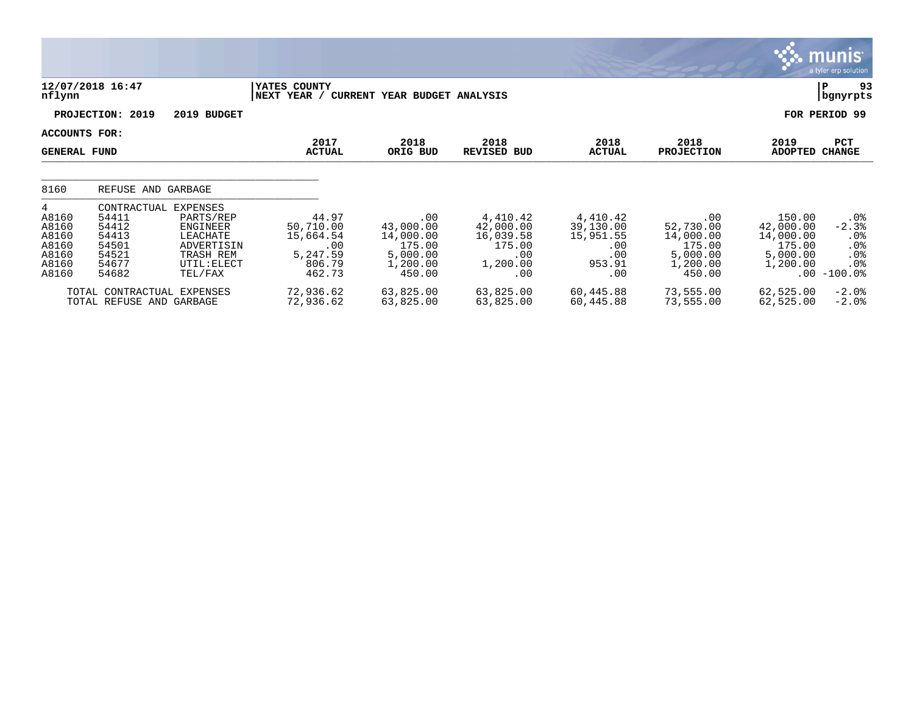**12/07/2018 16:47** | **YATES COUNTY** | **P 93**
**nflynn** | **NEXT YEAR / CURRENT YEAR BUDGET ANALYSIS** | **bgnyrpts**

**PROJECTION: 2019    2019 BUDGET**    **FOR PERIOD 99**

**ACCOUNTS FOR:**

| GENERAL FUND | | | 2017 ACTUAL | 2018 ORIG BUD | 2018 REVISED BUD | 2018 ACTUAL | 2018 PROJECTION | 2019 ADOPTED | PCT CHANGE |
|---|---|---|---|---|---|---|---|---|---|
| 8160 | REFUSE AND GARBAGE | | | | | | | | |
| 4 | CONTRACTUAL EXPENSES | | | | | | | | |
| A8160 | 54411 | PARTS/REP | 44.97 | .00 | 4,410.42 | 4,410.42 | .00 | 150.00 | .0% |
| A8160 | 54412 | ENGINEER | 50,710.00 | 43,000.00 | 42,000.00 | 39,130.00 | 52,730.00 | 42,000.00 | -2.3% |
| A8160 | 54413 | LEACHATE | 15,664.54 | 14,000.00 | 16,039.58 | 15,951.55 | 14,000.00 | 14,000.00 | .0% |
| A8160 | 54501 | ADVERTISIN | .00 | 175.00 | 175.00 | .00 | 175.00 | 175.00 | .0% |
| A8160 | 54521 | TRASH REM | 5,247.59 | 5,000.00 | .00 | .00 | 5,000.00 | 5,000.00 | .0% |
| A8160 | 54677 | UTIL:ELECT | 806.79 | 1,200.00 | 1,200.00 | 953.91 | 1,200.00 | 1,200.00 | .0% |
| A8160 | 54682 | TEL/FAX | 462.73 | 450.00 | .00 | .00 | 450.00 | .00 | -100.0% |
| TOTAL CONTRACTUAL EXPENSES | | | 72,936.62 | 63,825.00 | 63,825.00 | 60,445.88 | 73,555.00 | 62,525.00 | -2.0% |
| TOTAL REFUSE AND GARBAGE | | | 72,936.62 | 63,825.00 | 63,825.00 | 60,445.88 | 73,555.00 | 62,525.00 | -2.0% |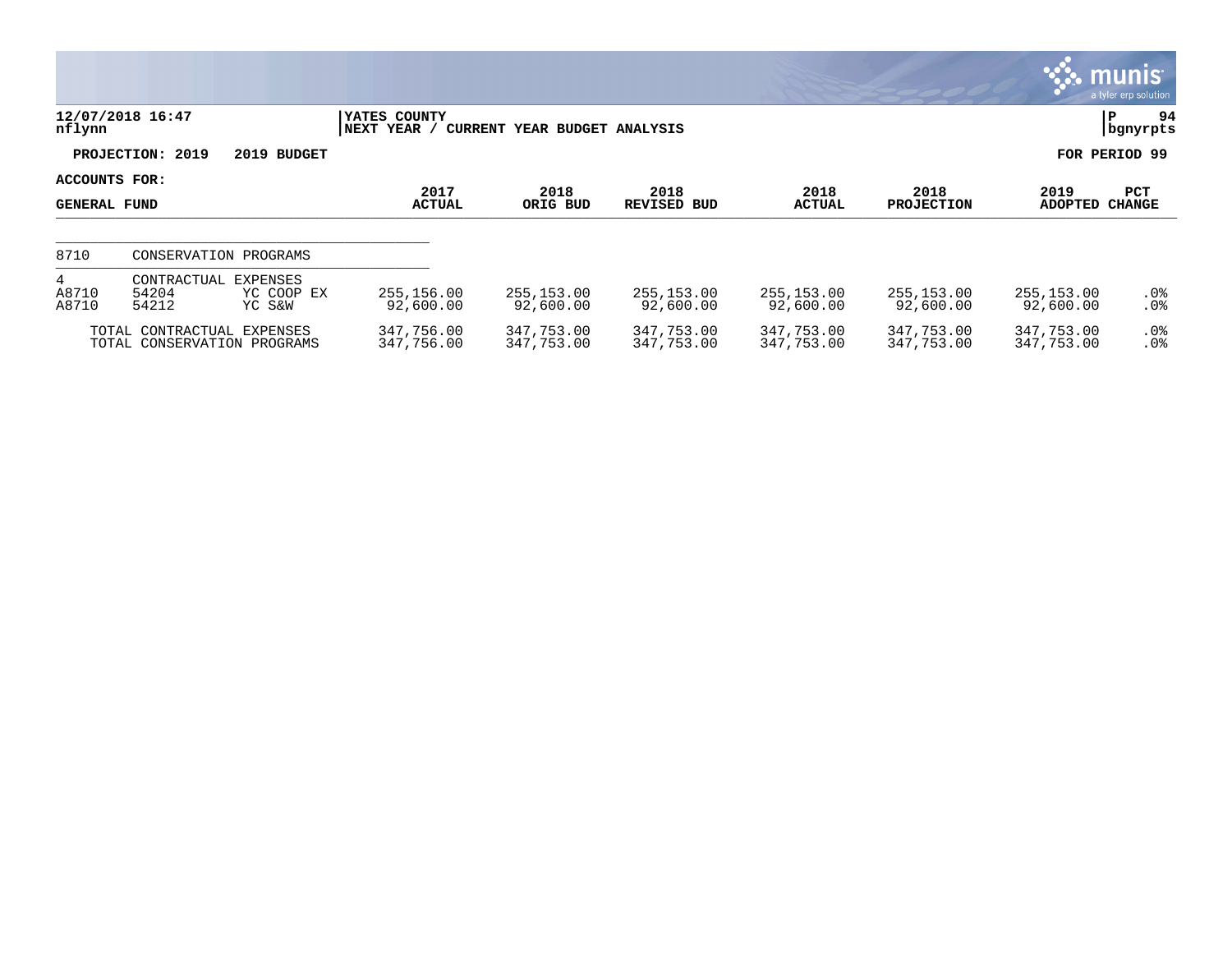12/07/2018 16:47
nflynn

YATES COUNTY
NEXT YEAR / CURRENT YEAR BUDGET ANALYSIS

P 94
bgnyrpts

PROJECTION: 2019 2019 BUDGET

FOR PERIOD 99

ACCOUNTS FOR:
GENERAL FUND

| | | | 2017 ACTUAL | 2018 ORIG BUD | 2018 REVISED BUD | 2018 ACTUAL | 2018 PROJECTION | 2019 ADOPTED | PCT CHANGE |
|---|---|---|---|---|---|---|---|---|---|
| 8710 | CONSERVATION PROGRAMS | | | | | | | | |
| 4 | CONTRACTUAL EXPENSES | | | | | | | | |
| A8710 | 54204 | YC COOP EX | 255,156.00 | 255,153.00 | 255,153.00 | 255,153.00 | 255,153.00 | 255,153.00 | .0% |
| A8710 | 54212 | YC S&W | 92,600.00 | 92,600.00 | 92,600.00 | 92,600.00 | 92,600.00 | 92,600.00 | .0% |
| | TOTAL CONTRACTUAL EXPENSES | | 347,756.00 | 347,753.00 | 347,753.00 | 347,753.00 | 347,753.00 | 347,753.00 | .0% |
| | TOTAL CONSERVATION PROGRAMS | | 347,756.00 | 347,753.00 | 347,753.00 | 347,753.00 | 347,753.00 | 347,753.00 | .0% |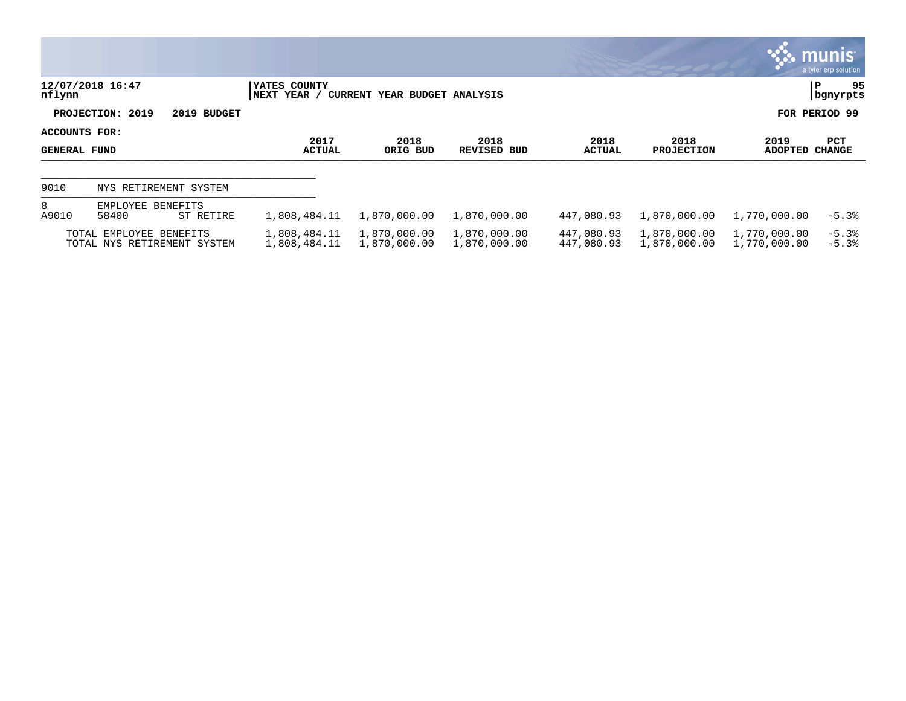**YATES COUNTY**
**NEXT YEAR / CURRENT YEAR BUDGET ANALYSIS**

**PROJECTION: 2019 2019 BUDGET** — **FOR PERIOD 99**

**ACCOUNTS FOR: GENERAL FUND**

| | | | 2017 ACTUAL | 2018 ORIG BUD | 2018 REVISED BUD | 2018 ACTUAL | 2018 PROJECTION | 2019 ADOPTED | PCT CHANGE |
|---|---|---|---|---|---|---|---|---|---|
| 9010 | NYS RETIREMENT SYSTEM | | | | | | | | |
| 8 | EMPLOYEE BENEFITS | | | | | | | | |
| A9010 | 58400 | ST RETIRE | 1,808,484.11 | 1,870,000.00 | 1,870,000.00 | 447,080.93 | 1,870,000.00 | 1,770,000.00 | -5.3% |
| | TOTAL EMPLOYEE BENEFITS | | 1,808,484.11 | 1,870,000.00 | 1,870,000.00 | 447,080.93 | 1,870,000.00 | 1,770,000.00 | -5.3% |
| | TOTAL NYS RETIREMENT SYSTEM | | 1,808,484.11 | 1,870,000.00 | 1,870,000.00 | 447,080.93 | 1,870,000.00 | 1,770,000.00 | -5.3% |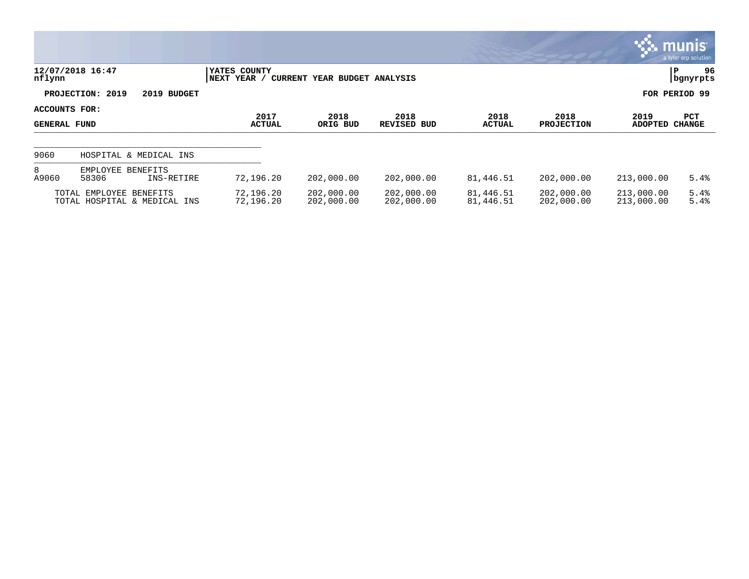12/07/2018 16:47 nflynn | YATES COUNTY | NEXT YEAR / CURRENT YEAR BUDGET ANALYSIS

PROJECTION: 2019 2019 BUDGET — FOR PERIOD 99

ACCOUNTS FOR: GENERAL FUND

| | | | 2017 ACTUAL | 2018 ORIG BUD | 2018 REVISED BUD | 2018 ACTUAL | 2018 PROJECTION | 2019 ADOPTED | PCT CHANGE |
|---|---|---|---|---|---|---|---|---|---|
| 9060 | HOSPITAL & MEDICAL INS | | | | | | | | |
| 8 | EMPLOYEE BENEFITS | | | | | | | | |
| A9060 | 58306 | INS-RETIRE | 72,196.20 | 202,000.00 | 202,000.00 | 81,446.51 | 202,000.00 | 213,000.00 | 5.4% |
| | TOTAL EMPLOYEE BENEFITS | | 72,196.20 | 202,000.00 | 202,000.00 | 81,446.51 | 202,000.00 | 213,000.00 | 5.4% |
| | TOTAL HOSPITAL & MEDICAL INS | | 72,196.20 | 202,000.00 | 202,000.00 | 81,446.51 | 202,000.00 | 213,000.00 | 5.4% |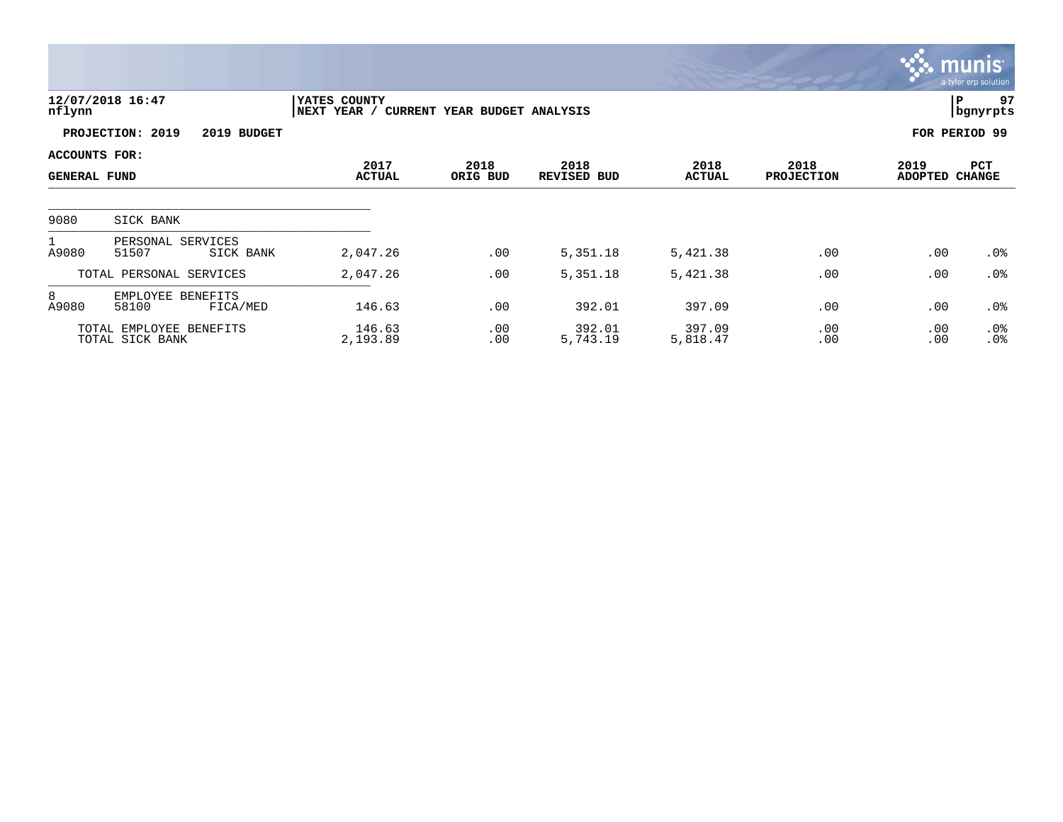12/07/2018 16:47
nflynn

YATES COUNTY
NEXT YEAR / CURRENT YEAR BUDGET ANALYSIS

P 97
bgnyrpts

PROJECTION: 2019 2019 BUDGET

FOR PERIOD 99

ACCOUNTS FOR:

| GENERAL FUND | | | 2017 ACTUAL | 2018 ORIG BUD | 2018 REVISED BUD | 2018 ACTUAL | 2018 PROJECTION | 2019 ADOPTED | PCT CHANGE |
|---|---|---|---|---|---|---|---|---|---|
| 9080 | SICK BANK | | | | | | | | |
| 1 | PERSONAL SERVICES | | | | | | | | |
| A9080 | 51507 | SICK BANK | 2,047.26 | .00 | 5,351.18 | 5,421.38 | .00 | .00 | .0% |
| TOTAL PERSONAL SERVICES | | | 2,047.26 | .00 | 5,351.18 | 5,421.38 | .00 | .00 | .0% |
| 8 | EMPLOYEE BENEFITS | | | | | | | | |
| A9080 | 58100 | FICA/MED | 146.63 | .00 | 392.01 | 397.09 | .00 | .00 | .0% |
| TOTAL EMPLOYEE BENEFITS | | | 146.63 | .00 | 392.01 | 397.09 | .00 | .00 | .0% |
| TOTAL SICK BANK | | | 2,193.89 | .00 | 5,743.19 | 5,818.47 | .00 | .00 | .0% |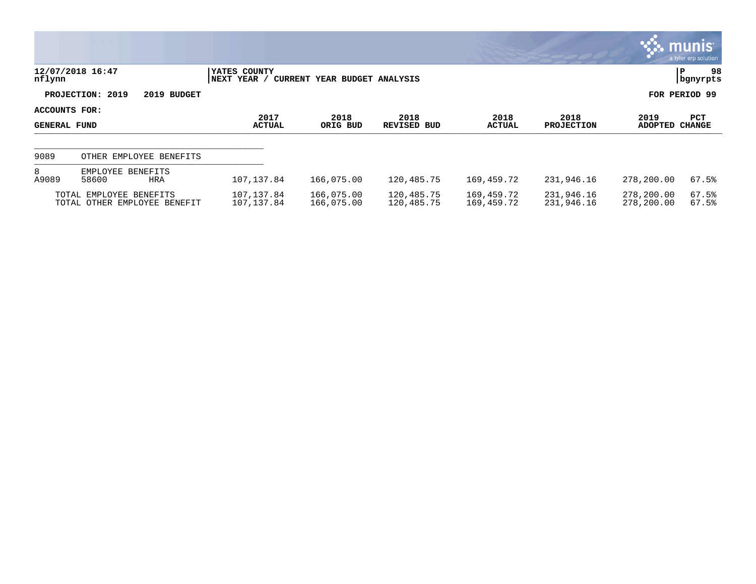12/07/2018 16:47
nflynn

YATES COUNTY
NEXT YEAR / CURRENT YEAR BUDGET ANALYSIS

P 98
bgnyrpts

**PROJECTION: 2019 2019 BUDGET** **FOR PERIOD 99**

**ACCOUNTS FOR:**

| GENERAL FUND | 2017 ACTUAL | 2018 ORIG BUD | 2018 REVISED BUD | 2018 ACTUAL | 2018 PROJECTION | 2019 ADOPTED | PCT CHANGE |
|---|---|---|---|---|---|---|---|
| 9089 OTHER EMPLOYEE BENEFITS | | | | | | | |
| 8 EMPLOYEE BENEFITS | | | | | | | |
| A9089 58600 HRA | 107,137.84 | 166,075.00 | 120,485.75 | 169,459.72 | 231,946.16 | 278,200.00 | 67.5% |
| TOTAL EMPLOYEE BENEFITS | 107,137.84 | 166,075.00 | 120,485.75 | 169,459.72 | 231,946.16 | 278,200.00 | 67.5% |
| TOTAL OTHER EMPLOYEE BENEFIT | 107,137.84 | 166,075.00 | 120,485.75 | 169,459.72 | 231,946.16 | 278,200.00 | 67.5% |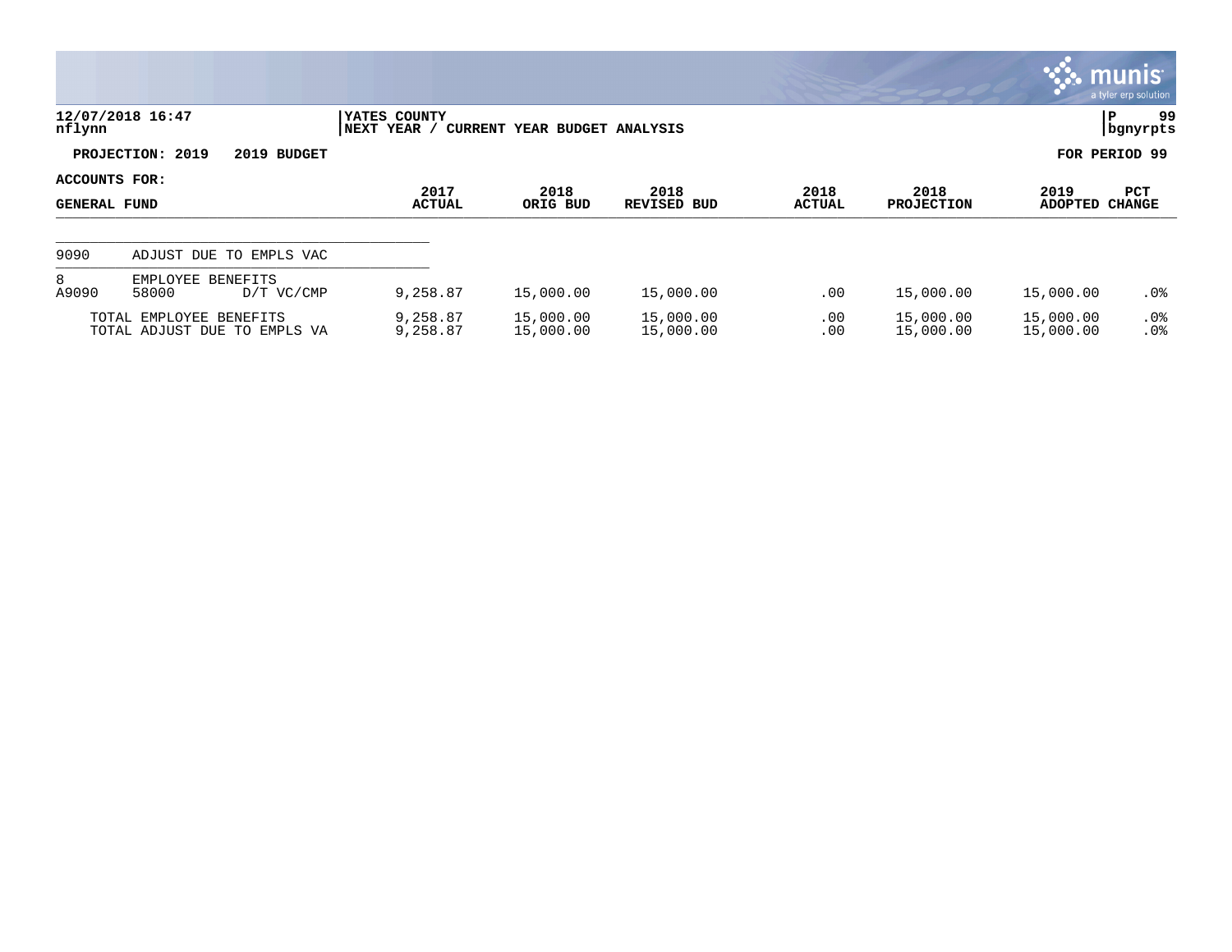12/07/2018 16:47
nflynn

YATES COUNTY
NEXT YEAR / CURRENT YEAR BUDGET ANALYSIS

P 99
bgnyrpts

**PROJECTION: 2019 2019 BUDGET** | **FOR PERIOD 99**

**ACCOUNTS FOR:**

| GENERAL FUND | | | 2017 ACTUAL | 2018 ORIG BUD | 2018 REVISED BUD | 2018 ACTUAL | 2018 PROJECTION | 2019 ADOPTED | PCT CHANGE |
|---|---|---|---|---|---|---|---|---|---|
| 9090 | ADJUST DUE TO EMPLS VAC | | | | | | | | |
| 8 | EMPLOYEE BENEFITS | | | | | | | | |
| A9090 | 58000 | D/T VC/CMP | 9,258.87 | 15,000.00 | 15,000.00 | .00 | 15,000.00 | 15,000.00 | .0% |
| | TOTAL EMPLOYEE BENEFITS | | 9,258.87 | 15,000.00 | 15,000.00 | .00 | 15,000.00 | 15,000.00 | .0% |
| | TOTAL ADJUST DUE TO EMPLS VA | | 9,258.87 | 15,000.00 | 15,000.00 | .00 | 15,000.00 | 15,000.00 | .0% |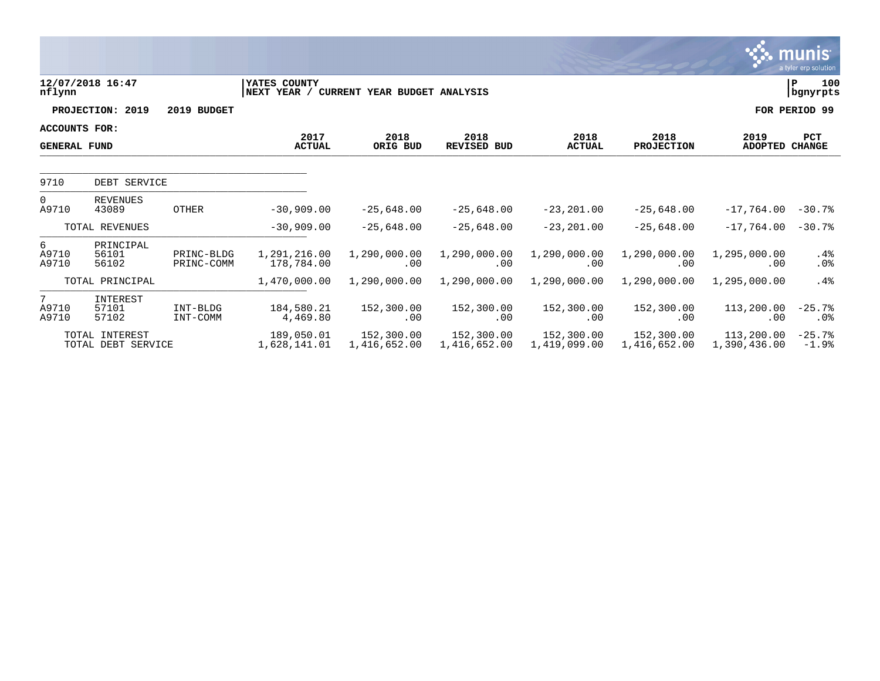12/07/2018 16:47 | YATES COUNTY | P 100
nflynn | NEXT YEAR / CURRENT YEAR BUDGET ANALYSIS | bgnyrpts

**PROJECTION: 2019    2019 BUDGET**    **FOR PERIOD 99**

**ACCOUNTS FOR:**
**GENERAL FUND**

| | | | 2017 ACTUAL | 2018 ORIG BUD | 2018 REVISED BUD | 2018 ACTUAL | 2018 PROJECTION | 2019 ADOPTED | PCT CHANGE |
|---|---|---|---|---|---|---|---|---|---|
| 9710 | DEBT SERVICE | | | | | | | | |
| 0 | REVENUES | | | | | | | | |
| A9710 | 43089 | OTHER | -30,909.00 | -25,648.00 | -25,648.00 | -23,201.00 | -25,648.00 | -17,764.00 | -30.7% |
| | TOTAL REVENUES | | -30,909.00 | -25,648.00 | -25,648.00 | -23,201.00 | -25,648.00 | -17,764.00 | -30.7% |
| 6 | PRINCIPAL | | | | | | | | |
| A9710 | 56101 | PRINC-BLDG | 1,291,216.00 | 1,290,000.00 | 1,290,000.00 | 1,290,000.00 | 1,290,000.00 | 1,295,000.00 | .4% |
| A9710 | 56102 | PRINC-COMM | 178,784.00 | .00 | .00 | .00 | .00 | .00 | .0% |
| | TOTAL PRINCIPAL | | 1,470,000.00 | 1,290,000.00 | 1,290,000.00 | 1,290,000.00 | 1,290,000.00 | 1,295,000.00 | .4% |
| 7 | INTEREST | | | | | | | | |
| A9710 | 57101 | INT-BLDG | 184,580.21 | 152,300.00 | 152,300.00 | 152,300.00 | 152,300.00 | 113,200.00 | -25.7% |
| A9710 | 57102 | INT-COMM | 4,469.80 | .00 | .00 | .00 | .00 | .00 | .0% |
| | TOTAL INTEREST | | 189,050.01 | 152,300.00 | 152,300.00 | 152,300.00 | 152,300.00 | 113,200.00 | -25.7% |
| | TOTAL DEBT SERVICE | | 1,628,141.01 | 1,416,652.00 | 1,416,652.00 | 1,419,099.00 | 1,416,652.00 | 1,390,436.00 | -1.9% |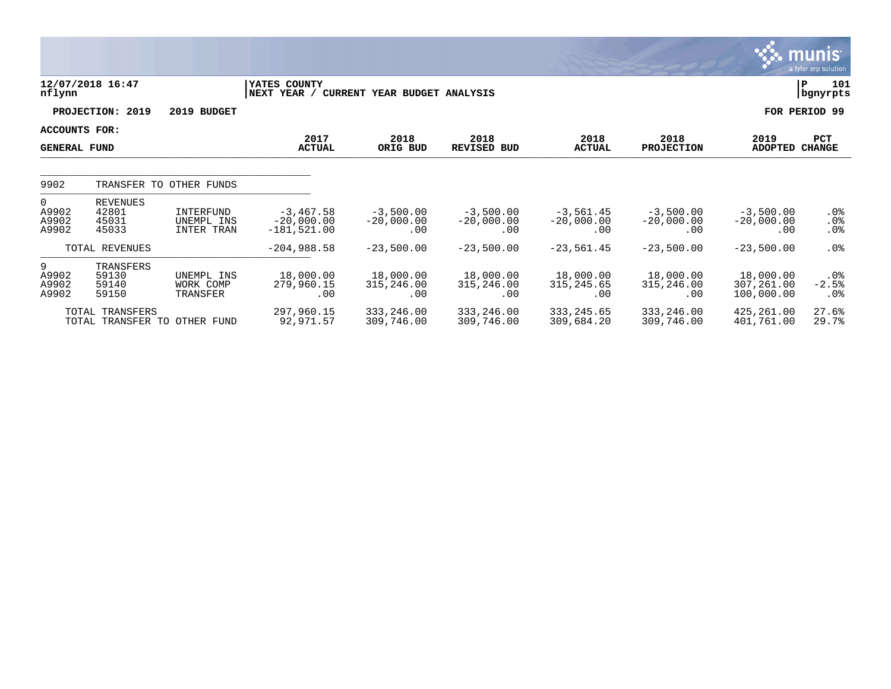**12/07/2018 16:47** | **YATES COUNTY** | **P 101**
**nflynn** | **NEXT YEAR / CURRENT YEAR BUDGET ANALYSIS** | **bgnyrpts**

**PROJECTION: 2019   2019 BUDGET**   **FOR PERIOD 99**

**ACCOUNTS FOR:**
**GENERAL FUND**

| | | | 2017 ACTUAL | 2018 ORIG BUD | 2018 REVISED BUD | 2018 ACTUAL | 2018 PROJECTION | 2019 ADOPTED | PCT CHANGE |
|---|---|---|---|---|---|---|---|---|---|
| 9902 | TRANSFER TO OTHER FUNDS | | | | | | | | |
| 0 | REVENUES | | | | | | | | |
| A9902 | 42801 | INTERFUND | -3,467.58 | -3,500.00 | -3,500.00 | -3,561.45 | -3,500.00 | -3,500.00 | .0% |
| A9902 | 45031 | UNEMPL INS | -20,000.00 | -20,000.00 | -20,000.00 | -20,000.00 | -20,000.00 | -20,000.00 | .0% |
| A9902 | 45033 | INTER TRAN | -181,521.00 | .00 | .00 | .00 | .00 | .00 | .0% |
| | TOTAL REVENUES | | -204,988.58 | -23,500.00 | -23,500.00 | -23,561.45 | -23,500.00 | -23,500.00 | .0% |
| 9 | TRANSFERS | | | | | | | | |
| A9902 | 59130 | UNEMPL INS | 18,000.00 | 18,000.00 | 18,000.00 | 18,000.00 | 18,000.00 | 18,000.00 | .0% |
| A9902 | 59140 | WORK COMP | 279,960.15 | 315,246.00 | 315,246.00 | 315,245.65 | 315,246.00 | 307,261.00 | -2.5% |
| A9902 | 59150 | TRANSFER | .00 | .00 | .00 | .00 | .00 | 100,000.00 | .0% |
| | TOTAL TRANSFERS | | 297,960.15 | 333,246.00 | 333,246.00 | 333,245.65 | 333,246.00 | 425,261.00 | 27.6% |
| | TOTAL TRANSFER TO OTHER FUND | | 92,971.57 | 309,746.00 | 309,746.00 | 309,684.20 | 309,746.00 | 401,761.00 | 29.7% |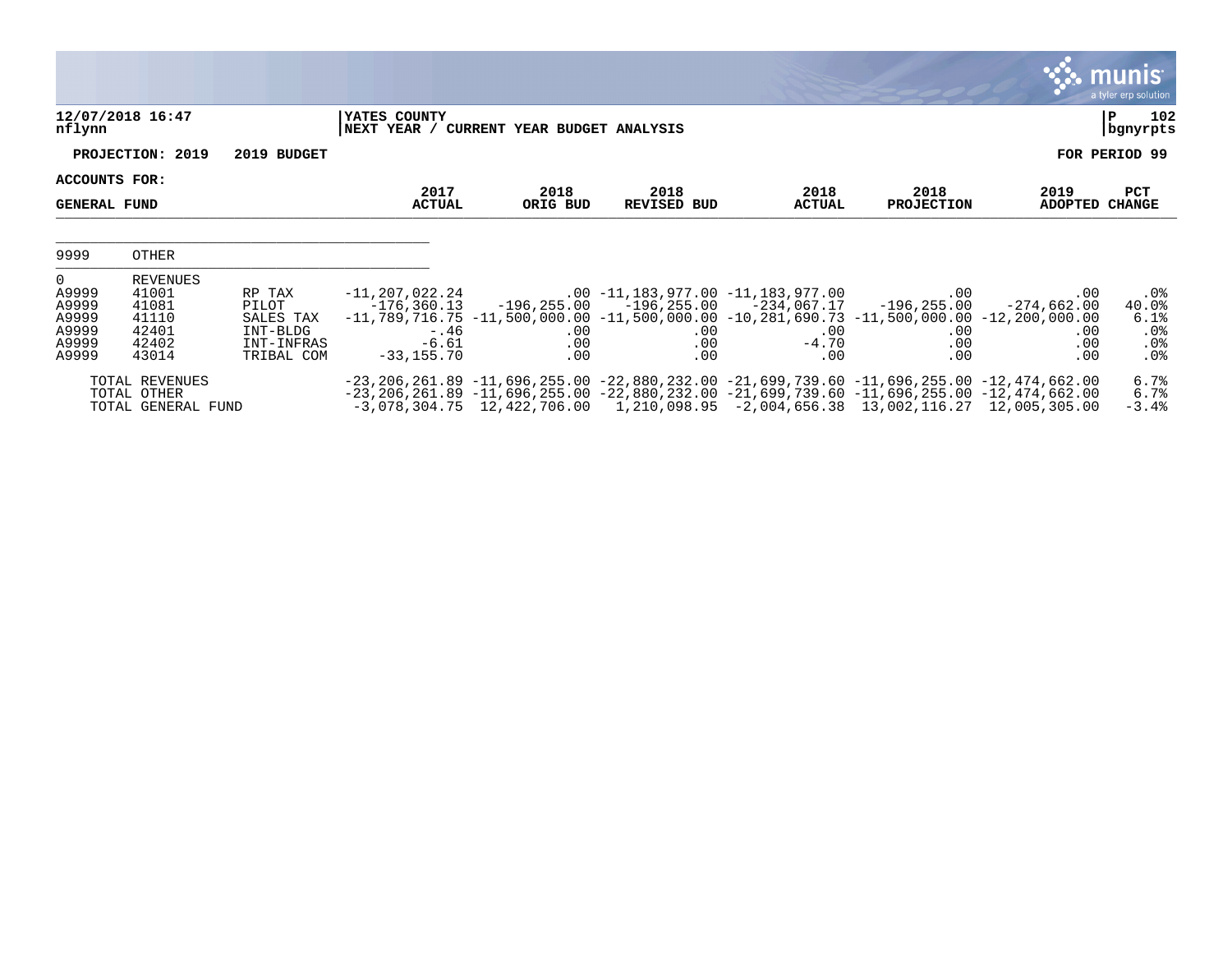12/07/2018 16:47
nflynn

YATES COUNTY
NEXT YEAR / CURRENT YEAR BUDGET ANALYSIS

P 102
bgnyrpts

**PROJECTION: 2019 2019 BUDGET** **FOR PERIOD 99**

**ACCOUNTS FOR:**

| GENERAL FUND | | | 2017 ACTUAL | 2018 ORIG BUD | 2018 REVISED BUD | 2018 ACTUAL | 2018 PROJECTION | 2019 ADOPTED | PCT CHANGE |
|---|---|---|---|---|---|---|---|---|---|
| 9999 | OTHER | | | | | | | | |
| 0 | REVENUES | | | | | | | | |
| A9999 | 41001 | RP TAX | -11,207,022.24 | .00 | -11,183,977.00 | -11,183,977.00 | .00 | .00 | .0% |
| A9999 | 41081 | PILOT | -176,360.13 | -196,255.00 | -196,255.00 | -234,067.17 | -196,255.00 | -274,662.00 | 40.0% |
| A9999 | 41110 | SALES TAX | -11,789,716.75 | -11,500,000.00 | -11,500,000.00 | -10,281,690.73 | -11,500,000.00 | -12,200,000.00 | 6.1% |
| A9999 | 42401 | INT-BLDG | -.46 | .00 | .00 | .00 | .00 | .00 | .0% |
| A9999 | 42402 | INT-INFRAS | -6.61 | .00 | .00 | -4.70 | .00 | .00 | .0% |
| A9999 | 43014 | TRIBAL COM | -33,155.70 | .00 | .00 | .00 | .00 | .00 | .0% |
| | TOTAL REVENUES | | -23,206,261.89 | -11,696,255.00 | -22,880,232.00 | -21,699,739.60 | -11,696,255.00 | -12,474,662.00 | 6.7% |
| | TOTAL OTHER | | -23,206,261.89 | -11,696,255.00 | -22,880,232.00 | -21,699,739.60 | -11,696,255.00 | -12,474,662.00 | 6.7% |
| | TOTAL GENERAL FUND | | -3,078,304.75 | 12,422,706.00 | 1,210,098.95 | -2,004,656.38 | 13,002,116.27 | 12,005,305.00 | -3.4% |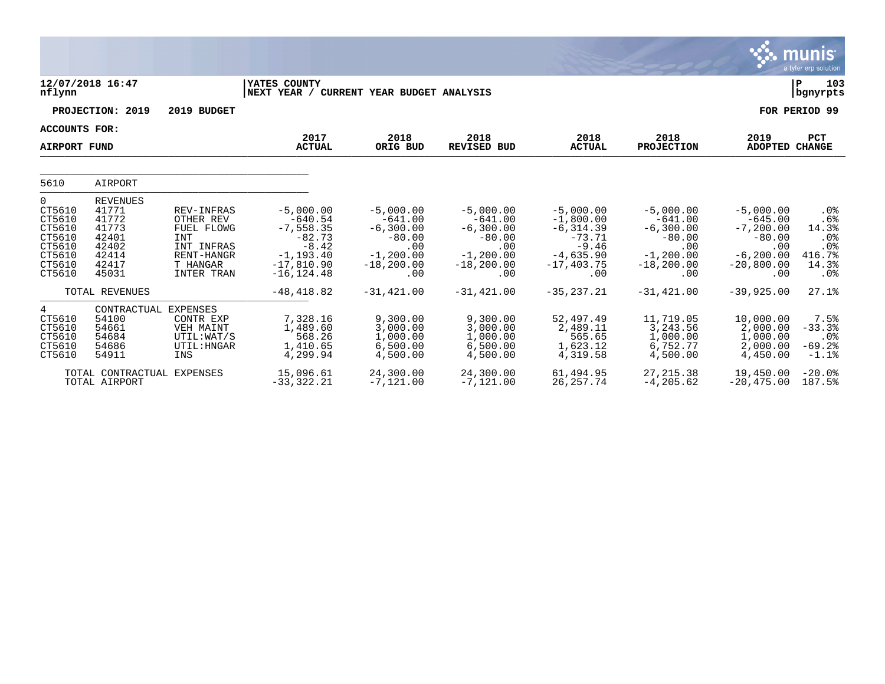**12/07/2018 16:47** | **YATES COUNTY** | **P 103**
**nflynn** | **NEXT YEAR / CURRENT YEAR BUDGET ANALYSIS** | **bgnyrpts**

**PROJECTION: 2019 2019 BUDGET** — **FOR PERIOD 99**

**ACCOUNTS FOR:**

| AIRPORT FUND | | | 2017 ACTUAL | 2018 ORIG BUD | 2018 REVISED BUD | 2018 ACTUAL | 2018 PROJECTION | 2019 ADOPTED | PCT CHANGE |
|---|---|---|---|---|---|---|---|---|---|
| 5610 | AIRPORT | | | | | | | | |
| 0 | REVENUES | | | | | | | | |
| CT5610 | 41771 | REV-INFRAS | -5,000.00 | -5,000.00 | -5,000.00 | -5,000.00 | -5,000.00 | -5,000.00 | .0% |
| CT5610 | 41772 | OTHER REV | -640.54 | -641.00 | -641.00 | -1,800.00 | -641.00 | -645.00 | .6% |
| CT5610 | 41773 | FUEL FLOWG | -7,558.35 | -6,300.00 | -6,300.00 | -6,314.39 | -6,300.00 | -7,200.00 | 14.3% |
| CT5610 | 42401 | INT | -82.73 | -80.00 | -80.00 | -73.71 | -80.00 | -80.00 | .0% |
| CT5610 | 42402 | INT INFRAS | -8.42 | .00 | .00 | -9.46 | .00 | .00 | .0% |
| CT5610 | 42414 | RENT-HANGR | -1,193.40 | -1,200.00 | -1,200.00 | -4,635.90 | -1,200.00 | -6,200.00 | 416.7% |
| CT5610 | 42417 | T HANGAR | -17,810.90 | -18,200.00 | -18,200.00 | -17,403.75 | -18,200.00 | -20,800.00 | 14.3% |
| CT5610 | 45031 | INTER TRAN | -16,124.48 | .00 | .00 | .00 | .00 | .00 | .0% |
| | TOTAL REVENUES | | -48,418.82 | -31,421.00 | -31,421.00 | -35,237.21 | -31,421.00 | -39,925.00 | 27.1% |
| 4 | CONTRACTUAL EXPENSES | | | | | | | | |
| CT5610 | 54100 | CONTR EXP | 7,328.16 | 9,300.00 | 9,300.00 | 52,497.49 | 11,719.05 | 10,000.00 | 7.5% |
| CT5610 | 54661 | VEH MAINT | 1,489.60 | 3,000.00 | 3,000.00 | 2,489.11 | 3,243.56 | 2,000.00 | -33.3% |
| CT5610 | 54684 | UTIL:WAT/S | 568.26 | 1,000.00 | 1,000.00 | 565.65 | 1,000.00 | 1,000.00 | .0% |
| CT5610 | 54686 | UTIL:HNGAR | 1,410.65 | 6,500.00 | 6,500.00 | 1,623.12 | 6,752.77 | 2,000.00 | -69.2% |
| CT5610 | 54911 | INS | 4,299.94 | 4,500.00 | 4,500.00 | 4,319.58 | 4,500.00 | 4,450.00 | -1.1% |
| | TOTAL CONTRACTUAL EXPENSES | | 15,096.61 | 24,300.00 | 24,300.00 | 61,494.95 | 27,215.38 | 19,450.00 | -20.0% |
| | TOTAL AIRPORT | | -33,322.21 | -7,121.00 | -7,121.00 | 26,257.74 | -4,205.62 | -20,475.00 | 187.5% |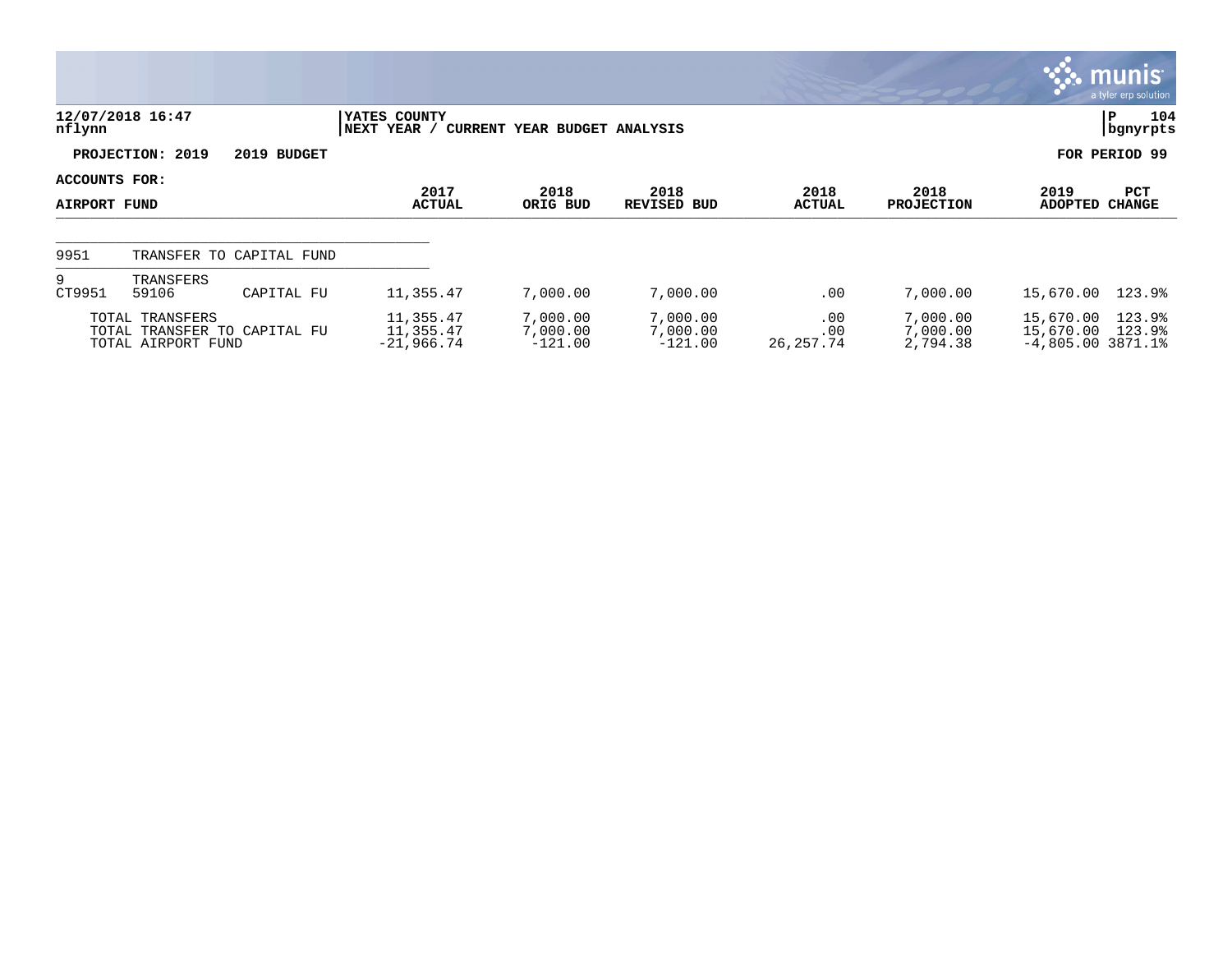**YATES COUNTY**
**NEXT YEAR / CURRENT YEAR BUDGET ANALYSIS**

12/07/2018 16:47
nflynn

P 104
bgnyrpts

**PROJECTION: 2019 2019 BUDGET**

**FOR PERIOD 99**

**ACCOUNTS FOR:**

| AIRPORT FUND | | | 2017 ACTUAL | 2018 ORIG BUD | 2018 REVISED BUD | 2018 ACTUAL | 2018 PROJECTION | 2019 ADOPTED | PCT CHANGE |
|---|---|---|---|---|---|---|---|---|---|
| 9951 | TRANSFER TO CAPITAL FUND | | | | | | | | |
| 9 | TRANSFERS | | | | | | | | |
| CT9951 | 59106 | CAPITAL FU | 11,355.47 | 7,000.00 | 7,000.00 | .00 | 7,000.00 | 15,670.00 | 123.9% |
| | TOTAL TRANSFERS | | 11,355.47 | 7,000.00 | 7,000.00 | .00 | 7,000.00 | 15,670.00 | 123.9% |
| | TOTAL TRANSFER TO CAPITAL FU | | 11,355.47 | 7,000.00 | 7,000.00 | .00 | 7,000.00 | 15,670.00 | 123.9% |
| | TOTAL AIRPORT FUND | | -21,966.74 | -121.00 | -121.00 | 26,257.74 | 2,794.38 | -4,805.00 | 3871.1% |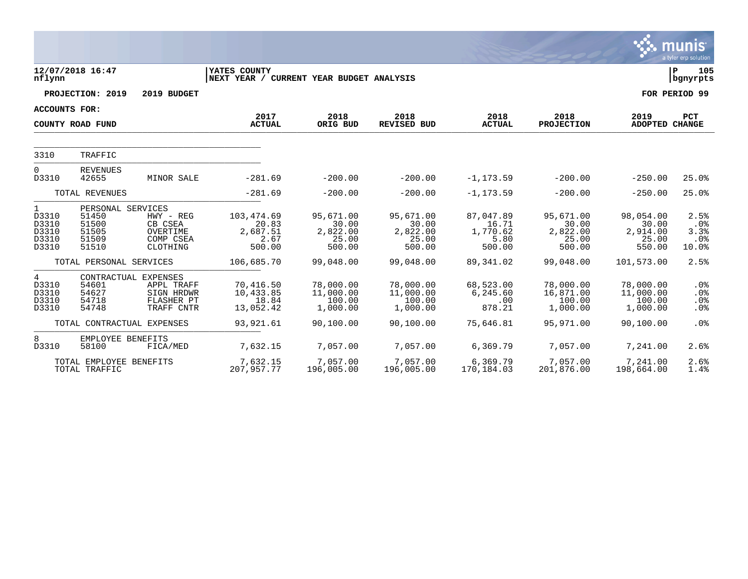12/07/2018 16:47 | YATES COUNTY | P 105
nflynn | NEXT YEAR / CURRENT YEAR BUDGET ANALYSIS | bgnyrpts

**PROJECTION: 2019 2019 BUDGET** — **FOR PERIOD 99**

**ACCOUNTS FOR:**

**COUNTY ROAD FUND**

| | | | 2017 ACTUAL | 2018 ORIG BUD | 2018 REVISED BUD | 2018 ACTUAL | 2018 PROJECTION | 2019 ADOPTED | PCT CHANGE |
|---|---|---|---|---|---|---|---|---|---|
| 3310 | TRAFFIC | | | | | | | | |
| 0 | REVENUES | | | | | | | | |
| D3310 | 42655 | MINOR SALE | -281.69 | -200.00 | -200.00 | -1,173.59 | -200.00 | -250.00 | 25.0% |
| | TOTAL REVENUES | | -281.69 | -200.00 | -200.00 | -1,173.59 | -200.00 | -250.00 | 25.0% |
| 1 | PERSONAL SERVICES | | | | | | | | |
| D3310 | 51450 | HWY - REG | 103,474.69 | 95,671.00 | 95,671.00 | 87,047.89 | 95,671.00 | 98,054.00 | 2.5% |
| D3310 | 51500 | CB CSEA | 20.83 | 30.00 | 30.00 | 16.71 | 30.00 | 30.00 | .0% |
| D3310 | 51505 | OVERTIME | 2,687.51 | 2,822.00 | 2,822.00 | 1,770.62 | 2,822.00 | 2,914.00 | 3.3% |
| D3310 | 51509 | COMP CSEA | 2.67 | 25.00 | 25.00 | 5.80 | 25.00 | 25.00 | .0% |
| D3310 | 51510 | CLOTHING | 500.00 | 500.00 | 500.00 | 500.00 | 500.00 | 550.00 | 10.0% |
| | TOTAL PERSONAL SERVICES | | 106,685.70 | 99,048.00 | 99,048.00 | 89,341.02 | 99,048.00 | 101,573.00 | 2.5% |
| 4 | CONTRACTUAL EXPENSES | | | | | | | | |
| D3310 | 54601 | APPL TRAFF | 70,416.50 | 78,000.00 | 78,000.00 | 68,523.00 | 78,000.00 | 78,000.00 | .0% |
| D3310 | 54627 | SIGN HRDWR | 10,433.85 | 11,000.00 | 11,000.00 | 6,245.60 | 16,871.00 | 11,000.00 | .0% |
| D3310 | 54718 | FLASHER PT | 18.84 | 100.00 | 100.00 | .00 | 100.00 | 100.00 | .0% |
| D3310 | 54748 | TRAFF CNTR | 13,052.42 | 1,000.00 | 1,000.00 | 878.21 | 1,000.00 | 1,000.00 | .0% |
| | TOTAL CONTRACTUAL EXPENSES | | 93,921.61 | 90,100.00 | 90,100.00 | 75,646.81 | 95,971.00 | 90,100.00 | .0% |
| 8 | EMPLOYEE BENEFITS | | | | | | | | |
| D3310 | 58100 | FICA/MED | 7,632.15 | 7,057.00 | 7,057.00 | 6,369.79 | 7,057.00 | 7,241.00 | 2.6% |
| | TOTAL EMPLOYEE BENEFITS | | 7,632.15 | 7,057.00 | 7,057.00 | 6,369.79 | 7,057.00 | 7,241.00 | 2.6% |
| | TOTAL TRAFFIC | | 207,957.77 | 196,005.00 | 196,005.00 | 170,184.03 | 201,876.00 | 198,664.00 | 1.4% |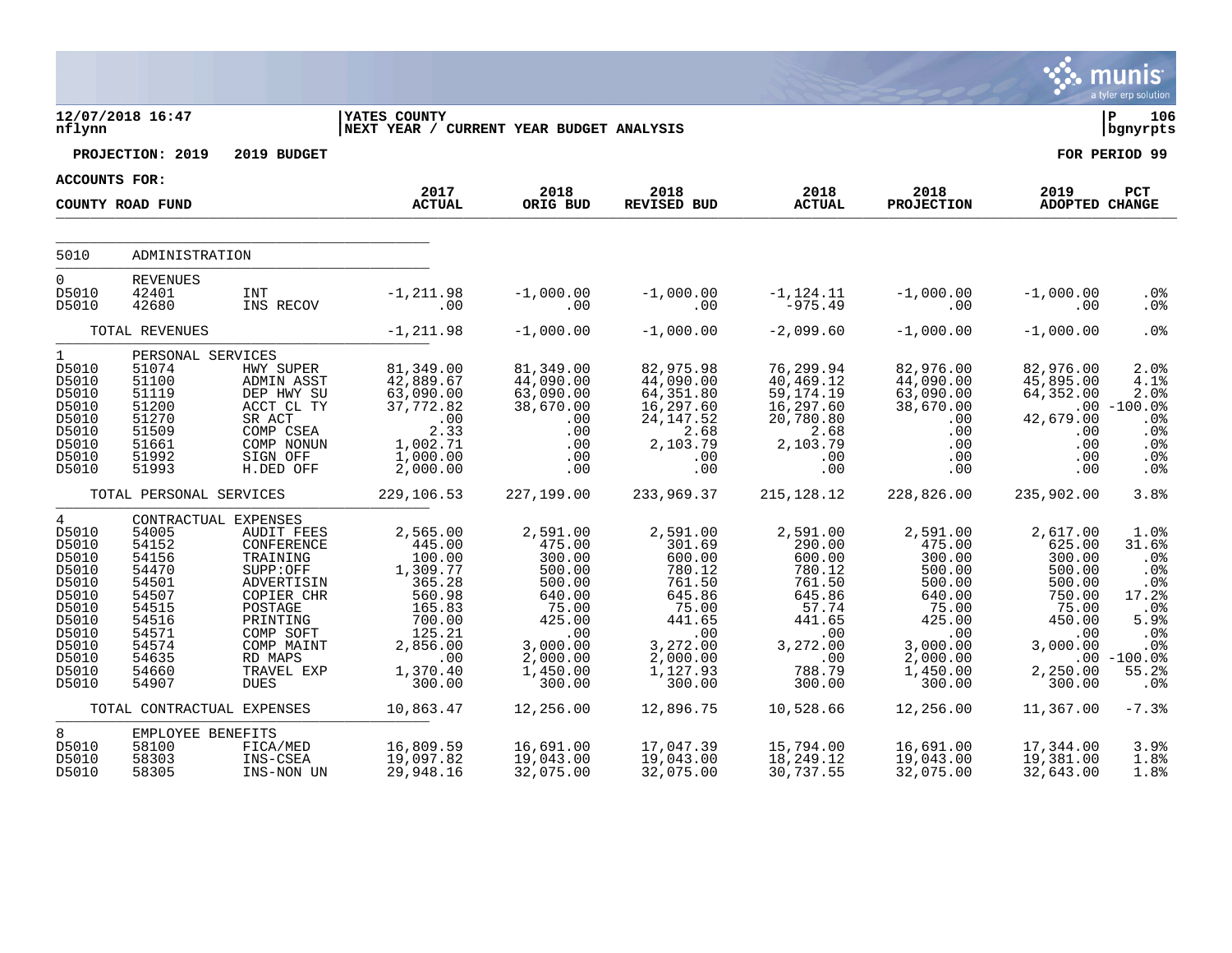12/07/2018 16:47 nflynn

YATES COUNTY
NEXT YEAR / CURRENT YEAR BUDGET ANALYSIS

P 106 bgnyrpts

PROJECTION: 2019 2019 BUDGET

FOR PERIOD 99

ACCOUNTS FOR:

COUNTY ROAD FUND

| | | | 2017 ACTUAL | 2018 ORIG BUD | 2018 REVISED BUD | 2018 ACTUAL | 2018 PROJECTION | 2019 ADOPTED | PCT CHANGE |
|---|---|---|---|---|---|---|---|---|---|
| 5010 | ADMINISTRATION | | | | | | | | |
| 0 | REVENUES | | | | | | | | |
| D5010 | 42401 | INT | -1,211.98 | -1,000.00 | -1,000.00 | -1,124.11 | -1,000.00 | -1,000.00 | .0% |
| D5010 | 42680 | INS RECOV | .00 | .00 | .00 | -975.49 | .00 | .00 | .0% |
| | TOTAL REVENUES | | -1,211.98 | -1,000.00 | -1,000.00 | -2,099.60 | -1,000.00 | -1,000.00 | .0% |
| 1 | PERSONAL SERVICES | | | | | | | | |
| D5010 | 51074 | HWY SUPER | 81,349.00 | 81,349.00 | 82,975.98 | 76,299.94 | 82,976.00 | 82,976.00 | 2.0% |
| D5010 | 51100 | ADMIN ASST | 42,889.67 | 44,090.00 | 44,090.00 | 40,469.12 | 44,090.00 | 45,895.00 | 4.1% |
| D5010 | 51119 | DEP HWY SU | 63,090.00 | 63,090.00 | 64,351.80 | 59,174.19 | 63,090.00 | 64,352.00 | 2.0% |
| D5010 | 51200 | ACCT CL TY | 37,772.82 | 38,670.00 | 16,297.60 | 16,297.60 | 38,670.00 | .00 | -100.0% |
| D5010 | 51270 | SR ACT | .00 | .00 | 24,147.52 | 20,780.80 | .00 | 42,679.00 | .0% |
| D5010 | 51509 | COMP CSEA | 2.33 | .00 | 2.68 | 2.68 | .00 | .00 | .0% |
| D5010 | 51661 | COMP NONUN | 1,002.71 | .00 | 2,103.79 | 2,103.79 | .00 | .00 | .0% |
| D5010 | 51992 | SIGN OFF | 1,000.00 | .00 | .00 | .00 | .00 | .00 | .0% |
| D5010 | 51993 | H.DED OFF | 2,000.00 | .00 | .00 | .00 | .00 | .00 | .0% |
| | TOTAL PERSONAL SERVICES | | 229,106.53 | 227,199.00 | 233,969.37 | 215,128.12 | 228,826.00 | 235,902.00 | 3.8% |
| 4 | CONTRACTUAL EXPENSES | | | | | | | | |
| D5010 | 54005 | AUDIT FEES | 2,565.00 | 2,591.00 | 2,591.00 | 2,591.00 | 2,591.00 | 2,617.00 | 1.0% |
| D5010 | 54152 | CONFERENCE | 445.00 | 475.00 | 301.69 | 290.00 | 475.00 | 625.00 | 31.6% |
| D5010 | 54156 | TRAINING | 100.00 | 300.00 | 600.00 | 600.00 | 300.00 | 300.00 | .0% |
| D5010 | 54470 | SUPP:OFF | 1,309.77 | 500.00 | 780.12 | 780.12 | 500.00 | 500.00 | .0% |
| D5010 | 54501 | ADVERTISIN | 365.28 | 500.00 | 761.50 | 761.50 | 500.00 | 500.00 | .0% |
| D5010 | 54507 | COPIER CHR | 560.98 | 640.00 | 645.86 | 645.86 | 640.00 | 750.00 | 17.2% |
| D5010 | 54515 | POSTAGE | 165.83 | 75.00 | 75.00 | 57.74 | 75.00 | 75.00 | .0% |
| D5010 | 54516 | PRINTING | 700.00 | 425.00 | 441.65 | 441.65 | 425.00 | 450.00 | 5.9% |
| D5010 | 54571 | COMP SOFT | 125.21 | .00 | .00 | .00 | .00 | .00 | .0% |
| D5010 | 54574 | COMP MAINT | 2,856.00 | 3,000.00 | 3,272.00 | 3,272.00 | 3,000.00 | 3,000.00 | .0% |
| D5010 | 54635 | RD MAPS | .00 | 2,000.00 | 2,000.00 | .00 | 2,000.00 | .00 | -100.0% |
| D5010 | 54660 | TRAVEL EXP | 1,370.40 | 1,450.00 | 1,127.93 | 788.79 | 1,450.00 | 2,250.00 | 55.2% |
| D5010 | 54907 | DUES | 300.00 | 300.00 | 300.00 | 300.00 | 300.00 | 300.00 | .0% |
| | TOTAL CONTRACTUAL EXPENSES | | 10,863.47 | 12,256.00 | 12,896.75 | 10,528.66 | 12,256.00 | 11,367.00 | -7.3% |
| 8 | EMPLOYEE BENEFITS | | | | | | | | |
| D5010 | 58100 | FICA/MED | 16,809.59 | 16,691.00 | 17,047.39 | 15,794.00 | 16,691.00 | 17,344.00 | 3.9% |
| D5010 | 58303 | INS-CSEA | 19,097.82 | 19,043.00 | 19,043.00 | 18,249.12 | 19,043.00 | 19,381.00 | 1.8% |
| D5010 | 58305 | INS-NON UN | 29,948.16 | 32,075.00 | 32,075.00 | 30,737.55 | 32,075.00 | 32,643.00 | 1.8% |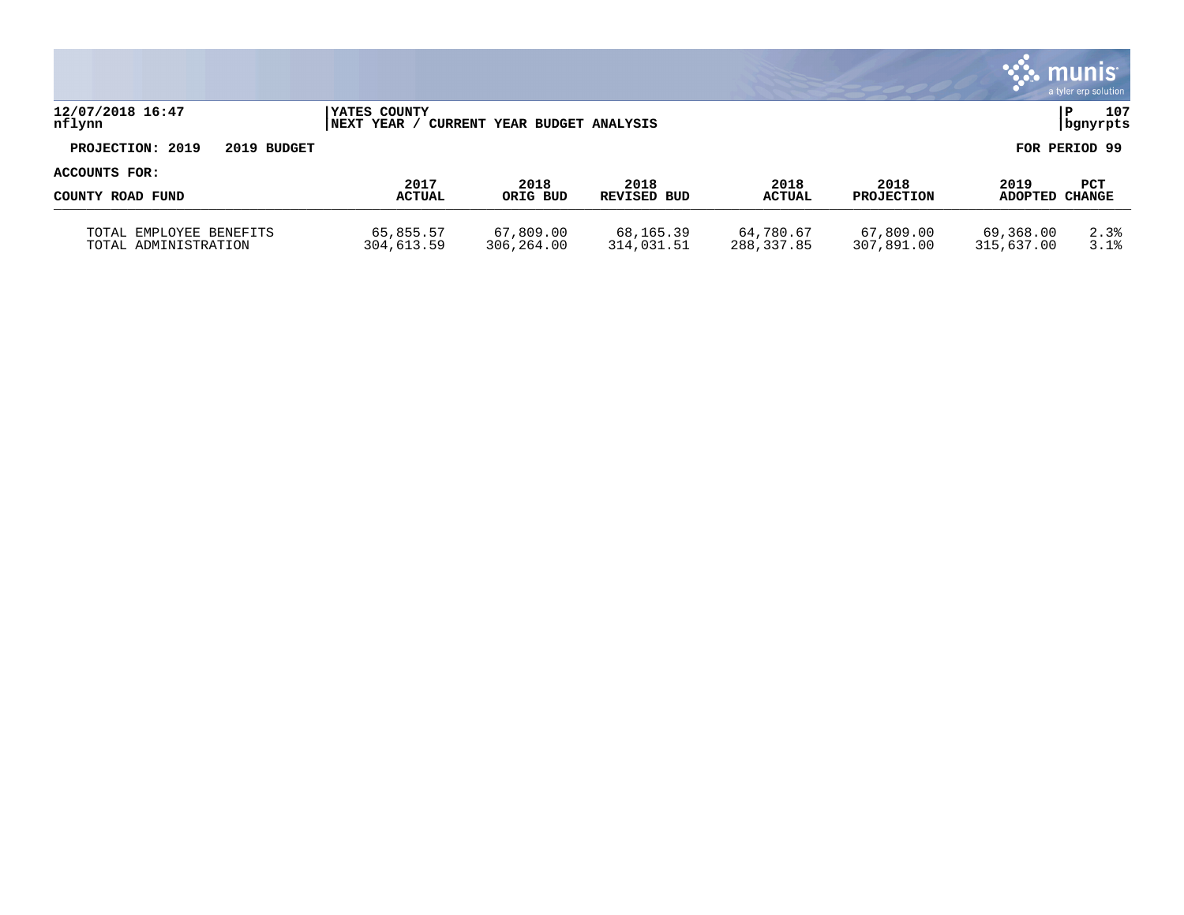12/07/2018 16:47
nflynn

YATES COUNTY
NEXT YEAR / CURRENT YEAR BUDGET ANALYSIS

P 107
bgnyrpts

PROJECTION: 2019 2019 BUDGET

FOR PERIOD 99

ACCOUNTS FOR:

| COUNTY ROAD FUND | 2017 ACTUAL | 2018 ORIG BUD | 2018 REVISED BUD | 2018 ACTUAL | 2018 PROJECTION | 2019 ADOPTED | PCT CHANGE |
|---|---|---|---|---|---|---|---|
| TOTAL EMPLOYEE BENEFITS | 65,855.57 | 67,809.00 | 68,165.39 | 64,780.67 | 67,809.00 | 69,368.00 | 2.3% |
| TOTAL ADMINISTRATION | 304,613.59 | 306,264.00 | 314,031.51 | 288,337.85 | 307,891.00 | 315,637.00 | 3.1% |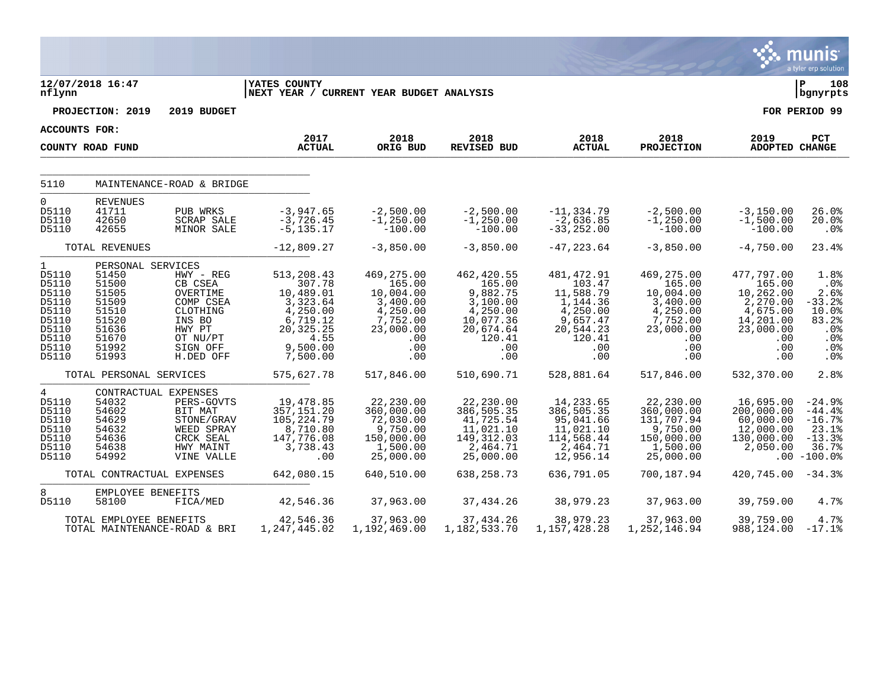12/07/2018 16:47 | YATES COUNTY | P 108
nflynn | NEXT YEAR / CURRENT YEAR BUDGET ANALYSIS | bgnyrpts

**PROJECTION: 2019 2019 BUDGET** — FOR PERIOD 99

ACCOUNTS FOR:
COUNTY ROAD FUND

| | | | 2017 ACTUAL | 2018 ORIG BUD | 2018 REVISED BUD | 2018 ACTUAL | 2018 PROJECTION | 2019 ADOPTED | PCT CHANGE |
|---|---|---|---|---|---|---|---|---|---|
| 5110 | MAINTENANCE-ROAD & BRIDGE | | | | | | | | |
| 0 | REVENUES | | | | | | | | |
| D5110 | 41711 | PUB WRKS | -3,947.65 | -2,500.00 | -2,500.00 | -11,334.79 | -2,500.00 | -3,150.00 | 26.0% |
| D5110 | 42650 | SCRAP SALE | -3,726.45 | -1,250.00 | -1,250.00 | -2,636.85 | -1,250.00 | -1,500.00 | 20.0% |
| D5110 | 42655 | MINOR SALE | -5,135.17 | -100.00 | -100.00 | -33,252.00 | -100.00 | -100.00 | .0% |
| | TOTAL REVENUES | | -12,809.27 | -3,850.00 | -3,850.00 | -47,223.64 | -3,850.00 | -4,750.00 | 23.4% |
| 1 | PERSONAL SERVICES | | | | | | | | |
| D5110 | 51450 | HWY - REG | 513,208.43 | 469,275.00 | 462,420.55 | 481,472.91 | 469,275.00 | 477,797.00 | 1.8% |
| D5110 | 51500 | CB CSEA | 307.78 | 165.00 | 165.00 | 103.47 | 165.00 | 165.00 | .0% |
| D5110 | 51505 | OVERTIME | 10,489.01 | 10,004.00 | 9,882.75 | 11,588.79 | 10,004.00 | 10,262.00 | 2.6% |
| D5110 | 51509 | COMP CSEA | 3,323.64 | 3,400.00 | 3,100.00 | 1,144.36 | 3,400.00 | 2,270.00 | -33.2% |
| D5110 | 51510 | CLOTHING | 4,250.00 | 4,250.00 | 4,250.00 | 4,250.00 | 4,250.00 | 4,675.00 | 10.0% |
| D5110 | 51520 | INS BO | 6,719.12 | 7,752.00 | 10,077.36 | 9,657.47 | 7,752.00 | 14,201.00 | 83.2% |
| D5110 | 51636 | HWY PT | 20,325.25 | 23,000.00 | 20,674.64 | 20,544.23 | 23,000.00 | 23,000.00 | .0% |
| D5110 | 51670 | OT NU/PT | 4.55 | .00 | 120.41 | 120.41 | .00 | .00 | .0% |
| D5110 | 51992 | SIGN OFF | 9,500.00 | .00 | .00 | .00 | .00 | .00 | .0% |
| D5110 | 51993 | H.DED OFF | 7,500.00 | .00 | .00 | .00 | .00 | .00 | .0% |
| | TOTAL PERSONAL SERVICES | | 575,627.78 | 517,846.00 | 510,690.71 | 528,881.64 | 517,846.00 | 532,370.00 | 2.8% |
| 4 | CONTRACTUAL EXPENSES | | | | | | | | |
| D5110 | 54032 | PERS-GOVTS | 19,478.85 | 22,230.00 | 22,230.00 | 14,233.65 | 22,230.00 | 16,695.00 | -24.9% |
| D5110 | 54602 | BIT MAT | 357,151.20 | 360,000.00 | 386,505.35 | 386,505.35 | 360,000.00 | 200,000.00 | -44.4% |
| D5110 | 54629 | STONE/GRAV | 105,224.79 | 72,030.00 | 41,725.54 | 95,041.66 | 131,707.94 | 60,000.00 | -16.7% |
| D5110 | 54632 | WEED SPRAY | 8,710.80 | 9,750.00 | 11,021.10 | 11,021.10 | 9,750.00 | 12,000.00 | 23.1% |
| D5110 | 54636 | CRCK SEAL | 147,776.08 | 150,000.00 | 149,312.03 | 114,568.44 | 150,000.00 | 130,000.00 | -13.3% |
| D5110 | 54638 | HWY MAINT | 3,738.43 | 1,500.00 | 2,464.71 | 2,464.71 | 1,500.00 | 2,050.00 | 36.7% |
| D5110 | 54992 | VINE VALLE | .00 | 25,000.00 | 25,000.00 | 12,956.14 | 25,000.00 | .00 | -100.0% |
| | TOTAL CONTRACTUAL EXPENSES | | 642,080.15 | 640,510.00 | 638,258.73 | 636,791.05 | 700,187.94 | 420,745.00 | -34.3% |
| 8 | EMPLOYEE BENEFITS | | | | | | | | |
| D5110 | 58100 | FICA/MED | 42,546.36 | 37,963.00 | 37,434.26 | 38,979.23 | 37,963.00 | 39,759.00 | 4.7% |
| | TOTAL EMPLOYEE BENEFITS | | 42,546.36 | 37,963.00 | 37,434.26 | 38,979.23 | 37,963.00 | 39,759.00 | 4.7% |
| | TOTAL MAINTENANCE-ROAD & BRI | | 1,247,445.02 | 1,192,469.00 | 1,182,533.70 | 1,157,428.28 | 1,252,146.94 | 988,124.00 | -17.1% |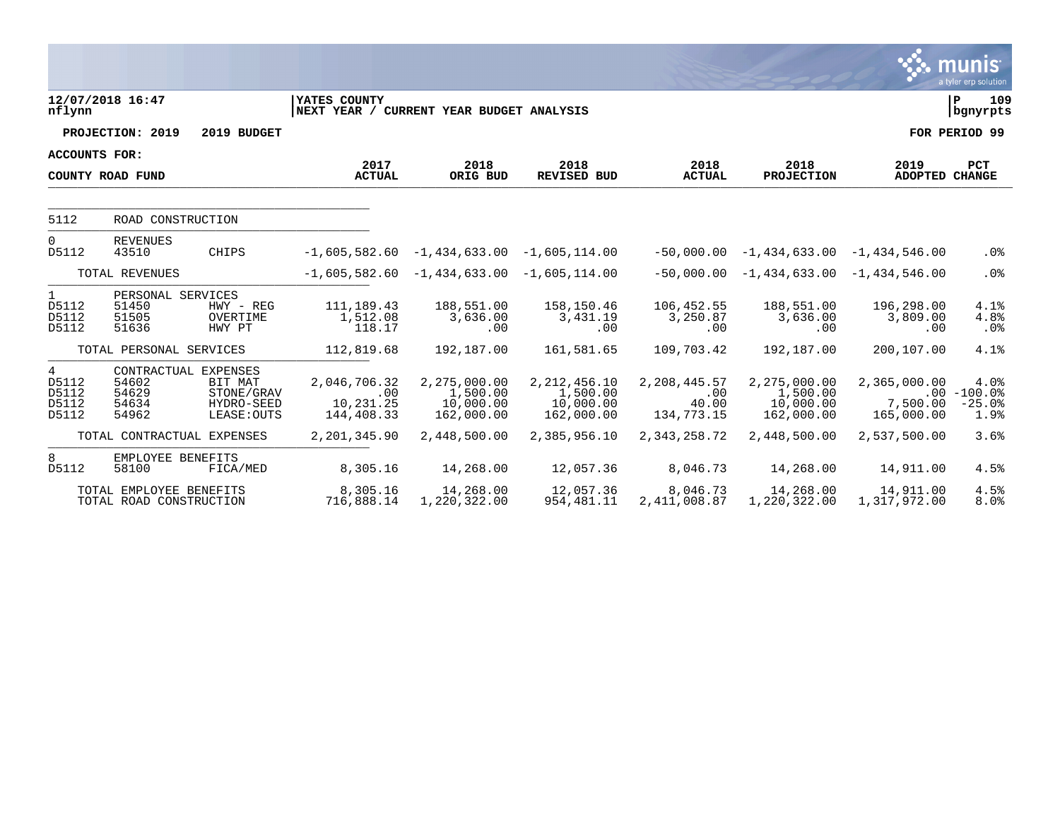12/07/2018 16:47 | YATES COUNTY | P 109
nflynn | NEXT YEAR / CURRENT YEAR BUDGET ANALYSIS | bgnyrpts

**PROJECTION: 2019 2019 BUDGET** — FOR PERIOD 99

**ACCOUNTS FOR: COUNTY ROAD FUND**

| | | | 2017 ACTUAL | 2018 ORIG BUD | 2018 REVISED BUD | 2018 ACTUAL | 2018 PROJECTION | 2019 ADOPTED | PCT CHANGE |
|---|---|---|---|---|---|---|---|---|---|
| 5112 | ROAD CONSTRUCTION | | | | | | | | |
| 0 | REVENUES | | | | | | | | |
| D5112 | 43510 | CHIPS | -1,605,582.60 | -1,434,633.00 | -1,605,114.00 | -50,000.00 | -1,434,633.00 | -1,434,546.00 | .0% |
| | TOTAL REVENUES | | -1,605,582.60 | -1,434,633.00 | -1,605,114.00 | -50,000.00 | -1,434,633.00 | -1,434,546.00 | .0% |
| 1 | PERSONAL SERVICES | | | | | | | | |
| D5112 | 51450 | HWY - REG | 111,189.43 | 188,551.00 | 158,150.46 | 106,452.55 | 188,551.00 | 196,298.00 | 4.1% |
| D5112 | 51505 | OVERTIME | 1,512.08 | 3,636.00 | 3,431.19 | 3,250.87 | 3,636.00 | 3,809.00 | 4.8% |
| D5112 | 51636 | HWY PT | 118.17 | .00 | .00 | .00 | .00 | .00 | .0% |
| | TOTAL PERSONAL SERVICES | | 112,819.68 | 192,187.00 | 161,581.65 | 109,703.42 | 192,187.00 | 200,107.00 | 4.1% |
| 4 | CONTRACTUAL EXPENSES | | | | | | | | |
| D5112 | 54602 | BIT MAT | 2,046,706.32 | 2,275,000.00 | 2,212,456.10 | 2,208,445.57 | 2,275,000.00 | 2,365,000.00 | 4.0% |
| D5112 | 54629 | STONE/GRAV | .00 | 1,500.00 | 1,500.00 | .00 | 1,500.00 | .00 | -100.0% |
| D5112 | 54634 | HYDRO-SEED | 10,231.25 | 10,000.00 | 10,000.00 | 40.00 | 10,000.00 | 7,500.00 | -25.0% |
| D5112 | 54962 | LEASE:OUTS | 144,408.33 | 162,000.00 | 162,000.00 | 134,773.15 | 162,000.00 | 165,000.00 | 1.9% |
| | TOTAL CONTRACTUAL EXPENSES | | 2,201,345.90 | 2,448,500.00 | 2,385,956.10 | 2,343,258.72 | 2,448,500.00 | 2,537,500.00 | 3.6% |
| 8 | EMPLOYEE BENEFITS | | | | | | | | |
| D5112 | 58100 | FICA/MED | 8,305.16 | 14,268.00 | 12,057.36 | 8,046.73 | 14,268.00 | 14,911.00 | 4.5% |
| | TOTAL EMPLOYEE BENEFITS | | 8,305.16 | 14,268.00 | 12,057.36 | 8,046.73 | 14,268.00 | 14,911.00 | 4.5% |
| | TOTAL ROAD CONSTRUCTION | | 716,888.14 | 1,220,322.00 | 954,481.11 | 2,411,008.87 | 1,220,322.00 | 1,317,972.00 | 8.0% |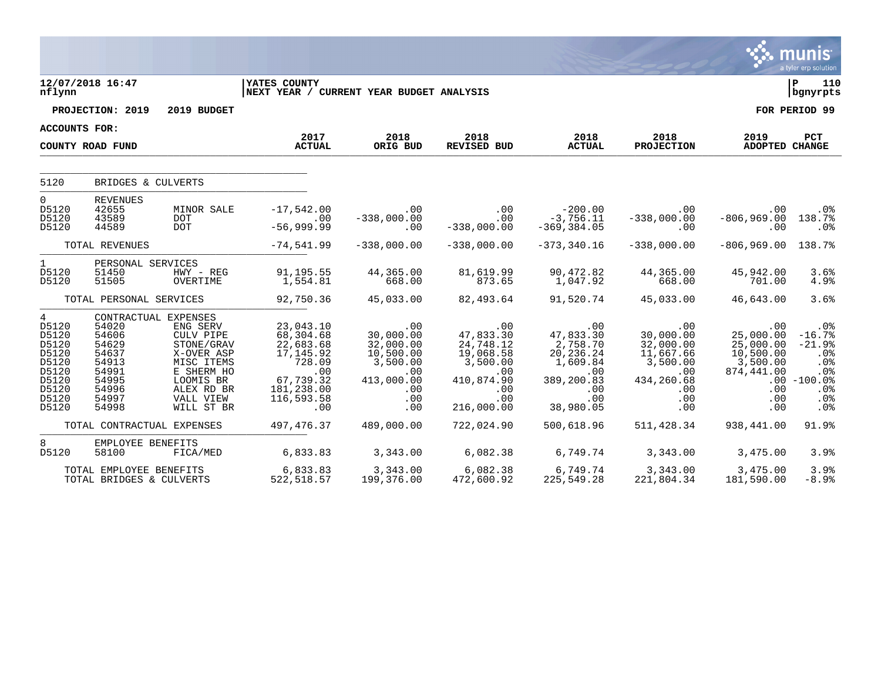12/07/2018 16:47
nflynn

YATES COUNTY
NEXT YEAR / CURRENT YEAR BUDGET ANALYSIS

P 110
bgnyrpts

**PROJECTION: 2019 2019 BUDGET** **FOR PERIOD 99**

**ACCOUNTS FOR:**

| COUNTY ROAD FUND | | | 2017 ACTUAL | 2018 ORIG BUD | 2018 REVISED BUD | 2018 ACTUAL | 2018 PROJECTION | 2019 ADOPTED | PCT CHANGE |
|---|---|---|---|---|---|---|---|---|---|
| 5120 | BRIDGES & CULVERTS | | | | | | | | |
| 0 | REVENUES | | | | | | | | |
| D5120 | 42655 | MINOR SALE | -17,542.00 | .00 | .00 | -200.00 | .00 | .00 | .0% |
| D5120 | 43589 | DOT | .00 | -338,000.00 | .00 | -3,756.11 | -338,000.00 | -806,969.00 | 138.7% |
| D5120 | 44589 | DOT | -56,999.99 | .00 | -338,000.00 | -369,384.05 | .00 | .00 | .0% |
| | TOTAL REVENUES | | -74,541.99 | -338,000.00 | -338,000.00 | -373,340.16 | -338,000.00 | -806,969.00 | 138.7% |
| 1 | PERSONAL SERVICES | | | | | | | | |
| D5120 | 51450 | HWY - REG | 91,195.55 | 44,365.00 | 81,619.99 | 90,472.82 | 44,365.00 | 45,942.00 | 3.6% |
| D5120 | 51505 | OVERTIME | 1,554.81 | 668.00 | 873.65 | 1,047.92 | 668.00 | 701.00 | 4.9% |
| | TOTAL PERSONAL SERVICES | | 92,750.36 | 45,033.00 | 82,493.64 | 91,520.74 | 45,033.00 | 46,643.00 | 3.6% |
| 4 | CONTRACTUAL EXPENSES | | | | | | | | |
| D5120 | 54020 | ENG SERV | 23,043.10 | .00 | .00 | .00 | .00 | .00 | .0% |
| D5120 | 54606 | CULV PIPE | 68,304.68 | 30,000.00 | 47,833.30 | 47,833.30 | 30,000.00 | 25,000.00 | -16.7% |
| D5120 | 54629 | STONE/GRAV | 22,683.68 | 32,000.00 | 24,748.12 | 2,758.70 | 32,000.00 | 25,000.00 | -21.9% |
| D5120 | 54637 | X-OVER ASP | 17,145.92 | 10,500.00 | 19,068.58 | 20,236.24 | 11,667.66 | 10,500.00 | .0% |
| D5120 | 54913 | MISC ITEMS | 728.09 | 3,500.00 | 3,500.00 | 1,609.84 | 3,500.00 | 3,500.00 | .0% |
| D5120 | 54991 | E SHERM HO | .00 | .00 | .00 | .00 | .00 | 874,441.00 | .0% |
| D5120 | 54995 | LOOMIS BR | 67,739.32 | 413,000.00 | 410,874.90 | 389,200.83 | 434,260.68 | .00 | -100.0% |
| D5120 | 54996 | ALEX RD BR | 181,238.00 | .00 | .00 | .00 | .00 | .00 | .0% |
| D5120 | 54997 | VALL VIEW | 116,593.58 | .00 | .00 | .00 | .00 | .00 | .0% |
| D5120 | 54998 | WILL ST BR | .00 | .00 | 216,000.00 | 38,980.05 | .00 | .00 | .0% |
| | TOTAL CONTRACTUAL EXPENSES | | 497,476.37 | 489,000.00 | 722,024.90 | 500,618.96 | 511,428.34 | 938,441.00 | 91.9% |
| 8 | EMPLOYEE BENEFITS | | | | | | | | |
| D5120 | 58100 | FICA/MED | 6,833.83 | 3,343.00 | 6,082.38 | 6,749.74 | 3,343.00 | 3,475.00 | 3.9% |
| | TOTAL EMPLOYEE BENEFITS | | 6,833.83 | 3,343.00 | 6,082.38 | 6,749.74 | 3,343.00 | 3,475.00 | 3.9% |
| | TOTAL BRIDGES & CULVERTS | | 522,518.57 | 199,376.00 | 472,600.92 | 225,549.28 | 221,804.34 | 181,590.00 | -8.9% |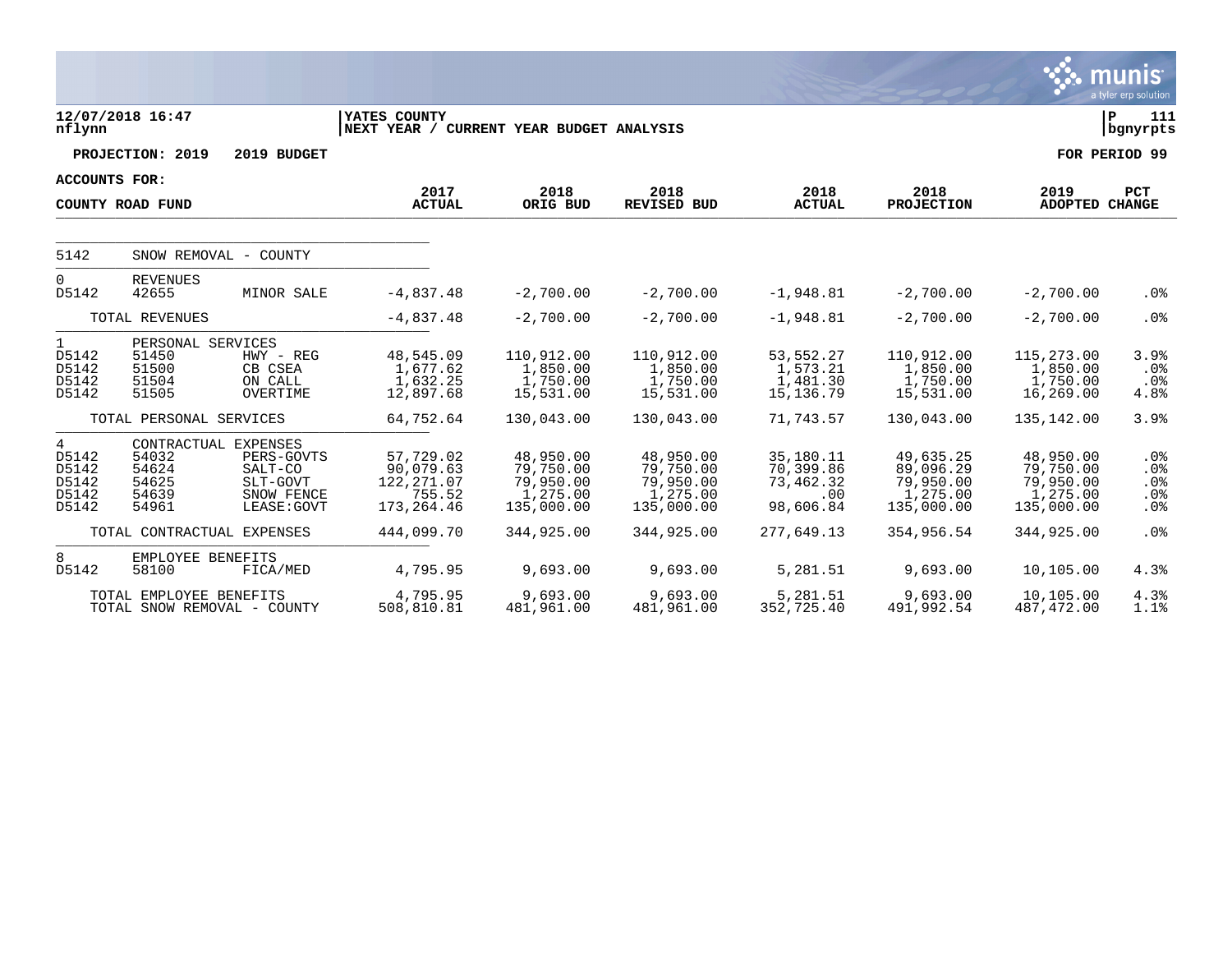12/07/2018 16:47
nflynn

YATES COUNTY
NEXT YEAR / CURRENT YEAR BUDGET ANALYSIS

P 111
bgnyrpts

**PROJECTION: 2019 2019 BUDGET** **FOR PERIOD 99**

**ACCOUNTS FOR:**

| COUNTY ROAD FUND | | | 2017 ACTUAL | 2018 ORIG BUD | 2018 REVISED BUD | 2018 ACTUAL | 2018 PROJECTION | 2019 ADOPTED | PCT CHANGE |
|---|---|---|---|---|---|---|---|---|---|
| 5142 | SNOW REMOVAL - COUNTY | | | | | | | | |
| 0 | REVENUES | | | | | | | | |
| D5142 | 42655 | MINOR SALE | -4,837.48 | -2,700.00 | -2,700.00 | -1,948.81 | -2,700.00 | -2,700.00 | .0% |
| | TOTAL REVENUES | | -4,837.48 | -2,700.00 | -2,700.00 | -1,948.81 | -2,700.00 | -2,700.00 | .0% |
| 1 | PERSONAL SERVICES | | | | | | | | |
| D5142 | 51450 | HWY - REG | 48,545.09 | 110,912.00 | 110,912.00 | 53,552.27 | 110,912.00 | 115,273.00 | 3.9% |
| D5142 | 51500 | CB CSEA | 1,677.62 | 1,850.00 | 1,850.00 | 1,573.21 | 1,850.00 | 1,850.00 | .0% |
| D5142 | 51504 | ON CALL | 1,632.25 | 1,750.00 | 1,750.00 | 1,481.30 | 1,750.00 | 1,750.00 | .0% |
| D5142 | 51505 | OVERTIME | 12,897.68 | 15,531.00 | 15,531.00 | 15,136.79 | 15,531.00 | 16,269.00 | 4.8% |
| | TOTAL PERSONAL SERVICES | | 64,752.64 | 130,043.00 | 130,043.00 | 71,743.57 | 130,043.00 | 135,142.00 | 3.9% |
| 4 | CONTRACTUAL EXPENSES | | | | | | | | |
| D5142 | 54032 | PERS-GOVTS | 57,729.02 | 48,950.00 | 48,950.00 | 35,180.11 | 49,635.25 | 48,950.00 | .0% |
| D5142 | 54624 | SALT-CO | 90,079.63 | 79,750.00 | 79,750.00 | 70,399.86 | 89,096.29 | 79,750.00 | .0% |
| D5142 | 54625 | SLT-GOVT | 122,271.07 | 79,950.00 | 79,950.00 | 73,462.32 | 79,950.00 | 79,950.00 | .0% |
| D5142 | 54639 | SNOW FENCE | 755.52 | 1,275.00 | 1,275.00 | .00 | 1,275.00 | 1,275.00 | .0% |
| D5142 | 54961 | LEASE:GOVT | 173,264.46 | 135,000.00 | 135,000.00 | 98,606.84 | 135,000.00 | 135,000.00 | .0% |
| | TOTAL CONTRACTUAL EXPENSES | | 444,099.70 | 344,925.00 | 344,925.00 | 277,649.13 | 354,956.54 | 344,925.00 | .0% |
| 8 | EMPLOYEE BENEFITS | | | | | | | | |
| D5142 | 58100 | FICA/MED | 4,795.95 | 9,693.00 | 9,693.00 | 5,281.51 | 9,693.00 | 10,105.00 | 4.3% |
| | TOTAL EMPLOYEE BENEFITS | | 4,795.95 | 9,693.00 | 9,693.00 | 5,281.51 | 9,693.00 | 10,105.00 | 4.3% |
| | TOTAL SNOW REMOVAL - COUNTY | | 508,810.81 | 481,961.00 | 481,961.00 | 352,725.40 | 491,992.54 | 487,472.00 | 1.1% |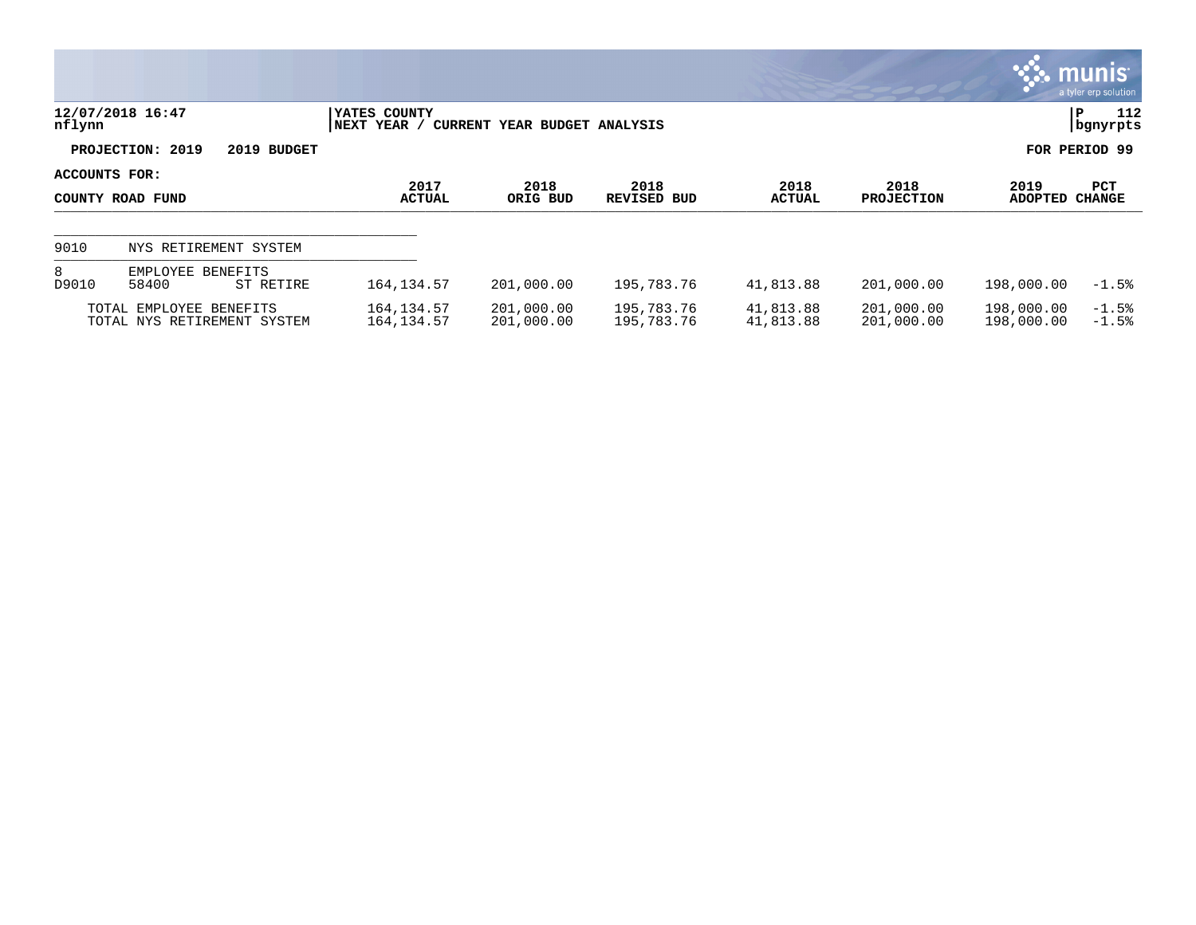**12/07/2018 16:47**
**nflynn**

**YATES COUNTY**
**NEXT YEAR / CURRENT YEAR BUDGET ANALYSIS**

**P 112**
**bgnyrpts**

**PROJECTION: 2019 2019 BUDGET**

**FOR PERIOD 99**

**ACCOUNTS FOR:**

| COUNTY ROAD FUND | | | 2017 ACTUAL | 2018 ORIG BUD | 2018 REVISED BUD | 2018 ACTUAL | 2018 PROJECTION | 2019 ADOPTED | PCT CHANGE |
|---|---|---|---|---|---|---|---|---|---|
| 9010 | NYS RETIREMENT SYSTEM | | | | | | | | |
| 8 | EMPLOYEE BENEFITS | | | | | | | | |
| D9010 | 58400 | ST RETIRE | 164,134.57 | 201,000.00 | 195,783.76 | 41,813.88 | 201,000.00 | 198,000.00 | -1.5% |
| | TOTAL EMPLOYEE BENEFITS | | 164,134.57 | 201,000.00 | 195,783.76 | 41,813.88 | 201,000.00 | 198,000.00 | -1.5% |
| | TOTAL NYS RETIREMENT SYSTEM | | 164,134.57 | 201,000.00 | 195,783.76 | 41,813.88 | 201,000.00 | 198,000.00 | -1.5% |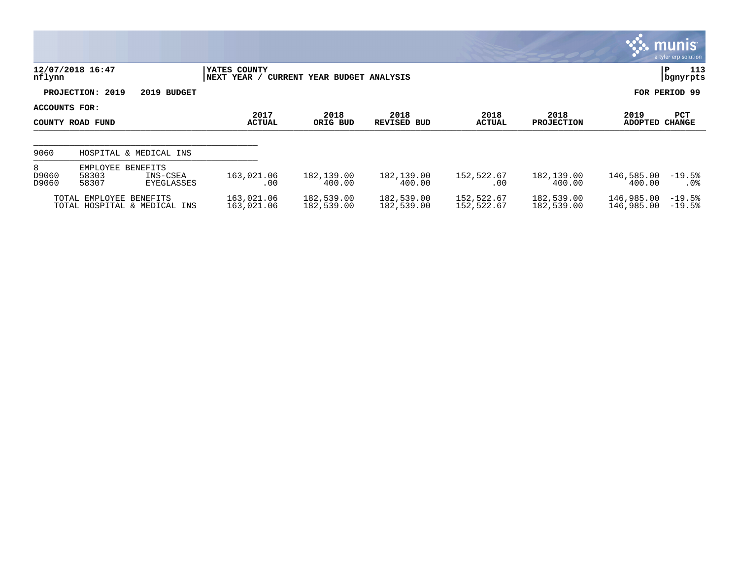12/07/2018 16:47
nflynn

YATES COUNTY
NEXT YEAR / CURRENT YEAR BUDGET ANALYSIS

P 113
bgnyrpts

**PROJECTION: 2019 2019 BUDGET**

**FOR PERIOD 99**

**ACCOUNTS FOR:**

| COUNTY ROAD FUND | | | 2017 ACTUAL | 2018 ORIG BUD | 2018 REVISED BUD | 2018 ACTUAL | 2018 PROJECTION | 2019 ADOPTED | PCT CHANGE |
|---|---|---|---|---|---|---|---|---|---|
| 9060 | HOSPITAL & MEDICAL INS | | | | | | | | |
| 8 | EMPLOYEE BENEFITS | | | | | | | | |
| D9060 | 58303 | INS-CSEA | 163,021.06 | 182,139.00 | 182,139.00 | 152,522.67 | 182,139.00 | 146,585.00 | -19.5% |
| D9060 | 58307 | EYEGLASSES | .00 | 400.00 | 400.00 | .00 | 400.00 | 400.00 | .0% |
| TOTAL EMPLOYEE BENEFITS | | | 163,021.06 | 182,539.00 | 182,539.00 | 152,522.67 | 182,539.00 | 146,985.00 | -19.5% |
| TOTAL HOSPITAL & MEDICAL INS | | | 163,021.06 | 182,539.00 | 182,539.00 | 152,522.67 | 182,539.00 | 146,985.00 | -19.5% |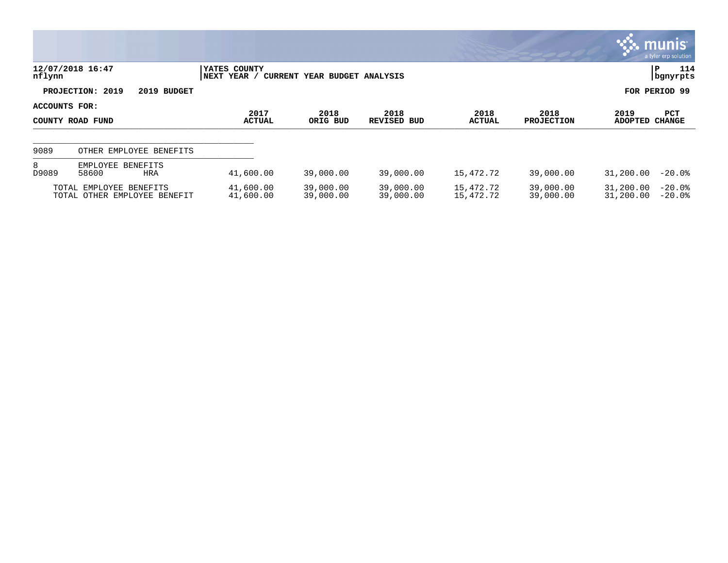**12/07/2018 16:47**
**nflynn**

**YATES COUNTY**
**NEXT YEAR / CURRENT YEAR BUDGET ANALYSIS**

**P 114**
**bgnyrpts**

**PROJECTION: 2019 2019 BUDGET**

**FOR PERIOD 99**

**ACCOUNTS FOR:**

| COUNTY ROAD FUND | | | 2017 ACTUAL | 2018 ORIG BUD | 2018 REVISED BUD | 2018 ACTUAL | 2018 PROJECTION | 2019 ADOPTED | PCT CHANGE |
|---|---|---|---|---|---|---|---|---|---|
| 9089 | OTHER EMPLOYEE BENEFITS | | | | | | | | |
| 8 | EMPLOYEE BENEFITS | | | | | | | | |
| D9089 | 58600 | HRA | 41,600.00 | 39,000.00 | 39,000.00 | 15,472.72 | 39,000.00 | 31,200.00 | -20.0% |
| | TOTAL EMPLOYEE BENEFITS | | 41,600.00 | 39,000.00 | 39,000.00 | 15,472.72 | 39,000.00 | 31,200.00 | -20.0% |
| | TOTAL OTHER EMPLOYEE BENEFIT | | 41,600.00 | 39,000.00 | 39,000.00 | 15,472.72 | 39,000.00 | 31,200.00 | -20.0% |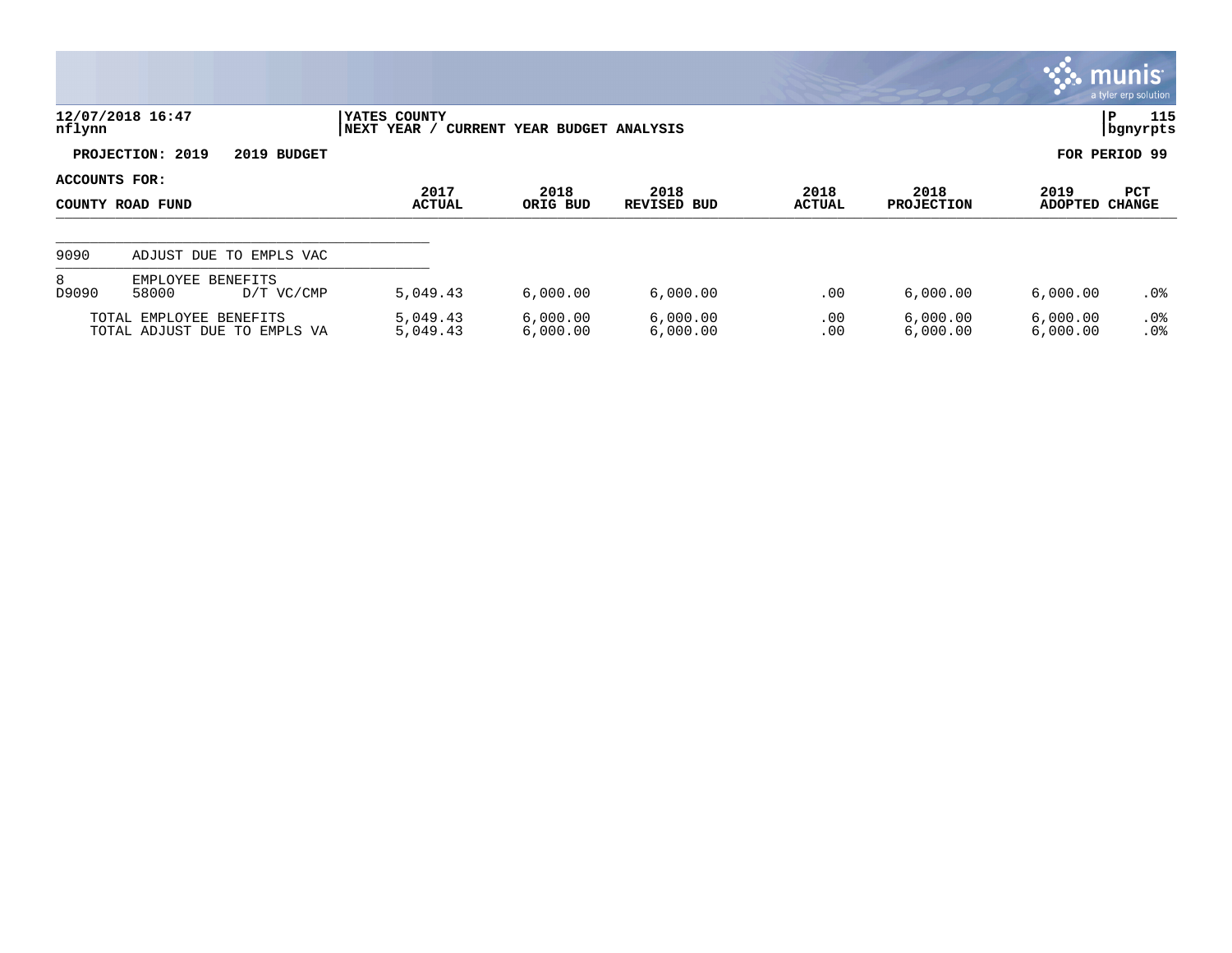12/07/2018 16:47
nflynn

YATES COUNTY
NEXT YEAR / CURRENT YEAR BUDGET ANALYSIS

**PROJECTION: 2019 2019 BUDGET** — **FOR PERIOD 99**

**ACCOUNTS FOR:**

| COUNTY ROAD FUND | | | 2017 ACTUAL | 2018 ORIG BUD | 2018 REVISED BUD | 2018 ACTUAL | 2018 PROJECTION | 2019 ADOPTED | PCT CHANGE |
|---|---|---|---|---|---|---|---|---|---|
| 9090 | ADJUST DUE TO EMPLS VAC | | | | | | | | |
| 8 | EMPLOYEE BENEFITS | | | | | | | | |
| D9090 | 58000 | D/T VC/CMP | 5,049.43 | 6,000.00 | 6,000.00 | .00 | 6,000.00 | 6,000.00 | .0% |
| TOTAL EMPLOYEE BENEFITS | | | 5,049.43 | 6,000.00 | 6,000.00 | .00 | 6,000.00 | 6,000.00 | .0% |
| TOTAL ADJUST DUE TO EMPLS VA | | | 5,049.43 | 6,000.00 | 6,000.00 | .00 | 6,000.00 | 6,000.00 | .0% |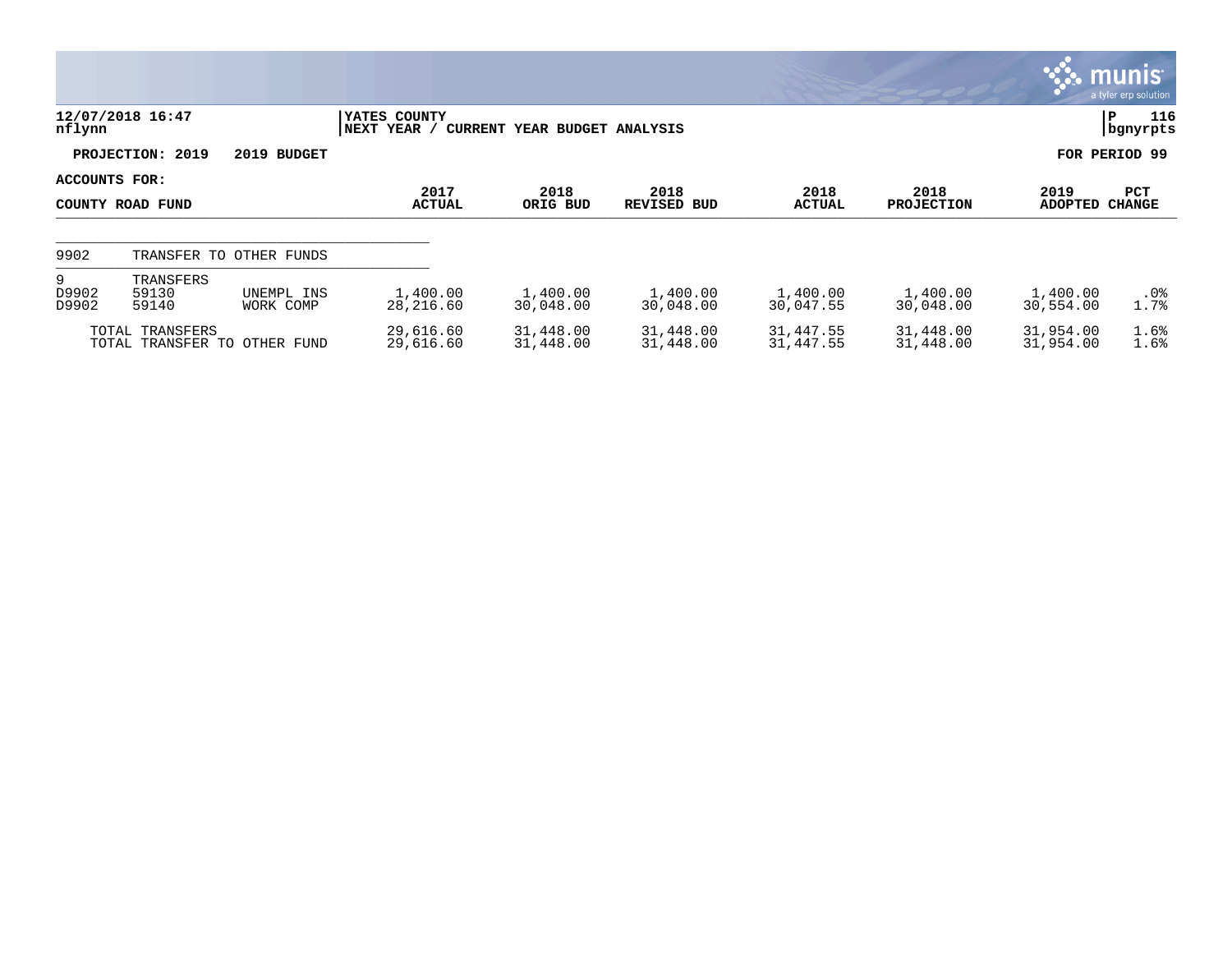12/07/2018 16:47
nflynn

YATES COUNTY
NEXT YEAR / CURRENT YEAR BUDGET ANALYSIS

P 116
bgnyrpts

PROJECTION: 2019 2019 BUDGET

FOR PERIOD 99

ACCOUNTS FOR:
COUNTY ROAD FUND

| | | | 2017 ACTUAL | 2018 ORIG BUD | 2018 REVISED BUD | 2018 ACTUAL | 2018 PROJECTION | 2019 ADOPTED | PCT CHANGE |
|---|---|---|---|---|---|---|---|---|---|
| 9902 | TRANSFER TO OTHER FUNDS | | | | | | | | |
| 9 | TRANSFERS | | | | | | | | |
| D9902 | 59130 | UNEMPL INS | 1,400.00 | 1,400.00 | 1,400.00 | 1,400.00 | 1,400.00 | 1,400.00 | .0% |
| D9902 | 59140 | WORK COMP | 28,216.60 | 30,048.00 | 30,048.00 | 30,047.55 | 30,048.00 | 30,554.00 | 1.7% |
| TOTAL TRANSFERS | | | 29,616.60 | 31,448.00 | 31,448.00 | 31,447.55 | 31,448.00 | 31,954.00 | 1.6% |
| TOTAL TRANSFER TO OTHER FUND | | | 29,616.60 | 31,448.00 | 31,448.00 | 31,447.55 | 31,448.00 | 31,954.00 | 1.6% |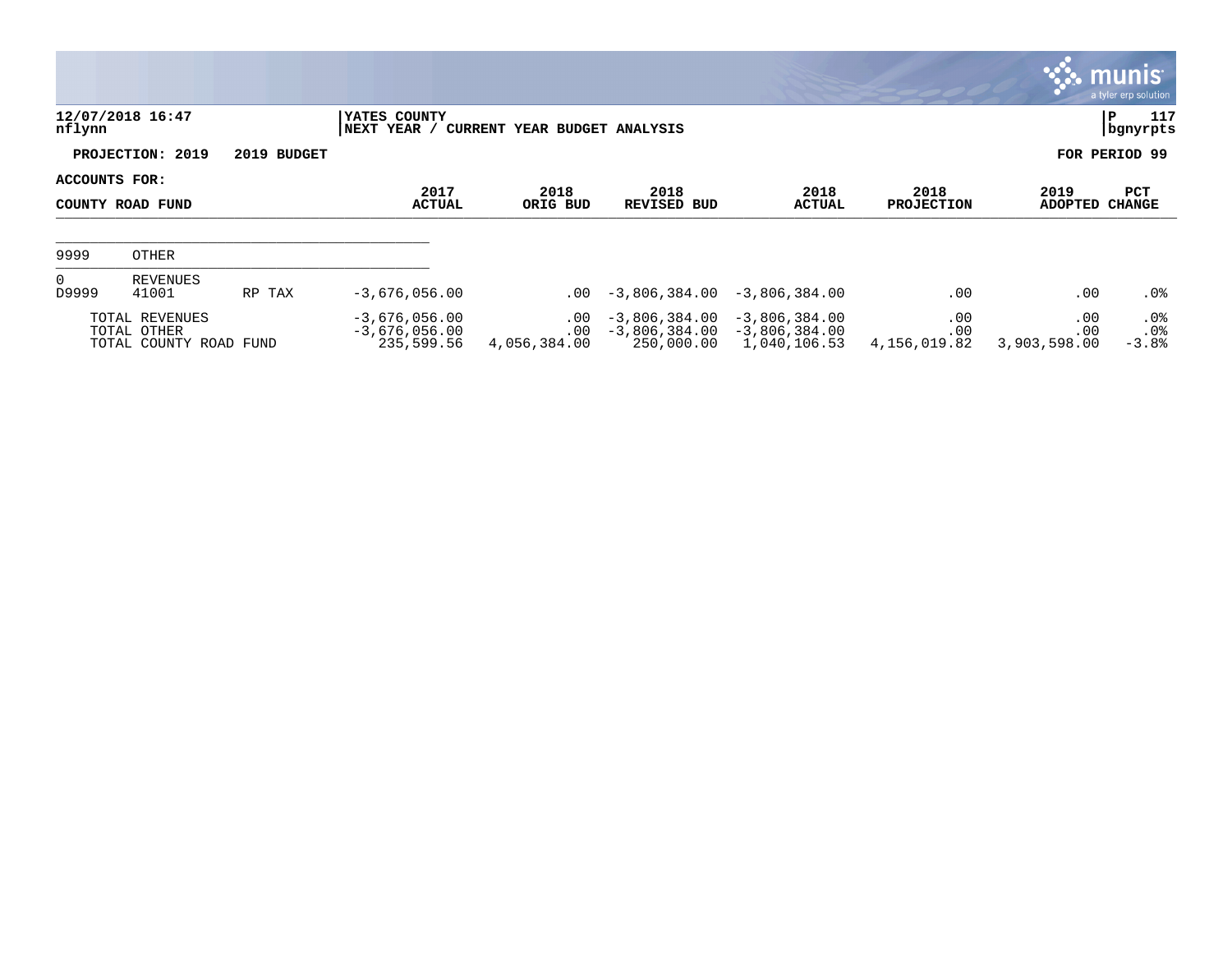12/07/2018 16:47
nflynn

YATES COUNTY
NEXT YEAR / CURRENT YEAR BUDGET ANALYSIS

P 117
bgnyrpts

**PROJECTION: 2019 2019 BUDGET** **FOR PERIOD 99**

**ACCOUNTS FOR:**

| COUNTY ROAD FUND | | | 2017 ACTUAL | 2018 ORIG BUD | 2018 REVISED BUD | 2018 ACTUAL | 2018 PROJECTION | 2019 ADOPTED | PCT CHANGE |
|---|---|---|---|---|---|---|---|---|---|
| 9999 | OTHER | | | | | | | | |
| 0 | REVENUES | | | | | | | | |
| D9999 | 41001 | RP TAX | -3,676,056.00 | .00 | -3,806,384.00 | -3,806,384.00 | .00 | .00 | .0% |
| | TOTAL REVENUES | | -3,676,056.00 | .00 | -3,806,384.00 | -3,806,384.00 | .00 | .00 | .0% |
| | TOTAL OTHER | | -3,676,056.00 | .00 | -3,806,384.00 | -3,806,384.00 | .00 | .00 | .0% |
| | TOTAL COUNTY ROAD FUND | | 235,599.56 | 4,056,384.00 | 250,000.00 | 1,040,106.53 | 4,156,019.82 | 3,903,598.00 | -3.8% |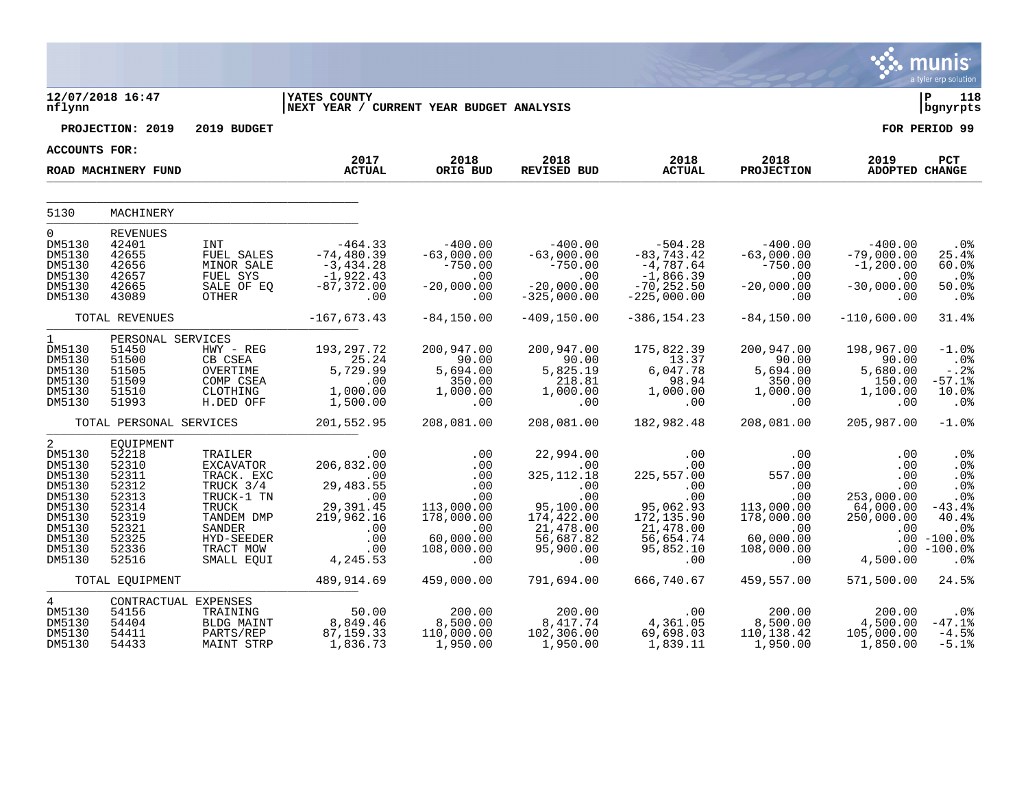12/07/2018 16:47 | YATES COUNTY | P 118
nflynn | NEXT YEAR / CURRENT YEAR BUDGET ANALYSIS | bgnyrpts

**PROJECTION: 2019 2019 BUDGET** — **FOR PERIOD 99**

**ACCOUNTS FOR:**

| ROAD MACHINERY FUND | | | 2017 ACTUAL | 2018 ORIG BUD | 2018 REVISED BUD | 2018 ACTUAL | 2018 PROJECTION | 2019 ADOPTED | PCT CHANGE |
|---|---|---|---|---|---|---|---|---|---|
| 5130 | MACHINERY | | | | | | | | |
| 0 | REVENUES | | | | | | | | |
| DM5130 | 42401 | INT | -464.33 | -400.00 | -400.00 | -504.28 | -400.00 | -400.00 | .0% |
| DM5130 | 42655 | FUEL SALES | -74,480.39 | -63,000.00 | -63,000.00 | -83,743.42 | -63,000.00 | -79,000.00 | 25.4% |
| DM5130 | 42656 | MINOR SALE | -3,434.28 | -750.00 | -750.00 | -4,787.64 | -750.00 | -1,200.00 | 60.0% |
| DM5130 | 42657 | FUEL SYS | -1,922.43 | .00 | .00 | -1,866.39 | .00 | .00 | .0% |
| DM5130 | 42665 | SALE OF EQ | -87,372.00 | -20,000.00 | -20,000.00 | -70,252.50 | -20,000.00 | -30,000.00 | 50.0% |
| DM5130 | 43089 | OTHER | .00 | .00 | -325,000.00 | -225,000.00 | .00 | .00 | .0% |
| | TOTAL REVENUES | | -167,673.43 | -84,150.00 | -409,150.00 | -386,154.23 | -84,150.00 | -110,600.00 | 31.4% |
| 1 | PERSONAL SERVICES | | | | | | | | |
| DM5130 | 51450 | HWY - REG | 193,297.72 | 200,947.00 | 200,947.00 | 175,822.39 | 200,947.00 | 198,967.00 | -1.0% |
| DM5130 | 51500 | CB CSEA | 25.24 | 90.00 | 90.00 | 13.37 | 90.00 | 90.00 | .0% |
| DM5130 | 51505 | OVERTIME | 5,729.99 | 5,694.00 | 5,825.19 | 6,047.78 | 5,694.00 | 5,680.00 | -.2% |
| DM5130 | 51509 | COMP CSEA | .00 | 350.00 | 218.81 | 98.94 | 350.00 | 150.00 | -57.1% |
| DM5130 | 51510 | CLOTHING | 1,000.00 | 1,000.00 | 1,000.00 | 1,000.00 | 1,000.00 | 1,100.00 | 10.0% |
| DM5130 | 51993 | H.DED OFF | 1,500.00 | .00 | .00 | .00 | .00 | .00 | .0% |
| | TOTAL PERSONAL SERVICES | | 201,552.95 | 208,081.00 | 208,081.00 | 182,982.48 | 208,081.00 | 205,987.00 | -1.0% |
| 2 | EQUIPMENT | | | | | | | | |
| DM5130 | 52218 | TRAILER | .00 | .00 | 22,994.00 | .00 | .00 | .00 | .0% |
| DM5130 | 52310 | EXCAVATOR | 206,832.00 | .00 | .00 | .00 | .00 | .00 | .0% |
| DM5130 | 52311 | TRACK. EXC | .00 | .00 | 325,112.18 | 225,557.00 | 557.00 | .00 | .0% |
| DM5130 | 52312 | TRUCK 3/4 | 29,483.55 | .00 | .00 | .00 | .00 | .00 | .0% |
| DM5130 | 52313 | TRUCK-1 TN | .00 | .00 | .00 | .00 | .00 | 253,000.00 | .0% |
| DM5130 | 52314 | TRUCK | 29,391.45 | 113,000.00 | 95,100.00 | 95,062.93 | 113,000.00 | 64,000.00 | -43.4% |
| DM5130 | 52319 | TANDEM DMP | 219,962.16 | 178,000.00 | 174,422.00 | 172,135.90 | 178,000.00 | 250,000.00 | 40.4% |
| DM5130 | 52321 | SANDER | .00 | .00 | 21,478.00 | 21,478.00 | .00 | .00 | .0% |
| DM5130 | 52325 | HYD-SEEDER | .00 | 60,000.00 | 56,687.82 | 56,654.74 | 60,000.00 | .00 | -100.0% |
| DM5130 | 52336 | TRACT MOW | .00 | 108,000.00 | 95,900.00 | 95,852.10 | 108,000.00 | .00 | -100.0% |
| DM5130 | 52516 | SMALL EQUI | 4,245.53 | .00 | .00 | .00 | .00 | 4,500.00 | .0% |
| | TOTAL EQUIPMENT | | 489,914.69 | 459,000.00 | 791,694.00 | 666,740.67 | 459,557.00 | 571,500.00 | 24.5% |
| 4 | CONTRACTUAL EXPENSES | | | | | | | | |
| DM5130 | 54156 | TRAINING | 50.00 | 200.00 | 200.00 | .00 | 200.00 | 200.00 | .0% |
| DM5130 | 54404 | BLDG MAINT | 8,849.46 | 8,500.00 | 8,417.74 | 4,361.05 | 8,500.00 | 4,500.00 | -47.1% |
| DM5130 | 54411 | PARTS/REP | 87,159.33 | 110,000.00 | 102,306.00 | 69,698.03 | 110,138.42 | 105,000.00 | -4.5% |
| DM5130 | 54433 | MAINT STRP | 1,836.73 | 1,950.00 | 1,950.00 | 1,839.11 | 1,950.00 | 1,850.00 | -5.1% |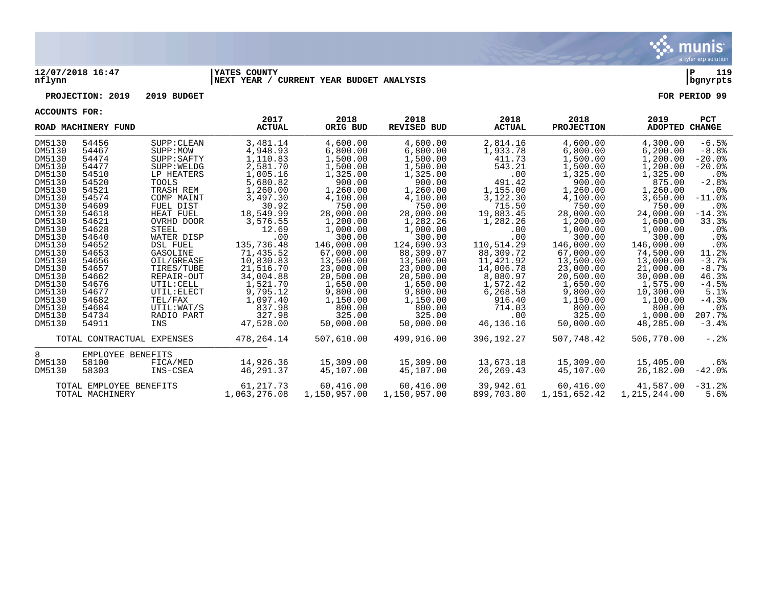**12/07/2018 16:47** | **YATES COUNTY** | **P 119**
**nflynn** | **NEXT YEAR / CURRENT YEAR BUDGET ANALYSIS** | **bgnyrpts**

**PROJECTION: 2019 2019 BUDGET** — **FOR PERIOD 99**

**ACCOUNTS FOR:**

| ROAD MACHINERY FUND | | | 2017 ACTUAL | 2018 ORIG BUD | 2018 REVISED BUD | 2018 ACTUAL | 2018 PROJECTION | 2019 ADOPTED | PCT CHANGE |
|---|---|---|---|---|---|---|---|---|---|
| DM5130 | 54456 | SUPP:CLEAN | 3,481.14 | 4,600.00 | 4,600.00 | 2,814.16 | 4,600.00 | 4,300.00 | -6.5% |
| DM5130 | 54467 | SUPP:MOW | 4,948.93 | 6,800.00 | 6,800.00 | 1,933.78 | 6,800.00 | 6,200.00 | -8.8% |
| DM5130 | 54474 | SUPP:SAFTY | 1,110.83 | 1,500.00 | 1,500.00 | 411.73 | 1,500.00 | 1,200.00 | -20.0% |
| DM5130 | 54477 | SUPP:WELDG | 2,581.70 | 1,500.00 | 1,500.00 | 543.21 | 1,500.00 | 1,200.00 | -20.0% |
| DM5130 | 54510 | LP HEATERS | 1,005.16 | 1,325.00 | 1,325.00 | .00 | 1,325.00 | 1,325.00 | .0% |
| DM5130 | 54520 | TOOLS | 5,680.82 | 900.00 | 900.00 | 491.42 | 900.00 | 875.00 | -2.8% |
| DM5130 | 54521 | TRASH REM | 1,260.00 | 1,260.00 | 1,260.00 | 1,155.00 | 1,260.00 | 1,260.00 | .0% |
| DM5130 | 54574 | COMP MAINT | 3,497.30 | 4,100.00 | 4,100.00 | 3,122.30 | 4,100.00 | 3,650.00 | -11.0% |
| DM5130 | 54609 | FUEL DIST | 30.92 | 750.00 | 750.00 | 715.50 | 750.00 | 750.00 | .0% |
| DM5130 | 54618 | HEAT FUEL | 18,549.99 | 28,000.00 | 28,000.00 | 19,883.45 | 28,000.00 | 24,000.00 | -14.3% |
| DM5130 | 54621 | OVRHD DOOR | 3,576.55 | 1,200.00 | 1,282.26 | 1,282.26 | 1,200.00 | 1,600.00 | 33.3% |
| DM5130 | 54628 | STEEL | 12.69 | 1,000.00 | 1,000.00 | .00 | 1,000.00 | 1,000.00 | .0% |
| DM5130 | 54640 | WATER DISP | .00 | 300.00 | 300.00 | .00 | 300.00 | 300.00 | .0% |
| DM5130 | 54652 | DSL FUEL | 135,736.48 | 146,000.00 | 124,690.93 | 110,514.29 | 146,000.00 | 146,000.00 | .0% |
| DM5130 | 54653 | GASOLINE | 71,435.52 | 67,000.00 | 88,309.07 | 88,309.72 | 67,000.00 | 74,500.00 | 11.2% |
| DM5130 | 54656 | OIL/GREASE | 10,830.83 | 13,500.00 | 13,500.00 | 11,421.92 | 13,500.00 | 13,000.00 | -3.7% |
| DM5130 | 54657 | TIRES/TUBE | 21,516.70 | 23,000.00 | 23,000.00 | 14,006.78 | 23,000.00 | 21,000.00 | -8.7% |
| DM5130 | 54662 | REPAIR-OUT | 34,004.88 | 20,500.00 | 20,500.00 | 8,080.97 | 20,500.00 | 30,000.00 | 46.3% |
| DM5130 | 54676 | UTIL:CELL | 1,521.70 | 1,650.00 | 1,650.00 | 1,572.42 | 1,650.00 | 1,575.00 | -4.5% |
| DM5130 | 54677 | UTIL:ELECT | 9,795.12 | 9,800.00 | 9,800.00 | 6,268.58 | 9,800.00 | 10,300.00 | 5.1% |
| DM5130 | 54682 | TEL/FAX | 1,097.40 | 1,150.00 | 1,150.00 | 916.40 | 1,150.00 | 1,100.00 | -4.3% |
| DM5130 | 54684 | UTIL:WAT/S | 837.98 | 800.00 | 800.00 | 714.03 | 800.00 | 800.00 | .0% |
| DM5130 | 54734 | RADIO PART | 327.98 | 325.00 | 325.00 | .00 | 325.00 | 1,000.00 | 207.7% |
| DM5130 | 54911 | INS | 47,528.00 | 50,000.00 | 50,000.00 | 46,136.16 | 50,000.00 | 48,285.00 | -3.4% |
| TOTAL CONTRACTUAL EXPENSES | | | 478,264.14 | 507,610.00 | 499,916.00 | 396,192.27 | 507,748.42 | 506,770.00 | -.2% |
| 8 | EMPLOYEE BENEFITS | | | | | | | | |
| DM5130 | 58100 | FICA/MED | 14,926.36 | 15,309.00 | 15,309.00 | 13,673.18 | 15,309.00 | 15,405.00 | .6% |
| DM5130 | 58303 | INS-CSEA | 46,291.37 | 45,107.00 | 45,107.00 | 26,269.43 | 45,107.00 | 26,182.00 | -42.0% |
| TOTAL EMPLOYEE BENEFITS | | | 61,217.73 | 60,416.00 | 60,416.00 | 39,942.61 | 60,416.00 | 41,587.00 | -31.2% |
| TOTAL MACHINERY | | | 1,063,276.08 | 1,150,957.00 | 1,150,957.00 | 899,703.80 | 1,151,652.42 | 1,215,244.00 | 5.6% |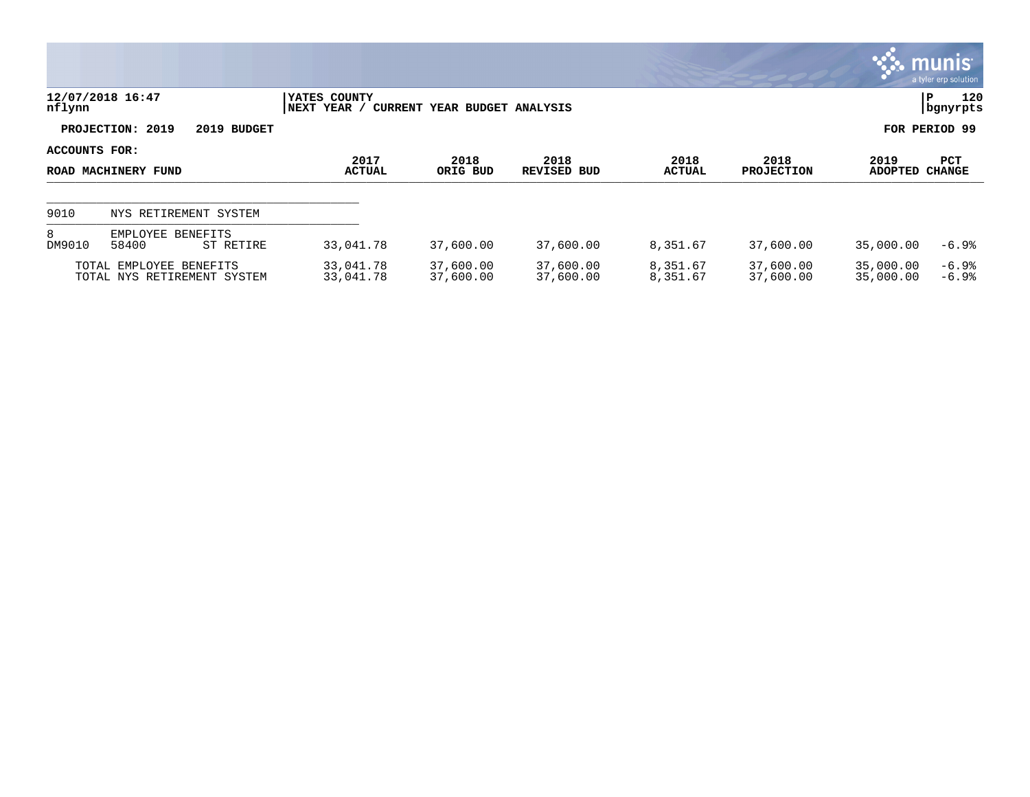YATES COUNTY
NEXT YEAR / CURRENT YEAR BUDGET ANALYSIS

12/07/2018 16:47
nflynn

P 120
bgnyrpts

**PROJECTION: 2019 2019 BUDGET** | **FOR PERIOD 99**

**ACCOUNTS FOR:**

| ROAD MACHINERY FUND | | | 2017 ACTUAL | 2018 ORIG BUD | 2018 REVISED BUD | 2018 ACTUAL | 2018 PROJECTION | 2019 ADOPTED | PCT CHANGE |
|---|---|---|---|---|---|---|---|---|---|
| 9010 | NYS RETIREMENT SYSTEM | | | | | | | | |
| 8 | EMPLOYEE BENEFITS | | | | | | | | |
| DM9010 | 58400 | ST RETIRE | 33,041.78 | 37,600.00 | 37,600.00 | 8,351.67 | 37,600.00 | 35,000.00 | -6.9% |
| | TOTAL EMPLOYEE BENEFITS | | 33,041.78 | 37,600.00 | 37,600.00 | 8,351.67 | 37,600.00 | 35,000.00 | -6.9% |
| | TOTAL NYS RETIREMENT SYSTEM | | 33,041.78 | 37,600.00 | 37,600.00 | 8,351.67 | 37,600.00 | 35,000.00 | -6.9% |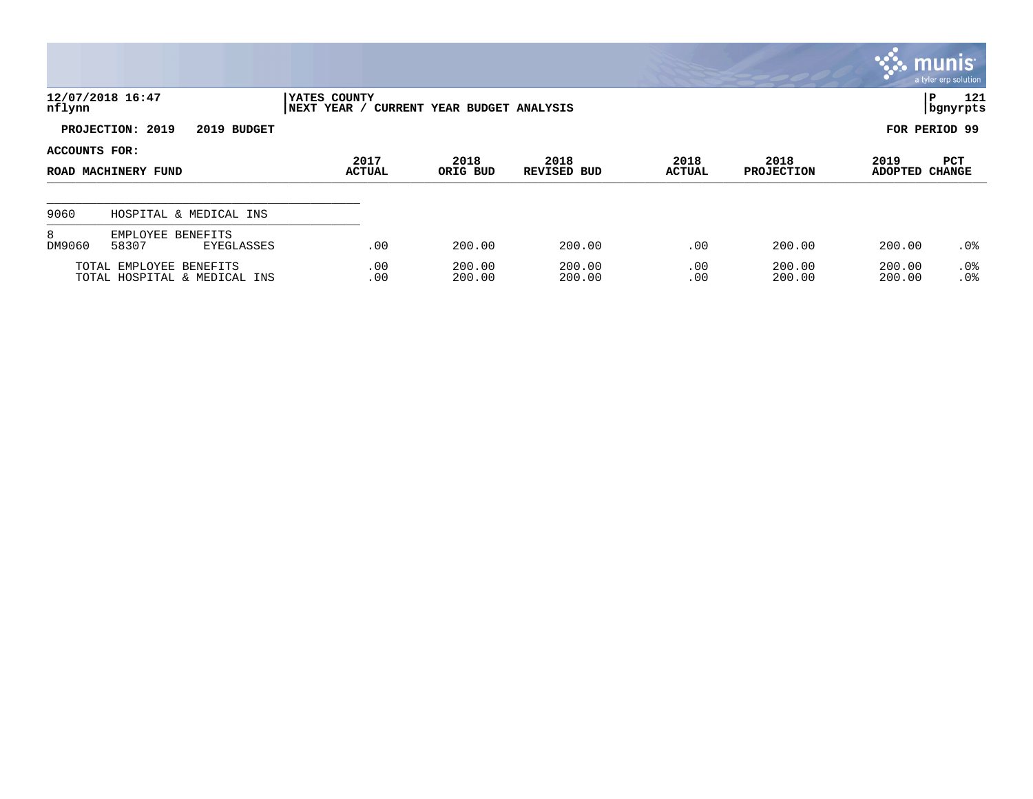**12/07/2018 16:47** | **YATES COUNTY**
nflynn | **NEXT YEAR / CURRENT YEAR BUDGET ANALYSIS**

**PROJECTION: 2019 2019 BUDGET** **FOR PERIOD 99**

**ACCOUNTS FOR:**

| ROAD MACHINERY FUND | | | 2017 ACTUAL | 2018 ORIG BUD | 2018 REVISED BUD | 2018 ACTUAL | 2018 PROJECTION | 2019 ADOPTED | PCT CHANGE |
|---|---|---|---|---|---|---|---|---|---|
| 9060 | HOSPITAL & MEDICAL INS | | | | | | | | |
| 8 | EMPLOYEE BENEFITS | | | | | | | | |
| DM9060 | 58307 | EYEGLASSES | .00 | 200.00 | 200.00 | .00 | 200.00 | 200.00 | .0% |
| | TOTAL EMPLOYEE BENEFITS | | .00 | 200.00 | 200.00 | .00 | 200.00 | 200.00 | .0% |
| | TOTAL HOSPITAL & MEDICAL INS | | .00 | 200.00 | 200.00 | .00 | 200.00 | 200.00 | .0% |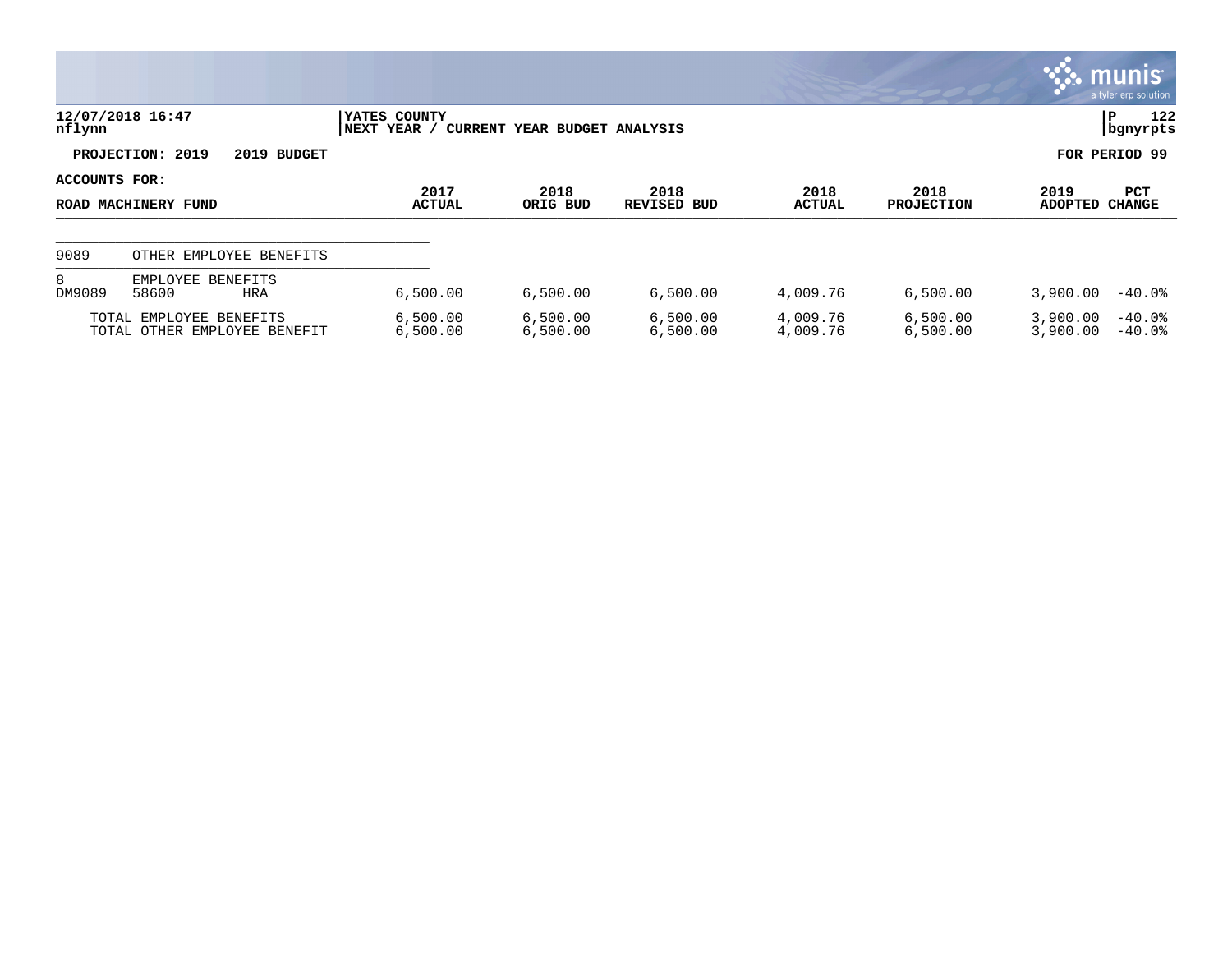12/07/2018 16:47
nflynn

YATES COUNTY
NEXT YEAR / CURRENT YEAR BUDGET ANALYSIS

P 122
bgnyrpts

**PROJECTION: 2019 2019 BUDGET** **FOR PERIOD 99**

**ACCOUNTS FOR:**

| ROAD MACHINERY FUND | | | 2017 ACTUAL | 2018 ORIG BUD | 2018 REVISED BUD | 2018 ACTUAL | 2018 PROJECTION | 2019 ADOPTED | PCT CHANGE |
|---|---|---|---|---|---|---|---|---|---|
| 9089 | OTHER EMPLOYEE BENEFITS | | | | | | | | |
| 8 | EMPLOYEE BENEFITS | | | | | | | | |
| DM9089 | 58600 | HRA | 6,500.00 | 6,500.00 | 6,500.00 | 4,009.76 | 6,500.00 | 3,900.00 | -40.0% |
| | TOTAL EMPLOYEE BENEFITS | | 6,500.00 | 6,500.00 | 6,500.00 | 4,009.76 | 6,500.00 | 3,900.00 | -40.0% |
| | TOTAL OTHER EMPLOYEE BENEFIT | | 6,500.00 | 6,500.00 | 6,500.00 | 4,009.76 | 6,500.00 | 3,900.00 | -40.0% |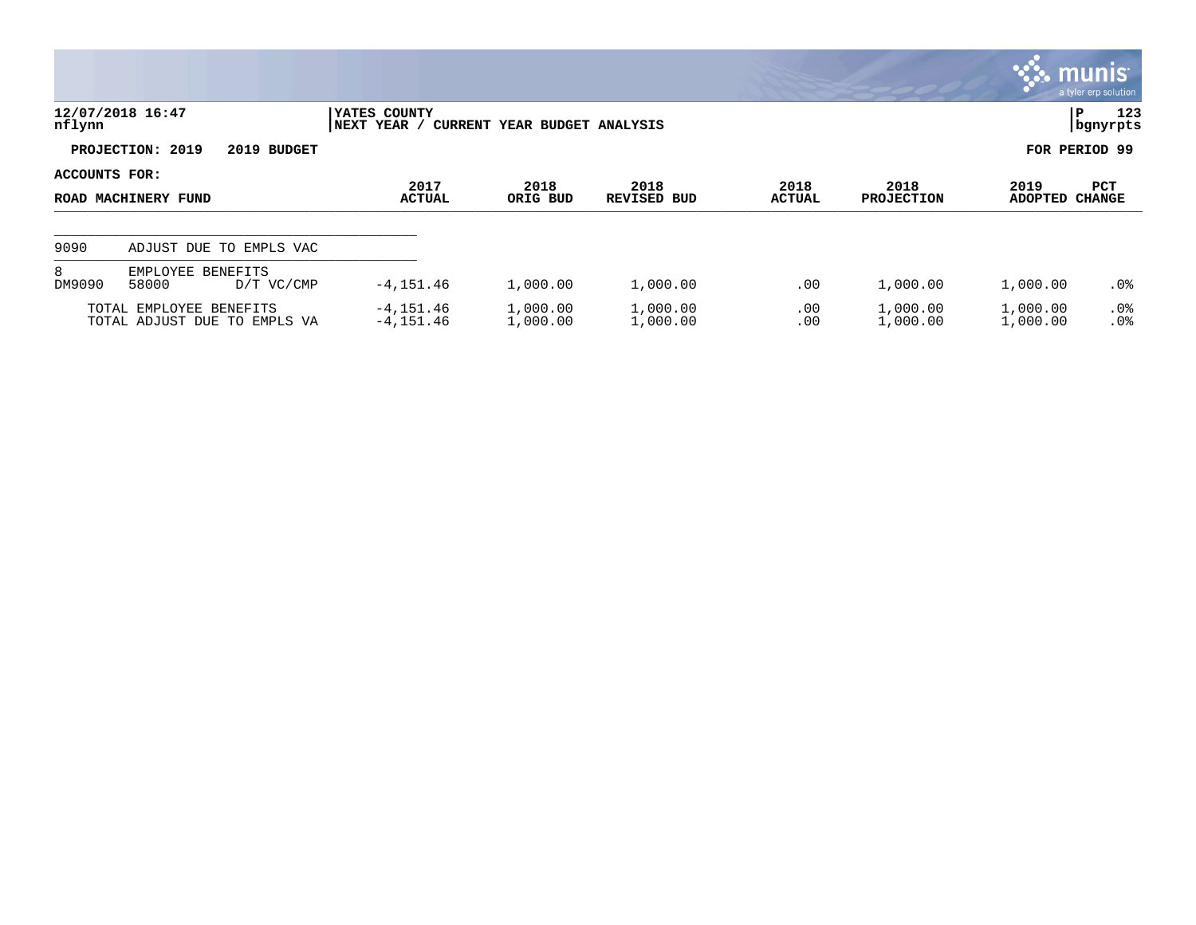12/07/2018 16:47
nflynn

YATES COUNTY
NEXT YEAR / CURRENT YEAR BUDGET ANALYSIS

P 123
bgnyrpts

**PROJECTION: 2019 2019 BUDGET**

**FOR PERIOD 99**

**ACCOUNTS FOR:**

| ROAD MACHINERY FUND | | | 2017 ACTUAL | 2018 ORIG BUD | 2018 REVISED BUD | 2018 ACTUAL | 2018 PROJECTION | 2019 ADOPTED | PCT CHANGE |
|---|---|---|---|---|---|---|---|---|---|
| 9090 | ADJUST DUE TO EMPLS VAC | | | | | | | | |
| 8 | EMPLOYEE BENEFITS | | | | | | | | |
| DM9090 | 58000 | D/T VC/CMP | -4,151.46 | 1,000.00 | 1,000.00 | .00 | 1,000.00 | 1,000.00 | .0% |
| | TOTAL EMPLOYEE BENEFITS | | -4,151.46 | 1,000.00 | 1,000.00 | .00 | 1,000.00 | 1,000.00 | .0% |
| | TOTAL ADJUST DUE TO EMPLS VA | | -4,151.46 | 1,000.00 | 1,000.00 | .00 | 1,000.00 | 1,000.00 | .0% |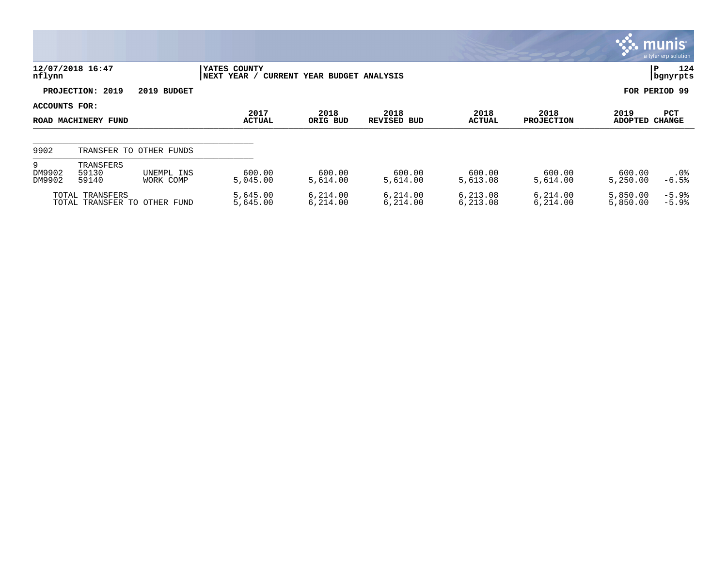12/07/2018 16:47
nflynn

YATES COUNTY
NEXT YEAR / CURRENT YEAR BUDGET ANALYSIS

P 124
bgnyrpts

**PROJECTION: 2019 2019 BUDGET**

**FOR PERIOD 99**

**ACCOUNTS FOR:**

| ROAD MACHINERY FUND | | | 2017 ACTUAL | 2018 ORIG BUD | 2018 REVISED BUD | 2018 ACTUAL | 2018 PROJECTION | 2019 ADOPTED | PCT CHANGE |
|---|---|---|---|---|---|---|---|---|---|
| 9902 | TRANSFER TO OTHER FUNDS | | | | | | | | |
| 9 | TRANSFERS | | | | | | | | |
| DM9902 | 59130 | UNEMPL INS | 600.00 | 600.00 | 600.00 | 600.00 | 600.00 | 600.00 | .0% |
| DM9902 | 59140 | WORK COMP | 5,045.00 | 5,614.00 | 5,614.00 | 5,613.08 | 5,614.00 | 5,250.00 | -6.5% |
| TOTAL TRANSFERS | | | 5,645.00 | 6,214.00 | 6,214.00 | 6,213.08 | 6,214.00 | 5,850.00 | -5.9% |
| TOTAL TRANSFER TO OTHER FUND | | | 5,645.00 | 6,214.00 | 6,214.00 | 6,213.08 | 6,214.00 | 5,850.00 | -5.9% |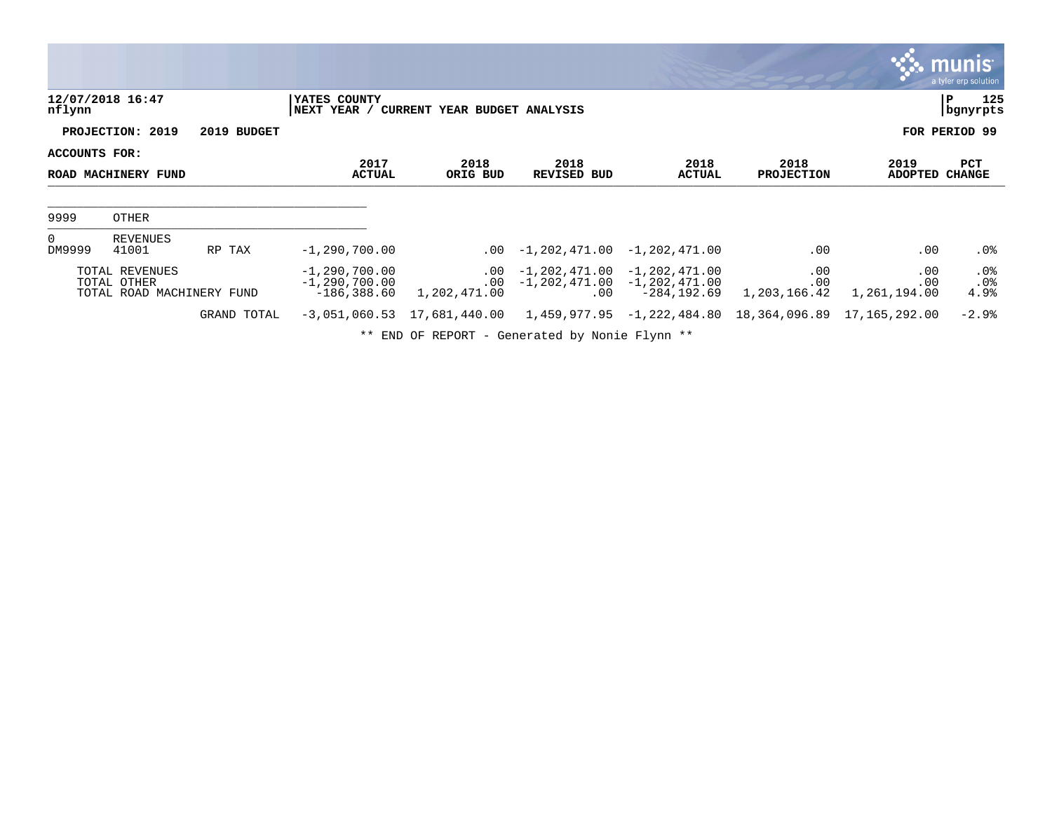**12/07/2018 16:47**
**nflynn**

**YATES COUNTY**
**NEXT YEAR / CURRENT YEAR BUDGET ANALYSIS**

**P 125**
**bgnyrpts**

**PROJECTION: 2019 2019 BUDGET**

**FOR PERIOD 99**

**ACCOUNTS FOR:**

| ROAD MACHINERY FUND | | | 2017 ACTUAL | 2018 ORIG BUD | 2018 REVISED BUD | 2018 ACTUAL | 2018 PROJECTION | 2019 ADOPTED | PCT CHANGE |
|---|---|---|---|---|---|---|---|---|---|
| 9999 | OTHER | | | | | | | | |
| 0 | REVENUES | | | | | | | | |
| DM9999 | 41001 | RP TAX | -1,290,700.00 | .00 | -1,202,471.00 | -1,202,471.00 | .00 | .00 | .0% |
| | TOTAL REVENUES | | -1,290,700.00 | .00 | -1,202,471.00 | -1,202,471.00 | .00 | .00 | .0% |
| | TOTAL OTHER | | -1,290,700.00 | .00 | -1,202,471.00 | -1,202,471.00 | .00 | .00 | .0% |
| | TOTAL ROAD MACHINERY FUND | | -186,388.60 | 1,202,471.00 | .00 | -284,192.69 | 1,203,166.42 | 1,261,194.00 | 4.9% |
| | | GRAND TOTAL | -3,051,060.53 | 17,681,440.00 | 1,459,977.95 | -1,222,484.80 | 18,364,096.89 | 17,165,292.00 | -2.9% |

** END OF REPORT - Generated by Nonie Flynn **